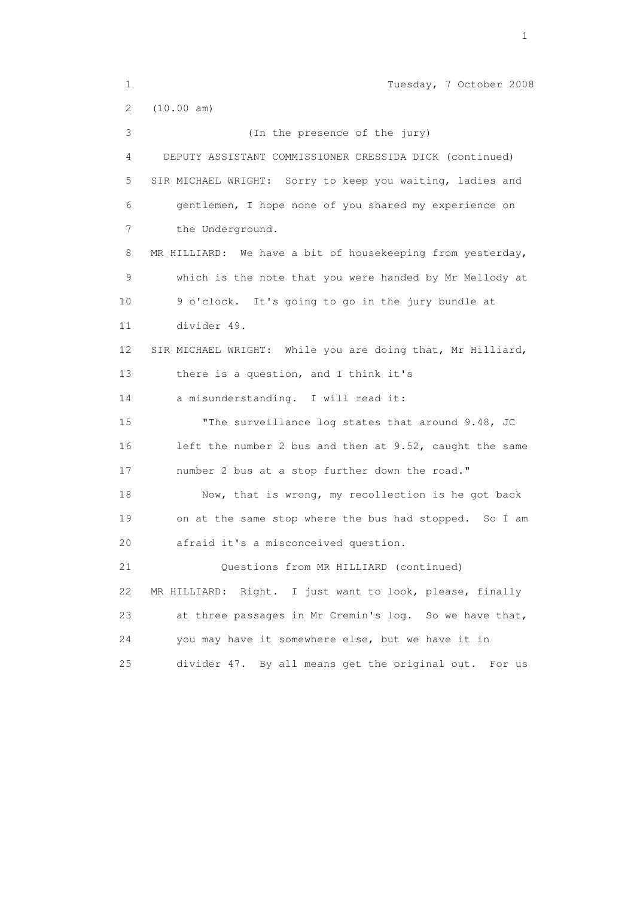Tuesday, 7 October 2008

(10.00 am)

(In the presence of the jury)

DEPUTY ASSISTANT COMMISSIONER CRESSIDA DICK (continued)

SIR MICHAEL WRIGHT: Sorry to keep you waiting, ladies and gentlemen, I hope none of you shared my experience on the Underground.

MR HILLIARD: We have a bit of housekeeping from yesterday, which is the note that you were handed by Mr Mellody at 9 o'clock. It's going to go in the jury bundle at divider 49.

SIR MICHAEL WRIGHT: While you are doing that, Mr Hilliard, there is a question, and I think it's a misunderstanding. I will read it:

"The surveillance log states that around 9.48, JC left the number 2 bus and then at 9.52, caught the same number 2 bus at a stop further down the road."

Now, that is wrong, my recollection is he got back on at the same stop where the bus had stopped. So I am afraid it's a misconceived question.

Questions from MR HILLIARD (continued)

MR HILLIARD: Right. I just want to look, please, finally at three passages in Mr Cremin's log. So we have that, you may have it somewhere else, but we have it in divider 47. By all means get the original out. For us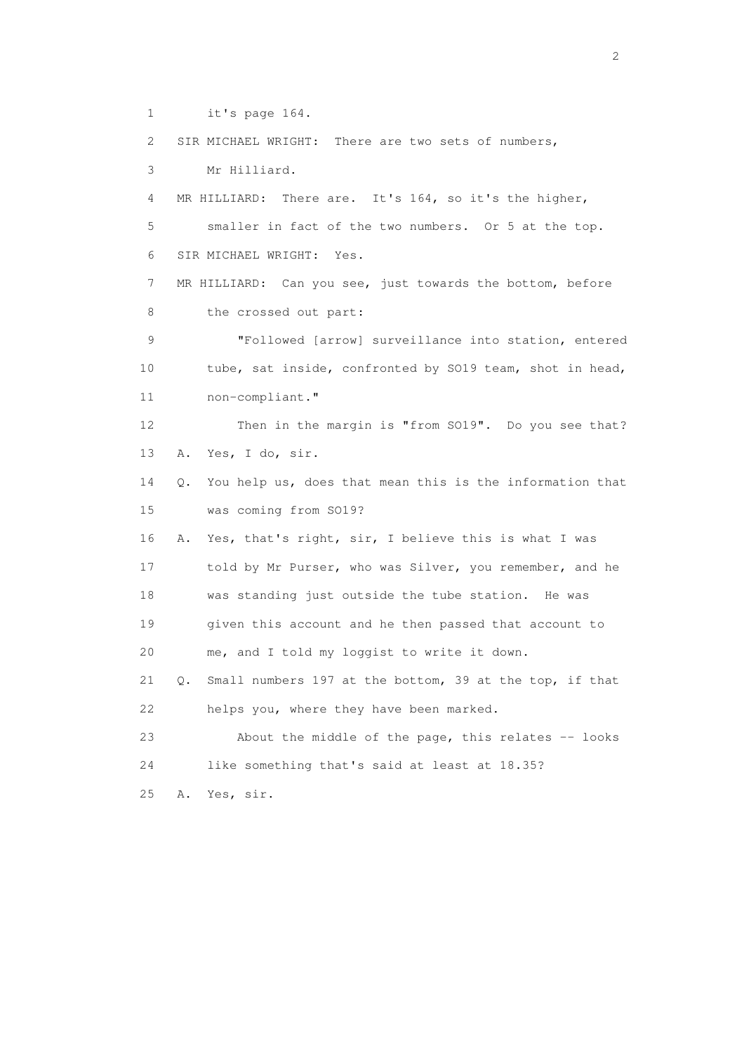1 it's page 164.

2 SIR MICHAEL WRIGHT: There are two sets of numbers,

3 Mr Hilliard.

4 MR HILLIARD: There are. It's 164, so it's the higher,

5 smaller in fact of the two numbers. Or 5 at the top.

6 SIR MICHAEL WRIGHT: Yes.

7 MR HILLIARD: Can you see, just towards the bottom, before

8 the crossed out part:

9 "Followed [arrow] surveillance into station, entered

10 tube, sat inside, confronted by SO19 team, shot in head,

11 non-compliant."

12 Then in the margin is "from SO19". Do you see that?

13 A. Yes, I do, sir.

14 Q. You help us, does that mean this is the information that

15 was coming from SO19?

16 A. Yes, that's right, sir, I believe this is what I was

17 told by Mr Purser, who was Silver, you remember, and he

18 was standing just outside the tube station. He was

19 given this account and he then passed that account to

20 me, and I told my loggist to write it down.

21 Q. Small numbers 197 at the bottom, 39 at the top, if that

22 helps you, where they have been marked.

23 About the middle of the page, this relates -- looks

24 like something that's said at least at 18.35?

25 A. Yes, sir.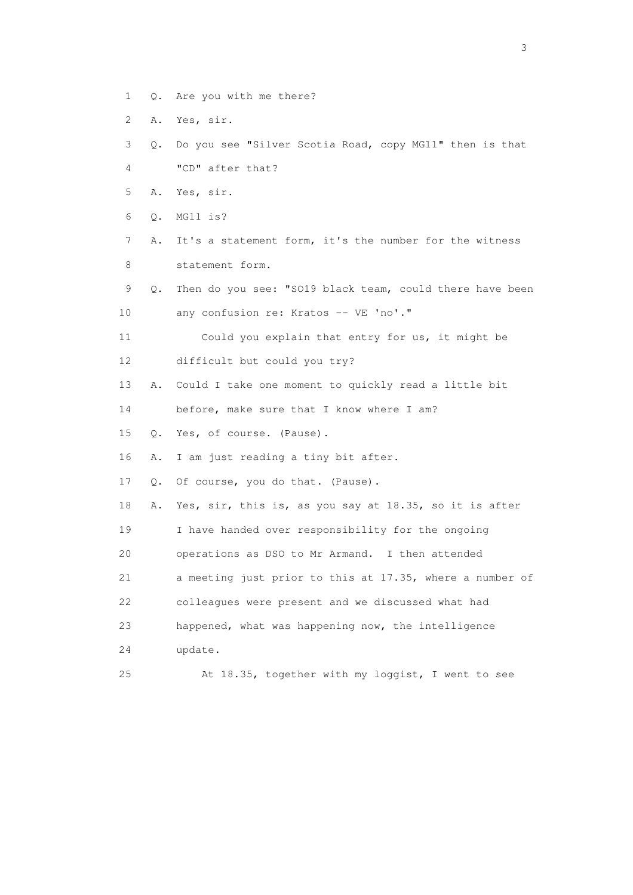1 Q. Are you with me there?

2 A. Yes, sir.

3 Q. Do you see "Silver Scotia Road, copy MG11" then is that

4 "CD" after that?

5 A. Yes, sir.

6 Q. MG11 is?

7 A. It's a statement form, it's the number for the witness

8 statement form.

9 Q. Then do you see: "SO19 black team, could there have been

10 any confusion re: Kratos -- VE 'no'."

11 Could you explain that entry for us, it might be

12 difficult but could you try?

13 A. Could I take one moment to quickly read a little bit

14 before, make sure that I know where I am?

15 Q. Yes, of course. (Pause).

16 A. I am just reading a tiny bit after.

17 Q. Of course, you do that. (Pause).

18 A. Yes, sir, this is, as you say at 18.35, so it is after

19 I have handed over responsibility for the ongoing

20 operations as DSO to Mr Armand. I then attended

21 a meeting just prior to this at 17.35, where a number of

22 colleagues were present and we discussed what had

23 happened, what was happening now, the intelligence

24 update.

25 At 18.35, together with my loggist, I went to see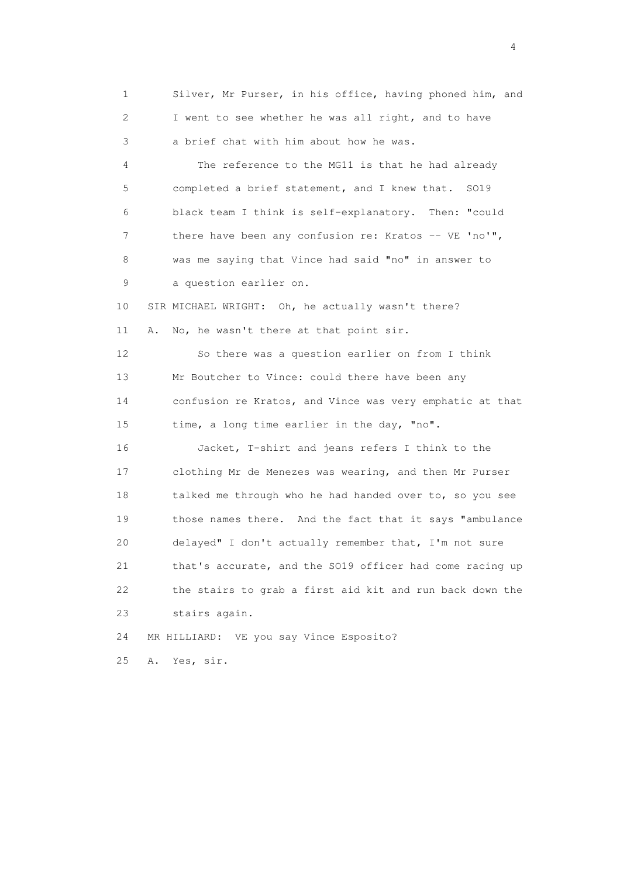1 Silver, Mr Purser, in his office, having phoned him, and
2 I went to see whether he was all right, and to have
3 a brief chat with him about how he was.

4 The reference to the MG11 is that he had already
5 completed a brief statement, and I knew that. SO19
6 black team I think is self-explanatory. Then: "could
7 there have been any confusion re: Kratos -- VE 'no'",
8 was me saying that Vince had said "no" in answer to
9 a question earlier on.

10 SIR MICHAEL WRIGHT: Oh, he actually wasn't there?

11 A. No, he wasn't there at that point sir.

12 So there was a question earlier on from I think
13 Mr Boutcher to Vince: could there have been any
14 confusion re Kratos, and Vince was very emphatic at that
15 time, a long time earlier in the day, "no".

16 Jacket, T-shirt and jeans refers I think to the
17 clothing Mr de Menezes was wearing, and then Mr Purser
18 talked me through who he had handed over to, so you see
19 those names there. And the fact that it says "ambulance
20 delayed" I don't actually remember that, I'm not sure
21 that's accurate, and the SO19 officer had come racing up
22 the stairs to grab a first aid kit and run back down the
23 stairs again.

24 MR HILLIARD: VE you say Vince Esposito?

25 A. Yes, sir.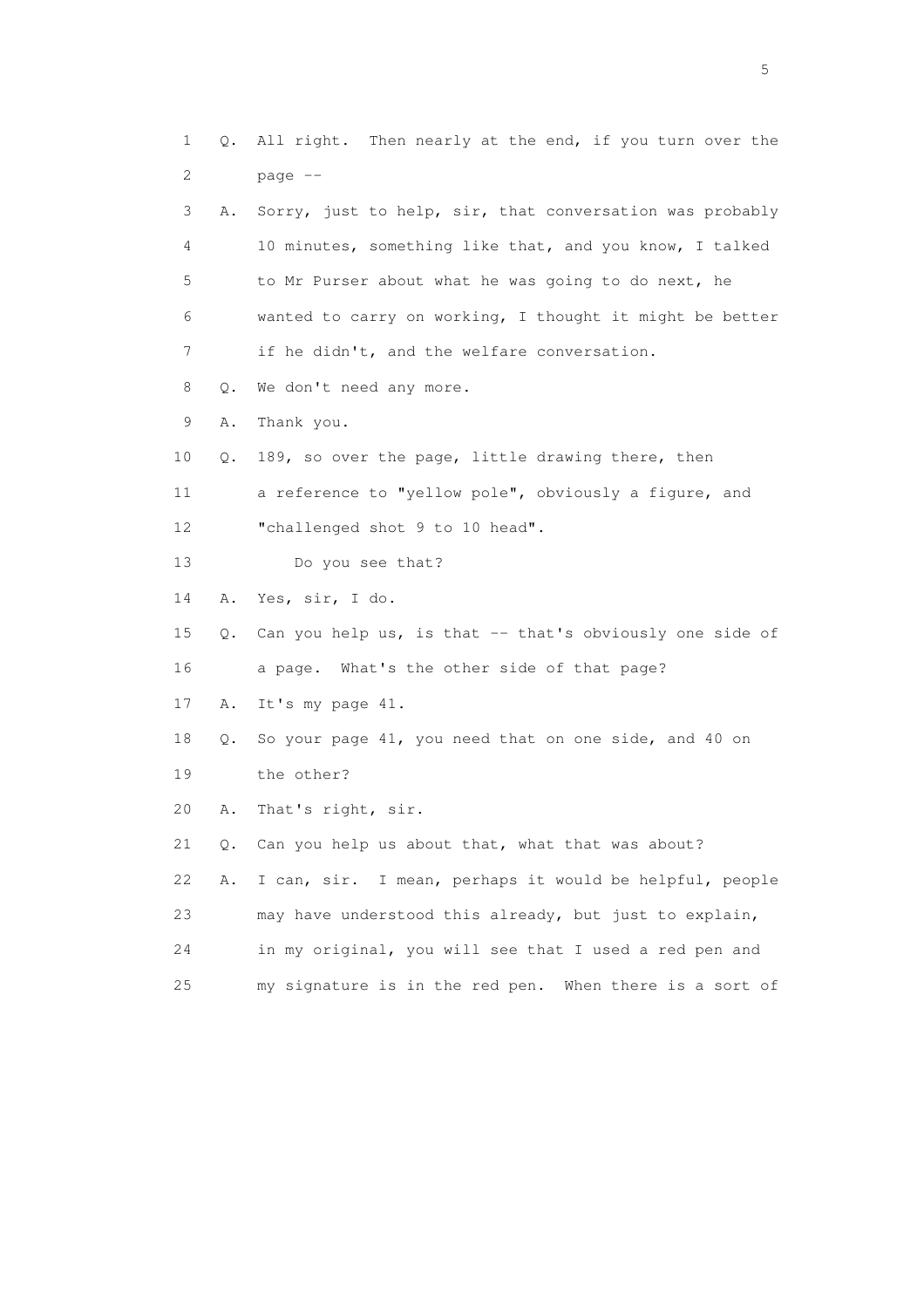1 Q. All right. Then nearly at the end, if you turn over the
2 page --
3 A. Sorry, just to help, sir, that conversation was probably
4 10 minutes, something like that, and you know, I talked
5 to Mr Purser about what he was going to do next, he
6 wanted to carry on working, I thought it might be better
7 if he didn't, and the welfare conversation.
8 Q. We don't need any more.
9 A. Thank you.
10 Q. 189, so over the page, little drawing there, then
11 a reference to "yellow pole", obviously a figure, and
12 "challenged shot 9 to 10 head".
13 Do you see that?
14 A. Yes, sir, I do.
15 Q. Can you help us, is that -- that's obviously one side of
16 a page. What's the other side of that page?
17 A. It's my page 41.
18 Q. So your page 41, you need that on one side, and 40 on
19 the other?
20 A. That's right, sir.
21 Q. Can you help us about that, what that was about?
22 A. I can, sir. I mean, perhaps it would be helpful, people
23 may have understood this already, but just to explain,
24 in my original, you will see that I used a red pen and
25 my signature is in the red pen. When there is a sort of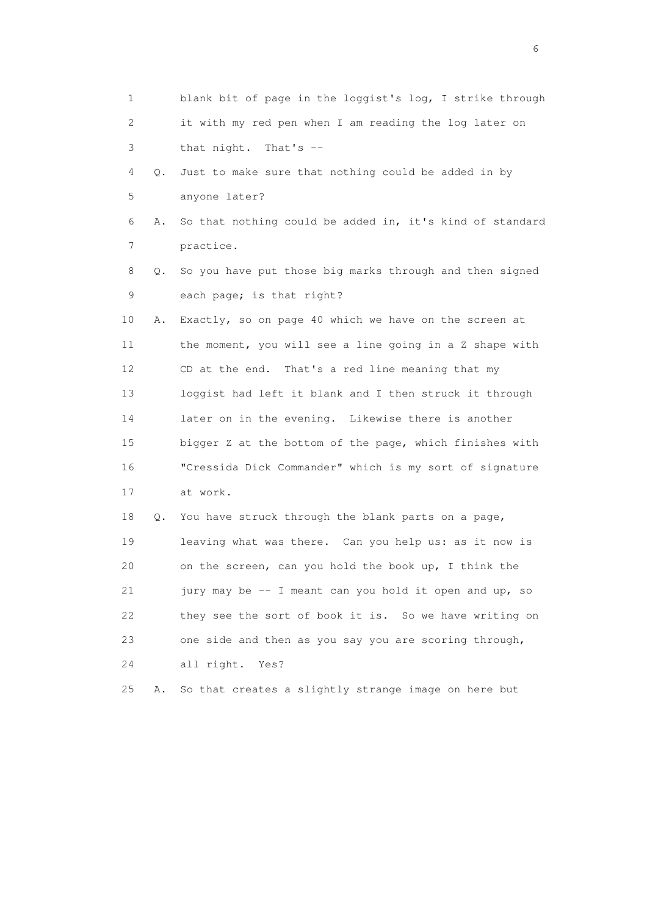1 blank bit of page in the loggist's log, I strike through
2 it with my red pen when I am reading the log later on
3 that night. That's --
4 Q. Just to make sure that nothing could be added in by
5 anyone later?
6 A. So that nothing could be added in, it's kind of standard
7 practice.
8 Q. So you have put those big marks through and then signed
9 each page; is that right?
10 A. Exactly, so on page 40 which we have on the screen at
11 the moment, you will see a line going in a Z shape with
12 CD at the end. That's a red line meaning that my
13 loggist had left it blank and I then struck it through
14 later on in the evening. Likewise there is another
15 bigger Z at the bottom of the page, which finishes with
16 "Cressida Dick Commander" which is my sort of signature
17 at work.
18 Q. You have struck through the blank parts on a page,
19 leaving what was there. Can you help us: as it now is
20 on the screen, can you hold the book up, I think the
21 jury may be -- I meant can you hold it open and up, so
22 they see the sort of book it is. So we have writing on
23 one side and then as you say you are scoring through,
24 all right. Yes?
25 A. So that creates a slightly strange image on here but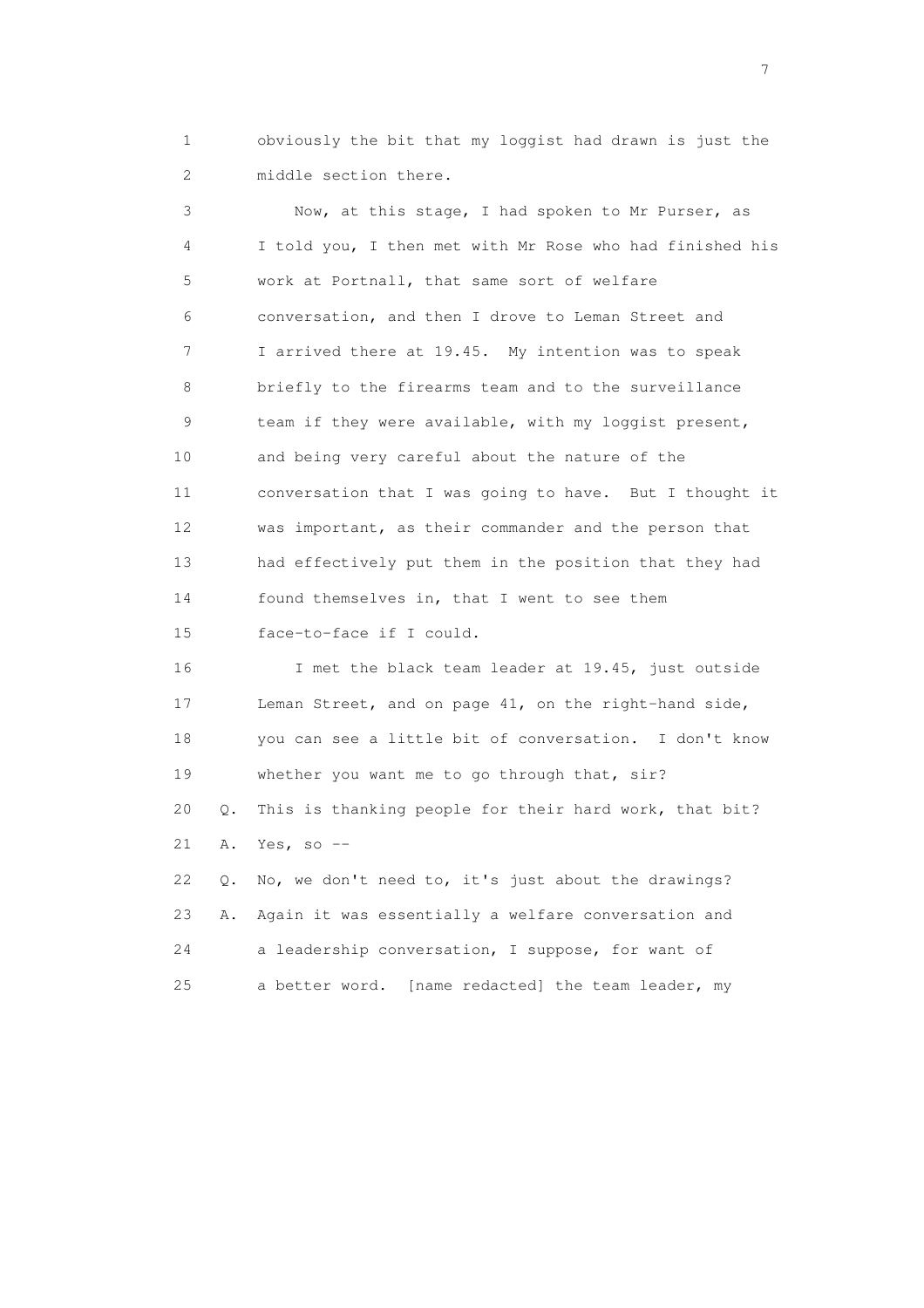1 obviously the bit that my loggist had drawn is just the
2 middle section there.

3 Now, at this stage, I had spoken to Mr Purser, as
4 I told you, I then met with Mr Rose who had finished his
5 work at Portnall, that same sort of welfare
6 conversation, and then I drove to Leman Street and
7 I arrived there at 19.45. My intention was to speak
8 briefly to the firearms team and to the surveillance
9 team if they were available, with my loggist present,
10 and being very careful about the nature of the
11 conversation that I was going to have. But I thought it
12 was important, as their commander and the person that
13 had effectively put them in the position that they had
14 found themselves in, that I went to see them
15 face-to-face if I could.

16 I met the black team leader at 19.45, just outside
17 Leman Street, and on page 41, on the right-hand side,
18 you can see a little bit of conversation. I don't know
19 whether you want me to go through that, sir?

20 Q. This is thanking people for their hard work, that bit?

21 A. Yes, so --

22 Q. No, we don't need to, it's just about the drawings?

23 A. Again it was essentially a welfare conversation and
24 a leadership conversation, I suppose, for want of
25 a better word. [name redacted] the team leader, my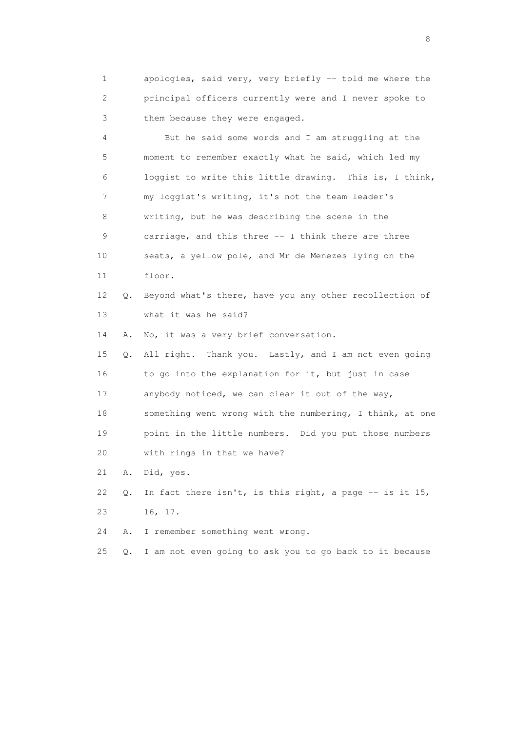1 apologies, said very, very briefly -- told me where the
2 principal officers currently were and I never spoke to
3 them because they were engaged.

4 But he said some words and I am struggling at the
5 moment to remember exactly what he said, which led my
6 loggist to write this little drawing. This is, I think,
7 my loggist's writing, it's not the team leader's
8 writing, but he was describing the scene in the
9 carriage, and this three -- I think there are three
10 seats, a yellow pole, and Mr de Menezes lying on the
11 floor.

12 Q. Beyond what's there, have you any other recollection of
13 what it was he said?

14 A. No, it was a very brief conversation.

15 Q. All right. Thank you. Lastly, and I am not even going
16 to go into the explanation for it, but just in case
17 anybody noticed, we can clear it out of the way,
18 something went wrong with the numbering, I think, at one
19 point in the little numbers. Did you put those numbers
20 with rings in that we have?

21 A. Did, yes.

22 Q. In fact there isn't, is this right, a page -- is it 15,
23 16, 17.

24 A. I remember something went wrong.

25 Q. I am not even going to ask you to go back to it because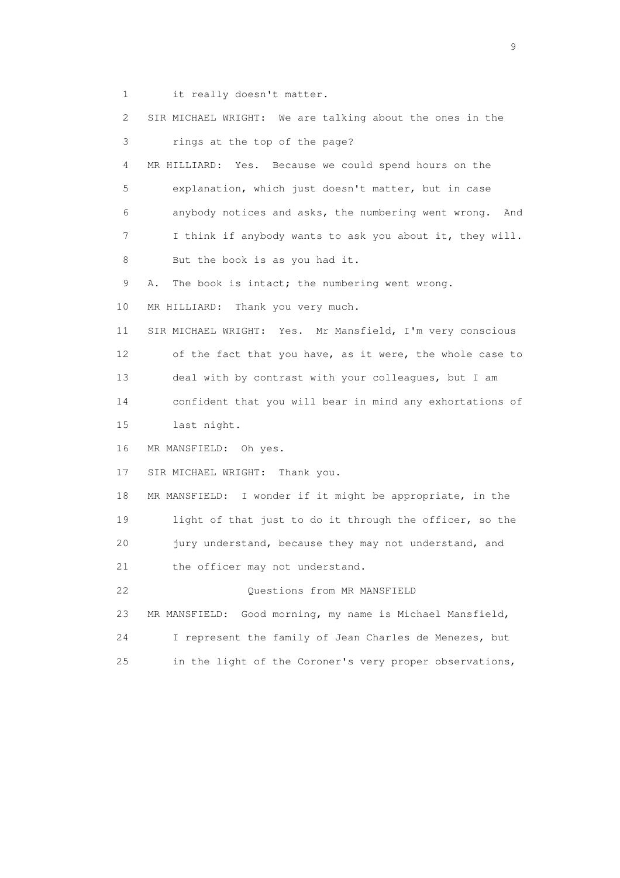1 it really doesn't matter.

2 SIR MICHAEL WRIGHT: We are talking about the ones in the

3 rings at the top of the page?

4 MR HILLIARD: Yes. Because we could spend hours on the

5 explanation, which just doesn't matter, but in case

6 anybody notices and asks, the numbering went wrong. And

7 I think if anybody wants to ask you about it, they will.

8 But the book is as you had it.

9 A. The book is intact; the numbering went wrong.

10 MR HILLIARD: Thank you very much.

11 SIR MICHAEL WRIGHT: Yes. Mr Mansfield, I'm very conscious

12 of the fact that you have, as it were, the whole case to

13 deal with by contrast with your colleagues, but I am

14 confident that you will bear in mind any exhortations of

15 last night.

16 MR MANSFIELD: Oh yes.

17 SIR MICHAEL WRIGHT: Thank you.

18 MR MANSFIELD: I wonder if it might be appropriate, in the

19 light of that just to do it through the officer, so the

20 jury understand, because they may not understand, and

21 the officer may not understand.

22 Questions from MR MANSFIELD

23 MR MANSFIELD: Good morning, my name is Michael Mansfield,

24 I represent the family of Jean Charles de Menezes, but

25 in the light of the Coroner's very proper observations,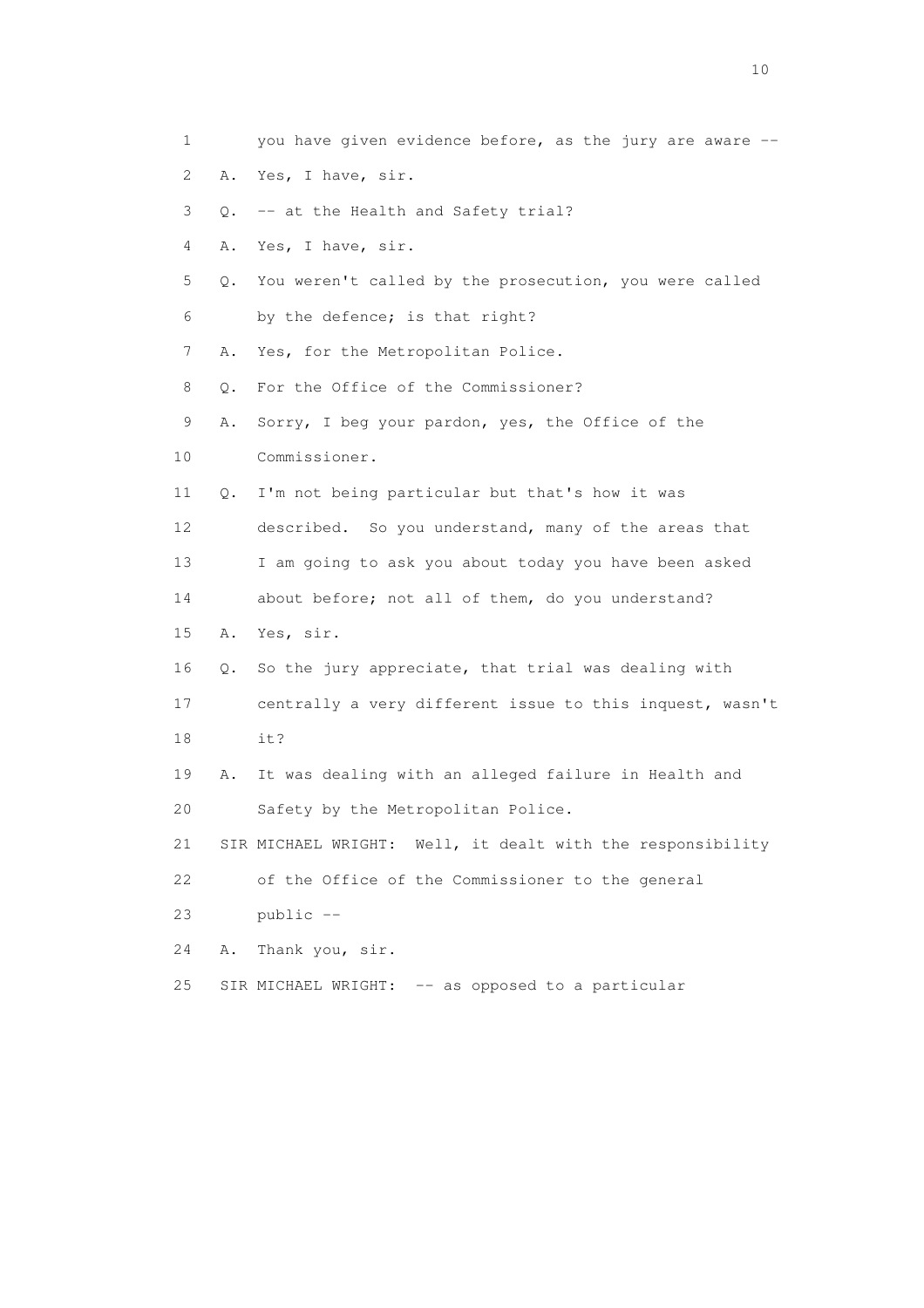1 you have given evidence before, as the jury are aware --

2 A. Yes, I have, sir.

3 Q. -- at the Health and Safety trial?

4 A. Yes, I have, sir.

5 Q. You weren't called by the prosecution, you were called

6 by the defence; is that right?

7 A. Yes, for the Metropolitan Police.

8 Q. For the Office of the Commissioner?

9 A. Sorry, I beg your pardon, yes, the Office of the

10 Commissioner.

11 Q. I'm not being particular but that's how it was

12 described. So you understand, many of the areas that

13 I am going to ask you about today you have been asked

14 about before; not all of them, do you understand?

15 A. Yes, sir.

16 Q. So the jury appreciate, that trial was dealing with

17 centrally a very different issue to this inquest, wasn't

18 it?

19 A. It was dealing with an alleged failure in Health and

20 Safety by the Metropolitan Police.

21 SIR MICHAEL WRIGHT: Well, it dealt with the responsibility

22 of the Office of the Commissioner to the general

23 public --

24 A. Thank you, sir.

25 SIR MICHAEL WRIGHT: -- as opposed to a particular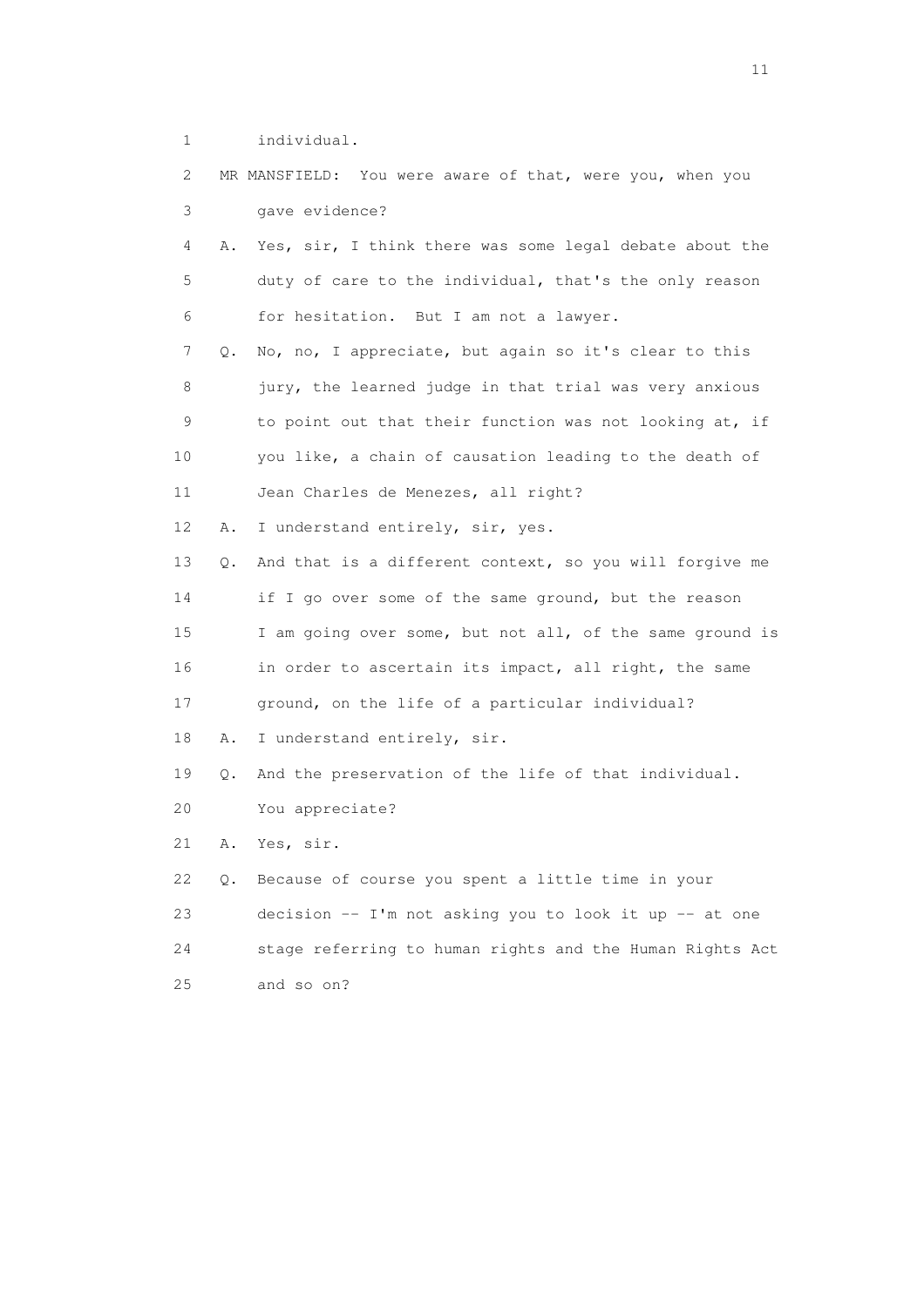1 individual.

2 MR MANSFIELD: You were aware of that, were you, when you

3 gave evidence?

4 A. Yes, sir, I think there was some legal debate about the

5 duty of care to the individual, that's the only reason

6 for hesitation. But I am not a lawyer.

7 Q. No, no, I appreciate, but again so it's clear to this

8 jury, the learned judge in that trial was very anxious

9 to point out that their function was not looking at, if

10 you like, a chain of causation leading to the death of

11 Jean Charles de Menezes, all right?

12 A. I understand entirely, sir, yes.

13 Q. And that is a different context, so you will forgive me

14 if I go over some of the same ground, but the reason

15 I am going over some, but not all, of the same ground is

16 in order to ascertain its impact, all right, the same

17 ground, on the life of a particular individual?

18 A. I understand entirely, sir.

19 Q. And the preservation of the life of that individual.

20 You appreciate?

21 A. Yes, sir.

22 Q. Because of course you spent a little time in your

23 decision -- I'm not asking you to look it up -- at one

24 stage referring to human rights and the Human Rights Act

25 and so on?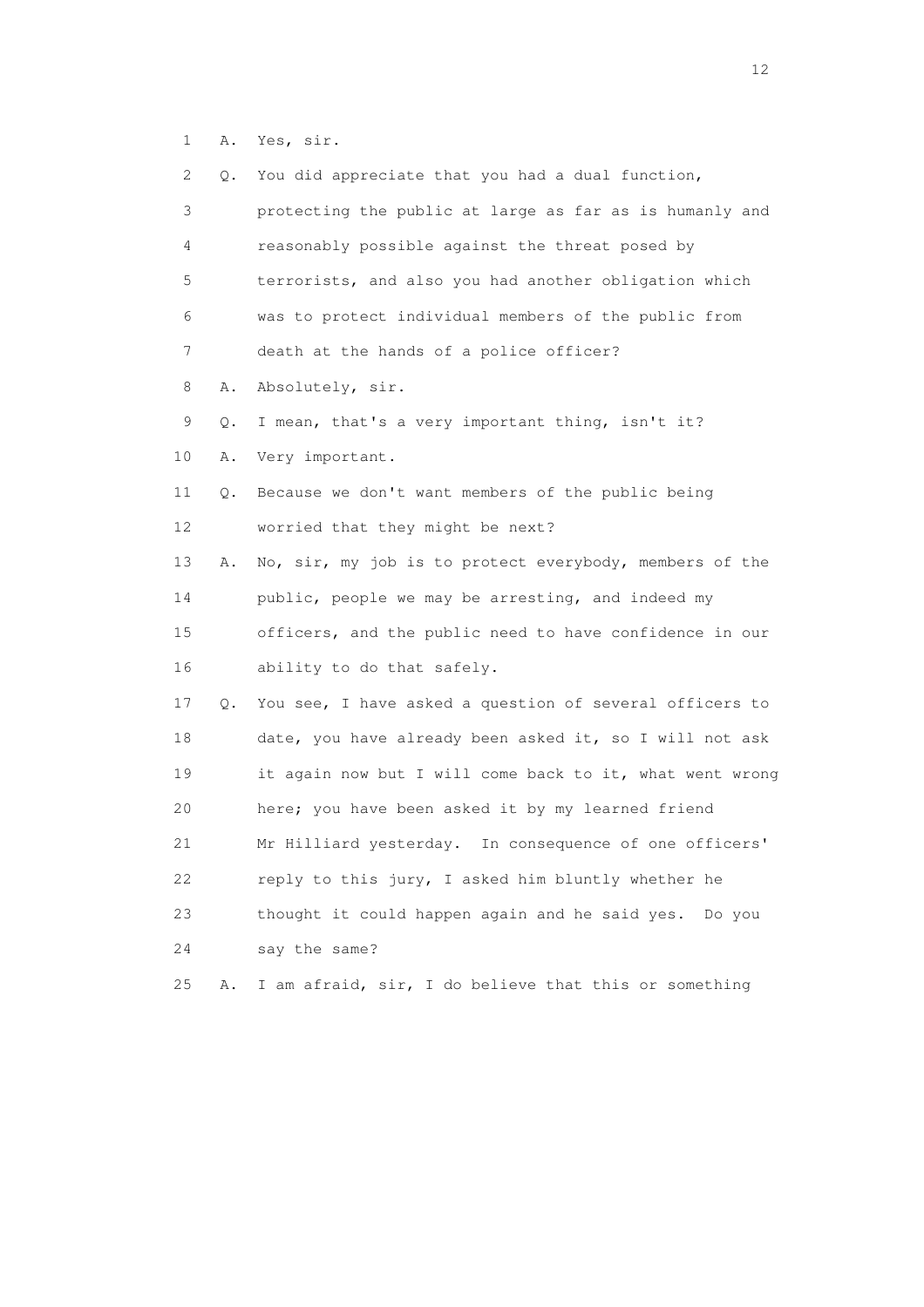1 A. Yes, sir.

2 Q. You did appreciate that you had a dual function,

3 protecting the public at large as far as is humanly and

4 reasonably possible against the threat posed by

5 terrorists, and also you had another obligation which

6 was to protect individual members of the public from

7 death at the hands of a police officer?

8 A. Absolutely, sir.

9 Q. I mean, that's a very important thing, isn't it?

10 A. Very important.

11 Q. Because we don't want members of the public being

12 worried that they might be next?

13 A. No, sir, my job is to protect everybody, members of the

14 public, people we may be arresting, and indeed my

15 officers, and the public need to have confidence in our

16 ability to do that safely.

17 Q. You see, I have asked a question of several officers to

18 date, you have already been asked it, so I will not ask

19 it again now but I will come back to it, what went wrong

20 here; you have been asked it by my learned friend

21 Mr Hilliard yesterday. In consequence of one officers'

22 reply to this jury, I asked him bluntly whether he

23 thought it could happen again and he said yes. Do you

24 say the same?

25 A. I am afraid, sir, I do believe that this or something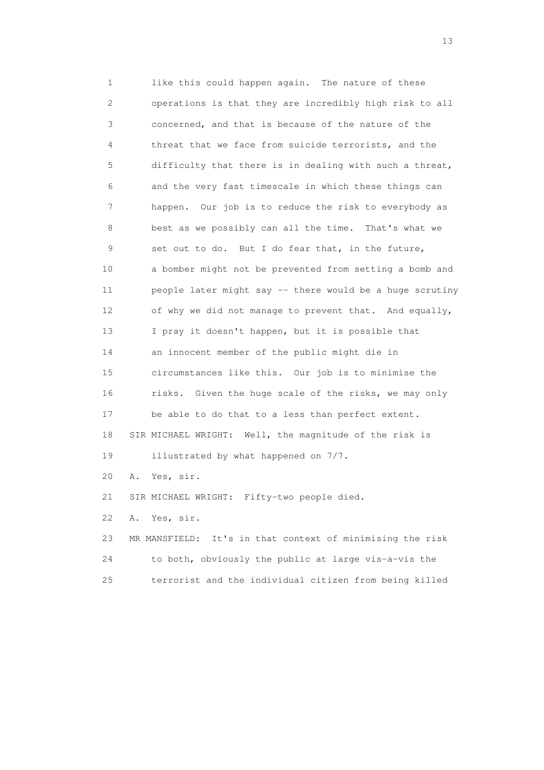1 like this could happen again. The nature of these
2 operations is that they are incredibly high risk to all
3 concerned, and that is because of the nature of the
4 threat that we face from suicide terrorists, and the
5 difficulty that there is in dealing with such a threat,
6 and the very fast timescale in which these things can
7 happen. Our job is to reduce the risk to everybody as
8 best as we possibly can all the time. That's what we
9 set out to do. But I do fear that, in the future,
10 a bomber might not be prevented from setting a bomb and
11 people later might say -- there would be a huge scrutiny
12 of why we did not manage to prevent that. And equally,
13 I pray it doesn't happen, but it is possible that
14 an innocent member of the public might die in
15 circumstances like this. Our job is to minimise the
16 risks. Given the huge scale of the risks, we may only
17 be able to do that to a less than perfect extent.
18 SIR MICHAEL WRIGHT: Well, the magnitude of the risk is
19 illustrated by what happened on 7/7.
20 A. Yes, sir.
21 SIR MICHAEL WRIGHT: Fifty-two people died.
22 A. Yes, sir.
23 MR MANSFIELD: It's in that context of minimising the risk
24 to both, obviously the public at large vis-a-vis the
25 terrorist and the individual citizen from being killed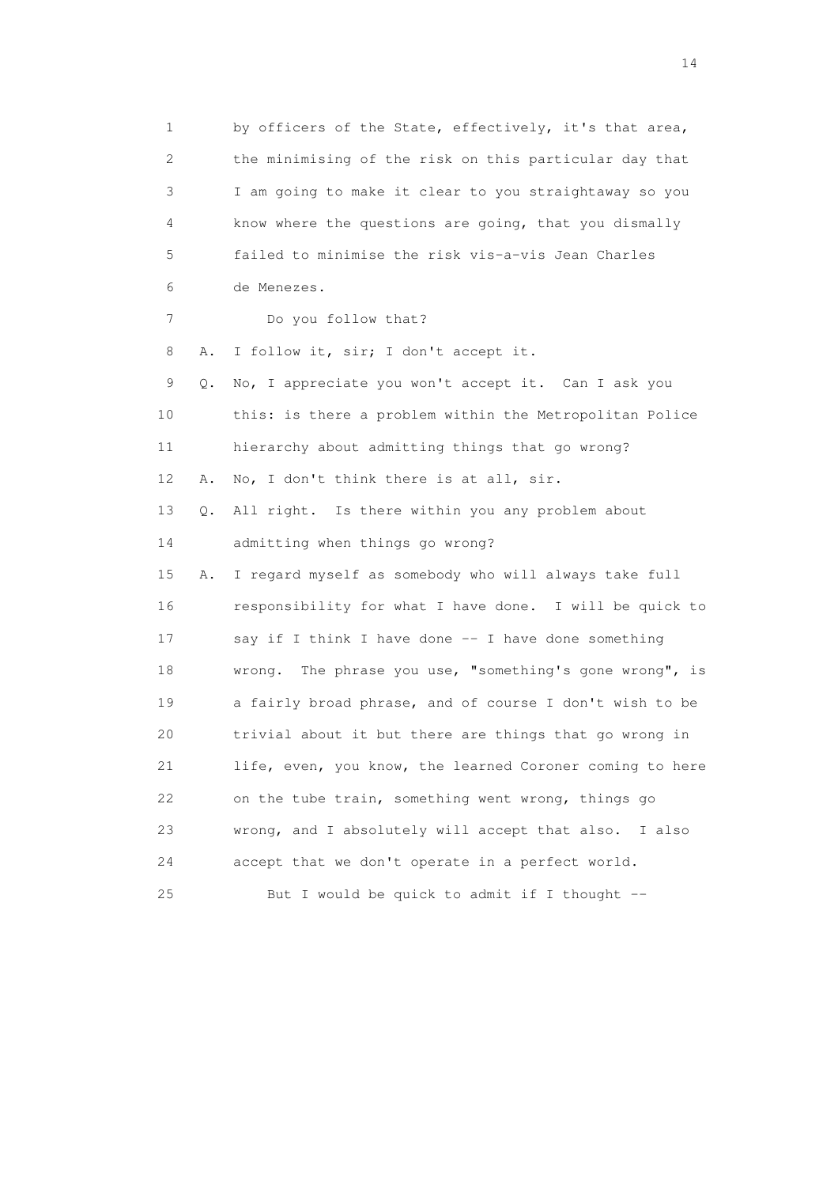1 by officers of the State, effectively, it's that area,
2 the minimising of the risk on this particular day that
3 I am going to make it clear to you straightaway so you
4 know where the questions are going, that you dismally
5 failed to minimise the risk vis-a-vis Jean Charles
6 de Menezes.

7 Do you follow that?

8 A. I follow it, sir; I don't accept it.

9 Q. No, I appreciate you won't accept it. Can I ask you
10 this: is there a problem within the Metropolitan Police
11 hierarchy about admitting things that go wrong?

12 A. No, I don't think there is at all, sir.

13 Q. All right. Is there within you any problem about
14 admitting when things go wrong?

15 A. I regard myself as somebody who will always take full
16 responsibility for what I have done. I will be quick to
17 say if I think I have done -- I have done something
18 wrong. The phrase you use, "something's gone wrong", is
19 a fairly broad phrase, and of course I don't wish to be
20 trivial about it but there are things that go wrong in
21 life, even, you know, the learned Coroner coming to here
22 on the tube train, something went wrong, things go
23 wrong, and I absolutely will accept that also. I also
24 accept that we don't operate in a perfect world.

25 But I would be quick to admit if I thought --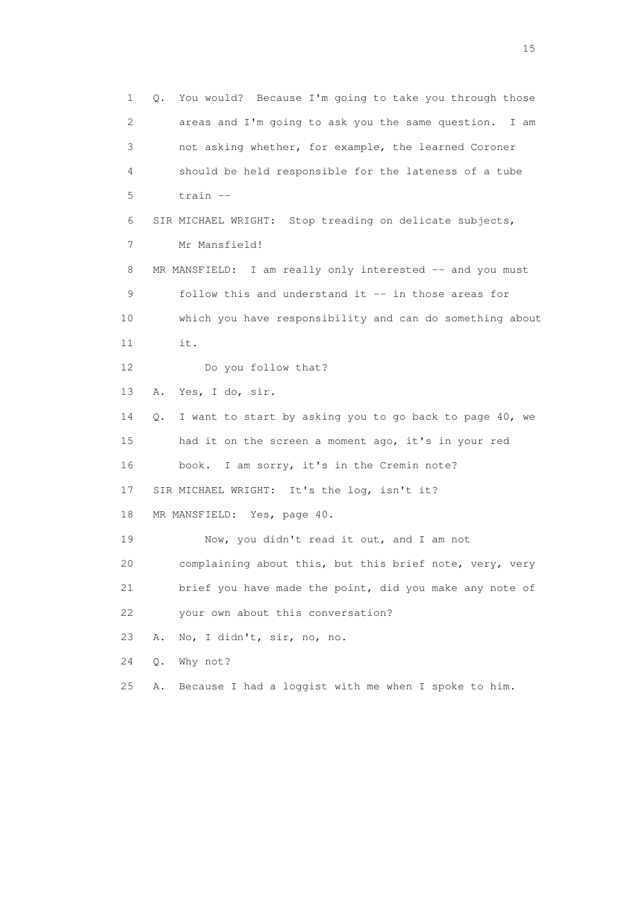1 Q. You would? Because I'm going to take you through those
2 areas and I'm going to ask you the same question. I am
3 not asking whether, for example, the learned Coroner
4 should be held responsible for the lateness of a tube
5 train --
6 SIR MICHAEL WRIGHT: Stop treading on delicate subjects,
7 Mr Mansfield!
8 MR MANSFIELD: I am really only interested -- and you must
9 follow this and understand it -- in those areas for
10 which you have responsibility and can do something about
11 it.
12 Do you follow that?
13 A. Yes, I do, sir.
14 Q. I want to start by asking you to go back to page 40, we
15 had it on the screen a moment ago, it's in your red
16 book. I am sorry, it's in the Cremin note?
17 SIR MICHAEL WRIGHT: It's the log, isn't it?
18 MR MANSFIELD: Yes, page 40.
19 Now, you didn't read it out, and I am not
20 complaining about this, but this brief note, very, very
21 brief you have made the point, did you make any note of
22 your own about this conversation?
23 A. No, I didn't, sir, no, no.
24 Q. Why not?
25 A. Because I had a loggist with me when I spoke to him.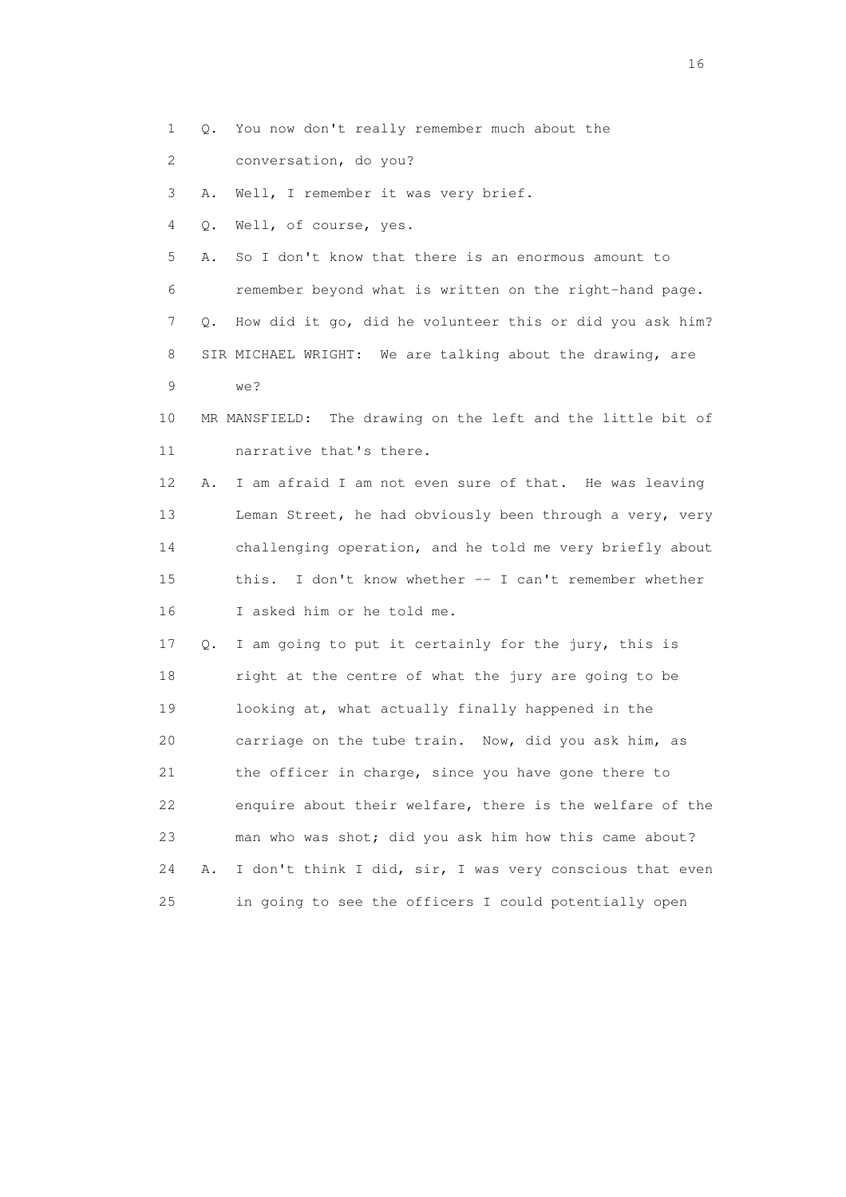1 Q. You now don't really remember much about the
2 conversation, do you?
3 A. Well, I remember it was very brief.
4 Q. Well, of course, yes.
5 A. So I don't know that there is an enormous amount to
6 remember beyond what is written on the right-hand page.
7 Q. How did it go, did he volunteer this or did you ask him?
8 SIR MICHAEL WRIGHT: We are talking about the drawing, are
9 we?
10 MR MANSFIELD: The drawing on the left and the little bit of
11 narrative that's there.
12 A. I am afraid I am not even sure of that. He was leaving
13 Leman Street, he had obviously been through a very, very
14 challenging operation, and he told me very briefly about
15 this. I don't know whether -- I can't remember whether
16 I asked him or he told me.
17 Q. I am going to put it certainly for the jury, this is
18 right at the centre of what the jury are going to be
19 looking at, what actually finally happened in the
20 carriage on the tube train. Now, did you ask him, as
21 the officer in charge, since you have gone there to
22 enquire about their welfare, there is the welfare of the
23 man who was shot; did you ask him how this came about?
24 A. I don't think I did, sir, I was very conscious that even
25 in going to see the officers I could potentially open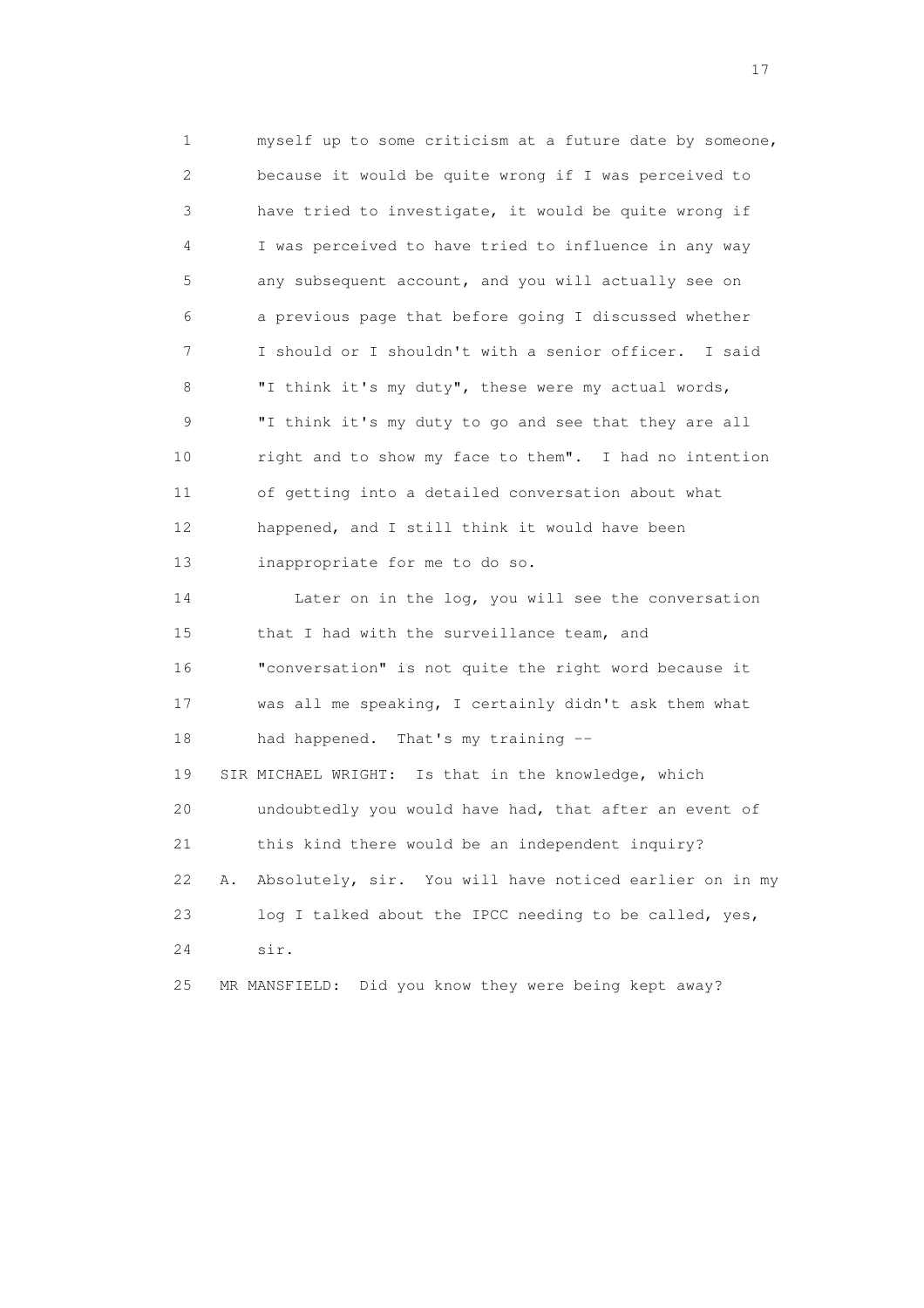myself up to some criticism at a future date by someone, because it would be quite wrong if I was perceived to have tried to investigate, it would be quite wrong if I was perceived to have tried to influence in any way any subsequent account, and you will actually see on a previous page that before going I discussed whether I should or I shouldn't with a senior officer. I said "I think it's my duty", these were my actual words, "I think it's my duty to go and see that they are all right and to show my face to them". I had no intention of getting into a detailed conversation about what happened, and I still think it would have been inappropriate for me to do so.

Later on in the log, you will see the conversation that I had with the surveillance team, and "conversation" is not quite the right word because it was all me speaking, I certainly didn't ask them what had happened. That's my training --

SIR MICHAEL WRIGHT: Is that in the knowledge, which undoubtedly you would have had, that after an event of this kind there would be an independent inquiry?

A. Absolutely, sir. You will have noticed earlier on in my log I talked about the IPCC needing to be called, yes, sir.

MR MANSFIELD: Did you know they were being kept away?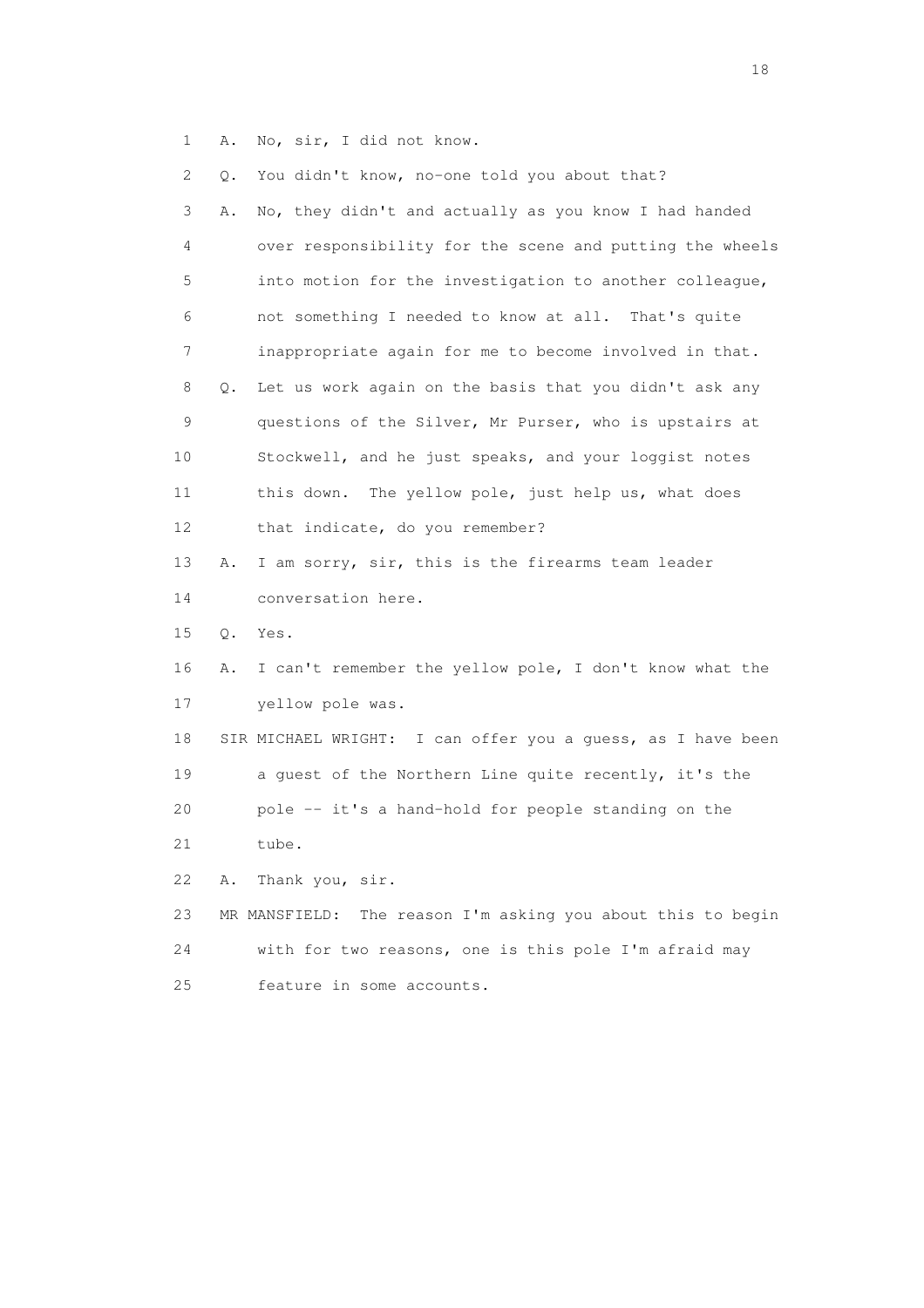1 A. No, sir, I did not know.

2 Q. You didn't know, no-one told you about that?

3 A. No, they didn't and actually as you know I had handed

4 over responsibility for the scene and putting the wheels

5 into motion for the investigation to another colleague,

6 not something I needed to know at all. That's quite

7 inappropriate again for me to become involved in that.

8 Q. Let us work again on the basis that you didn't ask any

9 questions of the Silver, Mr Purser, who is upstairs at

10 Stockwell, and he just speaks, and your loggist notes

11 this down. The yellow pole, just help us, what does

12 that indicate, do you remember?

13 A. I am sorry, sir, this is the firearms team leader

14 conversation here.

15 Q. Yes.

16 A. I can't remember the yellow pole, I don't know what the

17 yellow pole was.

18 SIR MICHAEL WRIGHT: I can offer you a guess, as I have been

19 a guest of the Northern Line quite recently, it's the

20 pole -- it's a hand-hold for people standing on the

21 tube.

22 A. Thank you, sir.

23 MR MANSFIELD: The reason I'm asking you about this to begin

24 with for two reasons, one is this pole I'm afraid may

25 feature in some accounts.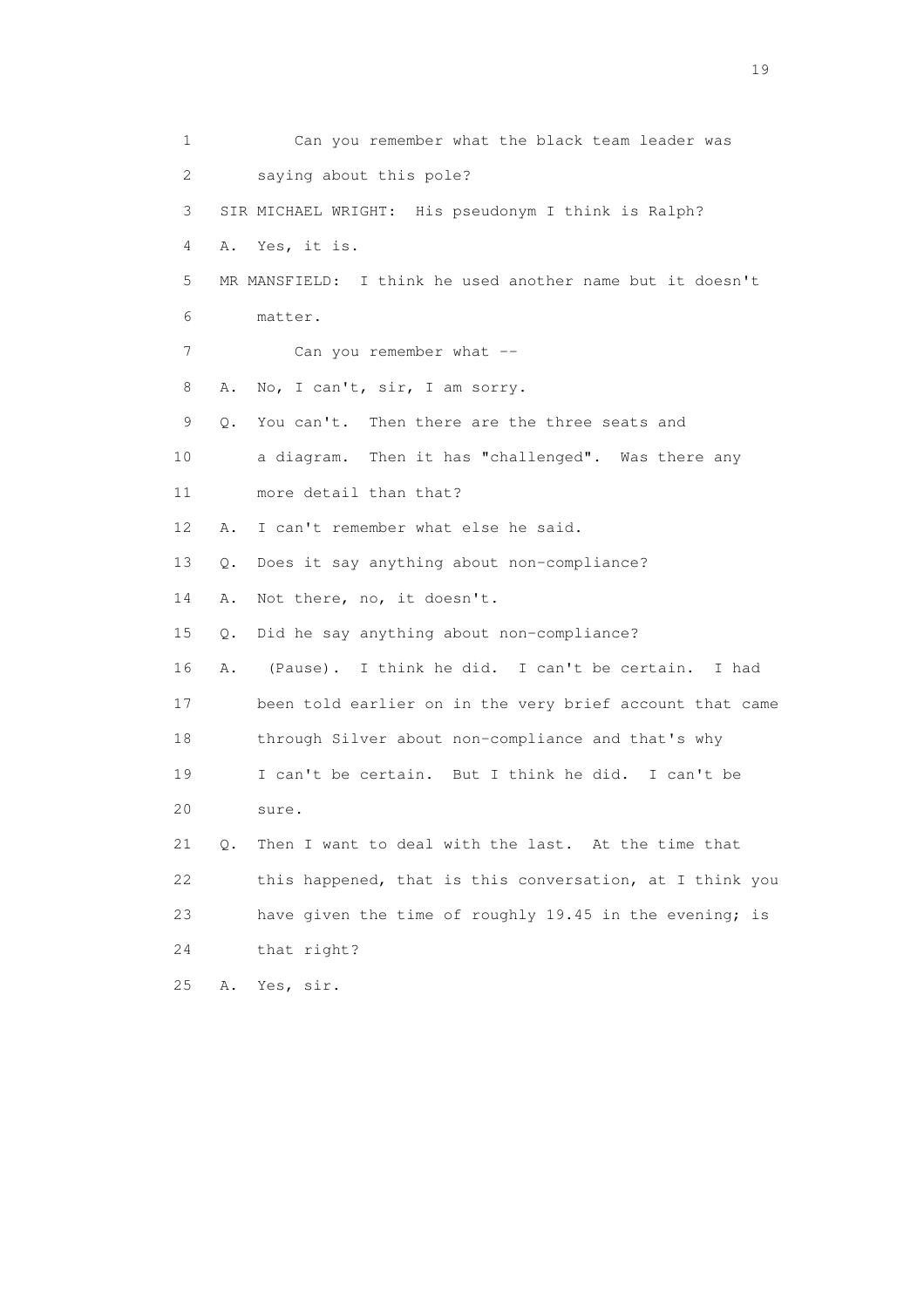1 Can you remember what the black team leader was
2 saying about this pole?
3 SIR MICHAEL WRIGHT: His pseudonym I think is Ralph?
4 A. Yes, it is.
5 MR MANSFIELD: I think he used another name but it doesn't
6 matter.
7 Can you remember what --
8 A. No, I can't, sir, I am sorry.
9 Q. You can't. Then there are the three seats and
10 a diagram. Then it has "challenged". Was there any
11 more detail than that?
12 A. I can't remember what else he said.
13 Q. Does it say anything about non-compliance?
14 A. Not there, no, it doesn't.
15 Q. Did he say anything about non-compliance?
16 A. (Pause). I think he did. I can't be certain. I had
17 been told earlier on in the very brief account that came
18 through Silver about non-compliance and that's why
19 I can't be certain. But I think he did. I can't be
20 sure.
21 Q. Then I want to deal with the last. At the time that
22 this happened, that is this conversation, at I think you
23 have given the time of roughly 19.45 in the evening; is
24 that right?
25 A. Yes, sir.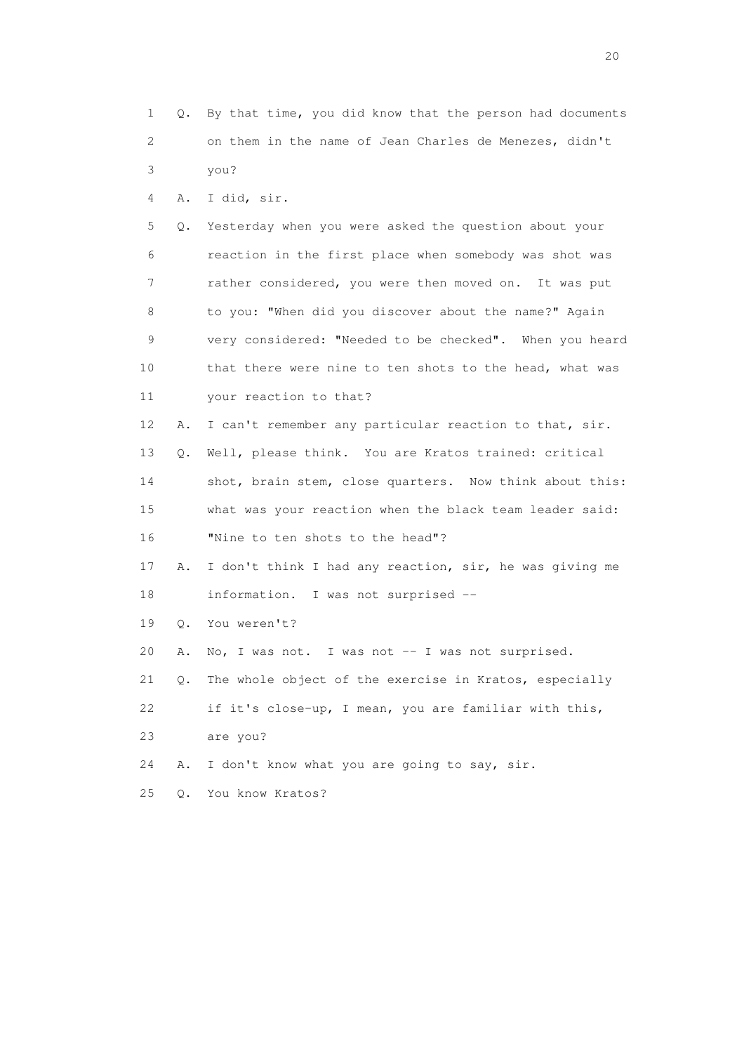1 Q. By that time, you did know that the person had documents
2 on them in the name of Jean Charles de Menezes, didn't
3 you?

4 A. I did, sir.

5 Q. Yesterday when you were asked the question about your
6 reaction in the first place when somebody was shot was
7 rather considered, you were then moved on. It was put
8 to you: "When did you discover about the name?" Again
9 very considered: "Needed to be checked". When you heard
10 that there were nine to ten shots to the head, what was
11 your reaction to that?

12 A. I can't remember any particular reaction to that, sir.

13 Q. Well, please think. You are Kratos trained: critical
14 shot, brain stem, close quarters. Now think about this:
15 what was your reaction when the black team leader said:
16 "Nine to ten shots to the head"?

17 A. I don't think I had any reaction, sir, he was giving me
18 information. I was not surprised --

19 Q. You weren't?

20 A. No, I was not. I was not -- I was not surprised.

21 Q. The whole object of the exercise in Kratos, especially
22 if it's close-up, I mean, you are familiar with this,
23 are you?

24 A. I don't know what you are going to say, sir.

25 Q. You know Kratos?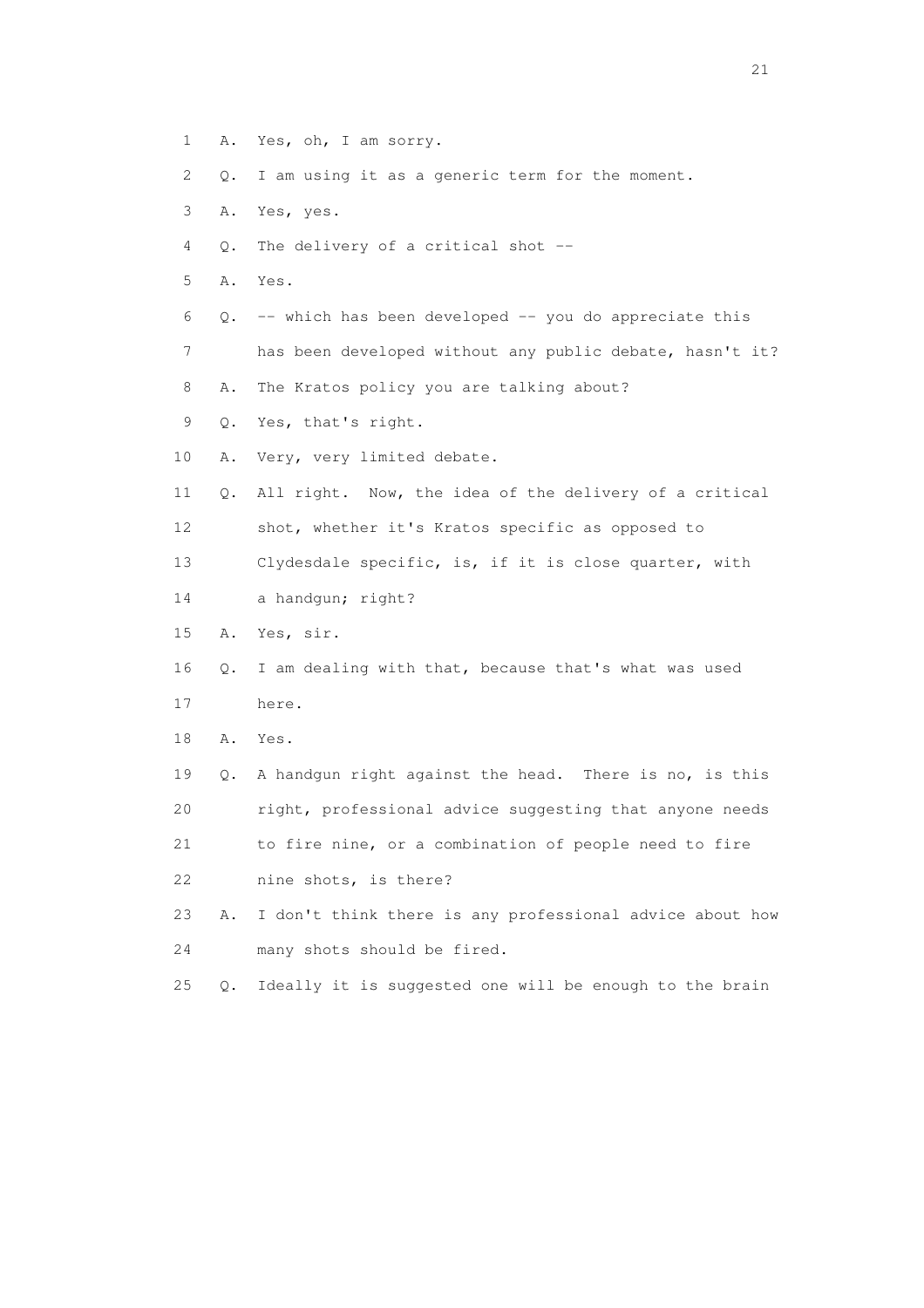1 A. Yes, oh, I am sorry.

2 Q. I am using it as a generic term for the moment.

3 A. Yes, yes.

4 Q. The delivery of a critical shot --

5 A. Yes.

6 Q. -- which has been developed -- you do appreciate this

7 has been developed without any public debate, hasn't it?

8 A. The Kratos policy you are talking about?

9 Q. Yes, that's right.

10 A. Very, very limited debate.

11 Q. All right. Now, the idea of the delivery of a critical

12 shot, whether it's Kratos specific as opposed to

13 Clydesdale specific, is, if it is close quarter, with

14 a handgun; right?

15 A. Yes, sir.

16 Q. I am dealing with that, because that's what was used

17 here.

18 A. Yes.

19 Q. A handgun right against the head. There is no, is this

20 right, professional advice suggesting that anyone needs

21 to fire nine, or a combination of people need to fire

22 nine shots, is there?

23 A. I don't think there is any professional advice about how

24 many shots should be fired.

25 Q. Ideally it is suggested one will be enough to the brain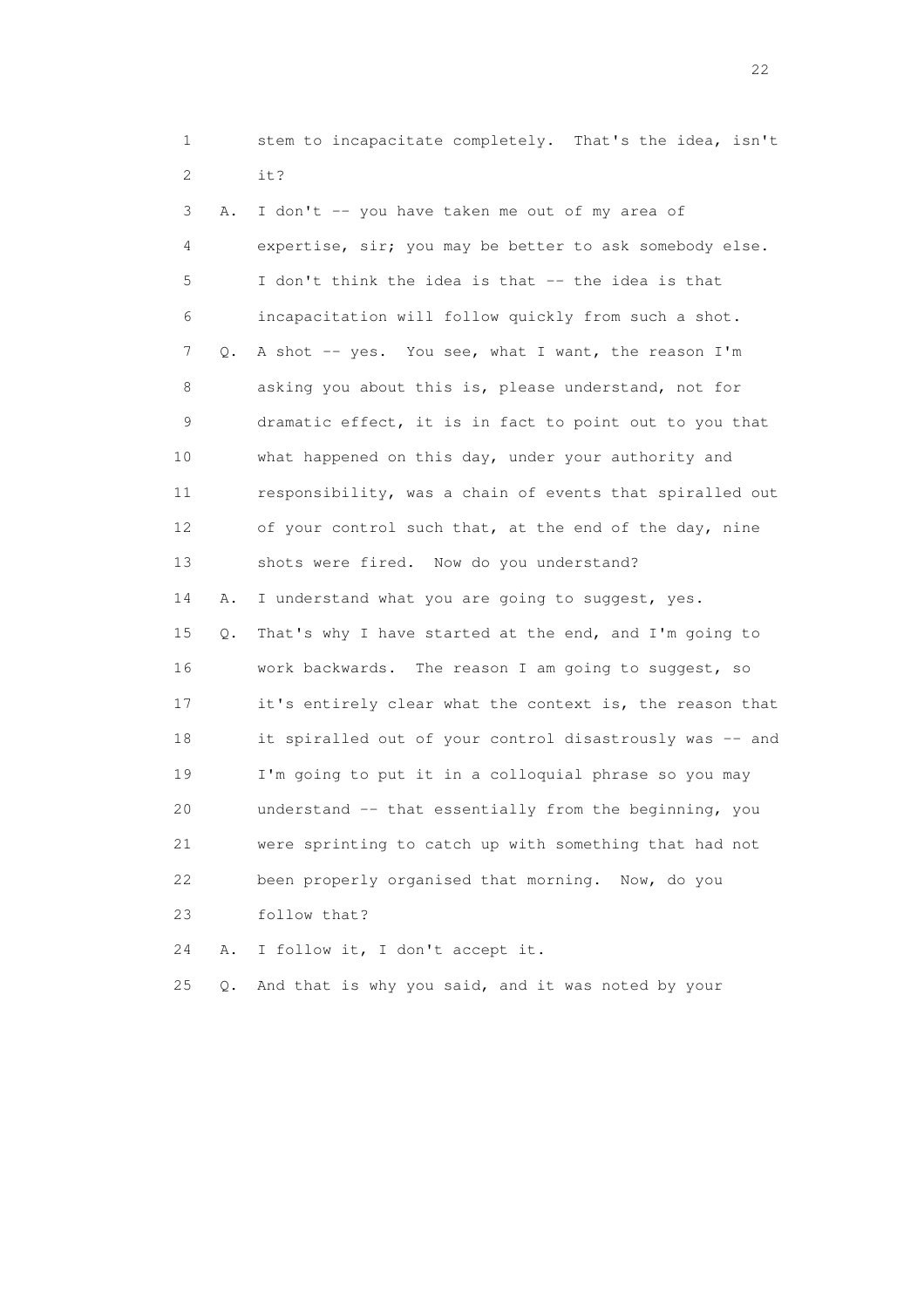1 stem to incapacitate completely. That's the idea, isn't
2 it?
3 A. I don't -- you have taken me out of my area of
4 expertise, sir; you may be better to ask somebody else.
5 I don't think the idea is that -- the idea is that
6 incapacitation will follow quickly from such a shot.
7 Q. A shot -- yes. You see, what I want, the reason I'm
8 asking you about this is, please understand, not for
9 dramatic effect, it is in fact to point out to you that
10 what happened on this day, under your authority and
11 responsibility, was a chain of events that spiralled out
12 of your control such that, at the end of the day, nine
13 shots were fired. Now do you understand?
14 A. I understand what you are going to suggest, yes.
15 Q. That's why I have started at the end, and I'm going to
16 work backwards. The reason I am going to suggest, so
17 it's entirely clear what the context is, the reason that
18 it spiralled out of your control disastrously was -- and
19 I'm going to put it in a colloquial phrase so you may
20 understand -- that essentially from the beginning, you
21 were sprinting to catch up with something that had not
22 been properly organised that morning. Now, do you
23 follow that?
24 A. I follow it, I don't accept it.
25 Q. And that is why you said, and it was noted by your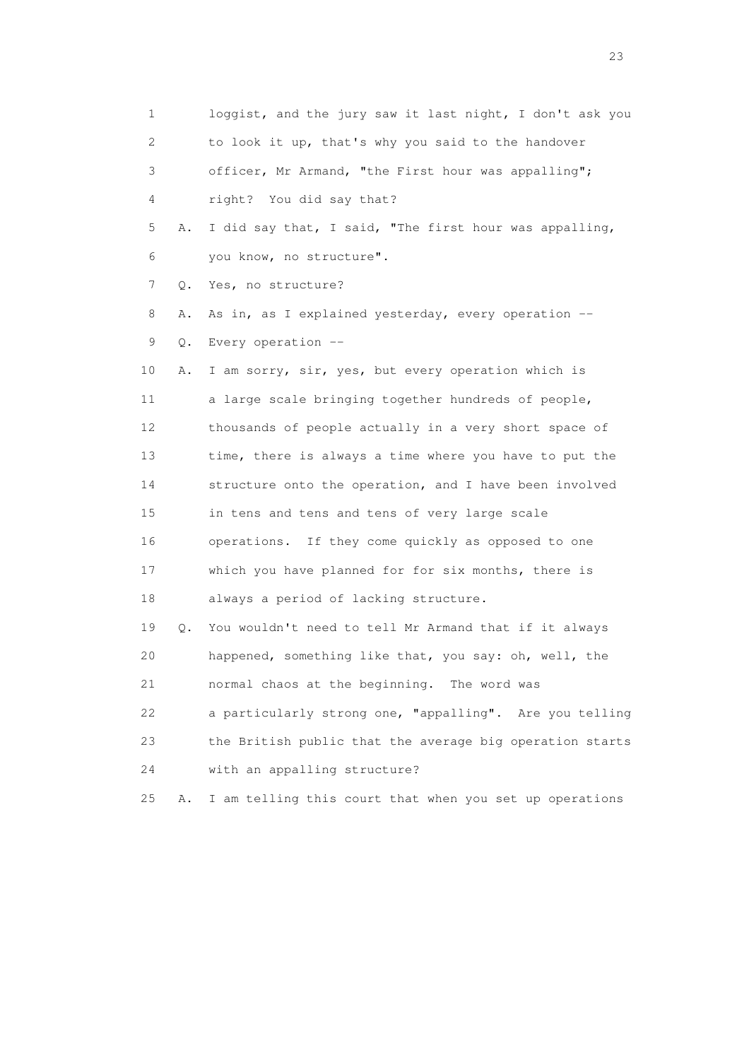1 loggist, and the jury saw it last night, I don't ask you
2 to look it up, that's why you said to the handover
3 officer, Mr Armand, "the First hour was appalling";
4 right? You did say that?
5 A. I did say that, I said, "The first hour was appalling,
6 you know, no structure".
7 Q. Yes, no structure?
8 A. As in, as I explained yesterday, every operation --
9 Q. Every operation --
10 A. I am sorry, sir, yes, but every operation which is
11 a large scale bringing together hundreds of people,
12 thousands of people actually in a very short space of
13 time, there is always a time where you have to put the
14 structure onto the operation, and I have been involved
15 in tens and tens and tens of very large scale
16 operations. If they come quickly as opposed to one
17 which you have planned for for six months, there is
18 always a period of lacking structure.
19 Q. You wouldn't need to tell Mr Armand that if it always
20 happened, something like that, you say: oh, well, the
21 normal chaos at the beginning. The word was
22 a particularly strong one, "appalling". Are you telling
23 the British public that the average big operation starts
24 with an appalling structure?
25 A. I am telling this court that when you set up operations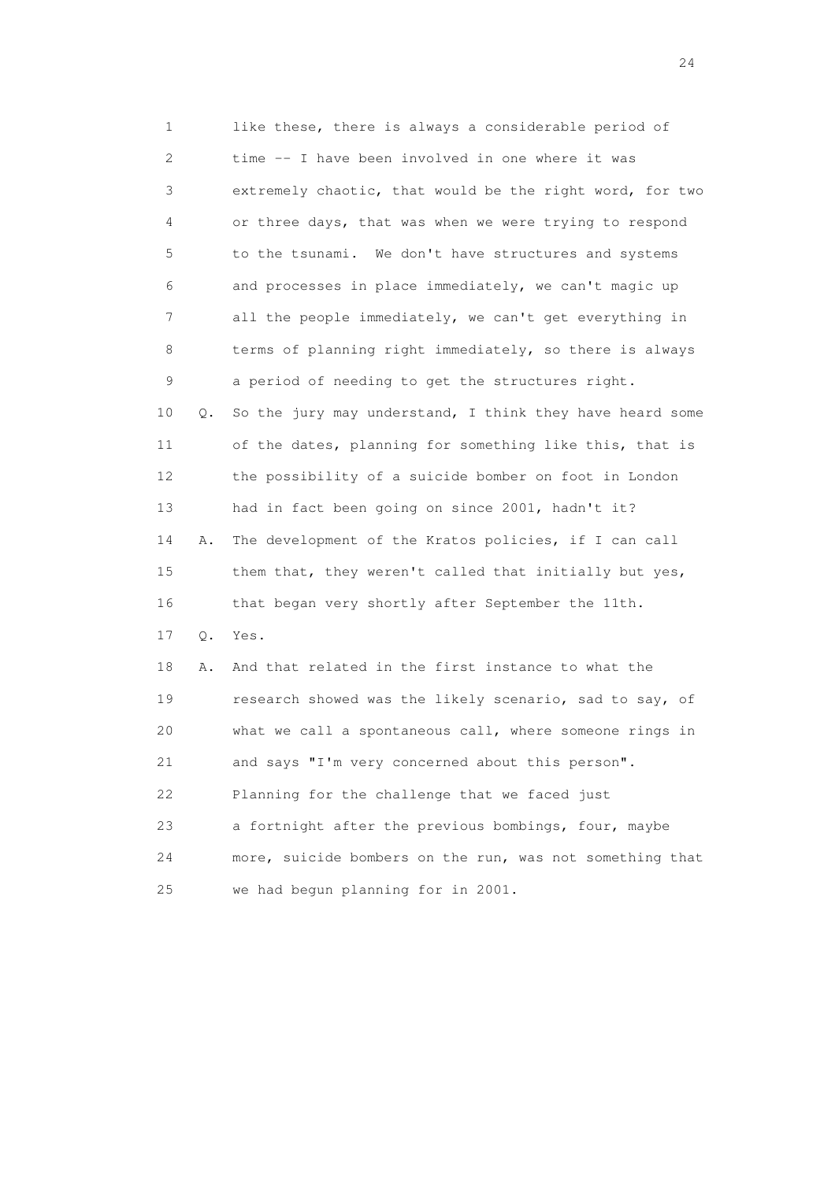1 like these, there is always a considerable period of
2 time -- I have been involved in one where it was
3 extremely chaotic, that would be the right word, for two
4 or three days, that was when we were trying to respond
5 to the tsunami. We don't have structures and systems
6 and processes in place immediately, we can't magic up
7 all the people immediately, we can't get everything in
8 terms of planning right immediately, so there is always
9 a period of needing to get the structures right.
10 Q. So the jury may understand, I think they have heard some
11 of the dates, planning for something like this, that is
12 the possibility of a suicide bomber on foot in London
13 had in fact been going on since 2001, hadn't it?
14 A. The development of the Kratos policies, if I can call
15 them that, they weren't called that initially but yes,
16 that began very shortly after September the 11th.
17 Q. Yes.
18 A. And that related in the first instance to what the
19 research showed was the likely scenario, sad to say, of
20 what we call a spontaneous call, where someone rings in
21 and says "I'm very concerned about this person".
22 Planning for the challenge that we faced just
23 a fortnight after the previous bombings, four, maybe
24 more, suicide bombers on the run, was not something that
25 we had begun planning for in 2001.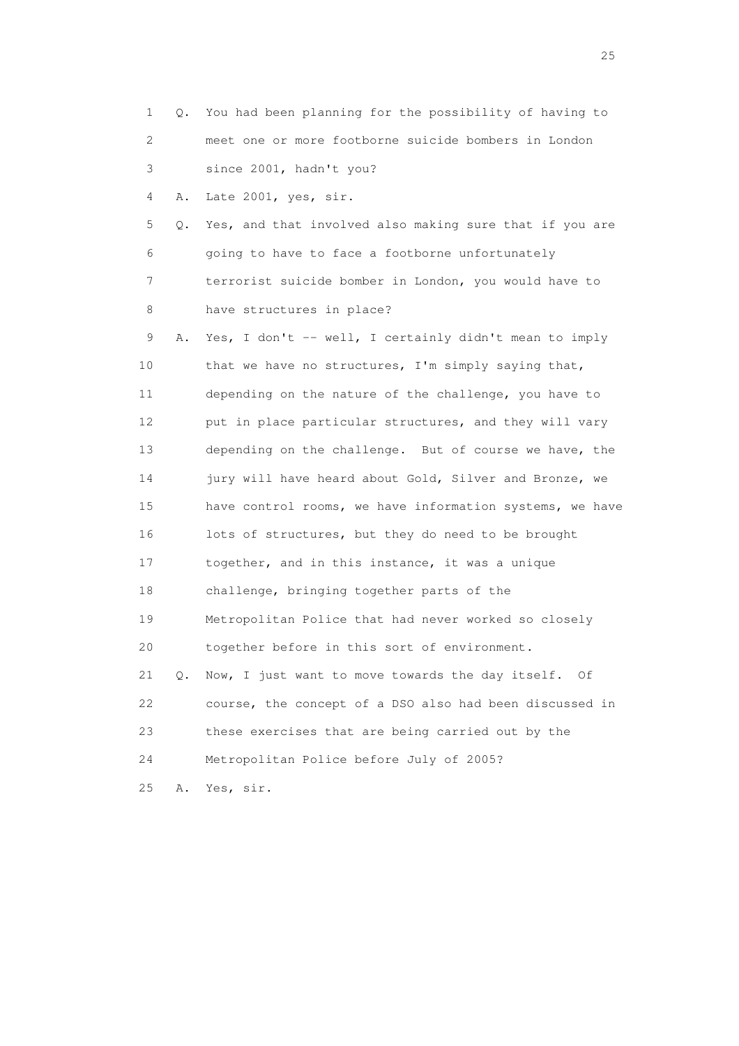1 Q. You had been planning for the possibility of having to
2 meet one or more footborne suicide bombers in London
3 since 2001, hadn't you?
4 A. Late 2001, yes, sir.
5 Q. Yes, and that involved also making sure that if you are
6 going to have to face a footborne unfortunately
7 terrorist suicide bomber in London, you would have to
8 have structures in place?
9 A. Yes, I don't -- well, I certainly didn't mean to imply
10 that we have no structures, I'm simply saying that,
11 depending on the nature of the challenge, you have to
12 put in place particular structures, and they will vary
13 depending on the challenge. But of course we have, the
14 jury will have heard about Gold, Silver and Bronze, we
15 have control rooms, we have information systems, we have
16 lots of structures, but they do need to be brought
17 together, and in this instance, it was a unique
18 challenge, bringing together parts of the
19 Metropolitan Police that had never worked so closely
20 together before in this sort of environment.
21 Q. Now, I just want to move towards the day itself. Of
22 course, the concept of a DSO also had been discussed in
23 these exercises that are being carried out by the
24 Metropolitan Police before July of 2005?
25 A. Yes, sir.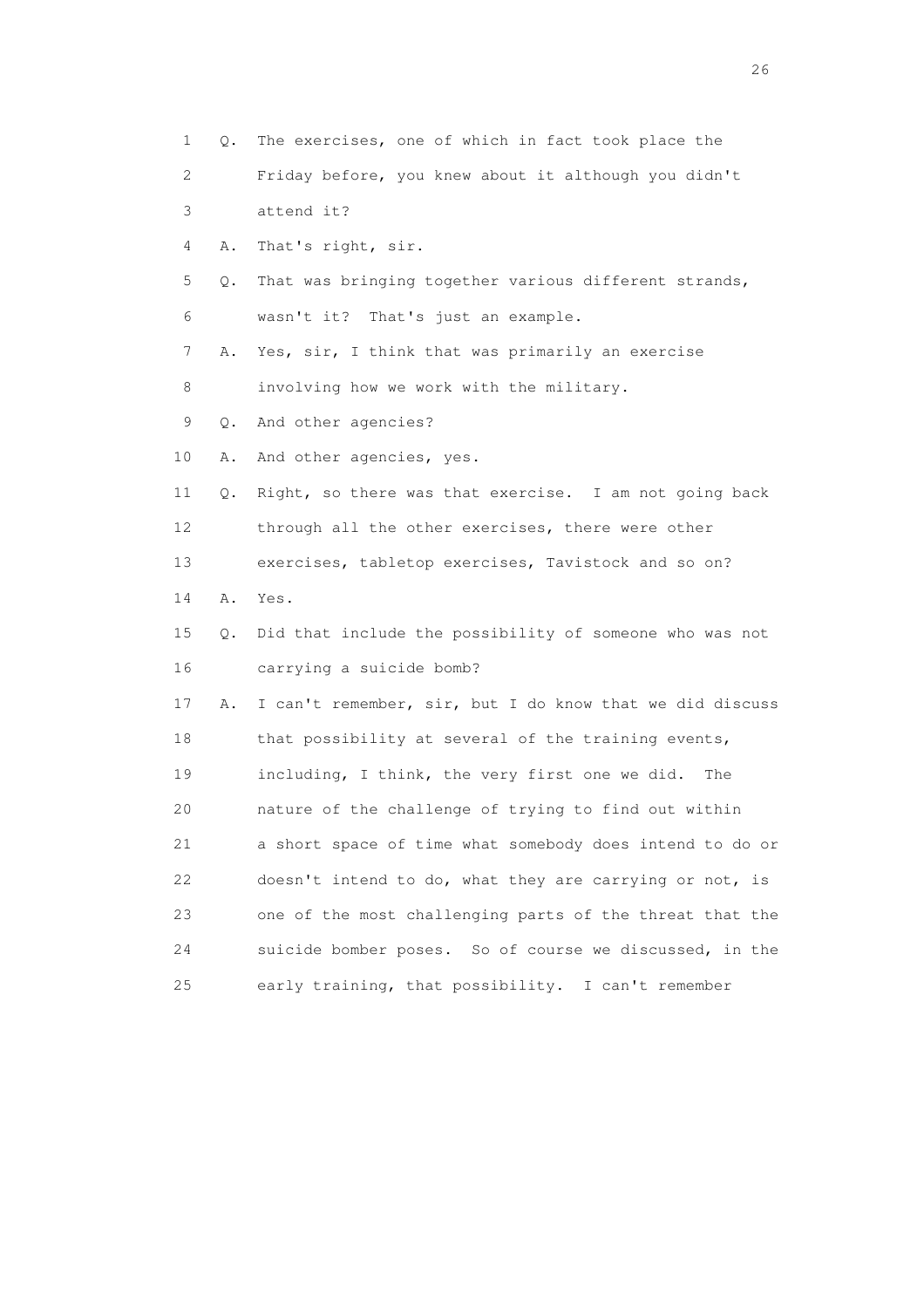1 Q. The exercises, one of which in fact took place the
2 Friday before, you knew about it although you didn't
3 attend it?
4 A. That's right, sir.
5 Q. That was bringing together various different strands,
6 wasn't it? That's just an example.
7 A. Yes, sir, I think that was primarily an exercise
8 involving how we work with the military.
9 Q. And other agencies?
10 A. And other agencies, yes.
11 Q. Right, so there was that exercise. I am not going back
12 through all the other exercises, there were other
13 exercises, tabletop exercises, Tavistock and so on?
14 A. Yes.
15 Q. Did that include the possibility of someone who was not
16 carrying a suicide bomb?
17 A. I can't remember, sir, but I do know that we did discuss
18 that possibility at several of the training events,
19 including, I think, the very first one we did. The
20 nature of the challenge of trying to find out within
21 a short space of time what somebody does intend to do or
22 doesn't intend to do, what they are carrying or not, is
23 one of the most challenging parts of the threat that the
24 suicide bomber poses. So of course we discussed, in the
25 early training, that possibility. I can't remember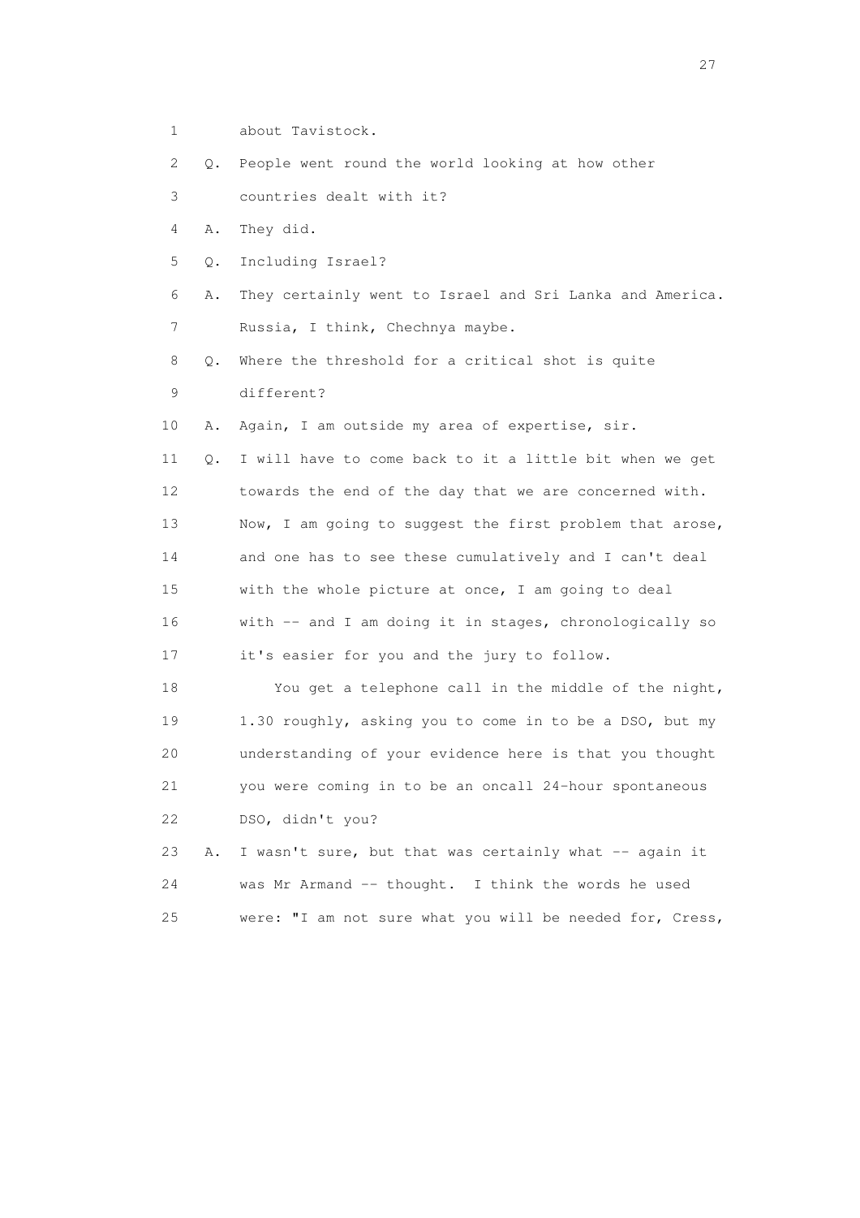1 about Tavistock.

2 Q. People went round the world looking at how other

3 countries dealt with it?

4 A. They did.

5 Q. Including Israel?

6 A. They certainly went to Israel and Sri Lanka and America.

7 Russia, I think, Chechnya maybe.

8 Q. Where the threshold for a critical shot is quite

9 different?

10 A. Again, I am outside my area of expertise, sir.

11 Q. I will have to come back to it a little bit when we get

12 towards the end of the day that we are concerned with.

13 Now, I am going to suggest the first problem that arose,

14 and one has to see these cumulatively and I can't deal

15 with the whole picture at once, I am going to deal

16 with -- and I am doing it in stages, chronologically so

17 it's easier for you and the jury to follow.

18 You get a telephone call in the middle of the night,

19 1.30 roughly, asking you to come in to be a DSO, but my

20 understanding of your evidence here is that you thought

21 you were coming in to be an oncall 24-hour spontaneous

22 DSO, didn't you?

23 A. I wasn't sure, but that was certainly what -- again it

24 was Mr Armand -- thought. I think the words he used

25 were: "I am not sure what you will be needed for, Cress,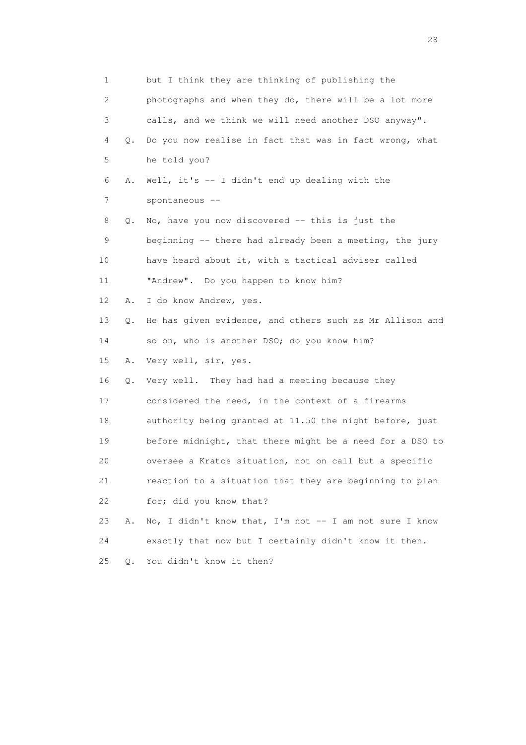1 but I think they are thinking of publishing the
2 photographs and when they do, there will be a lot more
3 calls, and we think we will need another DSO anyway".
4 Q. Do you now realise in fact that was in fact wrong, what
5 he told you?
6 A. Well, it's -- I didn't end up dealing with the
7 spontaneous --
8 Q. No, have you now discovered -- this is just the
9 beginning -- there had already been a meeting, the jury
10 have heard about it, with a tactical adviser called
11 "Andrew". Do you happen to know him?
12 A. I do know Andrew, yes.
13 Q. He has given evidence, and others such as Mr Allison and
14 so on, who is another DSO; do you know him?
15 A. Very well, sir, yes.
16 Q. Very well. They had had a meeting because they
17 considered the need, in the context of a firearms
18 authority being granted at 11.50 the night before, just
19 before midnight, that there might be a need for a DSO to
20 oversee a Kratos situation, not on call but a specific
21 reaction to a situation that they are beginning to plan
22 for; did you know that?
23 A. No, I didn't know that, I'm not -- I am not sure I know
24 exactly that now but I certainly didn't know it then.
25 Q. You didn't know it then?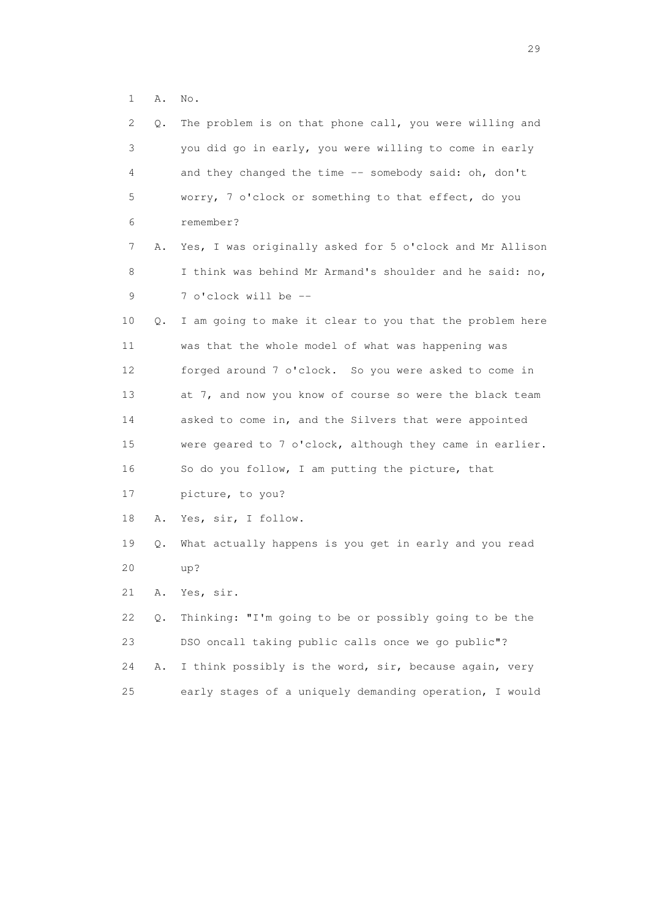1 A. No.

2 Q. The problem is on that phone call, you were willing and
3 you did go in early, you were willing to come in early
4 and they changed the time -- somebody said: oh, don't
5 worry, 7 o'clock or something to that effect, do you
6 remember?

7 A. Yes, I was originally asked for 5 o'clock and Mr Allison
8 I think was behind Mr Armand's shoulder and he said: no,
9 7 o'clock will be --

10 Q. I am going to make it clear to you that the problem here
11 was that the whole model of what was happening was
12 forged around 7 o'clock. So you were asked to come in
13 at 7, and now you know of course so were the black team
14 asked to come in, and the Silvers that were appointed
15 were geared to 7 o'clock, although they came in earlier.
16 So do you follow, I am putting the picture, that
17 picture, to you?

18 A. Yes, sir, I follow.

19 Q. What actually happens is you get in early and you read
20 up?

21 A. Yes, sir.

22 Q. Thinking: "I'm going to be or possibly going to be the
23 DSO oncall taking public calls once we go public"?

24 A. I think possibly is the word, sir, because again, very
25 early stages of a uniquely demanding operation, I would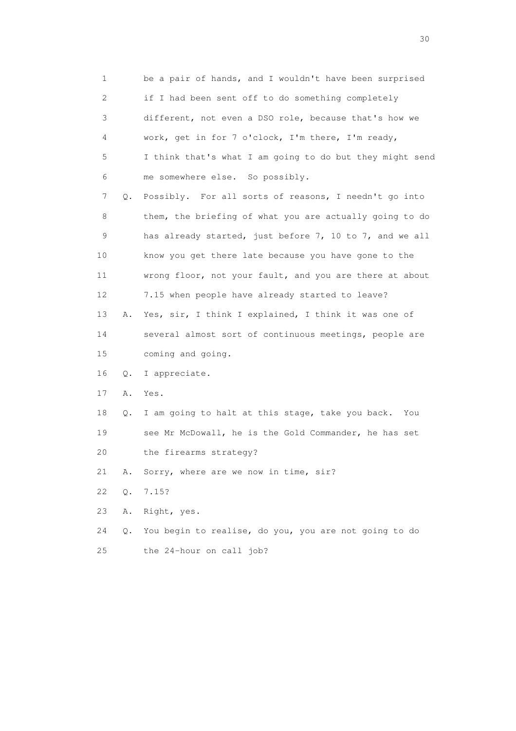1 be a pair of hands, and I wouldn't have been surprised
2 if I had been sent off to do something completely
3 different, not even a DSO role, because that's how we
4 work, get in for 7 o'clock, I'm there, I'm ready,
5 I think that's what I am going to do but they might send
6 me somewhere else. So possibly.

7 Q. Possibly. For all sorts of reasons, I needn't go into
8 them, the briefing of what you are actually going to do
9 has already started, just before 7, 10 to 7, and we all
10 know you get there late because you have gone to the
11 wrong floor, not your fault, and you are there at about
12 7.15 when people have already started to leave?

13 A. Yes, sir, I think I explained, I think it was one of
14 several almost sort of continuous meetings, people are
15 coming and going.

16 Q. I appreciate.

17 A. Yes.

18 Q. I am going to halt at this stage, take you back. You
19 see Mr McDowall, he is the Gold Commander, he has set
20 the firearms strategy?

21 A. Sorry, where are we now in time, sir?

22 Q. 7.15?

23 A. Right, yes.

24 Q. You begin to realise, do you, you are not going to do
25 the 24-hour on call job?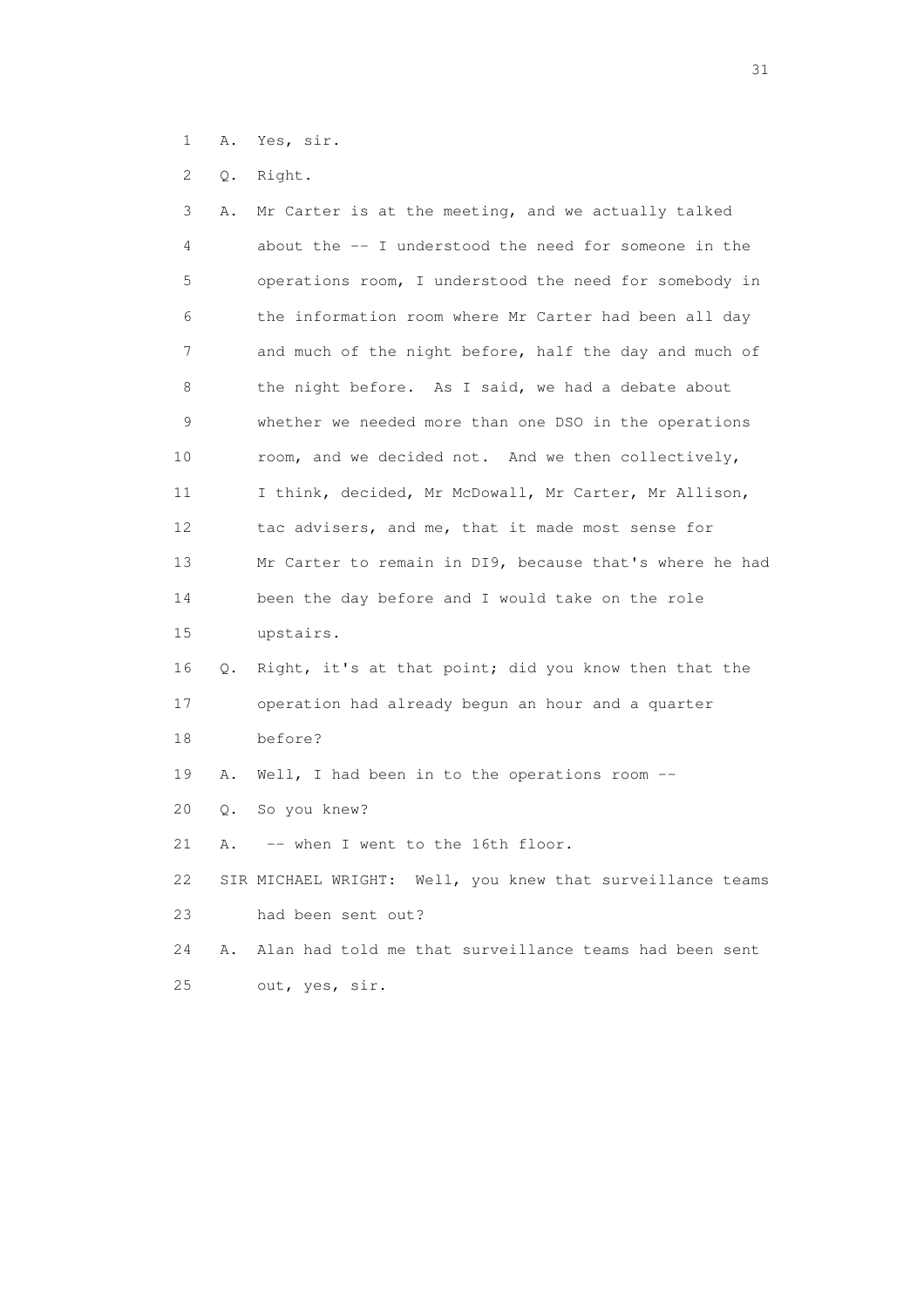1 A. Yes, sir.

2 Q. Right.

3 A. Mr Carter is at the meeting, and we actually talked
4 about the -- I understood the need for someone in the
5 operations room, I understood the need for somebody in
6 the information room where Mr Carter had been all day
7 and much of the night before, half the day and much of
8 the night before. As I said, we had a debate about
9 whether we needed more than one DSO in the operations
10 room, and we decided not. And we then collectively,
11 I think, decided, Mr McDowall, Mr Carter, Mr Allison,
12 tac advisers, and me, that it made most sense for
13 Mr Carter to remain in DI9, because that's where he had
14 been the day before and I would take on the role
15 upstairs.

16 Q. Right, it's at that point; did you know then that the
17 operation had already begun an hour and a quarter
18 before?

19 A. Well, I had been in to the operations room --

20 Q. So you knew?

21 A. -- when I went to the 16th floor.

22 SIR MICHAEL WRIGHT: Well, you knew that surveillance teams
23 had been sent out?

24 A. Alan had told me that surveillance teams had been sent
25 out, yes, sir.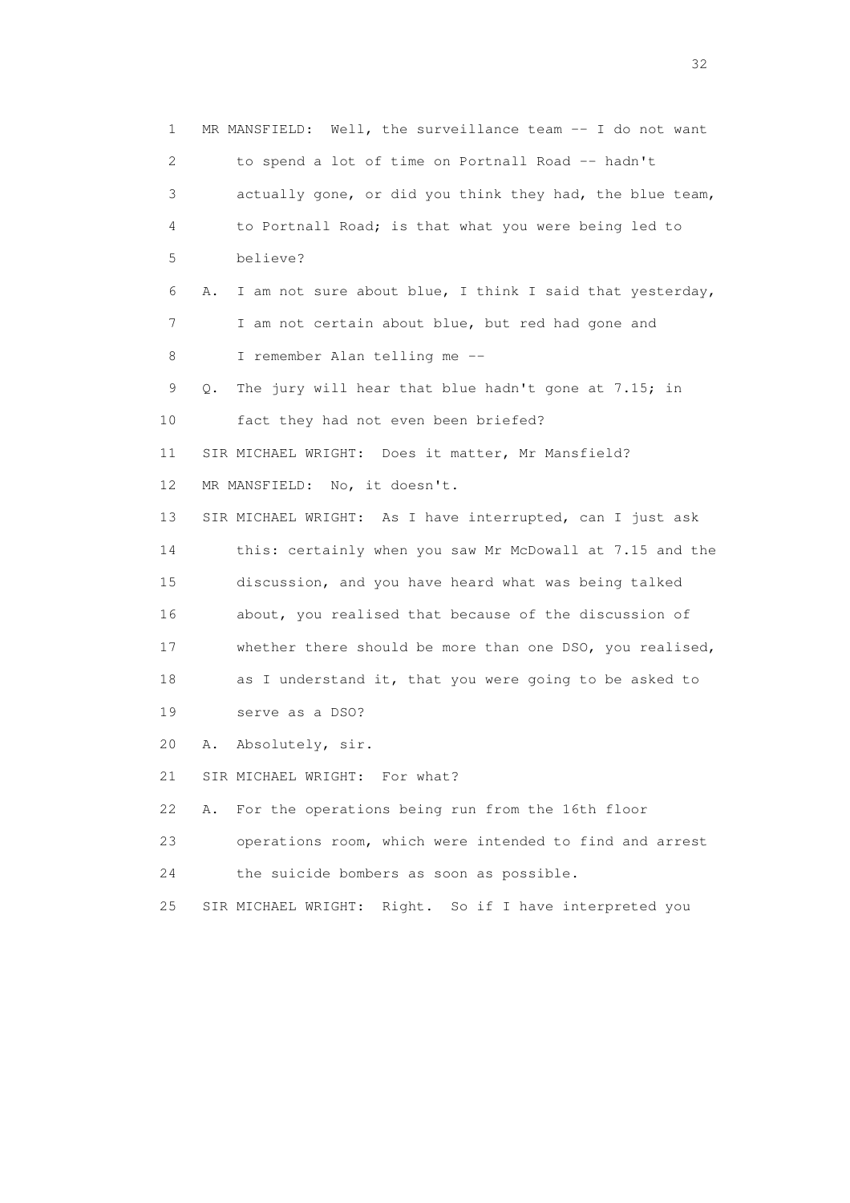1 MR MANSFIELD: Well, the surveillance team -- I do not want
2 to spend a lot of time on Portnall Road -- hadn't
3 actually gone, or did you think they had, the blue team,
4 to Portnall Road; is that what you were being led to
5 believe?
6 A. I am not sure about blue, I think I said that yesterday,
7 I am not certain about blue, but red had gone and
8 I remember Alan telling me --
9 Q. The jury will hear that blue hadn't gone at 7.15; in
10 fact they had not even been briefed?
11 SIR MICHAEL WRIGHT: Does it matter, Mr Mansfield?
12 MR MANSFIELD: No, it doesn't.
13 SIR MICHAEL WRIGHT: As I have interrupted, can I just ask
14 this: certainly when you saw Mr McDowall at 7.15 and the
15 discussion, and you have heard what was being talked
16 about, you realised that because of the discussion of
17 whether there should be more than one DSO, you realised,
18 as I understand it, that you were going to be asked to
19 serve as a DSO?
20 A. Absolutely, sir.
21 SIR MICHAEL WRIGHT: For what?
22 A. For the operations being run from the 16th floor
23 operations room, which were intended to find and arrest
24 the suicide bombers as soon as possible.
25 SIR MICHAEL WRIGHT: Right. So if I have interpreted you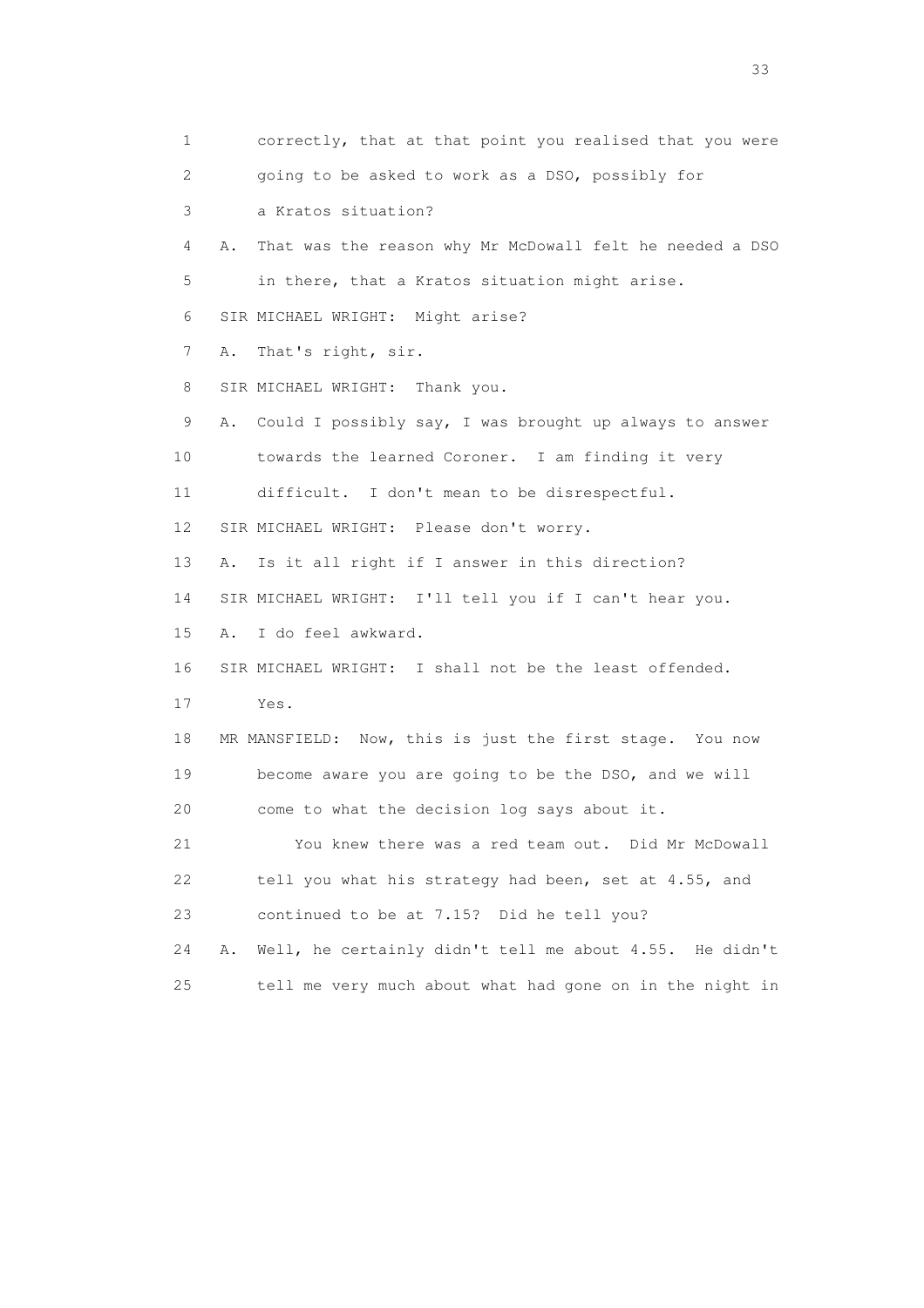1 correctly, that at that point you realised that you were
2 going to be asked to work as a DSO, possibly for
3 a Kratos situation?
4 A. That was the reason why Mr McDowall felt he needed a DSO
5 in there, that a Kratos situation might arise.
6 SIR MICHAEL WRIGHT: Might arise?
7 A. That's right, sir.
8 SIR MICHAEL WRIGHT: Thank you.
9 A. Could I possibly say, I was brought up always to answer
10 towards the learned Coroner. I am finding it very
11 difficult. I don't mean to be disrespectful.
12 SIR MICHAEL WRIGHT: Please don't worry.
13 A. Is it all right if I answer in this direction?
14 SIR MICHAEL WRIGHT: I'll tell you if I can't hear you.
15 A. I do feel awkward.
16 SIR MICHAEL WRIGHT: I shall not be the least offended.
17 Yes.
18 MR MANSFIELD: Now, this is just the first stage. You now
19 become aware you are going to be the DSO, and we will
20 come to what the decision log says about it.
21 You knew there was a red team out. Did Mr McDowall
22 tell you what his strategy had been, set at 4.55, and
23 continued to be at 7.15? Did he tell you?
24 A. Well, he certainly didn't tell me about 4.55. He didn't
25 tell me very much about what had gone on in the night in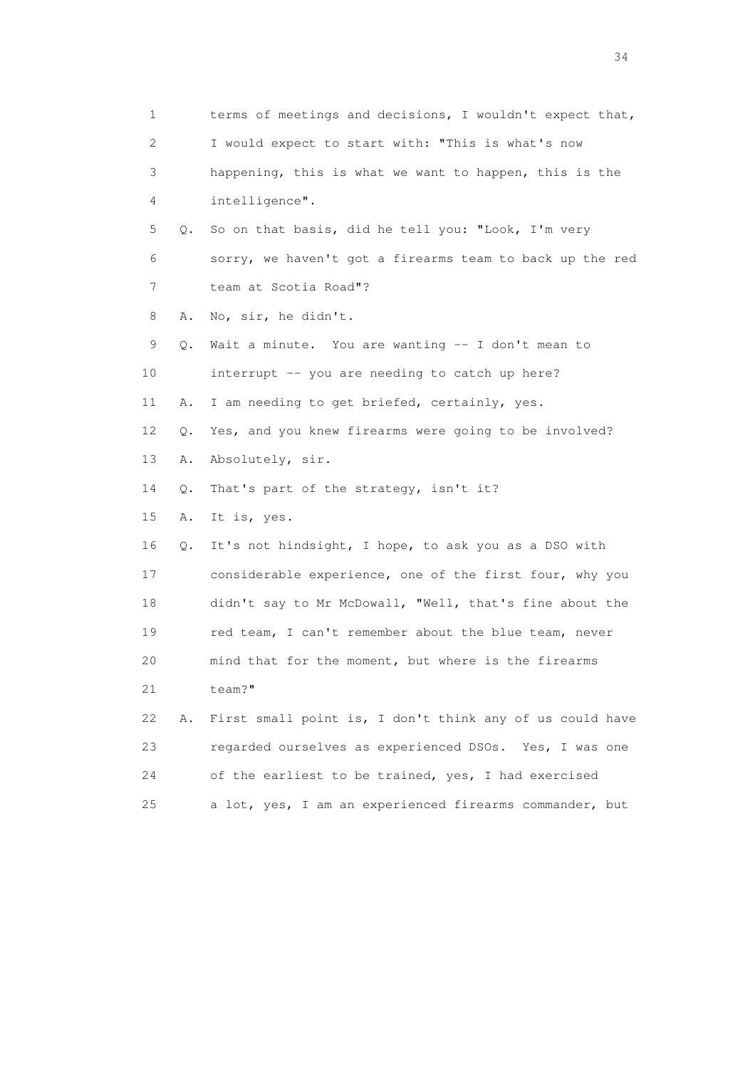1 terms of meetings and decisions, I wouldn't expect that,
2 I would expect to start with: "This is what's now
3 happening, this is what we want to happen, this is the
4 intelligence".

5 Q. So on that basis, did he tell you: "Look, I'm very
6 sorry, we haven't got a firearms team to back up the red
7 team at Scotia Road"?

8 A. No, sir, he didn't.

9 Q. Wait a minute. You are wanting -- I don't mean to
10 interrupt -- you are needing to catch up here?

11 A. I am needing to get briefed, certainly, yes.

12 Q. Yes, and you knew firearms were going to be involved?

13 A. Absolutely, sir.

14 Q. That's part of the strategy, isn't it?

15 A. It is, yes.

16 Q. It's not hindsight, I hope, to ask you as a DSO with
17 considerable experience, one of the first four, why you
18 didn't say to Mr McDowall, "Well, that's fine about the
19 red team, I can't remember about the blue team, never
20 mind that for the moment, but where is the firearms
21 team?"

22 A. First small point is, I don't think any of us could have
23 regarded ourselves as experienced DSOs. Yes, I was one
24 of the earliest to be trained, yes, I had exercised
25 a lot, yes, I am an experienced firearms commander, but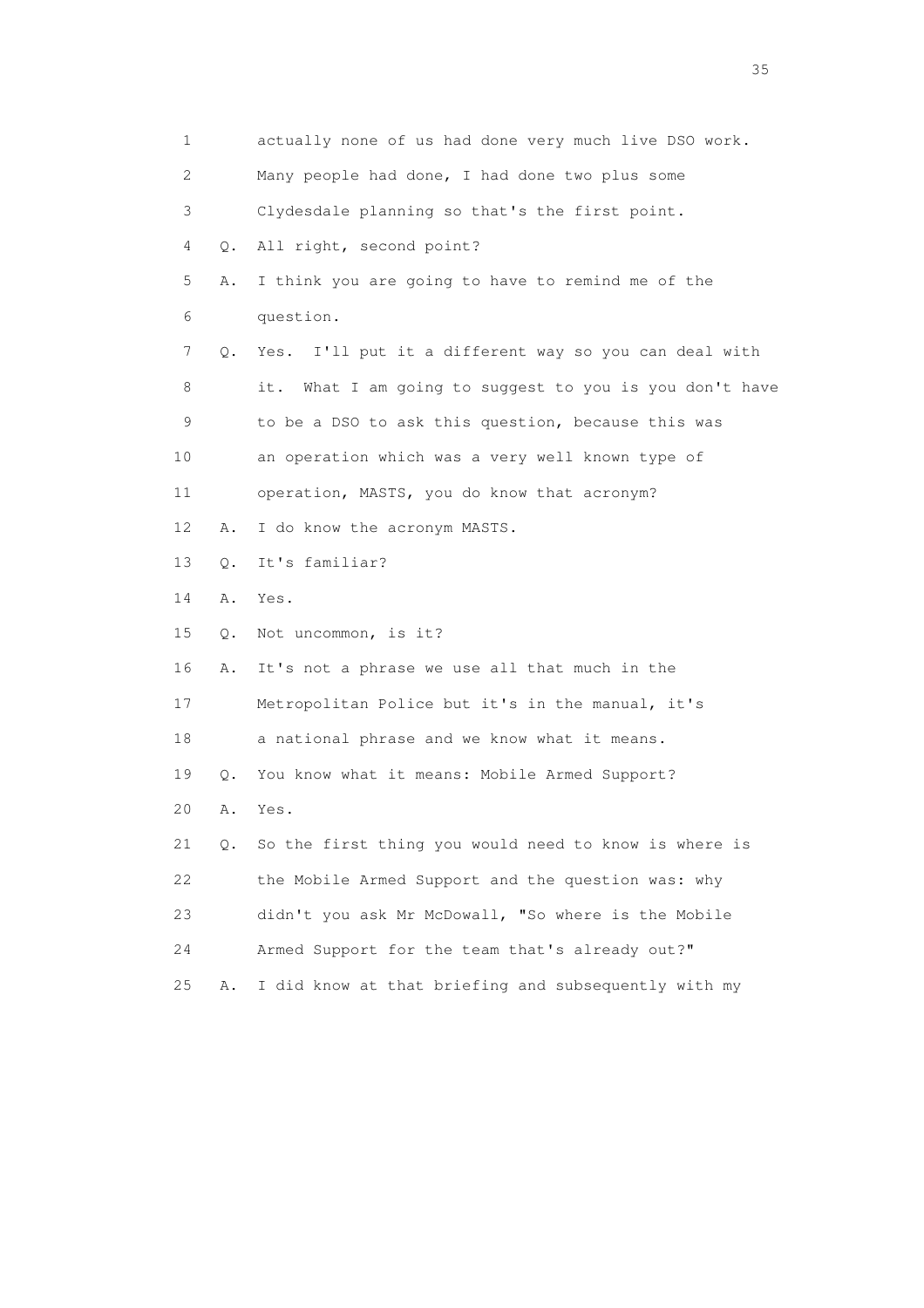1 actually none of us had done very much live DSO work.
2 Many people had done, I had done two plus some
3 Clydesdale planning so that's the first point.
4 Q. All right, second point?
5 A. I think you are going to have to remind me of the
6 question.
7 Q. Yes. I'll put it a different way so you can deal with
8 it. What I am going to suggest to you is you don't have
9 to be a DSO to ask this question, because this was
10 an operation which was a very well known type of
11 operation, MASTS, you do know that acronym?
12 A. I do know the acronym MASTS.
13 Q. It's familiar?
14 A. Yes.
15 Q. Not uncommon, is it?
16 A. It's not a phrase we use all that much in the
17 Metropolitan Police but it's in the manual, it's
18 a national phrase and we know what it means.
19 Q. You know what it means: Mobile Armed Support?
20 A. Yes.
21 Q. So the first thing you would need to know is where is
22 the Mobile Armed Support and the question was: why
23 didn't you ask Mr McDowall, "So where is the Mobile
24 Armed Support for the team that's already out?"
25 A. I did know at that briefing and subsequently with my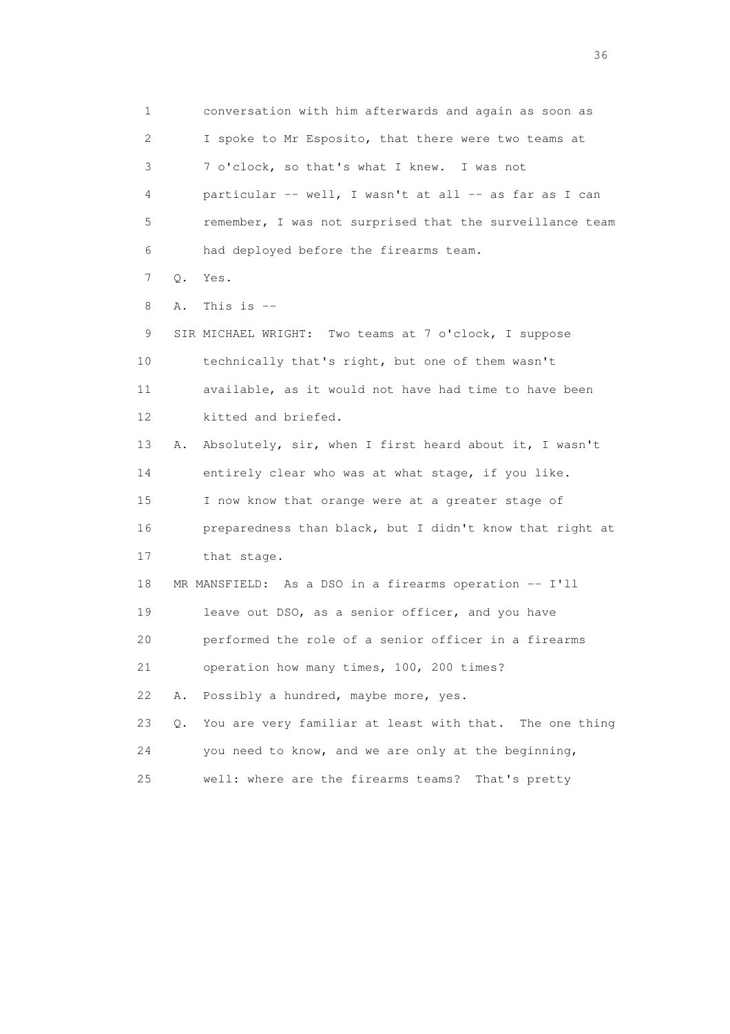1 conversation with him afterwards and again as soon as
2 I spoke to Mr Esposito, that there were two teams at
3 7 o'clock, so that's what I knew. I was not
4 particular -- well, I wasn't at all -- as far as I can
5 remember, I was not surprised that the surveillance team
6 had deployed before the firearms team.
7 Q. Yes.
8 A. This is --
9 SIR MICHAEL WRIGHT: Two teams at 7 o'clock, I suppose
10 technically that's right, but one of them wasn't
11 available, as it would not have had time to have been
12 kitted and briefed.
13 A. Absolutely, sir, when I first heard about it, I wasn't
14 entirely clear who was at what stage, if you like.
15 I now know that orange were at a greater stage of
16 preparedness than black, but I didn't know that right at
17 that stage.
18 MR MANSFIELD: As a DSO in a firearms operation -- I'll
19 leave out DSO, as a senior officer, and you have
20 performed the role of a senior officer in a firearms
21 operation how many times, 100, 200 times?
22 A. Possibly a hundred, maybe more, yes.
23 Q. You are very familiar at least with that. The one thing
24 you need to know, and we are only at the beginning,
25 well: where are the firearms teams? That's pretty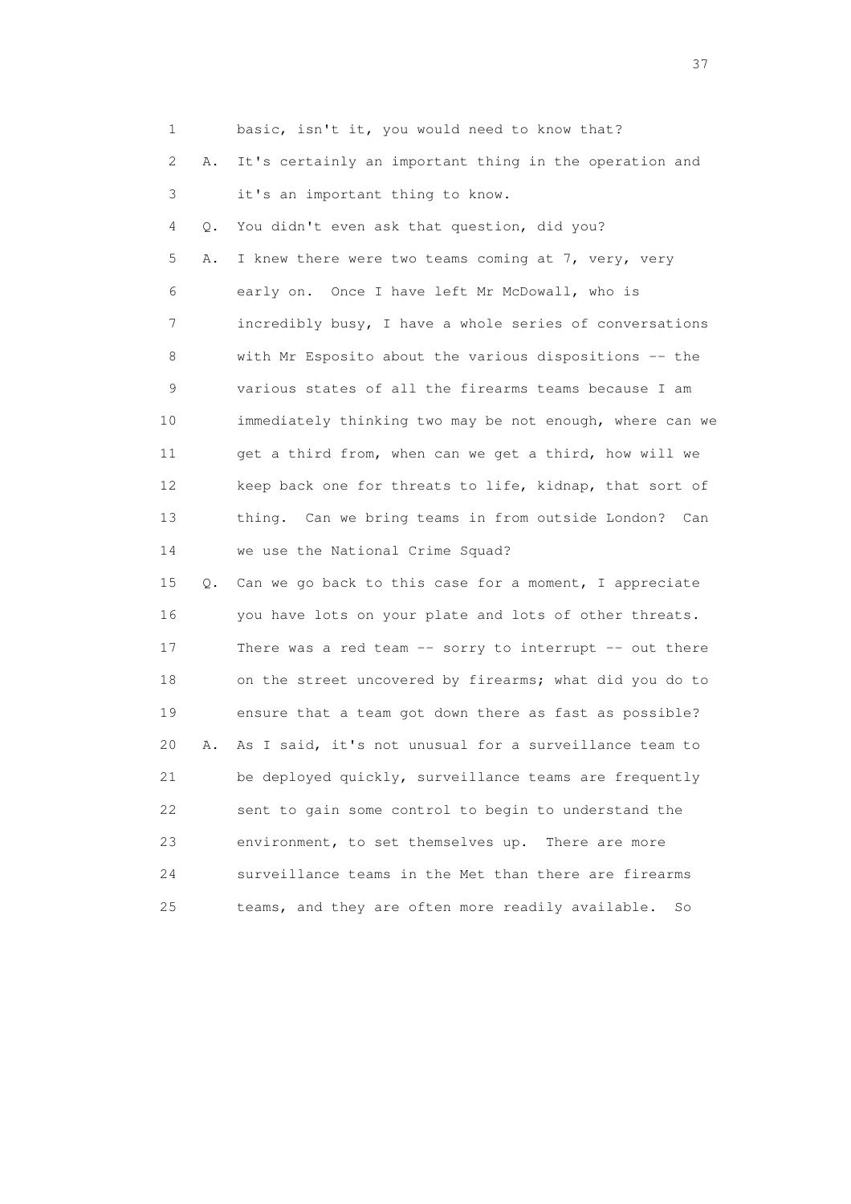1 basic, isn't it, you would need to know that?

2 A. It's certainly an important thing in the operation and

3 it's an important thing to know.

4 Q. You didn't even ask that question, did you?

5 A. I knew there were two teams coming at 7, very, very

6 early on. Once I have left Mr McDowall, who is

7 incredibly busy, I have a whole series of conversations

8 with Mr Esposito about the various dispositions -- the

9 various states of all the firearms teams because I am

10 immediately thinking two may be not enough, where can we

11 get a third from, when can we get a third, how will we

12 keep back one for threats to life, kidnap, that sort of

13 thing. Can we bring teams in from outside London? Can

14 we use the National Crime Squad?

15 Q. Can we go back to this case for a moment, I appreciate

16 you have lots on your plate and lots of other threats.

17 There was a red team -- sorry to interrupt -- out there

18 on the street uncovered by firearms; what did you do to

19 ensure that a team got down there as fast as possible?

20 A. As I said, it's not unusual for a surveillance team to

21 be deployed quickly, surveillance teams are frequently

22 sent to gain some control to begin to understand the

23 environment, to set themselves up. There are more

24 surveillance teams in the Met than there are firearms

25 teams, and they are often more readily available. So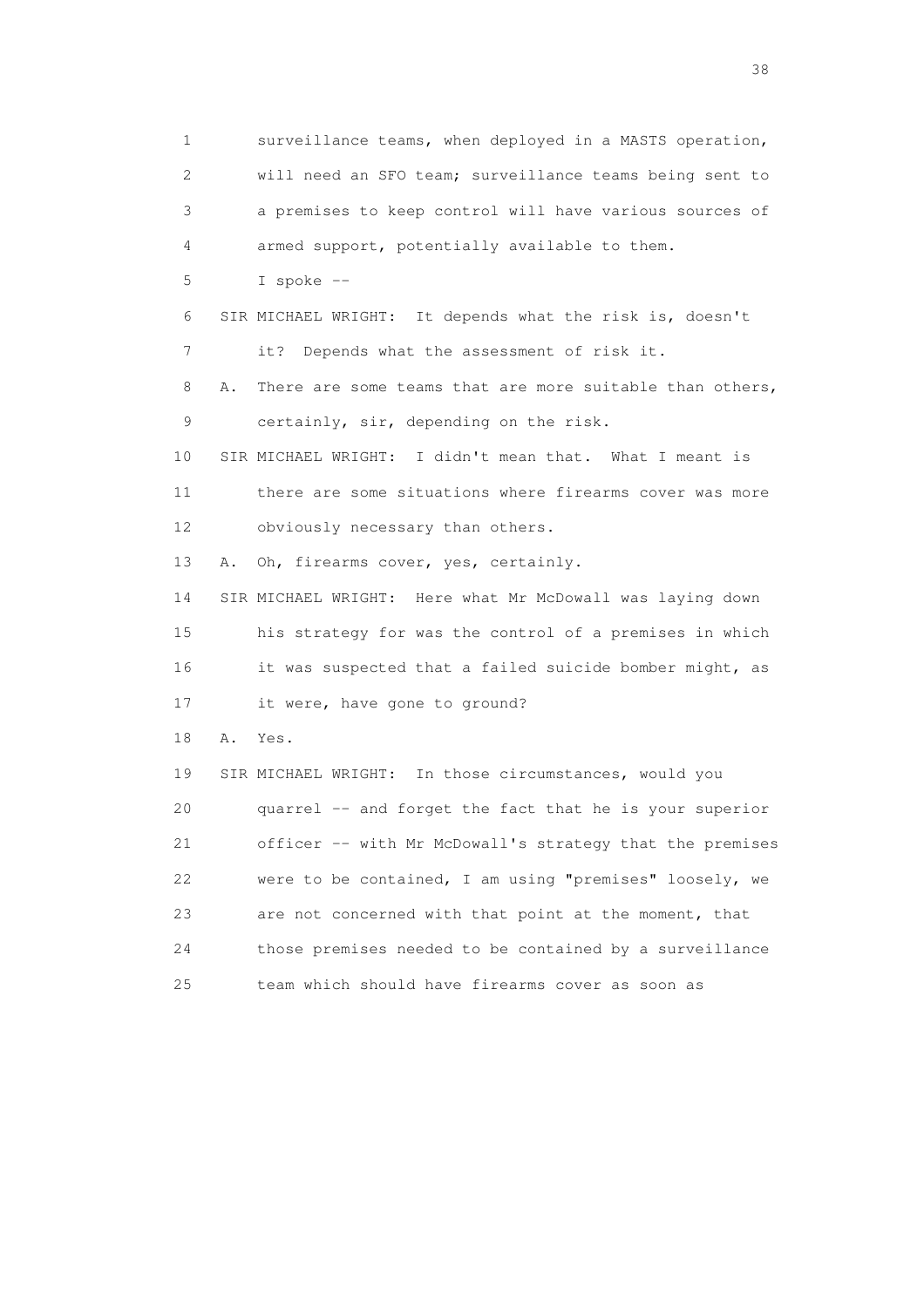1 surveillance teams, when deployed in a MASTS operation,
2 will need an SFO team; surveillance teams being sent to
3 a premises to keep control will have various sources of
4 armed support, potentially available to them.
5 I spoke --
6 SIR MICHAEL WRIGHT: It depends what the risk is, doesn't
7 it? Depends what the assessment of risk it.
8 A. There are some teams that are more suitable than others,
9 certainly, sir, depending on the risk.
10 SIR MICHAEL WRIGHT: I didn't mean that. What I meant is
11 there are some situations where firearms cover was more
12 obviously necessary than others.
13 A. Oh, firearms cover, yes, certainly.
14 SIR MICHAEL WRIGHT: Here what Mr McDowall was laying down
15 his strategy for was the control of a premises in which
16 it was suspected that a failed suicide bomber might, as
17 it were, have gone to ground?
18 A. Yes.
19 SIR MICHAEL WRIGHT: In those circumstances, would you
20 quarrel -- and forget the fact that he is your superior
21 officer -- with Mr McDowall's strategy that the premises
22 were to be contained, I am using "premises" loosely, we
23 are not concerned with that point at the moment, that
24 those premises needed to be contained by a surveillance
25 team which should have firearms cover as soon as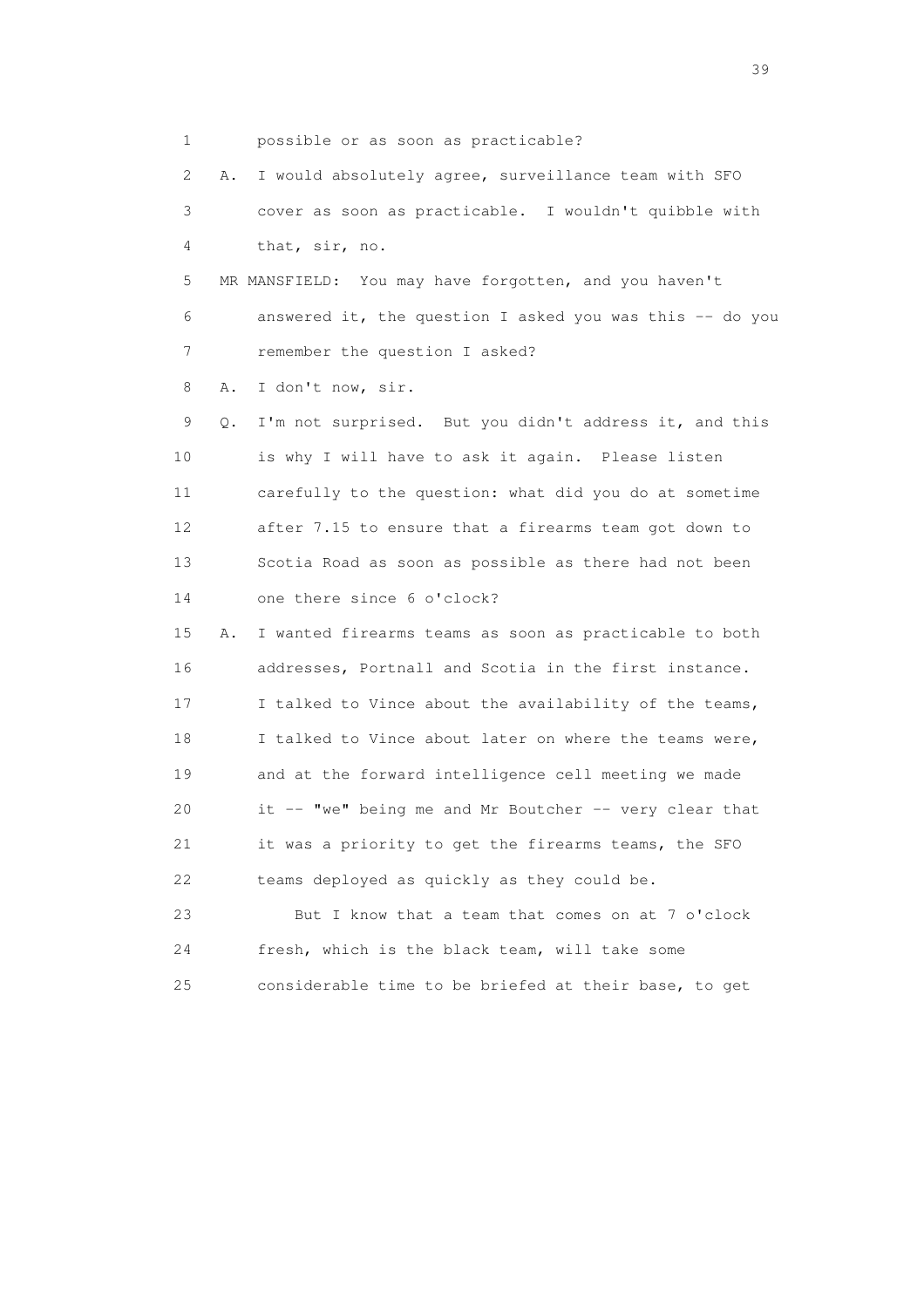1 possible or as soon as practicable?

2 A. I would absolutely agree, surveillance team with SFO

3 cover as soon as practicable. I wouldn't quibble with

4 that, sir, no.

5 MR MANSFIELD: You may have forgotten, and you haven't

6 answered it, the question I asked you was this -- do you

7 remember the question I asked?

8 A. I don't now, sir.

9 Q. I'm not surprised. But you didn't address it, and this

10 is why I will have to ask it again. Please listen

11 carefully to the question: what did you do at sometime

12 after 7.15 to ensure that a firearms team got down to

13 Scotia Road as soon as possible as there had not been

14 one there since 6 o'clock?

15 A. I wanted firearms teams as soon as practicable to both

16 addresses, Portnall and Scotia in the first instance.

17 I talked to Vince about the availability of the teams,

18 I talked to Vince about later on where the teams were,

19 and at the forward intelligence cell meeting we made

20 it -- "we" being me and Mr Boutcher -- very clear that

21 it was a priority to get the firearms teams, the SFO

22 teams deployed as quickly as they could be.

23 But I know that a team that comes on at 7 o'clock

24 fresh, which is the black team, will take some

25 considerable time to be briefed at their base, to get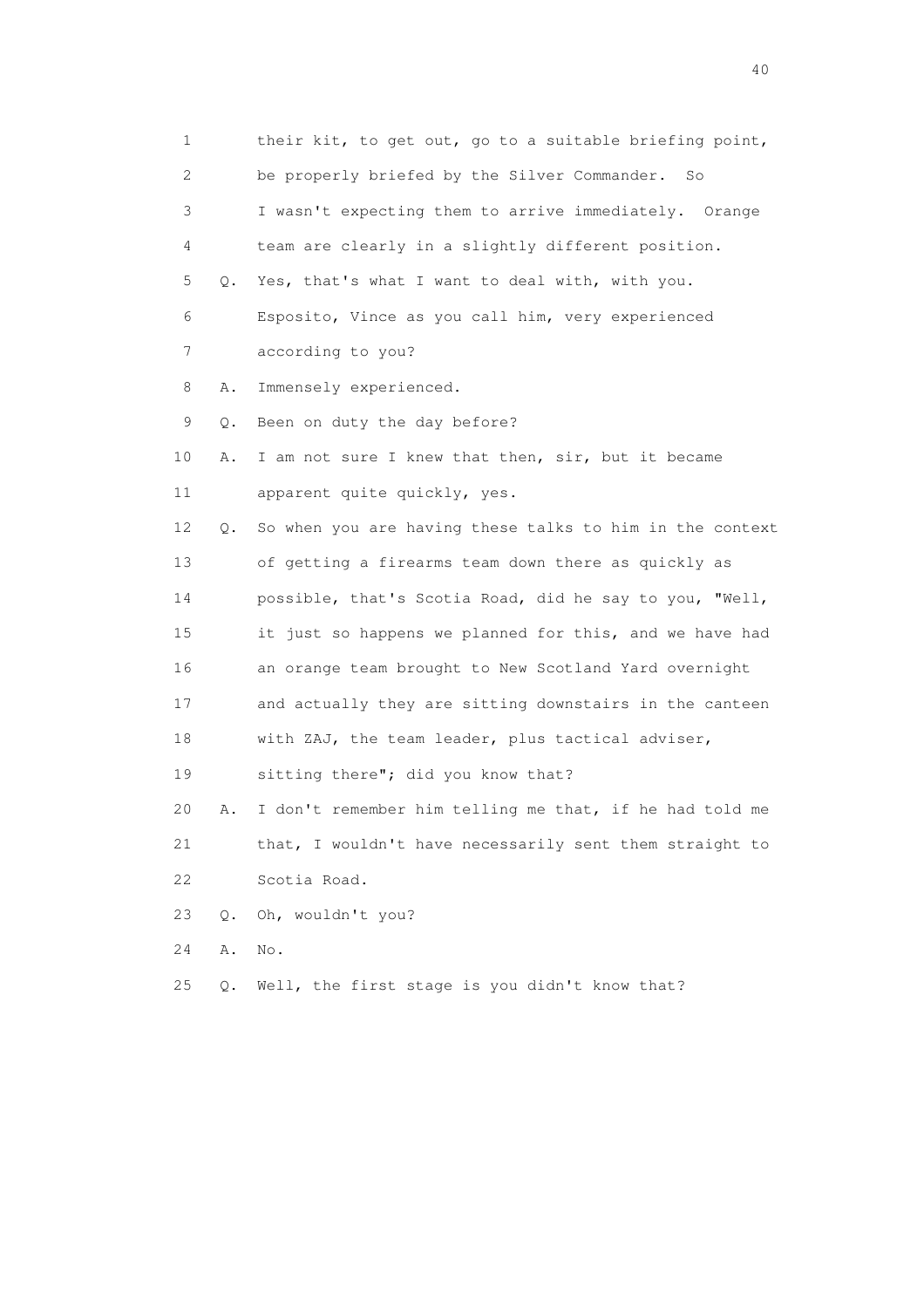1 their kit, to get out, go to a suitable briefing point,

2 be properly briefed by the Silver Commander. So

3 I wasn't expecting them to arrive immediately. Orange

4 team are clearly in a slightly different position.

5 Q. Yes, that's what I want to deal with, with you.

6 Esposito, Vince as you call him, very experienced

7 according to you?

8 A. Immensely experienced.

9 Q. Been on duty the day before?

10 A. I am not sure I knew that then, sir, but it became

11 apparent quite quickly, yes.

12 Q. So when you are having these talks to him in the context

13 of getting a firearms team down there as quickly as

14 possible, that's Scotia Road, did he say to you, "Well,

15 it just so happens we planned for this, and we have had

16 an orange team brought to New Scotland Yard overnight

17 and actually they are sitting downstairs in the canteen

18 with ZAJ, the team leader, plus tactical adviser,

19 sitting there"; did you know that?

20 A. I don't remember him telling me that, if he had told me

21 that, I wouldn't have necessarily sent them straight to

22 Scotia Road.

23 Q. Oh, wouldn't you?

24 A. No.

25 Q. Well, the first stage is you didn't know that?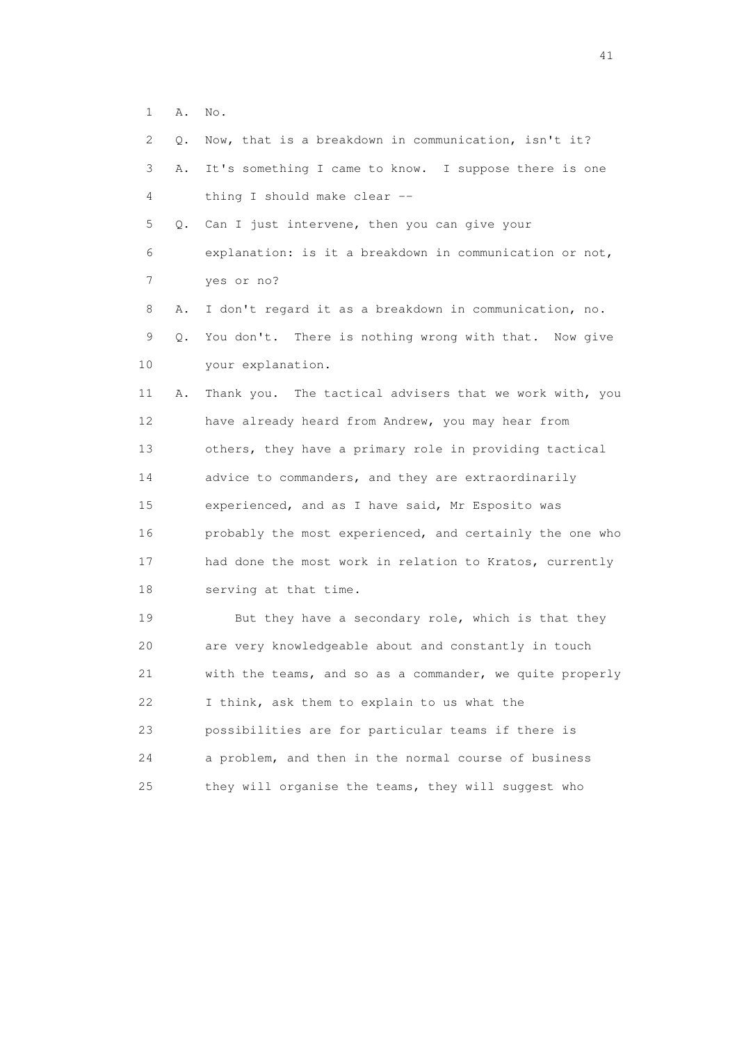1 A. No.

2 Q. Now, that is a breakdown in communication, isn't it?

3 A. It's something I came to know. I suppose there is one

4 thing I should make clear --

5 Q. Can I just intervene, then you can give your

6 explanation: is it a breakdown in communication or not,

7 yes or no?

8 A. I don't regard it as a breakdown in communication, no.

9 Q. You don't. There is nothing wrong with that. Now give

10 your explanation.

11 A. Thank you. The tactical advisers that we work with, you

12 have already heard from Andrew, you may hear from

13 others, they have a primary role in providing tactical

14 advice to commanders, and they are extraordinarily

15 experienced, and as I have said, Mr Esposito was

16 probably the most experienced, and certainly the one who

17 had done the most work in relation to Kratos, currently

18 serving at that time.

19 But they have a secondary role, which is that they

20 are very knowledgeable about and constantly in touch

21 with the teams, and so as a commander, we quite properly

22 I think, ask them to explain to us what the

23 possibilities are for particular teams if there is

24 a problem, and then in the normal course of business

25 they will organise the teams, they will suggest who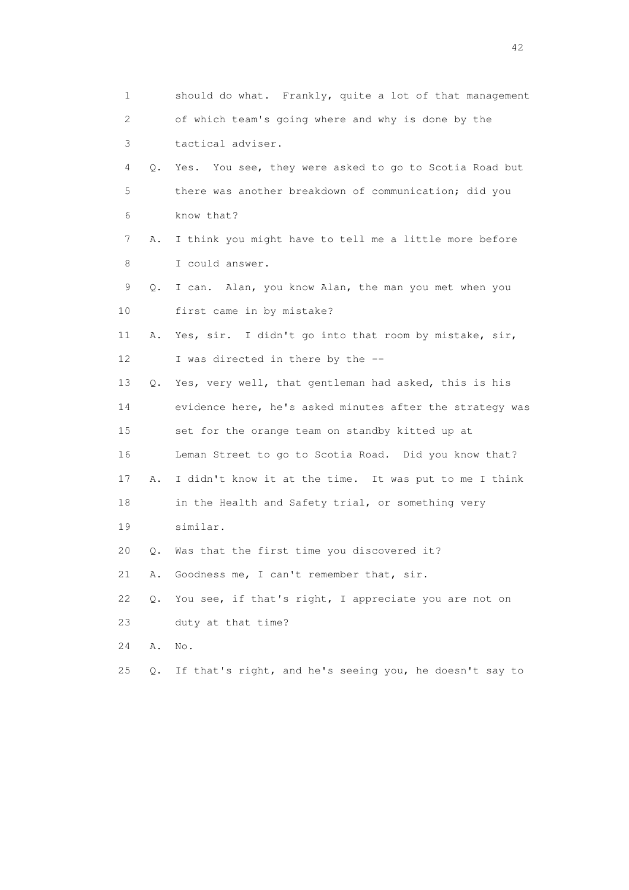1 should do what. Frankly, quite a lot of that management
2 of which team's going where and why is done by the
3 tactical adviser.

4 Q. Yes. You see, they were asked to go to Scotia Road but
5 there was another breakdown of communication; did you
6 know that?

7 A. I think you might have to tell me a little more before
8 I could answer.

9 Q. I can. Alan, you know Alan, the man you met when you
10 first came in by mistake?

11 A. Yes, sir. I didn't go into that room by mistake, sir,
12 I was directed in there by the --

13 Q. Yes, very well, that gentleman had asked, this is his
14 evidence here, he's asked minutes after the strategy was
15 set for the orange team on standby kitted up at
16 Leman Street to go to Scotia Road. Did you know that?

17 A. I didn't know it at the time. It was put to me I think
18 in the Health and Safety trial, or something very
19 similar.

20 Q. Was that the first time you discovered it?

21 A. Goodness me, I can't remember that, sir.

22 Q. You see, if that's right, I appreciate you are not on
23 duty at that time?

24 A. No.

25 Q. If that's right, and he's seeing you, he doesn't say to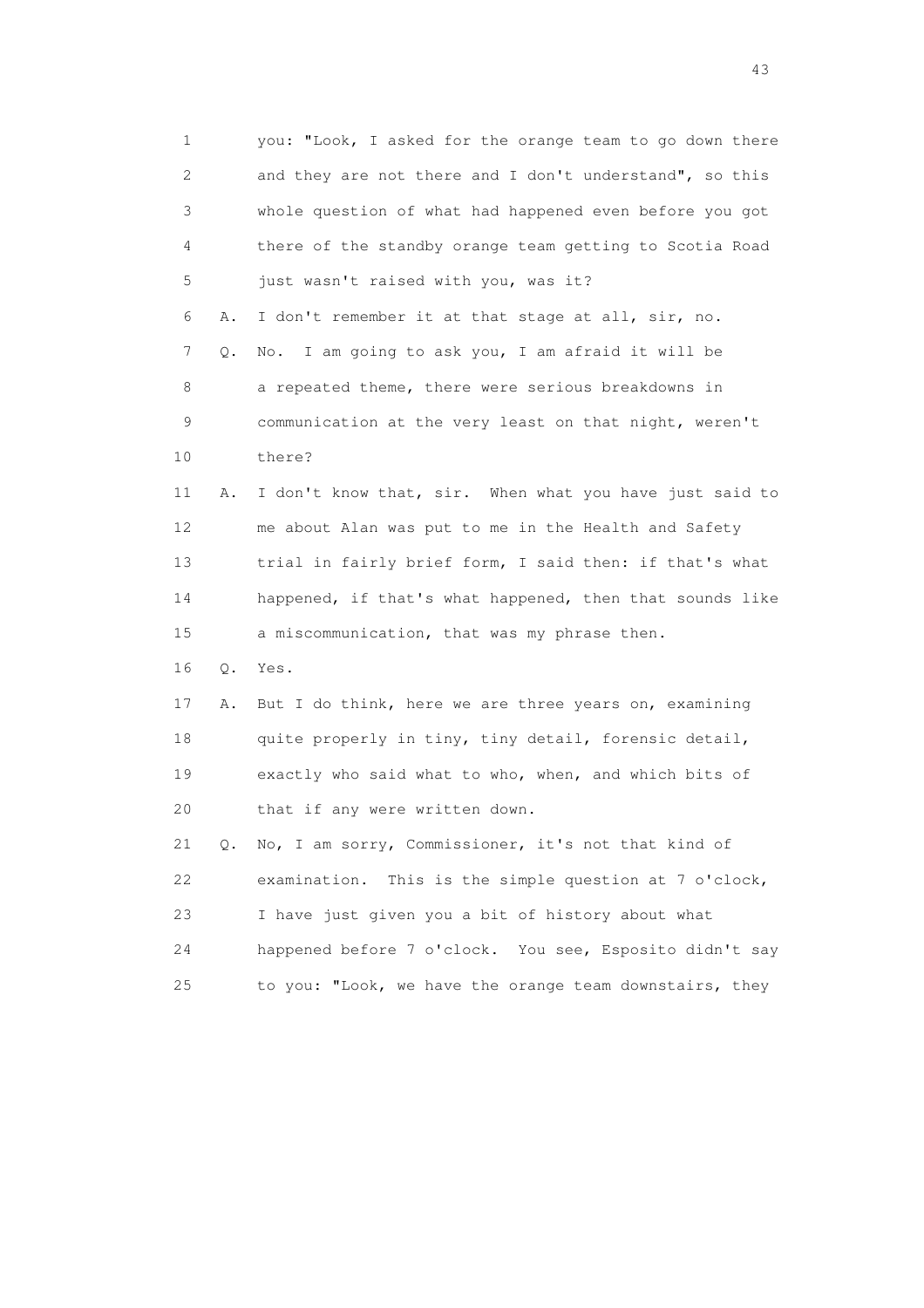1 you: "Look, I asked for the orange team to go down there
2 and they are not there and I don't understand", so this
3 whole question of what had happened even before you got
4 there of the standby orange team getting to Scotia Road
5 just wasn't raised with you, was it?

6 A. I don't remember it at that stage at all, sir, no.

7 Q. No. I am going to ask you, I am afraid it will be
8 a repeated theme, there were serious breakdowns in
9 communication at the very least on that night, weren't
10 there?

11 A. I don't know that, sir. When what you have just said to
12 me about Alan was put to me in the Health and Safety
13 trial in fairly brief form, I said then: if that's what
14 happened, if that's what happened, then that sounds like
15 a miscommunication, that was my phrase then.

16 Q. Yes.

17 A. But I do think, here we are three years on, examining
18 quite properly in tiny, tiny detail, forensic detail,
19 exactly who said what to who, when, and which bits of
20 that if any were written down.

21 Q. No, I am sorry, Commissioner, it's not that kind of
22 examination. This is the simple question at 7 o'clock,
23 I have just given you a bit of history about what
24 happened before 7 o'clock. You see, Esposito didn't say
25 to you: "Look, we have the orange team downstairs, they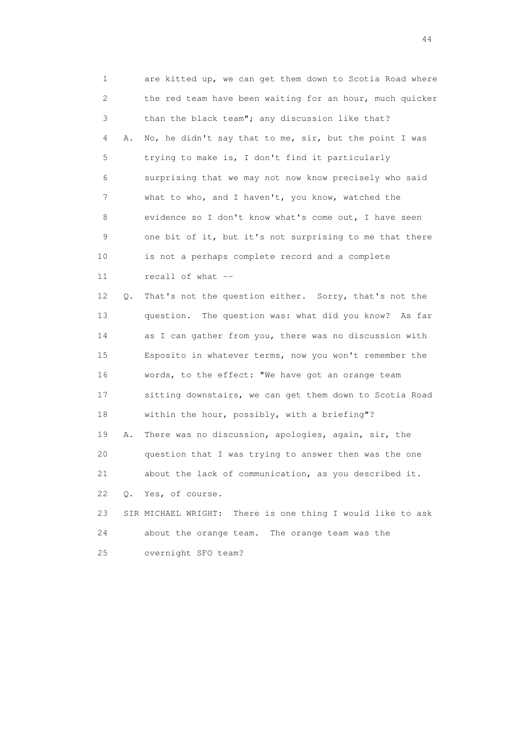1 are kitted up, we can get them down to Scotia Road where
2 the red team have been waiting for an hour, much quicker
3 than the black team"; any discussion like that?
4 A. No, he didn't say that to me, sir, but the point I was
5 trying to make is, I don't find it particularly
6 surprising that we may not now know precisely who said
7 what to who, and I haven't, you know, watched the
8 evidence so I don't know what's come out, I have seen
9 one bit of it, but it's not surprising to me that there
10 is not a perhaps complete record and a complete
11 recall of what --
12 Q. That's not the question either. Sorry, that's not the
13 question. The question was: what did you know? As far
14 as I can gather from you, there was no discussion with
15 Esposito in whatever terms, now you won't remember the
16 words, to the effect: "We have got an orange team
17 sitting downstairs, we can get them down to Scotia Road
18 within the hour, possibly, with a briefing"?
19 A. There was no discussion, apologies, again, sir, the
20 question that I was trying to answer then was the one
21 about the lack of communication, as you described it.
22 Q. Yes, of course.
23 SIR MICHAEL WRIGHT: There is one thing I would like to ask
24 about the orange team. The orange team was the
25 overnight SFO team?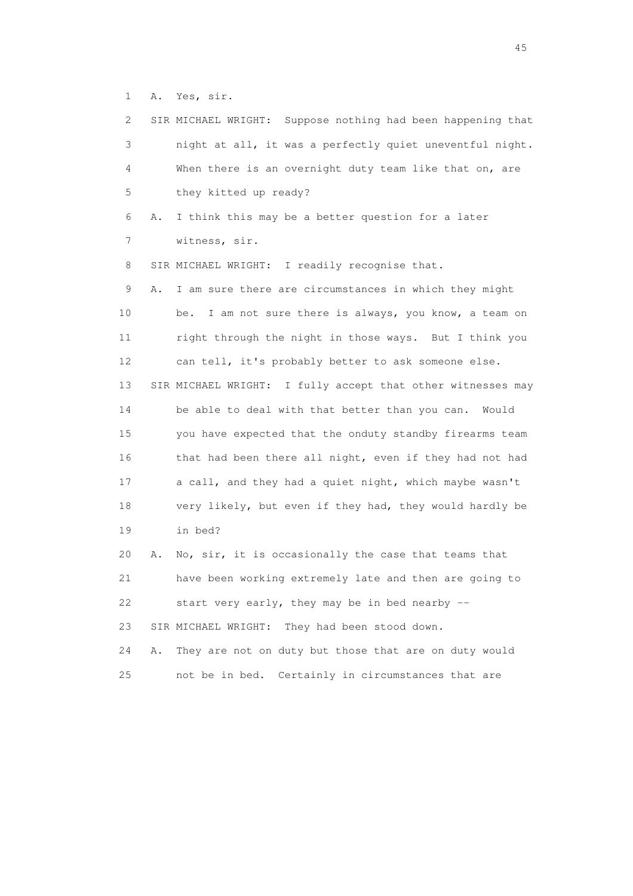1 A. Yes, sir.

2 SIR MICHAEL WRIGHT: Suppose nothing had been happening that

3 night at all, it was a perfectly quiet uneventful night.

4 When there is an overnight duty team like that on, are

5 they kitted up ready?

6 A. I think this may be a better question for a later

7 witness, sir.

8 SIR MICHAEL WRIGHT: I readily recognise that.

9 A. I am sure there are circumstances in which they might

10 be. I am not sure there is always, you know, a team on

11 right through the night in those ways. But I think you

12 can tell, it's probably better to ask someone else.

13 SIR MICHAEL WRIGHT: I fully accept that other witnesses may

14 be able to deal with that better than you can. Would

15 you have expected that the onduty standby firearms team

16 that had been there all night, even if they had not had

17 a call, and they had a quiet night, which maybe wasn't

18 very likely, but even if they had, they would hardly be

19 in bed?

20 A. No, sir, it is occasionally the case that teams that

21 have been working extremely late and then are going to

22 start very early, they may be in bed nearby --

23 SIR MICHAEL WRIGHT: They had been stood down.

24 A. They are not on duty but those that are on duty would

25 not be in bed. Certainly in circumstances that are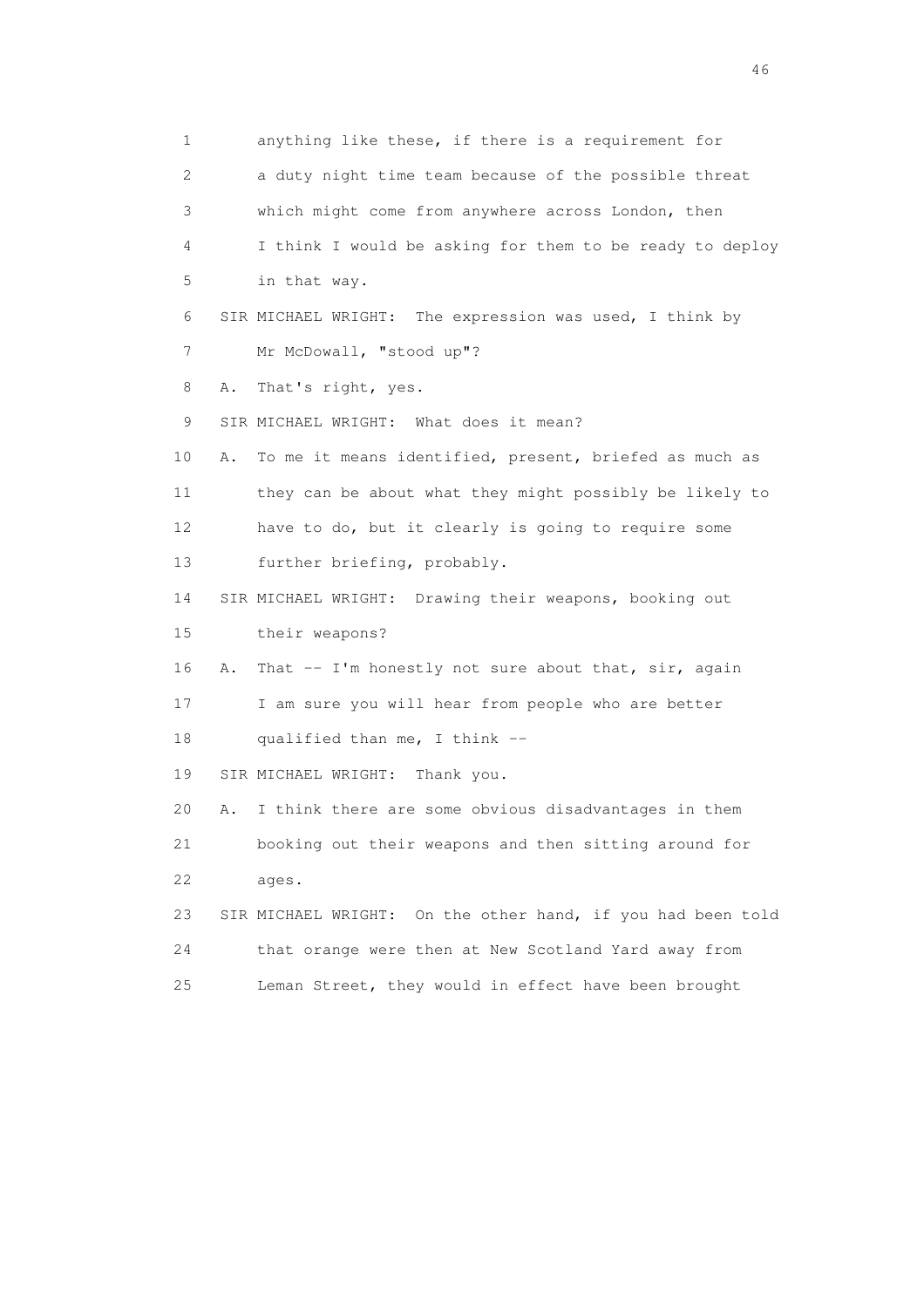1 anything like these, if there is a requirement for
2 a duty night time team because of the possible threat
3 which might come from anywhere across London, then
4 I think I would be asking for them to be ready to deploy
5 in that way.
6 SIR MICHAEL WRIGHT: The expression was used, I think by
7 Mr McDowall, "stood up"?
8 A. That's right, yes.
9 SIR MICHAEL WRIGHT: What does it mean?
10 A. To me it means identified, present, briefed as much as
11 they can be about what they might possibly be likely to
12 have to do, but it clearly is going to require some
13 further briefing, probably.
14 SIR MICHAEL WRIGHT: Drawing their weapons, booking out
15 their weapons?
16 A. That -- I'm honestly not sure about that, sir, again
17 I am sure you will hear from people who are better
18 qualified than me, I think --
19 SIR MICHAEL WRIGHT: Thank you.
20 A. I think there are some obvious disadvantages in them
21 booking out their weapons and then sitting around for
22 ages.
23 SIR MICHAEL WRIGHT: On the other hand, if you had been told
24 that orange were then at New Scotland Yard away from
25 Leman Street, they would in effect have been brought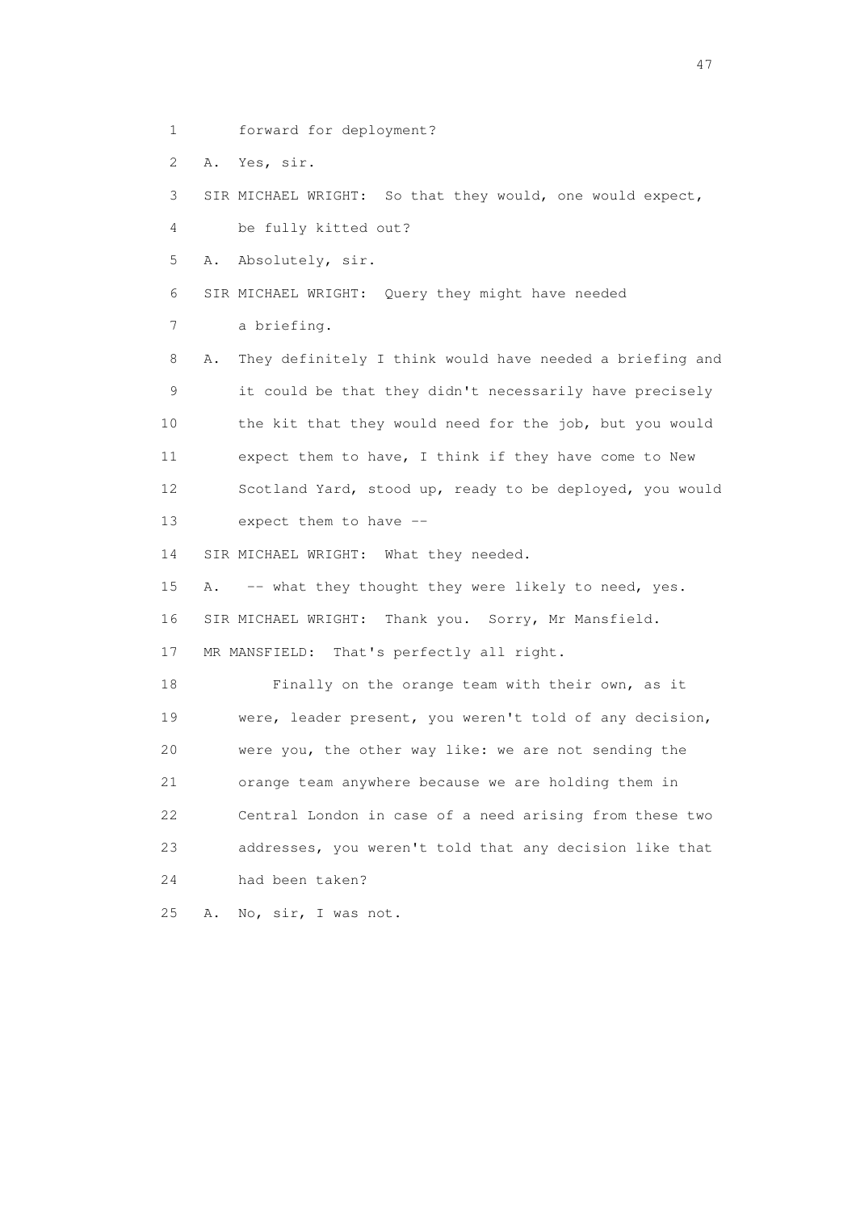1 forward for deployment?

2 A. Yes, sir.

3 SIR MICHAEL WRIGHT: So that they would, one would expect,

4 be fully kitted out?

5 A. Absolutely, sir.

6 SIR MICHAEL WRIGHT: Query they might have needed

7 a briefing.

8 A. They definitely I think would have needed a briefing and

9 it could be that they didn't necessarily have precisely

10 the kit that they would need for the job, but you would

11 expect them to have, I think if they have come to New

12 Scotland Yard, stood up, ready to be deployed, you would

13 expect them to have --

14 SIR MICHAEL WRIGHT: What they needed.

15 A. -- what they thought they were likely to need, yes.

16 SIR MICHAEL WRIGHT: Thank you. Sorry, Mr Mansfield.

17 MR MANSFIELD: That's perfectly all right.

18 Finally on the orange team with their own, as it

19 were, leader present, you weren't told of any decision,

20 were you, the other way like: we are not sending the

21 orange team anywhere because we are holding them in

22 Central London in case of a need arising from these two

23 addresses, you weren't told that any decision like that

24 had been taken?

25 A. No, sir, I was not.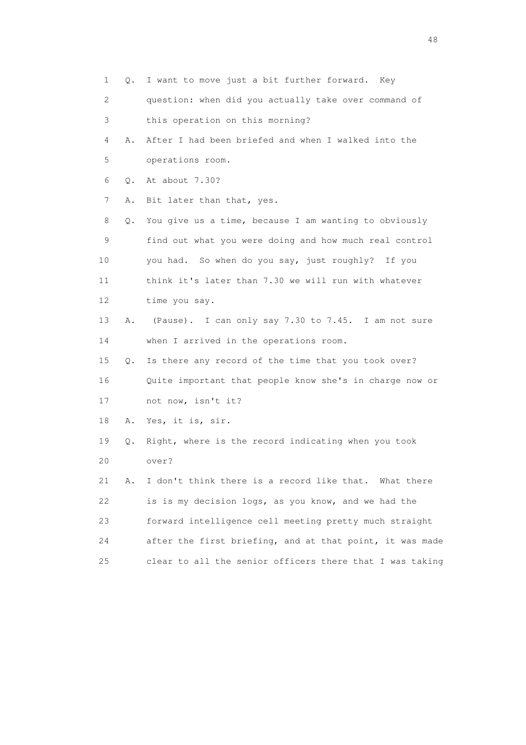1 Q. I want to move just a bit further forward. Key
2 question: when did you actually take over command of
3 this operation on this morning?
4 A. After I had been briefed and when I walked into the
5 operations room.
6 Q. At about 7.30?
7 A. Bit later than that, yes.
8 Q. You give us a time, because I am wanting to obviously
9 find out what you were doing and how much real control
10 you had. So when do you say, just roughly? If you
11 think it's later than 7.30 we will run with whatever
12 time you say.
13 A. (Pause). I can only say 7.30 to 7.45. I am not sure
14 when I arrived in the operations room.
15 Q. Is there any record of the time that you took over?
16 Quite important that people know she's in charge now or
17 not now, isn't it?
18 A. Yes, it is, sir.
19 Q. Right, where is the record indicating when you took
20 over?
21 A. I don't think there is a record like that. What there
22 is is my decision logs, as you know, and we had the
23 forward intelligence cell meeting pretty much straight
24 after the first briefing, and at that point, it was made
25 clear to all the senior officers there that I was taking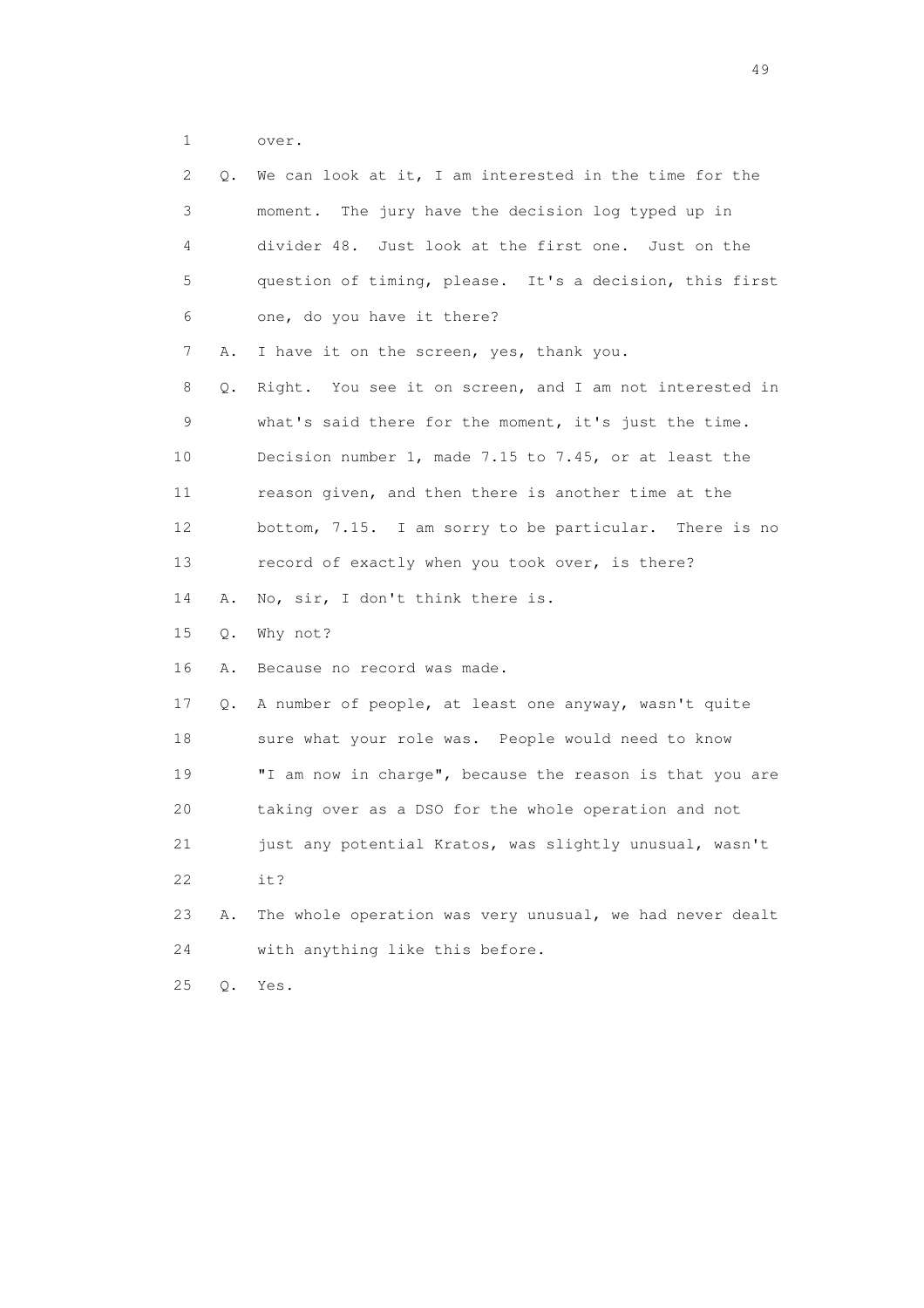1 over.

2 Q. We can look at it, I am interested in the time for the
3 moment. The jury have the decision log typed up in
4 divider 48. Just look at the first one. Just on the
5 question of timing, please. It's a decision, this first
6 one, do you have it there?

7 A. I have it on the screen, yes, thank you.

8 Q. Right. You see it on screen, and I am not interested in
9 what's said there for the moment, it's just the time.
10 Decision number 1, made 7.15 to 7.45, or at least the
11 reason given, and then there is another time at the
12 bottom, 7.15. I am sorry to be particular. There is no
13 record of exactly when you took over, is there?

14 A. No, sir, I don't think there is.

15 Q. Why not?

16 A. Because no record was made.

17 Q. A number of people, at least one anyway, wasn't quite
18 sure what your role was. People would need to know
19 "I am now in charge", because the reason is that you are
20 taking over as a DSO for the whole operation and not
21 just any potential Kratos, was slightly unusual, wasn't
22 it?

23 A. The whole operation was very unusual, we had never dealt
24 with anything like this before.

25 Q. Yes.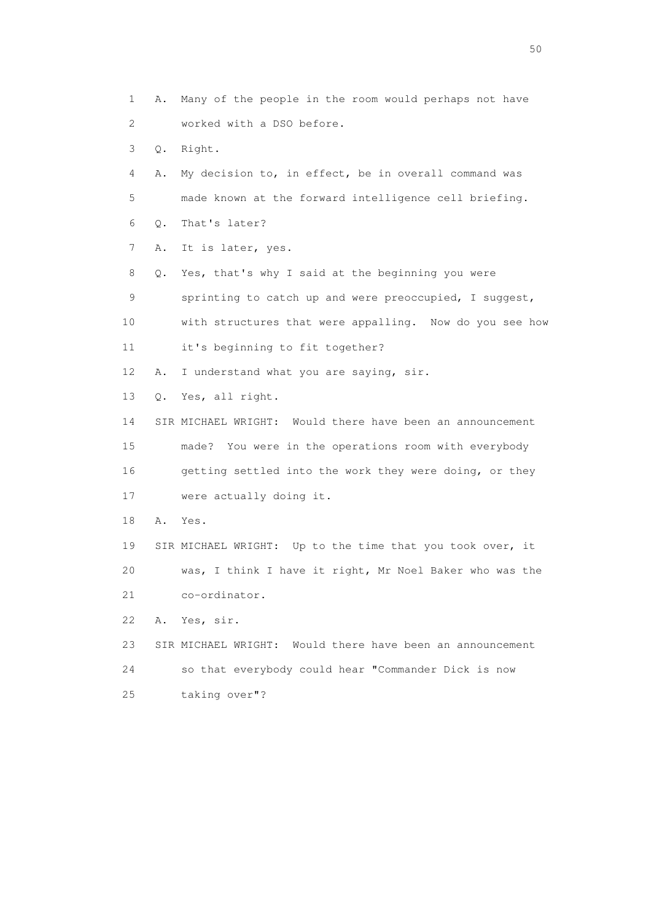1 A. Many of the people in the room would perhaps not have
2 worked with a DSO before.
3 Q. Right.
4 A. My decision to, in effect, be in overall command was
5 made known at the forward intelligence cell briefing.
6 Q. That's later?
7 A. It is later, yes.
8 Q. Yes, that's why I said at the beginning you were
9 sprinting to catch up and were preoccupied, I suggest,
10 with structures that were appalling. Now do you see how
11 it's beginning to fit together?
12 A. I understand what you are saying, sir.
13 Q. Yes, all right.
14 SIR MICHAEL WRIGHT: Would there have been an announcement
15 made? You were in the operations room with everybody
16 getting settled into the work they were doing, or they
17 were actually doing it.
18 A. Yes.
19 SIR MICHAEL WRIGHT: Up to the time that you took over, it
20 was, I think I have it right, Mr Noel Baker who was the
21 co-ordinator.
22 A. Yes, sir.
23 SIR MICHAEL WRIGHT: Would there have been an announcement
24 so that everybody could hear "Commander Dick is now
25 taking over"?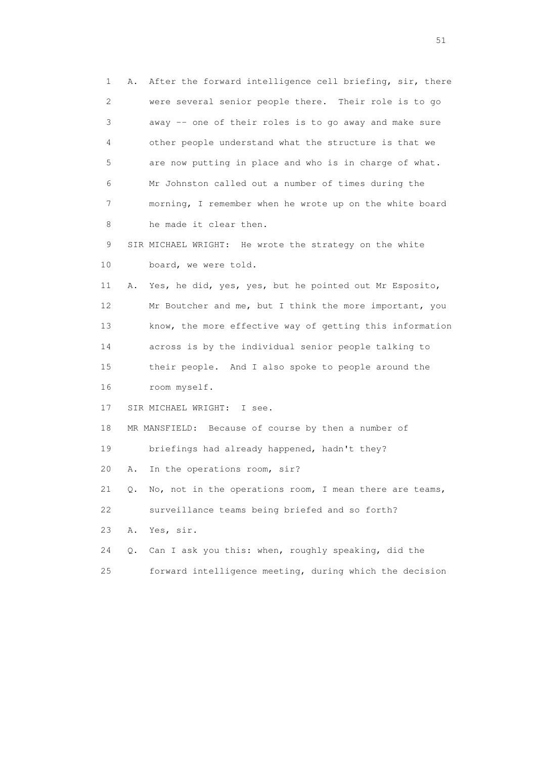1 A. After the forward intelligence cell briefing, sir, there
2 were several senior people there. Their role is to go
3 away -- one of their roles is to go away and make sure
4 other people understand what the structure is that we
5 are now putting in place and who is in charge of what.
6 Mr Johnston called out a number of times during the
7 morning, I remember when he wrote up on the white board
8 he made it clear then.

9 SIR MICHAEL WRIGHT: He wrote the strategy on the white
10 board, we were told.

11 A. Yes, he did, yes, yes, but he pointed out Mr Esposito,
12 Mr Boutcher and me, but I think the more important, you
13 know, the more effective way of getting this information
14 across is by the individual senior people talking to
15 their people. And I also spoke to people around the
16 room myself.

17 SIR MICHAEL WRIGHT: I see.

18 MR MANSFIELD: Because of course by then a number of
19 briefings had already happened, hadn't they?

20 A. In the operations room, sir?

21 Q. No, not in the operations room, I mean there are teams,
22 surveillance teams being briefed and so forth?

23 A. Yes, sir.

24 Q. Can I ask you this: when, roughly speaking, did the
25 forward intelligence meeting, during which the decision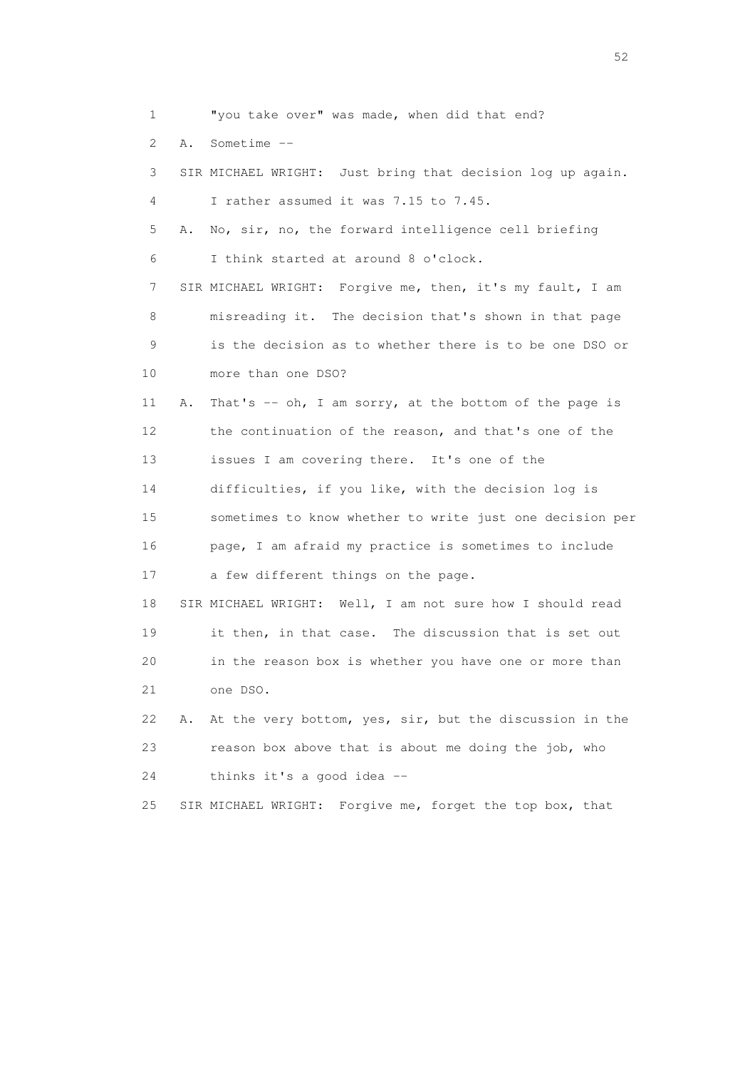1 "you take over" was made, when did that end?

2 A. Sometime --

3 SIR MICHAEL WRIGHT: Just bring that decision log up again.

4 I rather assumed it was 7.15 to 7.45.

5 A. No, sir, no, the forward intelligence cell briefing

6 I think started at around 8 o'clock.

7 SIR MICHAEL WRIGHT: Forgive me, then, it's my fault, I am

8 misreading it. The decision that's shown in that page

9 is the decision as to whether there is to be one DSO or

10 more than one DSO?

11 A. That's -- oh, I am sorry, at the bottom of the page is

12 the continuation of the reason, and that's one of the

13 issues I am covering there. It's one of the

14 difficulties, if you like, with the decision log is

15 sometimes to know whether to write just one decision per

16 page, I am afraid my practice is sometimes to include

17 a few different things on the page.

18 SIR MICHAEL WRIGHT: Well, I am not sure how I should read

19 it then, in that case. The discussion that is set out

20 in the reason box is whether you have one or more than

21 one DSO.

22 A. At the very bottom, yes, sir, but the discussion in the

23 reason box above that is about me doing the job, who

24 thinks it's a good idea --

25 SIR MICHAEL WRIGHT: Forgive me, forget the top box, that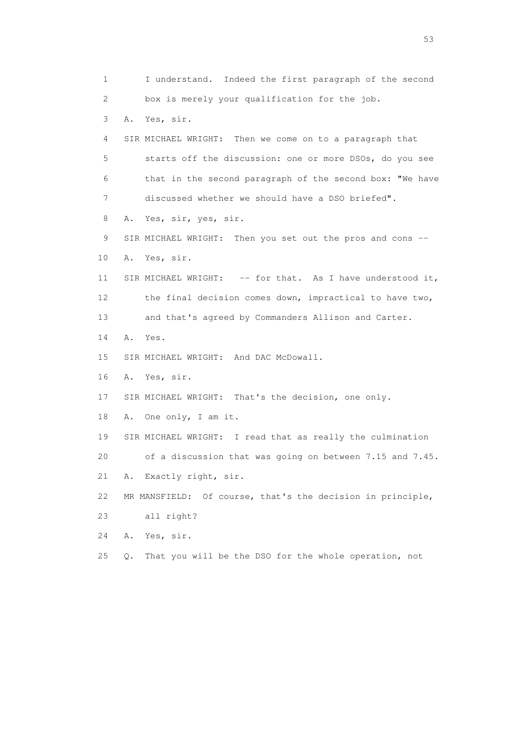1 I understand. Indeed the first paragraph of the second
2 box is merely your qualification for the job.
3 A. Yes, sir.
4 SIR MICHAEL WRIGHT: Then we come on to a paragraph that
5 starts off the discussion: one or more DSOs, do you see
6 that in the second paragraph of the second box: "We have
7 discussed whether we should have a DSO briefed".
8 A. Yes, sir, yes, sir.
9 SIR MICHAEL WRIGHT: Then you set out the pros and cons --
10 A. Yes, sir.
11 SIR MICHAEL WRIGHT: -- for that. As I have understood it,
12 the final decision comes down, impractical to have two,
13 and that's agreed by Commanders Allison and Carter.
14 A. Yes.
15 SIR MICHAEL WRIGHT: And DAC McDowall.
16 A. Yes, sir.
17 SIR MICHAEL WRIGHT: That's the decision, one only.
18 A. One only, I am it.
19 SIR MICHAEL WRIGHT: I read that as really the culmination
20 of a discussion that was going on between 7.15 and 7.45.
21 A. Exactly right, sir.
22 MR MANSFIELD: Of course, that's the decision in principle,
23 all right?
24 A. Yes, sir.
25 Q. That you will be the DSO for the whole operation, not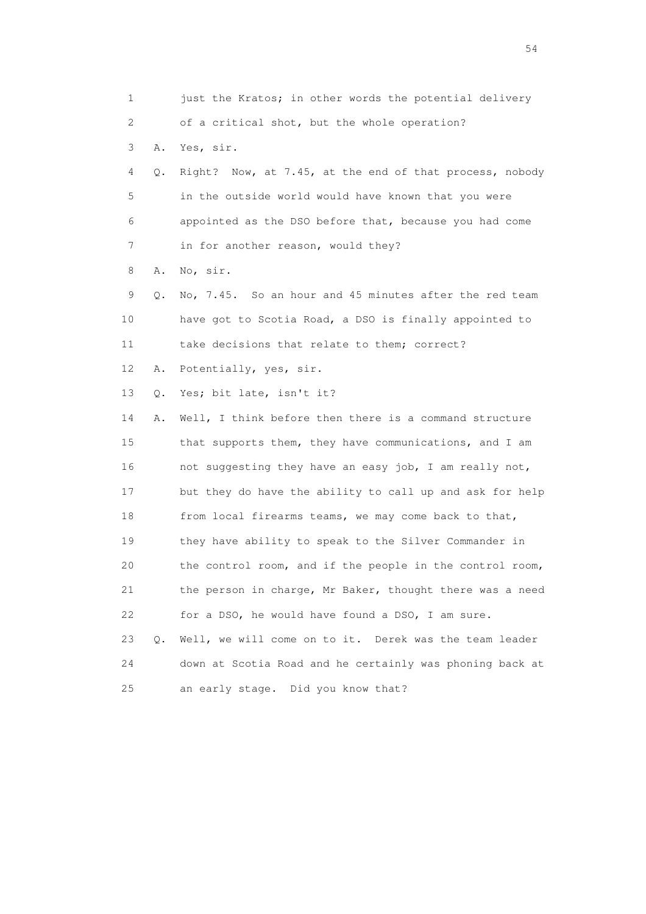1 just the Kratos; in other words the potential delivery
2 of a critical shot, but the whole operation?
3 A. Yes, sir.
4 Q. Right? Now, at 7.45, at the end of that process, nobody
5 in the outside world would have known that you were
6 appointed as the DSO before that, because you had come
7 in for another reason, would they?
8 A. No, sir.
9 Q. No, 7.45. So an hour and 45 minutes after the red team
10 have got to Scotia Road, a DSO is finally appointed to
11 take decisions that relate to them; correct?
12 A. Potentially, yes, sir.
13 Q. Yes; bit late, isn't it?
14 A. Well, I think before then there is a command structure
15 that supports them, they have communications, and I am
16 not suggesting they have an easy job, I am really not,
17 but they do have the ability to call up and ask for help
18 from local firearms teams, we may come back to that,
19 they have ability to speak to the Silver Commander in
20 the control room, and if the people in the control room,
21 the person in charge, Mr Baker, thought there was a need
22 for a DSO, he would have found a DSO, I am sure.
23 Q. Well, we will come on to it. Derek was the team leader
24 down at Scotia Road and he certainly was phoning back at
25 an early stage. Did you know that?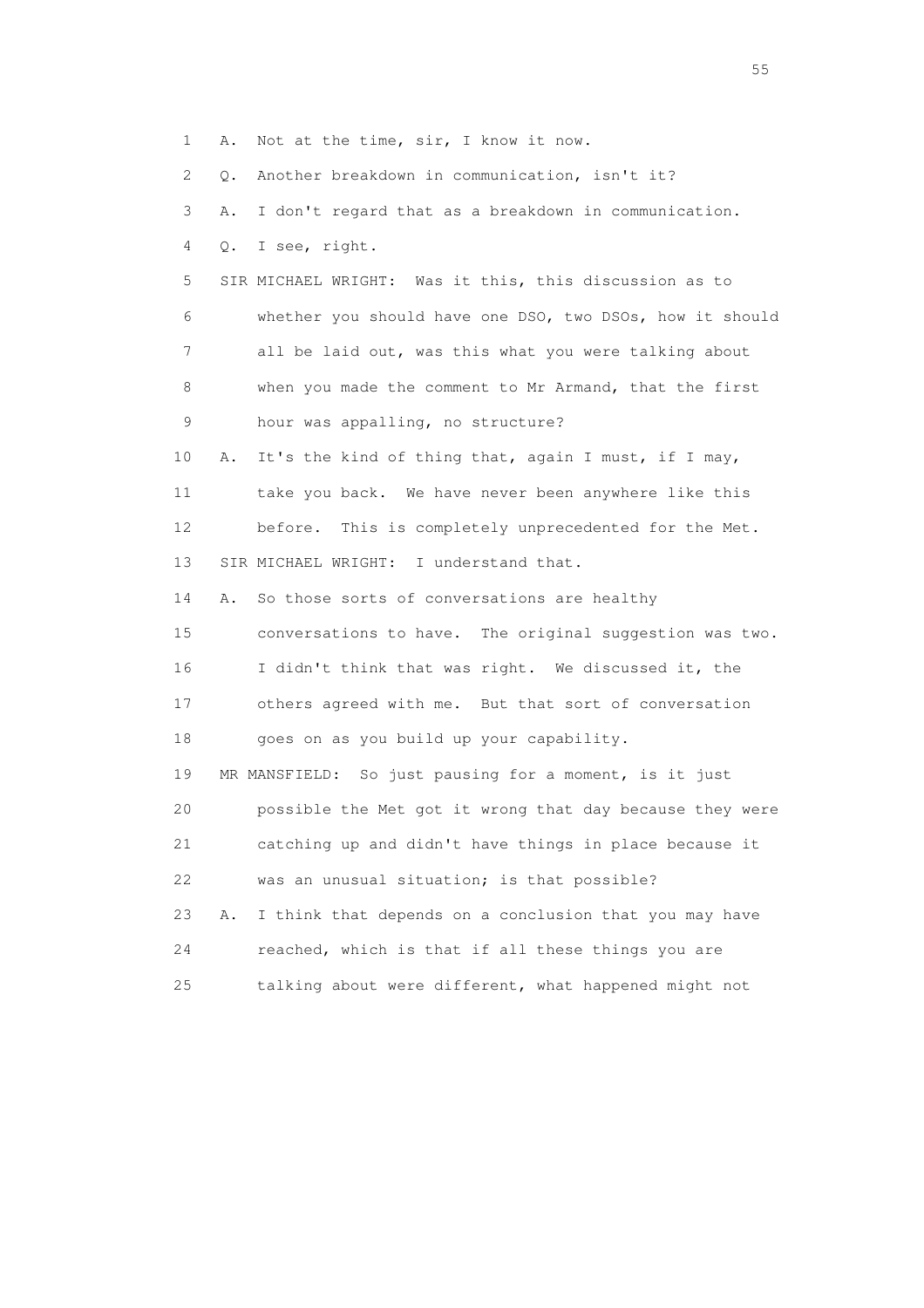1 A. Not at the time, sir, I know it now.

2 Q. Another breakdown in communication, isn't it?

3 A. I don't regard that as a breakdown in communication.

4 Q. I see, right.

5 SIR MICHAEL WRIGHT: Was it this, this discussion as to

6 whether you should have one DSO, two DSOs, how it should

7 all be laid out, was this what you were talking about

8 when you made the comment to Mr Armand, that the first

9 hour was appalling, no structure?

10 A. It's the kind of thing that, again I must, if I may,

11 take you back. We have never been anywhere like this

12 before. This is completely unprecedented for the Met.

13 SIR MICHAEL WRIGHT: I understand that.

14 A. So those sorts of conversations are healthy

15 conversations to have. The original suggestion was two.

16 I didn't think that was right. We discussed it, the

17 others agreed with me. But that sort of conversation

18 goes on as you build up your capability.

19 MR MANSFIELD: So just pausing for a moment, is it just

20 possible the Met got it wrong that day because they were

21 catching up and didn't have things in place because it

22 was an unusual situation; is that possible?

23 A. I think that depends on a conclusion that you may have

24 reached, which is that if all these things you are

25 talking about were different, what happened might not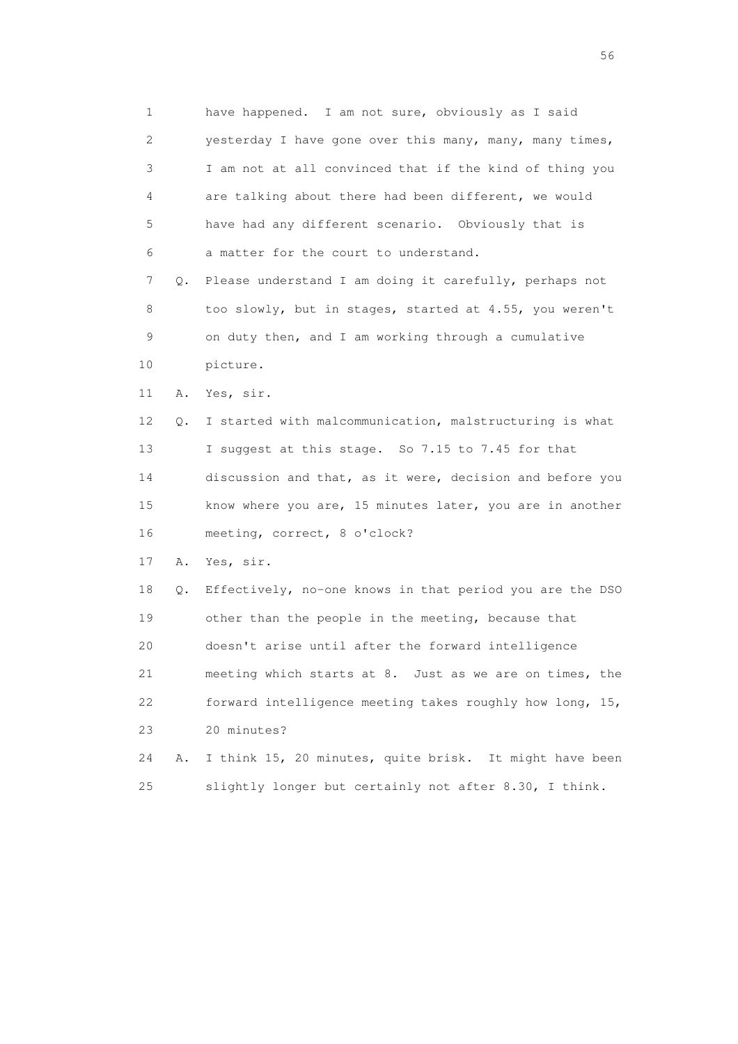1 have happened. I am not sure, obviously as I said
2 yesterday I have gone over this many, many, many times,
3 I am not at all convinced that if the kind of thing you
4 are talking about there had been different, we would
5 have had any different scenario. Obviously that is
6 a matter for the court to understand.

7 Q. Please understand I am doing it carefully, perhaps not
8 too slowly, but in stages, started at 4.55, you weren't
9 on duty then, and I am working through a cumulative
10 picture.

11 A. Yes, sir.

12 Q. I started with malcommunication, malstructuring is what
13 I suggest at this stage. So 7.15 to 7.45 for that
14 discussion and that, as it were, decision and before you
15 know where you are, 15 minutes later, you are in another
16 meeting, correct, 8 o'clock?

17 A. Yes, sir.

18 Q. Effectively, no-one knows in that period you are the DSO
19 other than the people in the meeting, because that
20 doesn't arise until after the forward intelligence
21 meeting which starts at 8. Just as we are on times, the
22 forward intelligence meeting takes roughly how long, 15,
23 20 minutes?

24 A. I think 15, 20 minutes, quite brisk. It might have been
25 slightly longer but certainly not after 8.30, I think.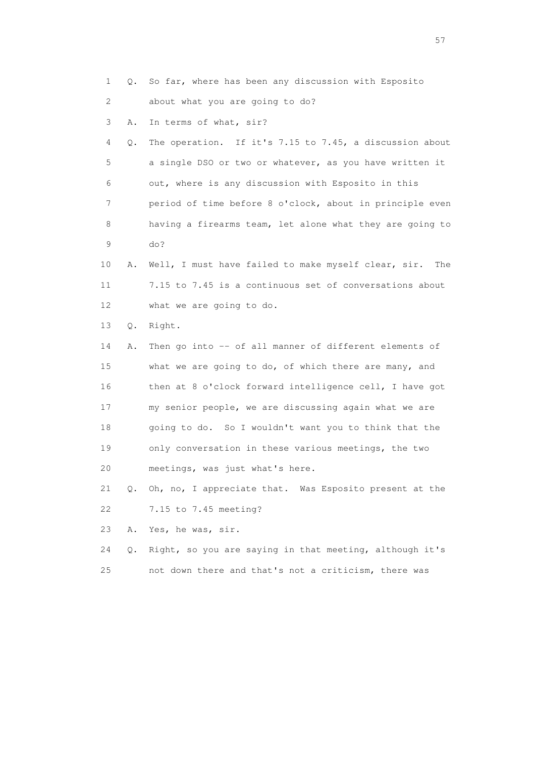1 Q. So far, where has been any discussion with Esposito
2 about what you are going to do?
3 A. In terms of what, sir?
4 Q. The operation. If it's 7.15 to 7.45, a discussion about
5 a single DSO or two or whatever, as you have written it
6 out, where is any discussion with Esposito in this
7 period of time before 8 o'clock, about in principle even
8 having a firearms team, let alone what they are going to
9 do?
10 A. Well, I must have failed to make myself clear, sir. The
11 7.15 to 7.45 is a continuous set of conversations about
12 what we are going to do.
13 Q. Right.
14 A. Then go into -- of all manner of different elements of
15 what we are going to do, of which there are many, and
16 then at 8 o'clock forward intelligence cell, I have got
17 my senior people, we are discussing again what we are
18 going to do. So I wouldn't want you to think that the
19 only conversation in these various meetings, the two
20 meetings, was just what's here.
21 Q. Oh, no, I appreciate that. Was Esposito present at the
22 7.15 to 7.45 meeting?
23 A. Yes, he was, sir.
24 Q. Right, so you are saying in that meeting, although it's
25 not down there and that's not a criticism, there was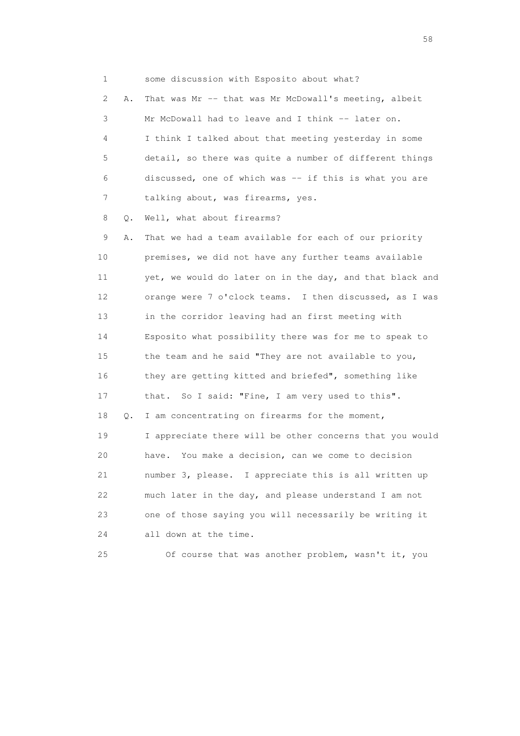1 some discussion with Esposito about what?

2 A. That was Mr -- that was Mr McDowall's meeting, albeit

3 Mr McDowall had to leave and I think -- later on.

4 I think I talked about that meeting yesterday in some

5 detail, so there was quite a number of different things

6 discussed, one of which was -- if this is what you are

7 talking about, was firearms, yes.

8 Q. Well, what about firearms?

9 A. That we had a team available for each of our priority

10 premises, we did not have any further teams available

11 yet, we would do later on in the day, and that black and

12 orange were 7 o'clock teams. I then discussed, as I was

13 in the corridor leaving had an first meeting with

14 Esposito what possibility there was for me to speak to

15 the team and he said "They are not available to you,

16 they are getting kitted and briefed", something like

17 that. So I said: "Fine, I am very used to this".

18 Q. I am concentrating on firearms for the moment,

19 I appreciate there will be other concerns that you would

20 have. You make a decision, can we come to decision

21 number 3, please. I appreciate this is all written up

22 much later in the day, and please understand I am not

23 one of those saying you will necessarily be writing it

24 all down at the time.

25 Of course that was another problem, wasn't it, you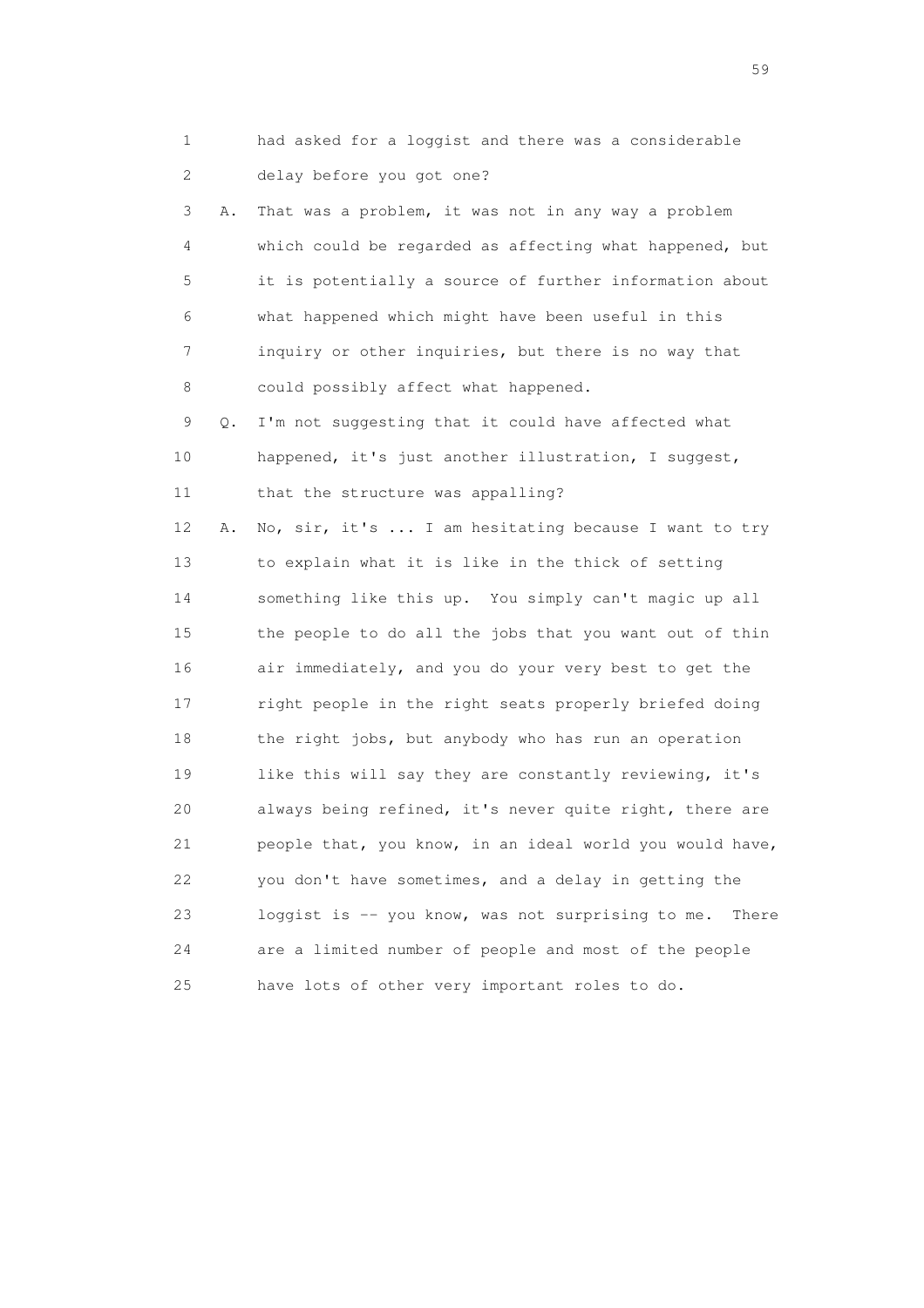1 had asked for a loggist and there was a considerable
2 delay before you got one?

3 A. That was a problem, it was not in any way a problem
4 which could be regarded as affecting what happened, but
5 it is potentially a source of further information about
6 what happened which might have been useful in this
7 inquiry or other inquiries, but there is no way that
8 could possibly affect what happened.

9 Q. I'm not suggesting that it could have affected what
10 happened, it's just another illustration, I suggest,
11 that the structure was appalling?

12 A. No, sir, it's ... I am hesitating because I want to try
13 to explain what it is like in the thick of setting
14 something like this up. You simply can't magic up all
15 the people to do all the jobs that you want out of thin
16 air immediately, and you do your very best to get the
17 right people in the right seats properly briefed doing
18 the right jobs, but anybody who has run an operation
19 like this will say they are constantly reviewing, it's
20 always being refined, it's never quite right, there are
21 people that, you know, in an ideal world you would have,
22 you don't have sometimes, and a delay in getting the
23 loggist is -- you know, was not surprising to me. There
24 are a limited number of people and most of the people
25 have lots of other very important roles to do.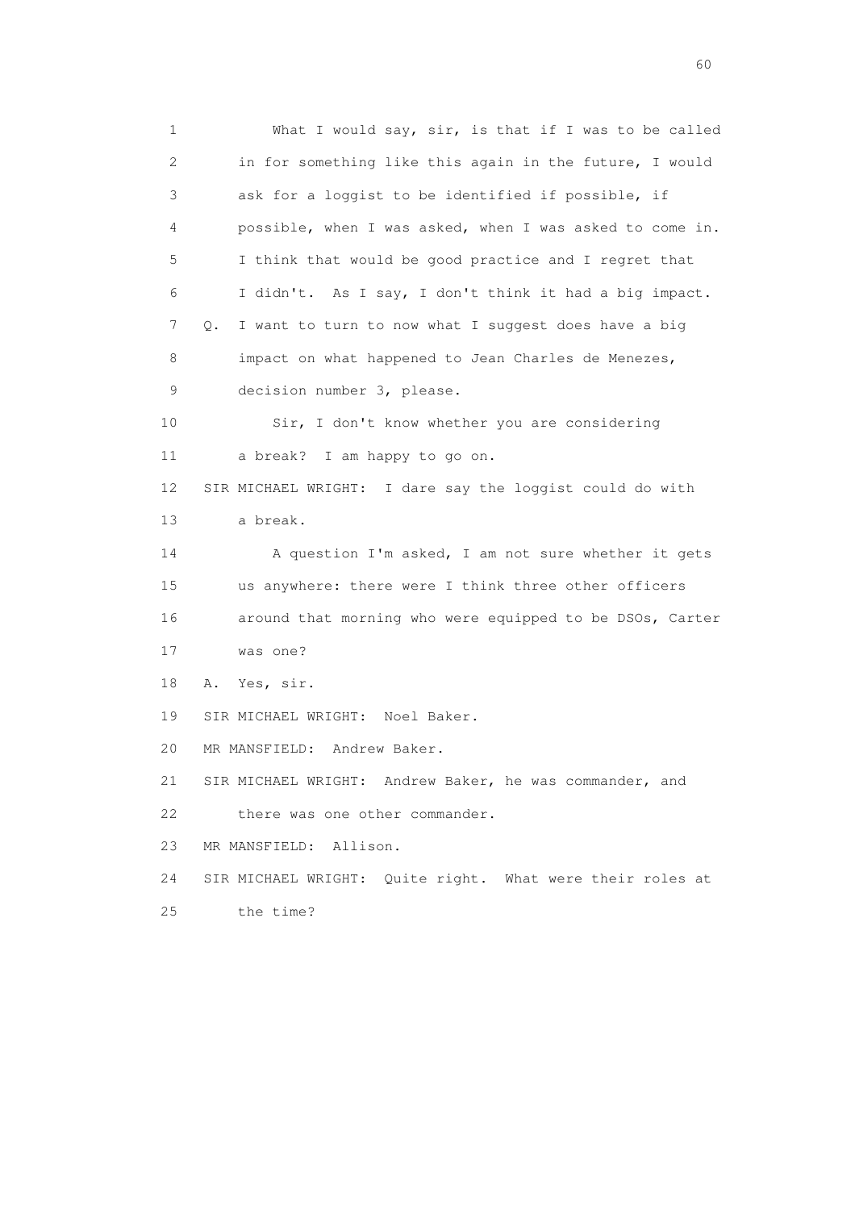1 What I would say, sir, is that if I was to be called
2 in for something like this again in the future, I would
3 ask for a loggist to be identified if possible, if
4 possible, when I was asked, when I was asked to come in.
5 I think that would be good practice and I regret that
6 I didn't. As I say, I don't think it had a big impact.
7 Q. I want to turn to now what I suggest does have a big
8 impact on what happened to Jean Charles de Menezes,
9 decision number 3, please.
10 Sir, I don't know whether you are considering
11 a break? I am happy to go on.
12 SIR MICHAEL WRIGHT: I dare say the loggist could do with
13 a break.
14 A question I'm asked, I am not sure whether it gets
15 us anywhere: there were I think three other officers
16 around that morning who were equipped to be DSOs, Carter
17 was one?
18 A. Yes, sir.
19 SIR MICHAEL WRIGHT: Noel Baker.
20 MR MANSFIELD: Andrew Baker.
21 SIR MICHAEL WRIGHT: Andrew Baker, he was commander, and
22 there was one other commander.
23 MR MANSFIELD: Allison.
24 SIR MICHAEL WRIGHT: Quite right. What were their roles at
25 the time?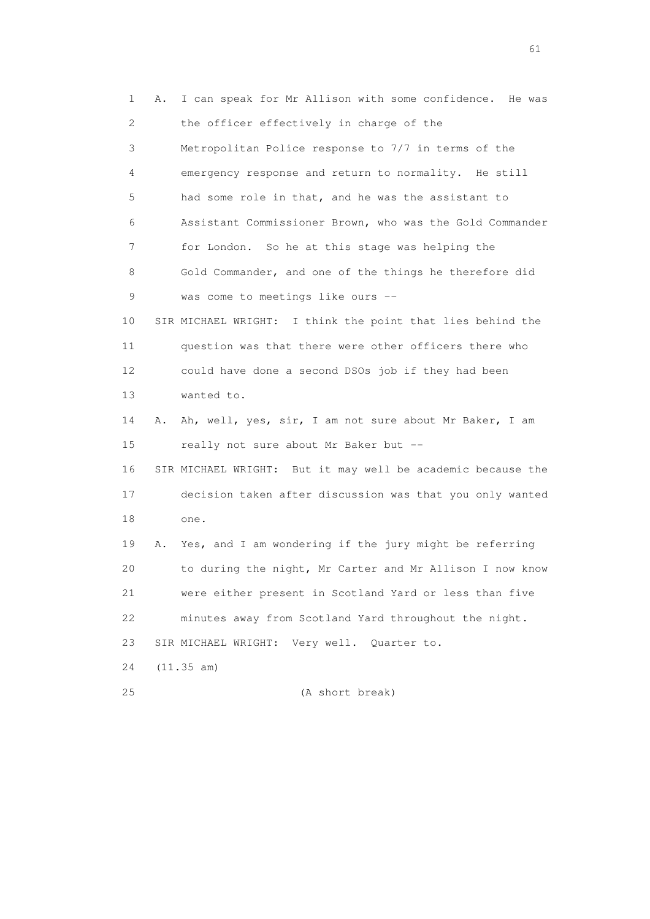1 A. I can speak for Mr Allison with some confidence. He was
2 the officer effectively in charge of the
3 Metropolitan Police response to 7/7 in terms of the
4 emergency response and return to normality. He still
5 had some role in that, and he was the assistant to
6 Assistant Commissioner Brown, who was the Gold Commander
7 for London. So he at this stage was helping the
8 Gold Commander, and one of the things he therefore did
9 was come to meetings like ours --

10 SIR MICHAEL WRIGHT: I think the point that lies behind the
11 question was that there were other officers there who
12 could have done a second DSOs job if they had been
13 wanted to.

14 A. Ah, well, yes, sir, I am not sure about Mr Baker, I am
15 really not sure about Mr Baker but --

16 SIR MICHAEL WRIGHT: But it may well be academic because the
17 decision taken after discussion was that you only wanted
18 one.

19 A. Yes, and I am wondering if the jury might be referring
20 to during the night, Mr Carter and Mr Allison I now know
21 were either present in Scotland Yard or less than five
22 minutes away from Scotland Yard throughout the night.

23 SIR MICHAEL WRIGHT: Very well. Quarter to.

24 (11.35 am)

25 (A short break)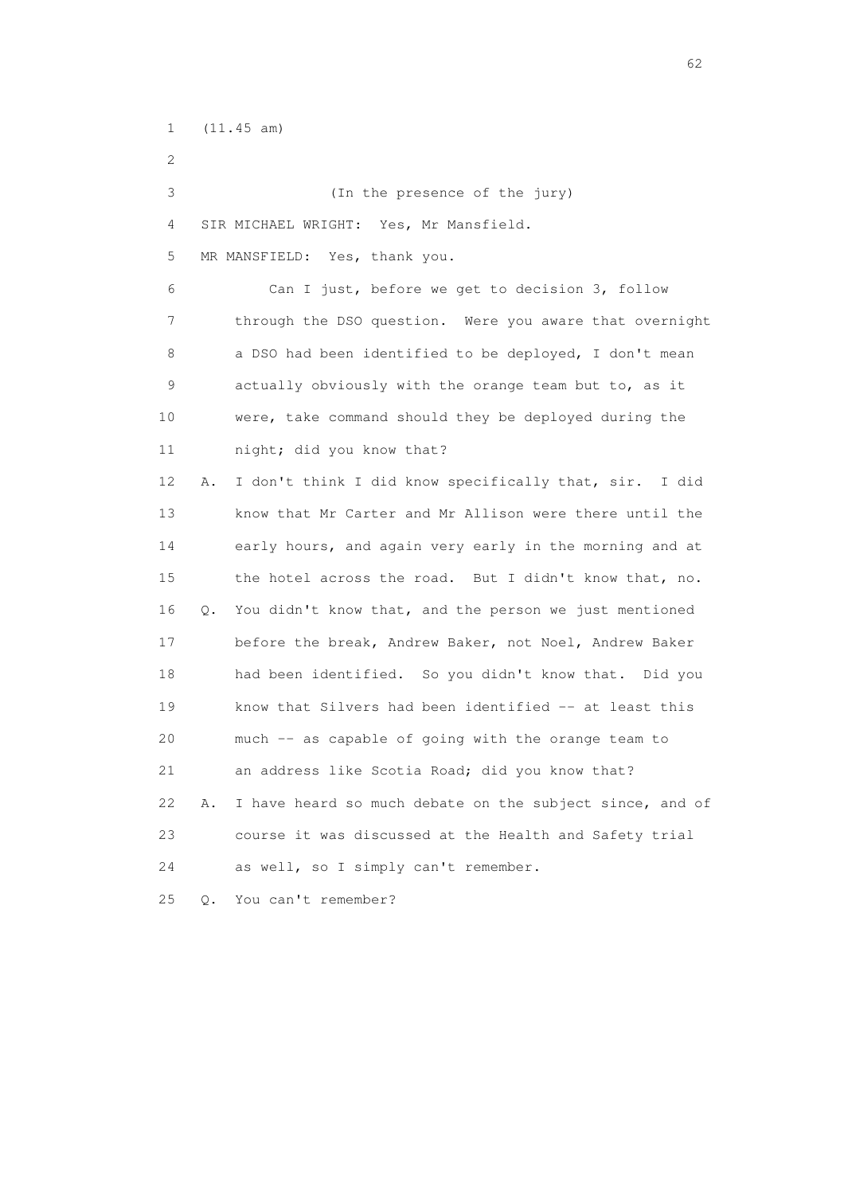1 (11.45 am)

2

3 (In the presence of the jury)

4 SIR MICHAEL WRIGHT: Yes, Mr Mansfield.

5 MR MANSFIELD: Yes, thank you.

6 Can I just, before we get to decision 3, follow

7 through the DSO question. Were you aware that overnight

8 a DSO had been identified to be deployed, I don't mean

9 actually obviously with the orange team but to, as it

10 were, take command should they be deployed during the

11 night; did you know that?

12 A. I don't think I did know specifically that, sir. I did

13 know that Mr Carter and Mr Allison were there until the

14 early hours, and again very early in the morning and at

15 the hotel across the road. But I didn't know that, no.

16 Q. You didn't know that, and the person we just mentioned

17 before the break, Andrew Baker, not Noel, Andrew Baker

18 had been identified. So you didn't know that. Did you

19 know that Silvers had been identified -- at least this

20 much -- as capable of going with the orange team to

21 an address like Scotia Road; did you know that?

22 A. I have heard so much debate on the subject since, and of

23 course it was discussed at the Health and Safety trial

24 as well, so I simply can't remember.

25 Q. You can't remember?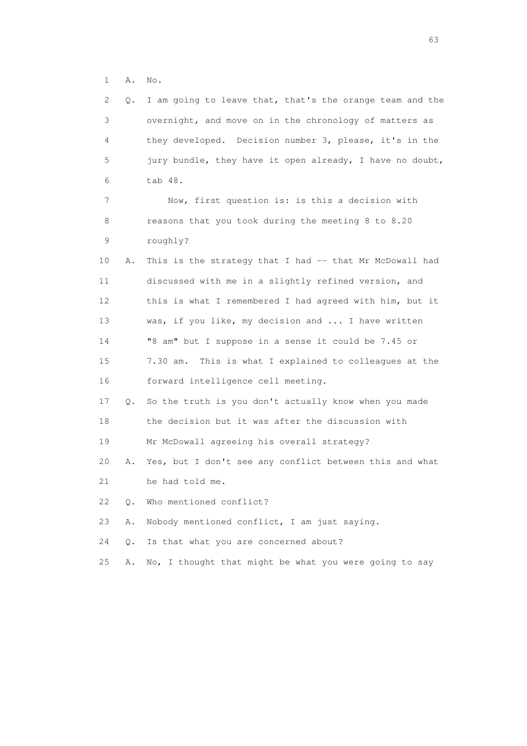1 A. No.

2 Q. I am going to leave that, that's the orange team and the
3 overnight, and move on in the chronology of matters as
4 they developed. Decision number 3, please, it's in the
5 jury bundle, they have it open already, I have no doubt,
6 tab 48.

7 Now, first question is: is this a decision with
8 reasons that you took during the meeting 8 to 8.20
9 roughly?

10 A. This is the strategy that I had -- that Mr McDowall had
11 discussed with me in a slightly refined version, and
12 this is what I remembered I had agreed with him, but it
13 was, if you like, my decision and ... I have written
14 "8 am" but I suppose in a sense it could be 7.45 or
15 7.30 am. This is what I explained to colleagues at the
16 forward intelligence cell meeting.

17 Q. So the truth is you don't actually know when you made
18 the decision but it was after the discussion with
19 Mr McDowall agreeing his overall strategy?

20 A. Yes, but I don't see any conflict between this and what
21 he had told me.

22 Q. Who mentioned conflict?

23 A. Nobody mentioned conflict, I am just saying.

24 Q. Is that what you are concerned about?

25 A. No, I thought that might be what you were going to say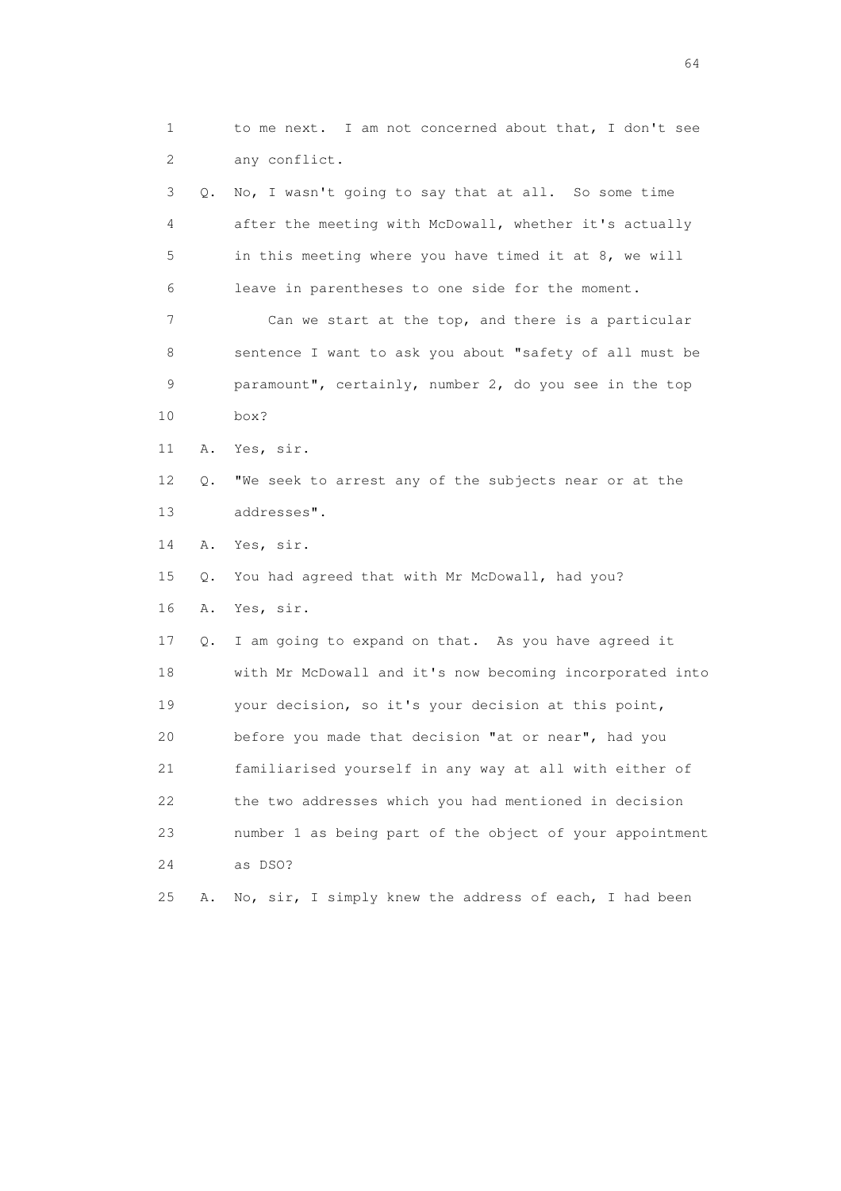1 to me next. I am not concerned about that, I don't see
2 any conflict.

3 Q. No, I wasn't going to say that at all. So some time
4 after the meeting with McDowall, whether it's actually
5 in this meeting where you have timed it at 8, we will
6 leave in parentheses to one side for the moment.

7 Can we start at the top, and there is a particular
8 sentence I want to ask you about "safety of all must be
9 paramount", certainly, number 2, do you see in the top
10 box?

11 A. Yes, sir.

12 Q. "We seek to arrest any of the subjects near or at the
13 addresses".

14 A. Yes, sir.

15 Q. You had agreed that with Mr McDowall, had you?

16 A. Yes, sir.

17 Q. I am going to expand on that. As you have agreed it
18 with Mr McDowall and it's now becoming incorporated into
19 your decision, so it's your decision at this point,
20 before you made that decision "at or near", had you
21 familiarised yourself in any way at all with either of
22 the two addresses which you had mentioned in decision
23 number 1 as being part of the object of your appointment
24 as DSO?

25 A. No, sir, I simply knew the address of each, I had been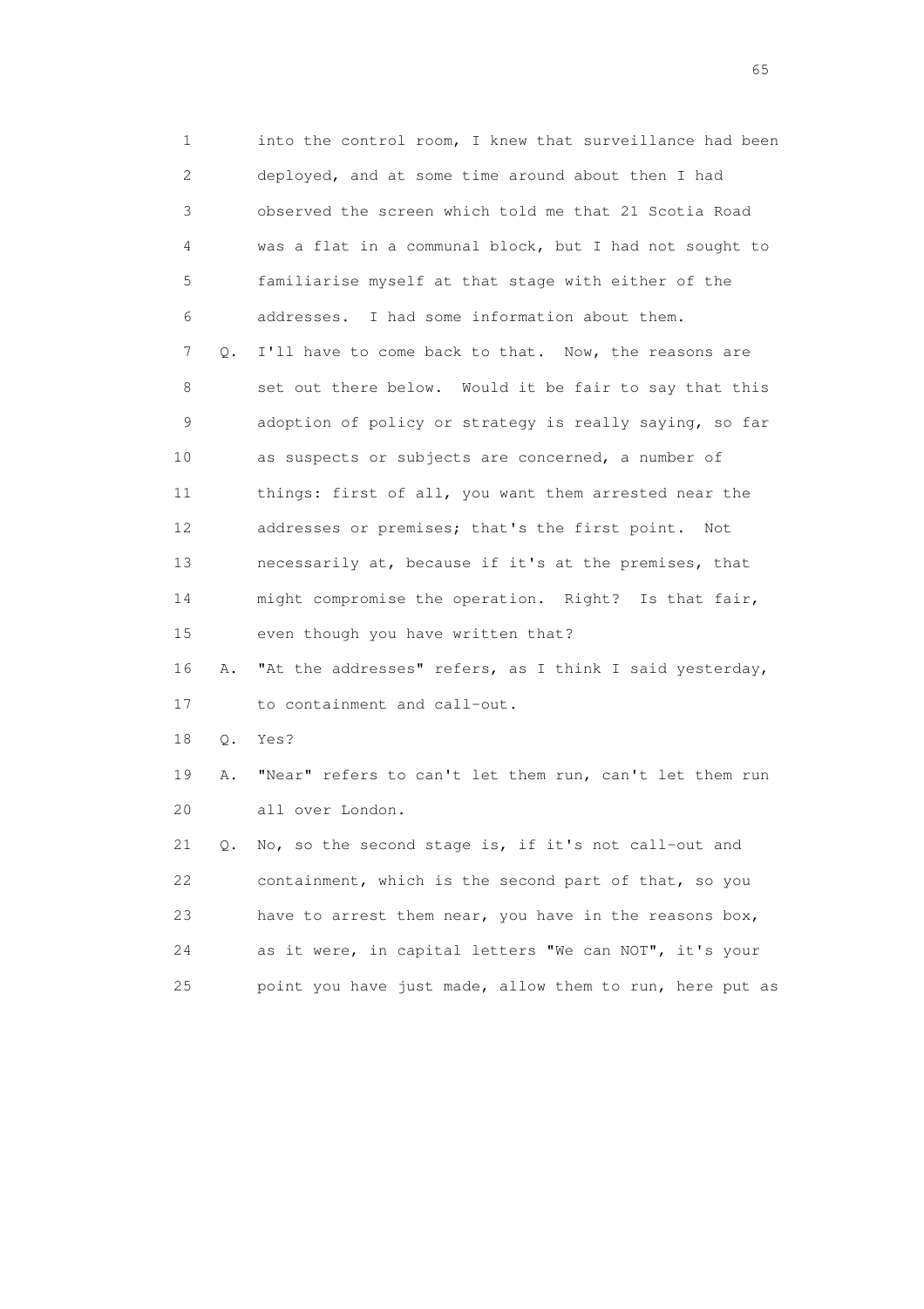1 into the control room, I knew that surveillance had been
2 deployed, and at some time around about then I had
3 observed the screen which told me that 21 Scotia Road
4 was a flat in a communal block, but I had not sought to
5 familiarise myself at that stage with either of the
6 addresses. I had some information about them.

7 Q. I'll have to come back to that. Now, the reasons are
8 set out there below. Would it be fair to say that this
9 adoption of policy or strategy is really saying, so far
10 as suspects or subjects are concerned, a number of
11 things: first of all, you want them arrested near the
12 addresses or premises; that's the first point. Not
13 necessarily at, because if it's at the premises, that
14 might compromise the operation. Right? Is that fair,
15 even though you have written that?

16 A. "At the addresses" refers, as I think I said yesterday,
17 to containment and call-out.

18 Q. Yes?

19 A. "Near" refers to can't let them run, can't let them run
20 all over London.

21 Q. No, so the second stage is, if it's not call-out and
22 containment, which is the second part of that, so you
23 have to arrest them near, you have in the reasons box,
24 as it were, in capital letters "We can NOT", it's your
25 point you have just made, allow them to run, here put as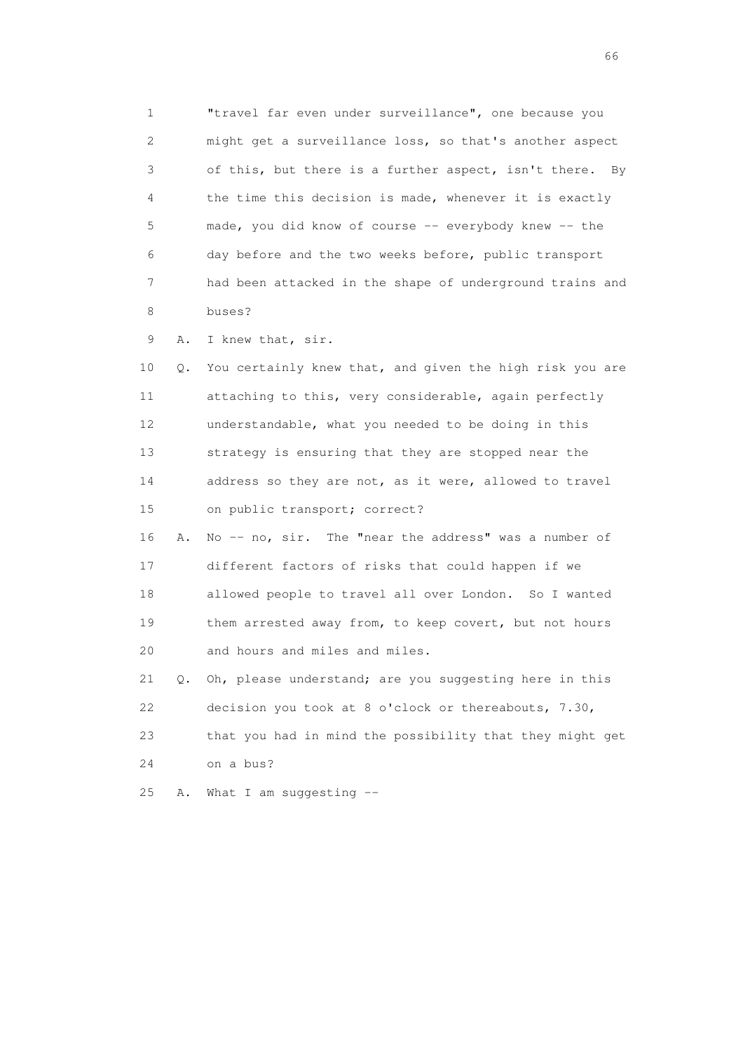1        "travel far even under surveillance", one because you
2        might get a surveillance loss, so that's another aspect
3        of this, but there is a further aspect, isn't there.  By
4        the time this decision is made, whenever it is exactly
5        made, you did know of course -- everybody knew -- the
6        day before and the two weeks before, public transport
7        had been attacked in the shape of underground trains and
8        buses?
9    A.  I knew that, sir.
10   Q.  You certainly knew that, and given the high risk you are
11       attaching to this, very considerable, again perfectly
12       understandable, what you needed to be doing in this
13       strategy is ensuring that they are stopped near the
14       address so they are not, as it were, allowed to travel
15       on public transport; correct?
16   A.  No -- no, sir.  The "near the address" was a number of
17       different factors of risks that could happen if we
18       allowed people to travel all over London.  So I wanted
19       them arrested away from, to keep covert, but not hours
20       and hours and miles and miles.
21   Q.  Oh, please understand; are you suggesting here in this
22       decision you took at 8 o'clock or thereabouts, 7.30,
23       that you had in mind the possibility that they might get
24       on a bus?
25   A.  What I am suggesting --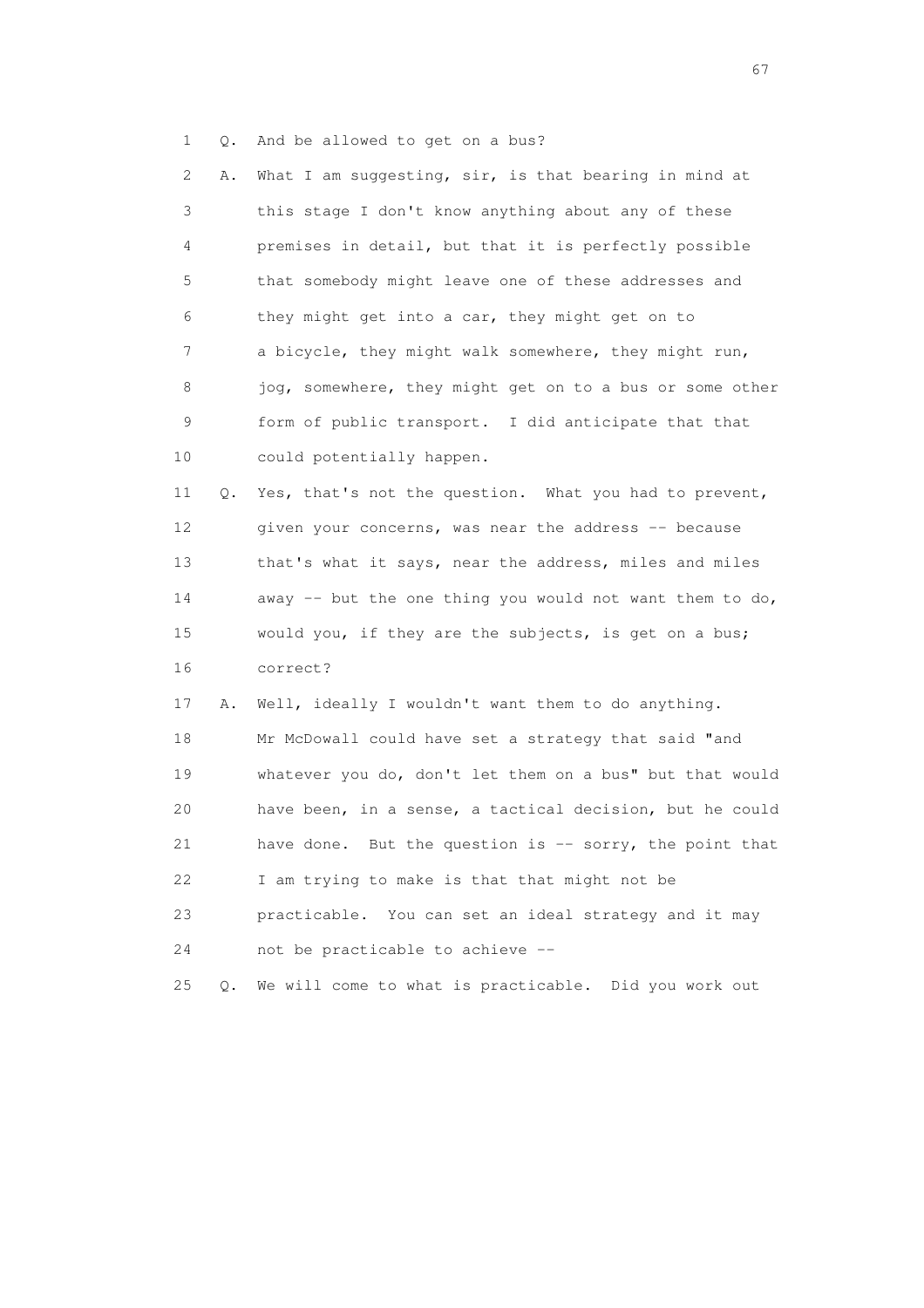1 Q. And be allowed to get on a bus?

2 A. What I am suggesting, sir, is that bearing in mind at
3 this stage I don't know anything about any of these
4 premises in detail, but that it is perfectly possible
5 that somebody might leave one of these addresses and
6 they might get into a car, they might get on to
7 a bicycle, they might walk somewhere, they might run,
8 jog, somewhere, they might get on to a bus or some other
9 form of public transport. I did anticipate that that
10 could potentially happen.

11 Q. Yes, that's not the question. What you had to prevent,
12 given your concerns, was near the address -- because
13 that's what it says, near the address, miles and miles
14 away -- but the one thing you would not want them to do,
15 would you, if they are the subjects, is get on a bus;
16 correct?

17 A. Well, ideally I wouldn't want them to do anything.
18 Mr McDowall could have set a strategy that said "and
19 whatever you do, don't let them on a bus" but that would
20 have been, in a sense, a tactical decision, but he could
21 have done. But the question is -- sorry, the point that
22 I am trying to make is that that might not be
23 practicable. You can set an ideal strategy and it may
24 not be practicable to achieve --

25 Q. We will come to what is practicable. Did you work out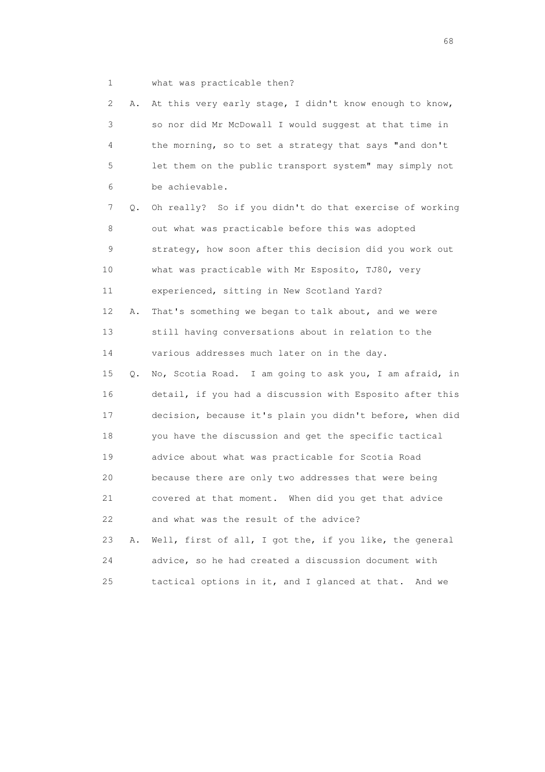1 what was practicable then?

2 A. At this very early stage, I didn't know enough to know,

3 so nor did Mr McDowall I would suggest at that time in

4 the morning, so to set a strategy that says "and don't

5 let them on the public transport system" may simply not

6 be achievable.

7 Q. Oh really? So if you didn't do that exercise of working

8 out what was practicable before this was adopted

9 strategy, how soon after this decision did you work out

10 what was practicable with Mr Esposito, TJ80, very

11 experienced, sitting in New Scotland Yard?

12 A. That's something we began to talk about, and we were

13 still having conversations about in relation to the

14 various addresses much later on in the day.

15 Q. No, Scotia Road. I am going to ask you, I am afraid, in

16 detail, if you had a discussion with Esposito after this

17 decision, because it's plain you didn't before, when did

18 you have the discussion and get the specific tactical

19 advice about what was practicable for Scotia Road

20 because there are only two addresses that were being

21 covered at that moment. When did you get that advice

22 and what was the result of the advice?

23 A. Well, first of all, I got the, if you like, the general

24 advice, so he had created a discussion document with

25 tactical options in it, and I glanced at that. And we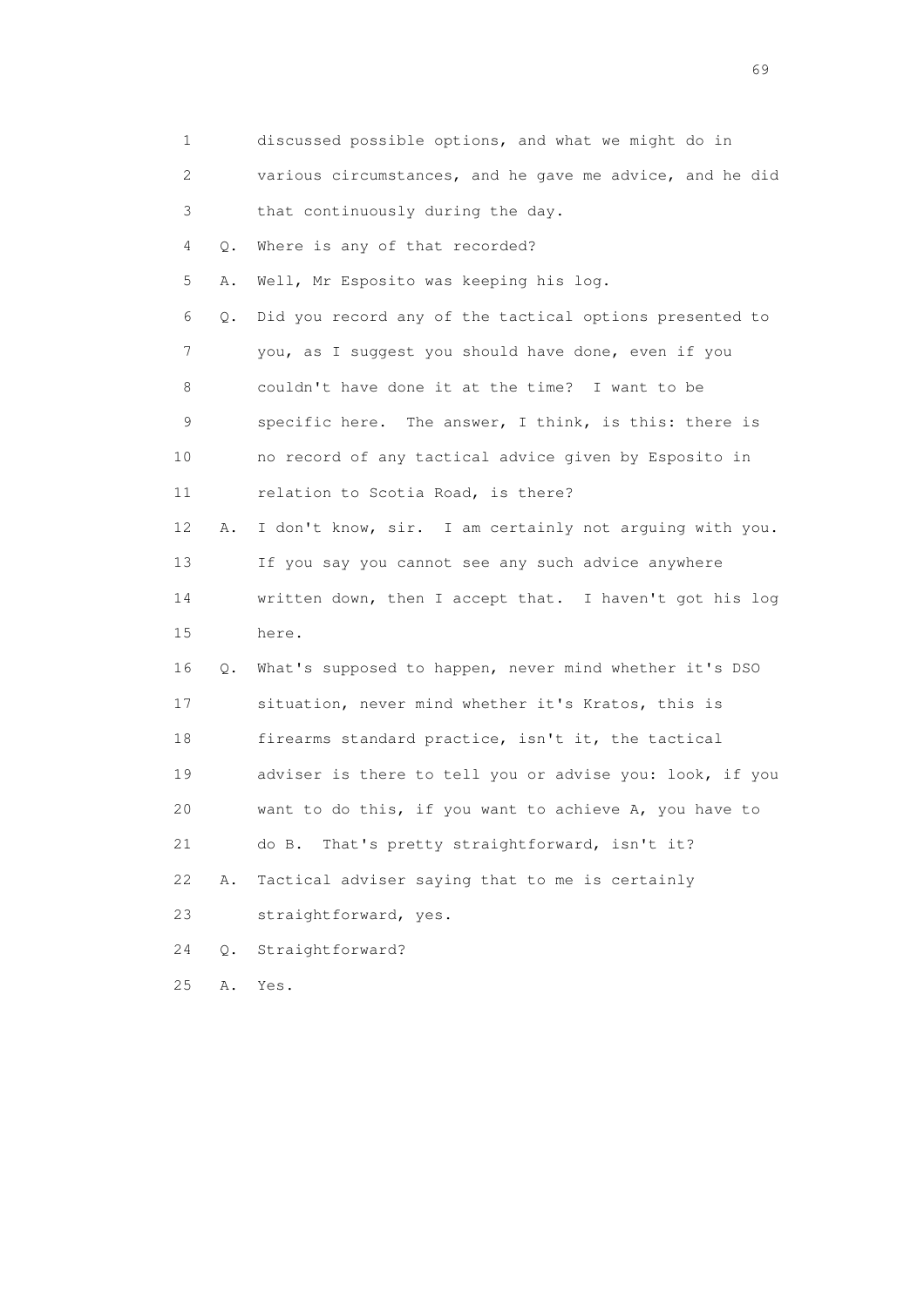1 discussed possible options, and what we might do in

2 various circumstances, and he gave me advice, and he did

3 that continuously during the day.

4 Q. Where is any of that recorded?

5 A. Well, Mr Esposito was keeping his log.

6 Q. Did you record any of the tactical options presented to

7 you, as I suggest you should have done, even if you

8 couldn't have done it at the time? I want to be

9 specific here. The answer, I think, is this: there is

10 no record of any tactical advice given by Esposito in

11 relation to Scotia Road, is there?

12 A. I don't know, sir. I am certainly not arguing with you.

13 If you say you cannot see any such advice anywhere

14 written down, then I accept that. I haven't got his log

15 here.

16 Q. What's supposed to happen, never mind whether it's DSO

17 situation, never mind whether it's Kratos, this is

18 firearms standard practice, isn't it, the tactical

19 adviser is there to tell you or advise you: look, if you

20 want to do this, if you want to achieve A, you have to

21 do B. That's pretty straightforward, isn't it?

22 A. Tactical adviser saying that to me is certainly

23 straightforward, yes.

24 Q. Straightforward?

25 A. Yes.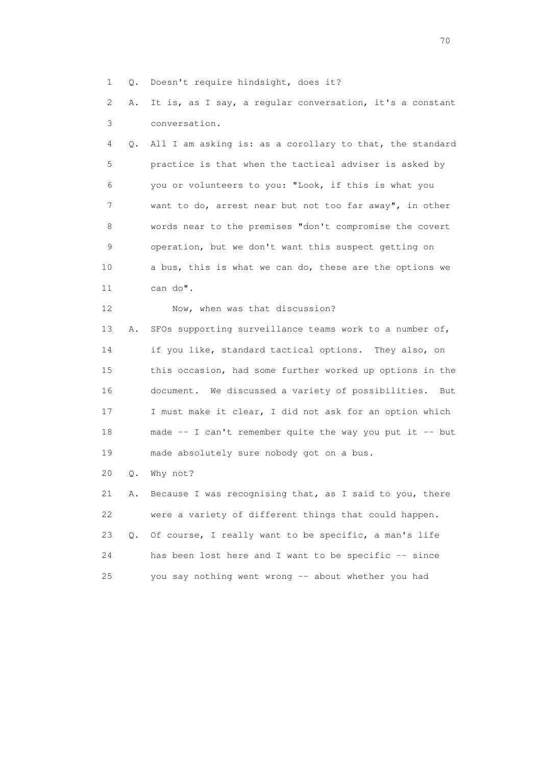1 Q. Doesn't require hindsight, does it?

2 A. It is, as I say, a regular conversation, it's a constant

3 conversation.

4 Q. All I am asking is: as a corollary to that, the standard

5 practice is that when the tactical adviser is asked by

6 you or volunteers to you: "Look, if this is what you

7 want to do, arrest near but not too far away", in other

8 words near to the premises "don't compromise the covert

9 operation, but we don't want this suspect getting on

10 a bus, this is what we can do, these are the options we

11 can do".

12 Now, when was that discussion?

13 A. SFOs supporting surveillance teams work to a number of,

14 if you like, standard tactical options. They also, on

15 this occasion, had some further worked up options in the

16 document. We discussed a variety of possibilities. But

17 I must make it clear, I did not ask for an option which

18 made -- I can't remember quite the way you put it -- but

19 made absolutely sure nobody got on a bus.

20 Q. Why not?

21 A. Because I was recognising that, as I said to you, there

22 were a variety of different things that could happen.

23 Q. Of course, I really want to be specific, a man's life

24 has been lost here and I want to be specific -- since

25 you say nothing went wrong -- about whether you had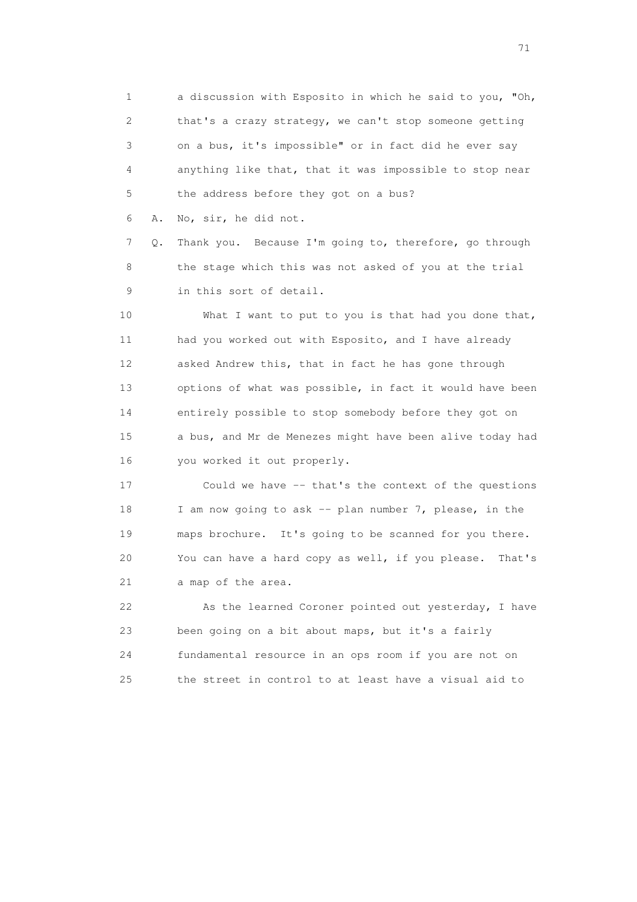1 a discussion with Esposito in which he said to you, "Oh,
2 that's a crazy strategy, we can't stop someone getting
3 on a bus, it's impossible" or in fact did he ever say
4 anything like that, that it was impossible to stop near
5 the address before they got on a bus?

6 A. No, sir, he did not.

7 Q. Thank you. Because I'm going to, therefore, go through
8 the stage which this was not asked of you at the trial
9 in this sort of detail.

10 What I want to put to you is that had you done that,
11 had you worked out with Esposito, and I have already
12 asked Andrew this, that in fact he has gone through
13 options of what was possible, in fact it would have been
14 entirely possible to stop somebody before they got on
15 a bus, and Mr de Menezes might have been alive today had
16 you worked it out properly.

17 Could we have -- that's the context of the questions
18 I am now going to ask -- plan number 7, please, in the
19 maps brochure. It's going to be scanned for you there.
20 You can have a hard copy as well, if you please. That's
21 a map of the area.

22 As the learned Coroner pointed out yesterday, I have
23 been going on a bit about maps, but it's a fairly
24 fundamental resource in an ops room if you are not on
25 the street in control to at least have a visual aid to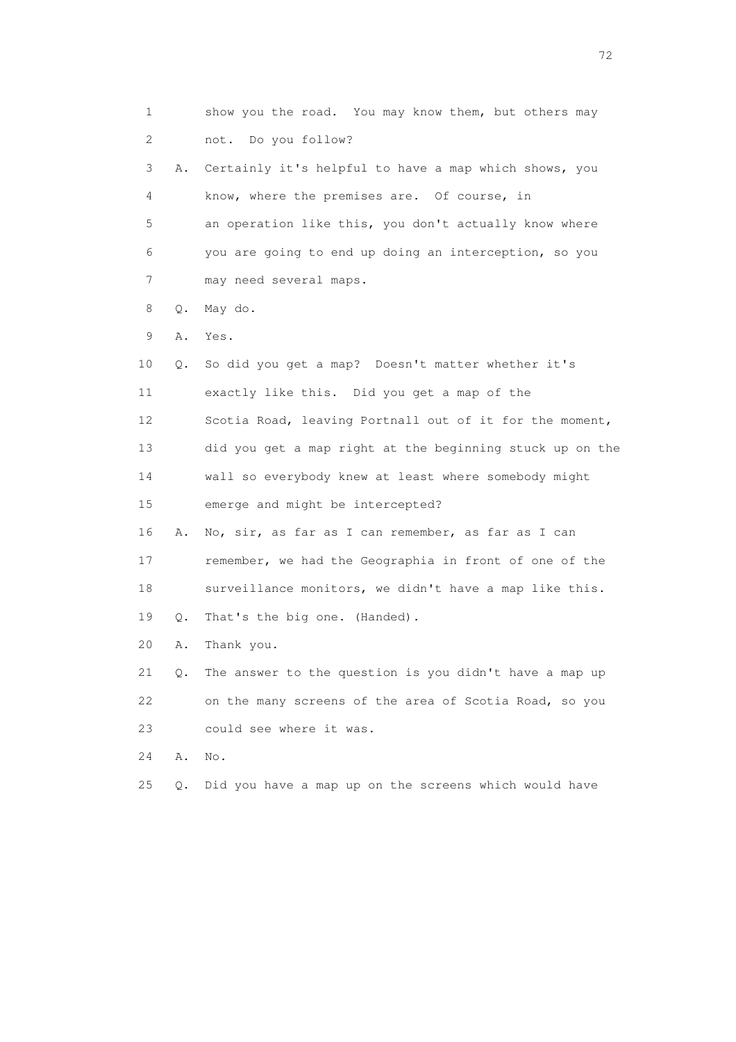1 show you the road. You may know them, but others may
2 not. Do you follow?

3 A. Certainly it's helpful to have a map which shows, you
4 know, where the premises are. Of course, in
5 an operation like this, you don't actually know where
6 you are going to end up doing an interception, so you
7 may need several maps.

8 Q. May do.

9 A. Yes.

10 Q. So did you get a map? Doesn't matter whether it's
11 exactly like this. Did you get a map of the
12 Scotia Road, leaving Portnall out of it for the moment,
13 did you get a map right at the beginning stuck up on the
14 wall so everybody knew at least where somebody might
15 emerge and might be intercepted?

16 A. No, sir, as far as I can remember, as far as I can
17 remember, we had the Geographia in front of one of the
18 surveillance monitors, we didn't have a map like this.

19 Q. That's the big one. (Handed).

20 A. Thank you.

21 Q. The answer to the question is you didn't have a map up
22 on the many screens of the area of Scotia Road, so you
23 could see where it was.

24 A. No.

25 Q. Did you have a map up on the screens which would have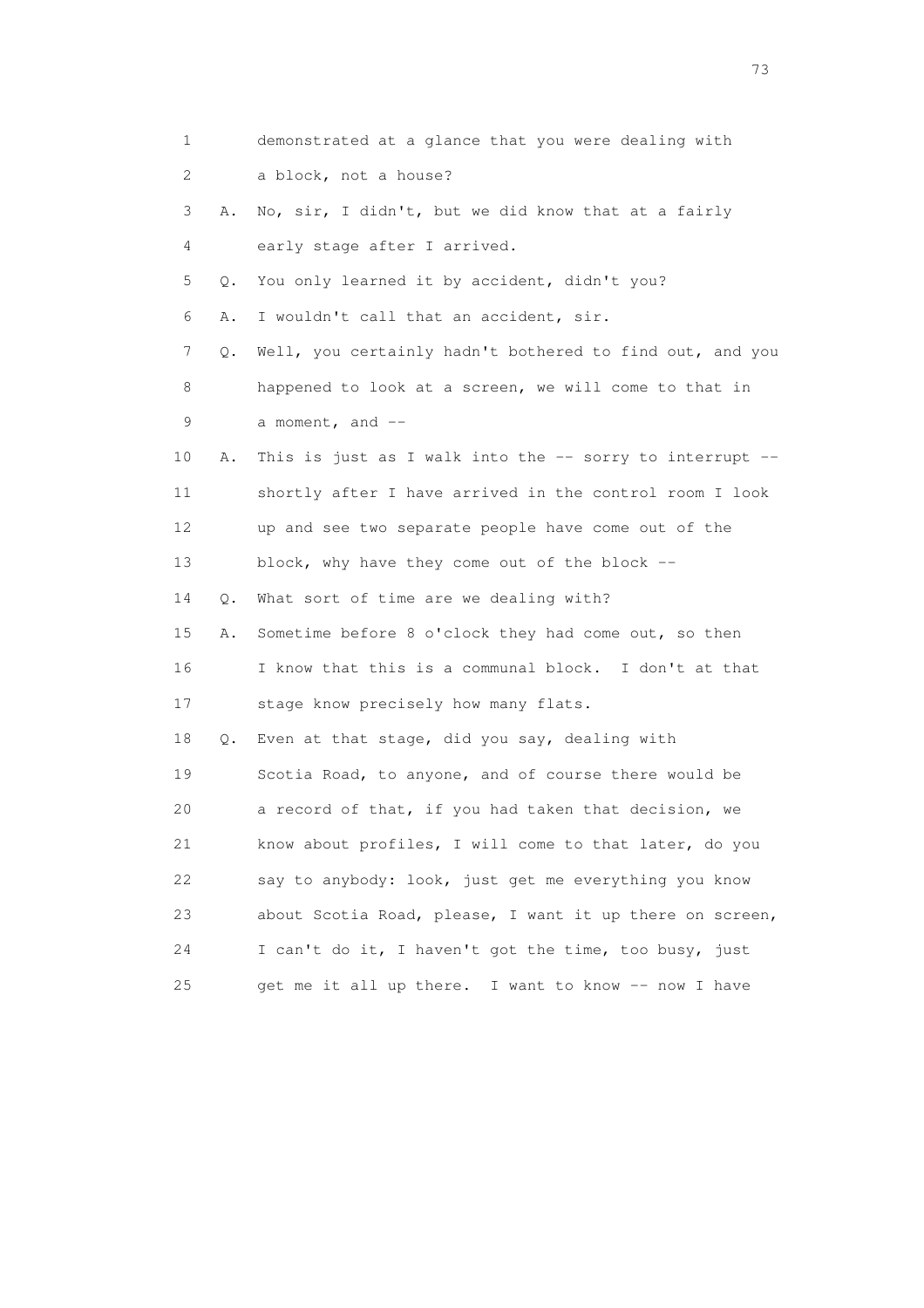1 demonstrated at a glance that you were dealing with

2 a block, not a house?

3 A. No, sir, I didn't, but we did know that at a fairly

4 early stage after I arrived.

5 Q. You only learned it by accident, didn't you?

6 A. I wouldn't call that an accident, sir.

7 Q. Well, you certainly hadn't bothered to find out, and you

8 happened to look at a screen, we will come to that in

9 a moment, and --

10 A. This is just as I walk into the -- sorry to interrupt --

11 shortly after I have arrived in the control room I look

12 up and see two separate people have come out of the

13 block, why have they come out of the block --

14 Q. What sort of time are we dealing with?

15 A. Sometime before 8 o'clock they had come out, so then

16 I know that this is a communal block. I don't at that

17 stage know precisely how many flats.

18 Q. Even at that stage, did you say, dealing with

19 Scotia Road, to anyone, and of course there would be

20 a record of that, if you had taken that decision, we

21 know about profiles, I will come to that later, do you

22 say to anybody: look, just get me everything you know

23 about Scotia Road, please, I want it up there on screen,

24 I can't do it, I haven't got the time, too busy, just

25 get me it all up there. I want to know -- now I have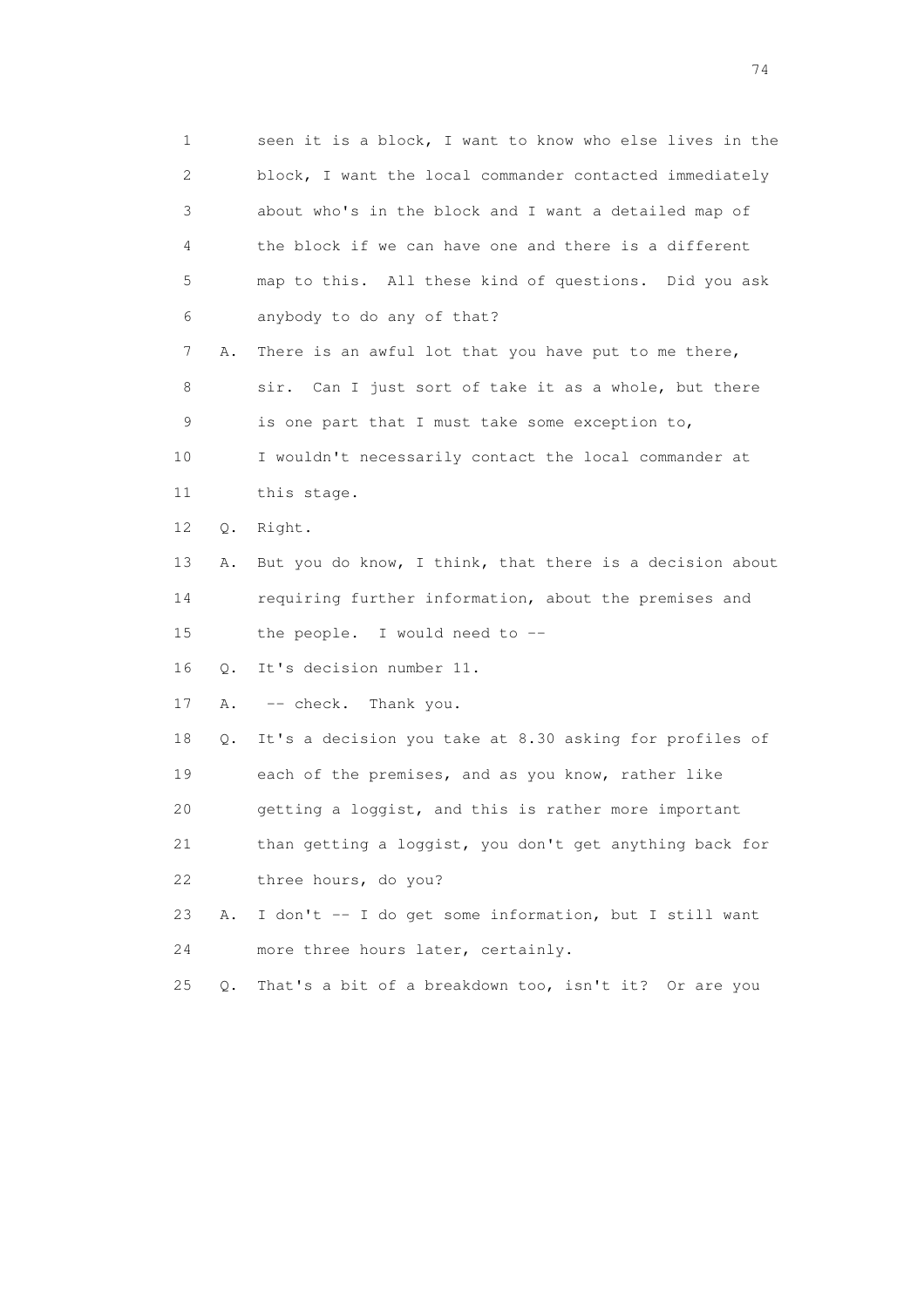1 seen it is a block, I want to know who else lives in the
2 block, I want the local commander contacted immediately
3 about who's in the block and I want a detailed map of
4 the block if we can have one and there is a different
5 map to this. All these kind of questions. Did you ask
6 anybody to do any of that?

7 A. There is an awful lot that you have put to me there,
8 sir. Can I just sort of take it as a whole, but there
9 is one part that I must take some exception to,
10 I wouldn't necessarily contact the local commander at
11 this stage.

12 Q. Right.

13 A. But you do know, I think, that there is a decision about
14 requiring further information, about the premises and
15 the people. I would need to --

16 Q. It's decision number 11.

17 A. -- check. Thank you.

18 Q. It's a decision you take at 8.30 asking for profiles of
19 each of the premises, and as you know, rather like
20 getting a loggist, and this is rather more important
21 than getting a loggist, you don't get anything back for
22 three hours, do you?

23 A. I don't -- I do get some information, but I still want
24 more three hours later, certainly.

25 Q. That's a bit of a breakdown too, isn't it? Or are you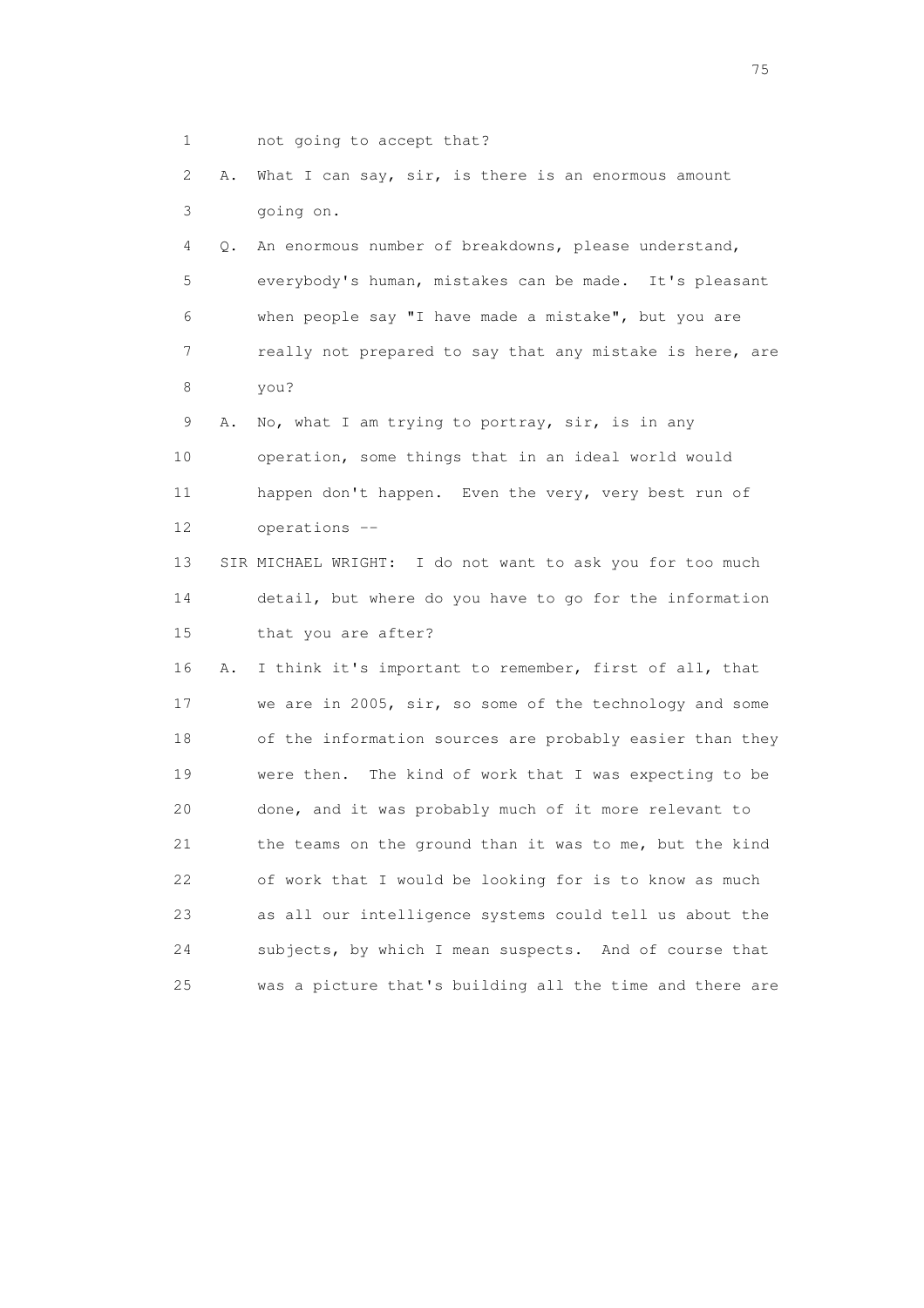1 not going to accept that?

2 A. What I can say, sir, is there is an enormous amount

3 going on.

4 Q. An enormous number of breakdowns, please understand,

5 everybody's human, mistakes can be made. It's pleasant

6 when people say "I have made a mistake", but you are

7 really not prepared to say that any mistake is here, are

8 you?

9 A. No, what I am trying to portray, sir, is in any

10 operation, some things that in an ideal world would

11 happen don't happen. Even the very, very best run of

12 operations --

13 SIR MICHAEL WRIGHT: I do not want to ask you for too much

14 detail, but where do you have to go for the information

15 that you are after?

16 A. I think it's important to remember, first of all, that

17 we are in 2005, sir, so some of the technology and some

18 of the information sources are probably easier than they

19 were then. The kind of work that I was expecting to be

20 done, and it was probably much of it more relevant to

21 the teams on the ground than it was to me, but the kind

22 of work that I would be looking for is to know as much

23 as all our intelligence systems could tell us about the

24 subjects, by which I mean suspects. And of course that

25 was a picture that's building all the time and there are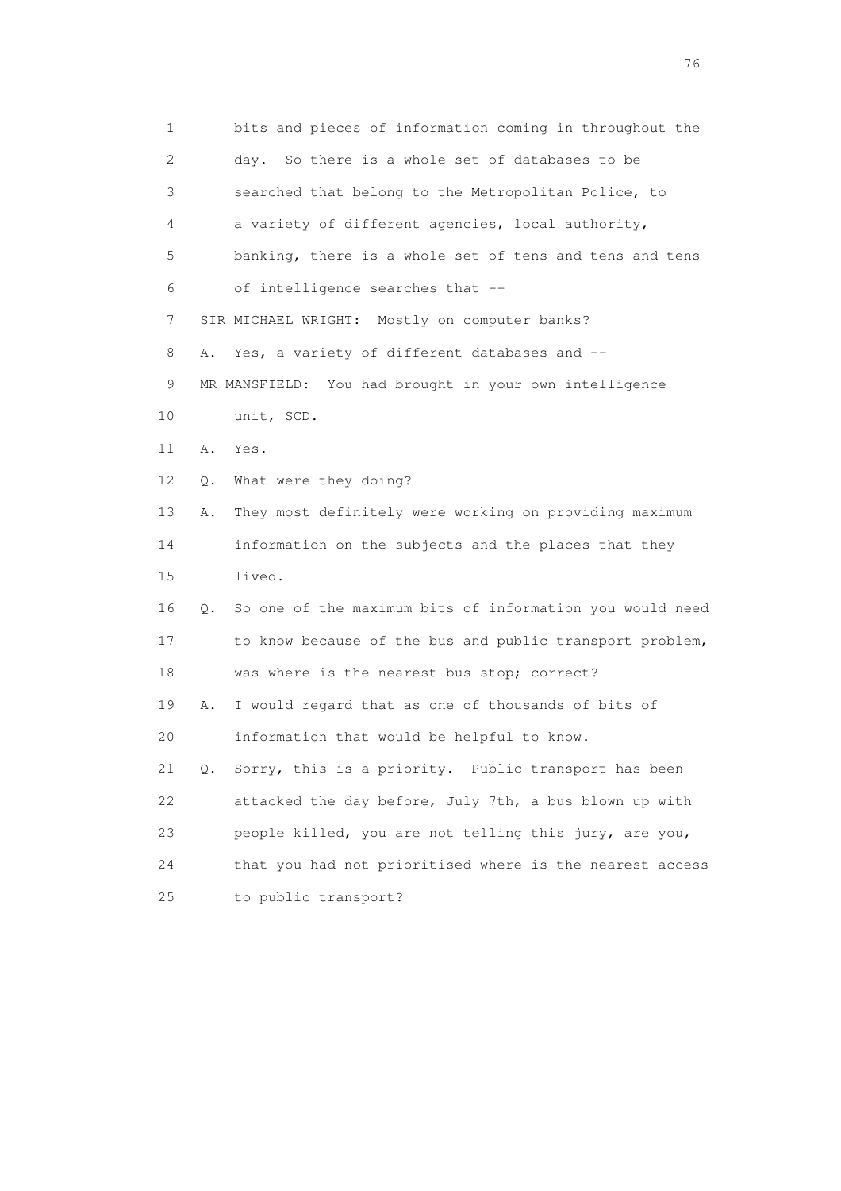1 bits and pieces of information coming in throughout the
2 day. So there is a whole set of databases to be
3 searched that belong to the Metropolitan Police, to
4 a variety of different agencies, local authority,
5 banking, there is a whole set of tens and tens and tens
6 of intelligence searches that --
7 SIR MICHAEL WRIGHT: Mostly on computer banks?
8 A. Yes, a variety of different databases and --
9 MR MANSFIELD: You had brought in your own intelligence
10 unit, SCD.
11 A. Yes.
12 Q. What were they doing?
13 A. They most definitely were working on providing maximum
14 information on the subjects and the places that they
15 lived.
16 Q. So one of the maximum bits of information you would need
17 to know because of the bus and public transport problem,
18 was where is the nearest bus stop; correct?
19 A. I would regard that as one of thousands of bits of
20 information that would be helpful to know.
21 Q. Sorry, this is a priority. Public transport has been
22 attacked the day before, July 7th, a bus blown up with
23 people killed, you are not telling this jury, are you,
24 that you had not prioritised where is the nearest access
25 to public transport?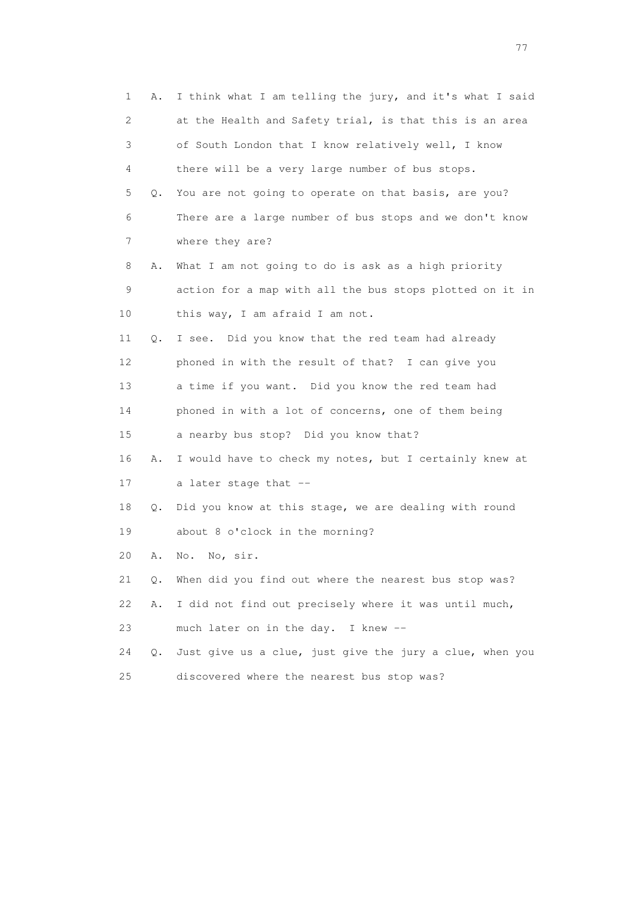1 A. I think what I am telling the jury, and it's what I said
2 at the Health and Safety trial, is that this is an area
3 of South London that I know relatively well, I know
4 there will be a very large number of bus stops.

5 Q. You are not going to operate on that basis, are you?
6 There are a large number of bus stops and we don't know
7 where they are?

8 A. What I am not going to do is ask as a high priority
9 action for a map with all the bus stops plotted on it in
10 this way, I am afraid I am not.

11 Q. I see. Did you know that the red team had already
12 phoned in with the result of that? I can give you
13 a time if you want. Did you know the red team had
14 phoned in with a lot of concerns, one of them being
15 a nearby bus stop? Did you know that?

16 A. I would have to check my notes, but I certainly knew at
17 a later stage that --

18 Q. Did you know at this stage, we are dealing with round
19 about 8 o'clock in the morning?

20 A. No. No, sir.

21 Q. When did you find out where the nearest bus stop was?

22 A. I did not find out precisely where it was until much,
23 much later on in the day. I knew --

24 Q. Just give us a clue, just give the jury a clue, when you
25 discovered where the nearest bus stop was?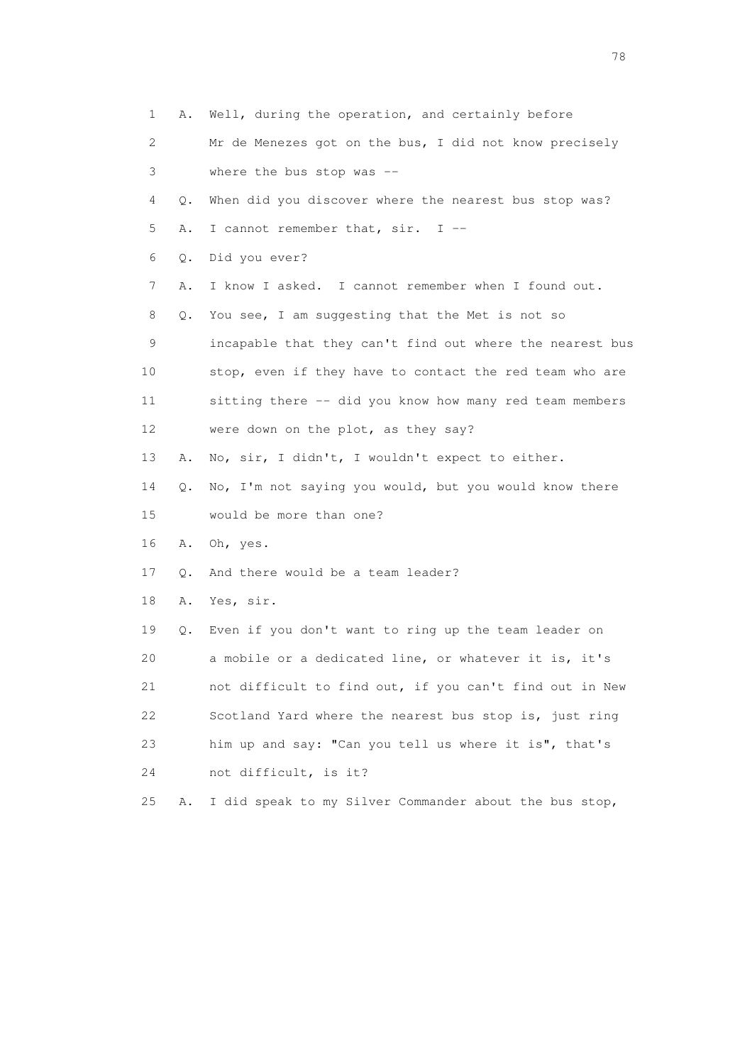1 A. Well, during the operation, and certainly before
2 Mr de Menezes got on the bus, I did not know precisely
3 where the bus stop was --
4 Q. When did you discover where the nearest bus stop was?
5 A. I cannot remember that, sir. I --
6 Q. Did you ever?
7 A. I know I asked. I cannot remember when I found out.
8 Q. You see, I am suggesting that the Met is not so
9 incapable that they can't find out where the nearest bus
10 stop, even if they have to contact the red team who are
11 sitting there -- did you know how many red team members
12 were down on the plot, as they say?
13 A. No, sir, I didn't, I wouldn't expect to either.
14 Q. No, I'm not saying you would, but you would know there
15 would be more than one?
16 A. Oh, yes.
17 Q. And there would be a team leader?
18 A. Yes, sir.
19 Q. Even if you don't want to ring up the team leader on
20 a mobile or a dedicated line, or whatever it is, it's
21 not difficult to find out, if you can't find out in New
22 Scotland Yard where the nearest bus stop is, just ring
23 him up and say: "Can you tell us where it is", that's
24 not difficult, is it?
25 A. I did speak to my Silver Commander about the bus stop,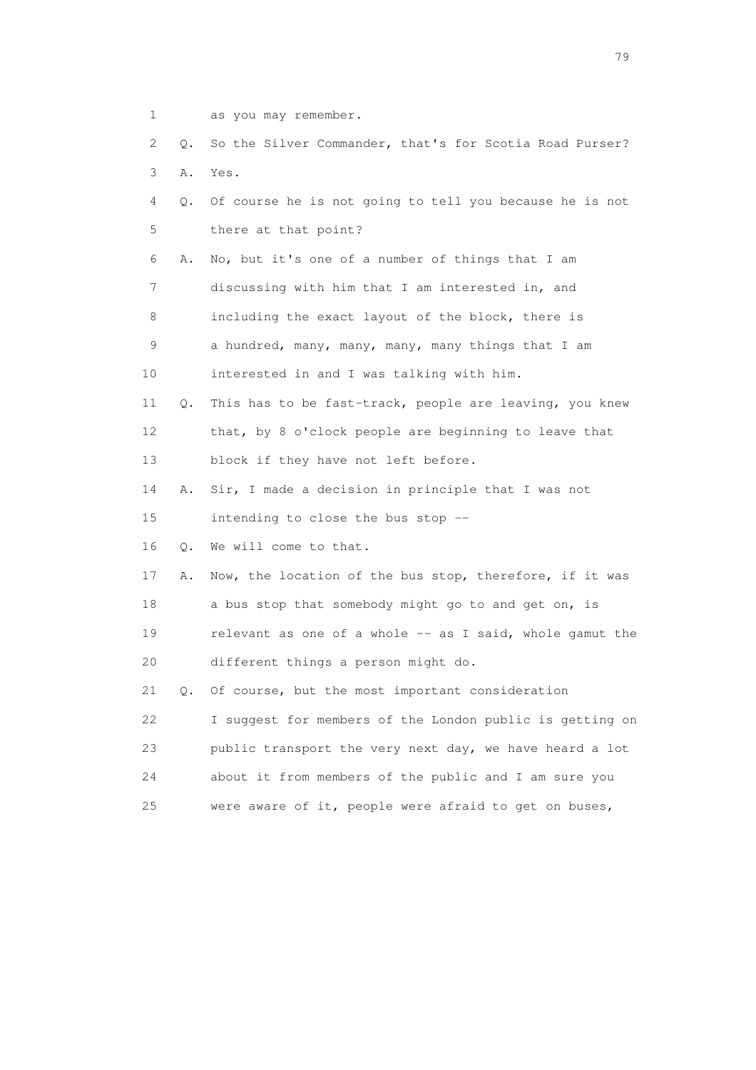1 as you may remember.

2 Q. So the Silver Commander, that's for Scotia Road Purser?

3 A. Yes.

4 Q. Of course he is not going to tell you because he is not

5 there at that point?

6 A. No, but it's one of a number of things that I am

7 discussing with him that I am interested in, and

8 including the exact layout of the block, there is

9 a hundred, many, many, many, many things that I am

10 interested in and I was talking with him.

11 Q. This has to be fast-track, people are leaving, you knew

12 that, by 8 o'clock people are beginning to leave that

13 block if they have not left before.

14 A. Sir, I made a decision in principle that I was not

15 intending to close the bus stop --

16 Q. We will come to that.

17 A. Now, the location of the bus stop, therefore, if it was

18 a bus stop that somebody might go to and get on, is

19 relevant as one of a whole -- as I said, whole gamut the

20 different things a person might do.

21 Q. Of course, but the most important consideration

22 I suggest for members of the London public is getting on

23 public transport the very next day, we have heard a lot

24 about it from members of the public and I am sure you

25 were aware of it, people were afraid to get on buses,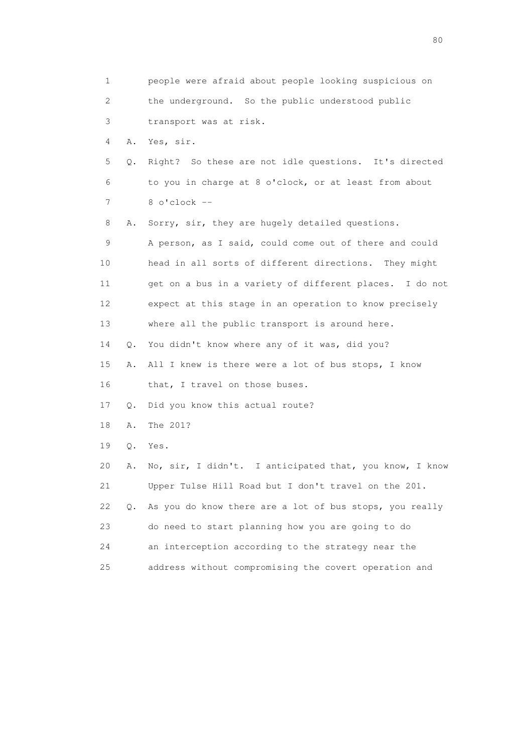1 people were afraid about people looking suspicious on
2 the underground. So the public understood public
3 transport was at risk.

4 A. Yes, sir.

5 Q. Right? So these are not idle questions. It's directed
6 to you in charge at 8 o'clock, or at least from about
7 8 o'clock --

8 A. Sorry, sir, they are hugely detailed questions.
9 A person, as I said, could come out of there and could
10 head in all sorts of different directions. They might
11 get on a bus in a variety of different places. I do not
12 expect at this stage in an operation to know precisely
13 where all the public transport is around here.

14 Q. You didn't know where any of it was, did you?

15 A. All I knew is there were a lot of bus stops, I know
16 that, I travel on those buses.

17 Q. Did you know this actual route?

18 A. The 201?

19 Q. Yes.

20 A. No, sir, I didn't. I anticipated that, you know, I know
21 Upper Tulse Hill Road but I don't travel on the 201.

22 Q. As you do know there are a lot of bus stops, you really
23 do need to start planning how you are going to do
24 an interception according to the strategy near the
25 address without compromising the covert operation and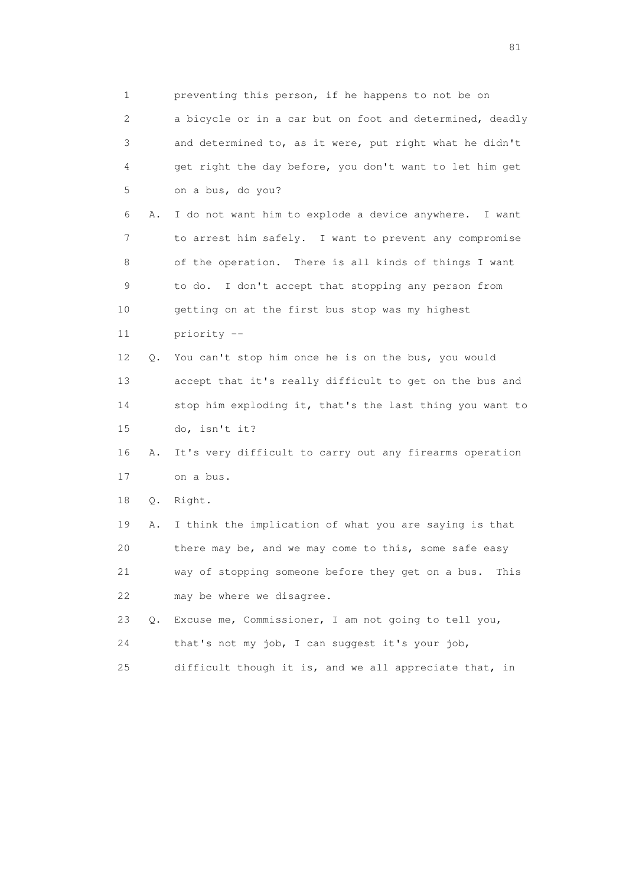1 preventing this person, if he happens to not be on
2 a bicycle or in a car but on foot and determined, deadly
3 and determined to, as it were, put right what he didn't
4 get right the day before, you don't want to let him get
5 on a bus, do you?

6 A. I do not want him to explode a device anywhere. I want
7 to arrest him safely. I want to prevent any compromise
8 of the operation. There is all kinds of things I want
9 to do. I don't accept that stopping any person from
10 getting on at the first bus stop was my highest
11 priority --

12 Q. You can't stop him once he is on the bus, you would
13 accept that it's really difficult to get on the bus and
14 stop him exploding it, that's the last thing you want to
15 do, isn't it?

16 A. It's very difficult to carry out any firearms operation
17 on a bus.

18 Q. Right.

19 A. I think the implication of what you are saying is that
20 there may be, and we may come to this, some safe easy
21 way of stopping someone before they get on a bus. This
22 may be where we disagree.

23 Q. Excuse me, Commissioner, I am not going to tell you,
24 that's not my job, I can suggest it's your job,
25 difficult though it is, and we all appreciate that, in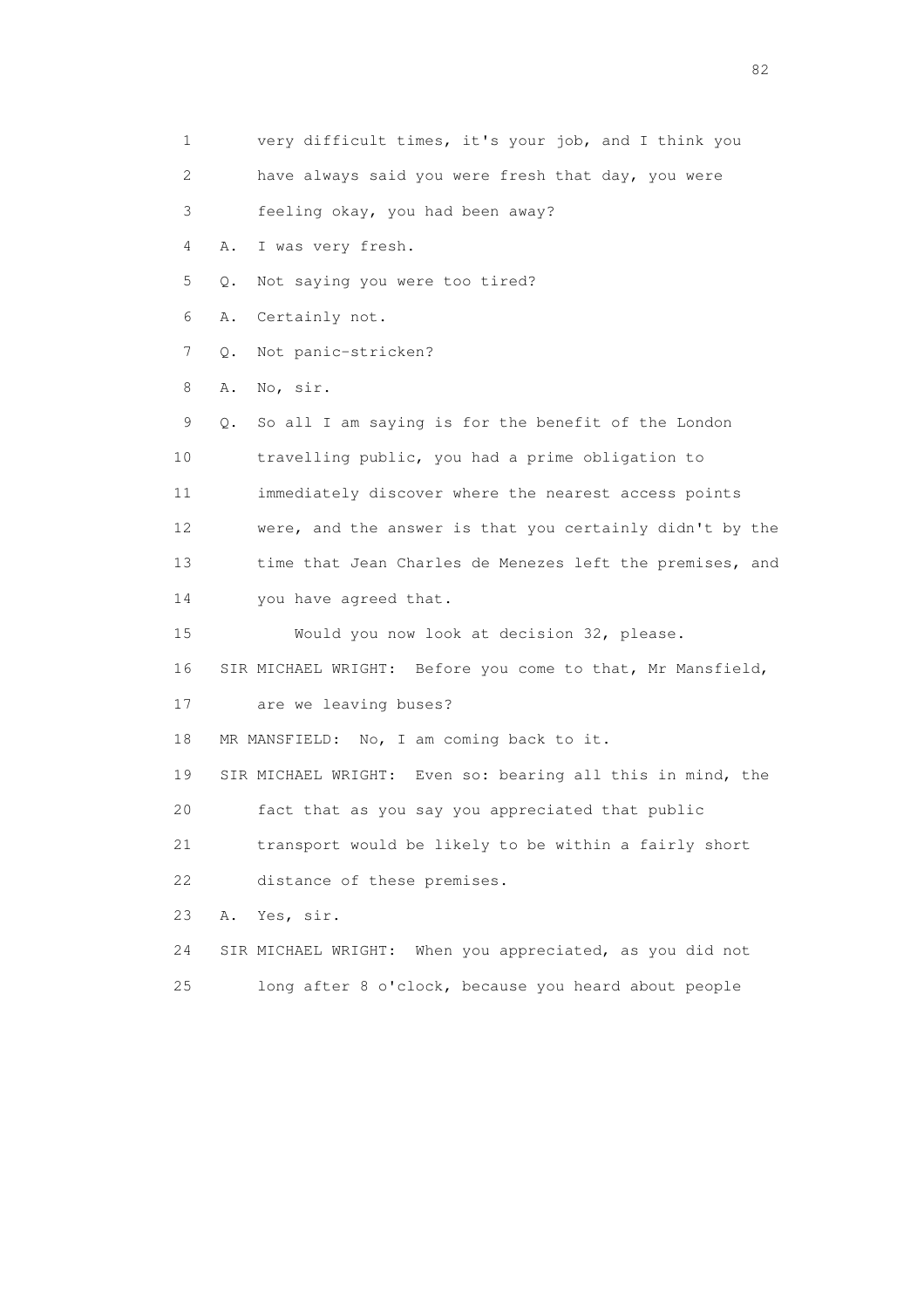1 very difficult times, it's your job, and I think you

2 have always said you were fresh that day, you were

3 feeling okay, you had been away?

4 A. I was very fresh.

5 Q. Not saying you were too tired?

6 A. Certainly not.

7 Q. Not panic-stricken?

8 A. No, sir.

9 Q. So all I am saying is for the benefit of the London

10 travelling public, you had a prime obligation to

11 immediately discover where the nearest access points

12 were, and the answer is that you certainly didn't by the

13 time that Jean Charles de Menezes left the premises, and

14 you have agreed that.

15 Would you now look at decision 32, please.

16 SIR MICHAEL WRIGHT: Before you come to that, Mr Mansfield,

17 are we leaving buses?

18 MR MANSFIELD: No, I am coming back to it.

19 SIR MICHAEL WRIGHT: Even so: bearing all this in mind, the

20 fact that as you say you appreciated that public

21 transport would be likely to be within a fairly short

22 distance of these premises.

23 A. Yes, sir.

24 SIR MICHAEL WRIGHT: When you appreciated, as you did not

25 long after 8 o'clock, because you heard about people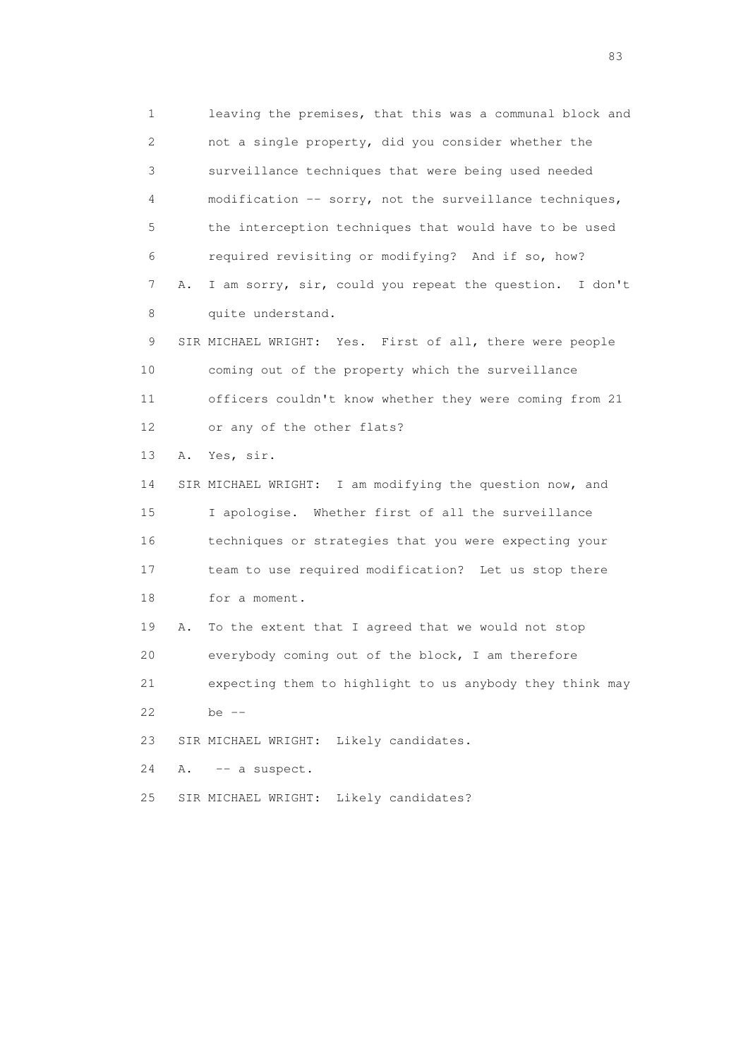1 leaving the premises, that this was a communal block and
2 not a single property, did you consider whether the
3 surveillance techniques that were being used needed
4 modification -- sorry, not the surveillance techniques,
5 the interception techniques that would have to be used
6 required revisiting or modifying? And if so, how?
7 A. I am sorry, sir, could you repeat the question. I don't
8 quite understand.
9 SIR MICHAEL WRIGHT: Yes. First of all, there were people
10 coming out of the property which the surveillance
11 officers couldn't know whether they were coming from 21
12 or any of the other flats?
13 A. Yes, sir.
14 SIR MICHAEL WRIGHT: I am modifying the question now, and
15 I apologise. Whether first of all the surveillance
16 techniques or strategies that you were expecting your
17 team to use required modification? Let us stop there
18 for a moment.
19 A. To the extent that I agreed that we would not stop
20 everybody coming out of the block, I am therefore
21 expecting them to highlight to us anybody they think may
22 be --
23 SIR MICHAEL WRIGHT: Likely candidates.
24 A. -- a suspect.
25 SIR MICHAEL WRIGHT: Likely candidates?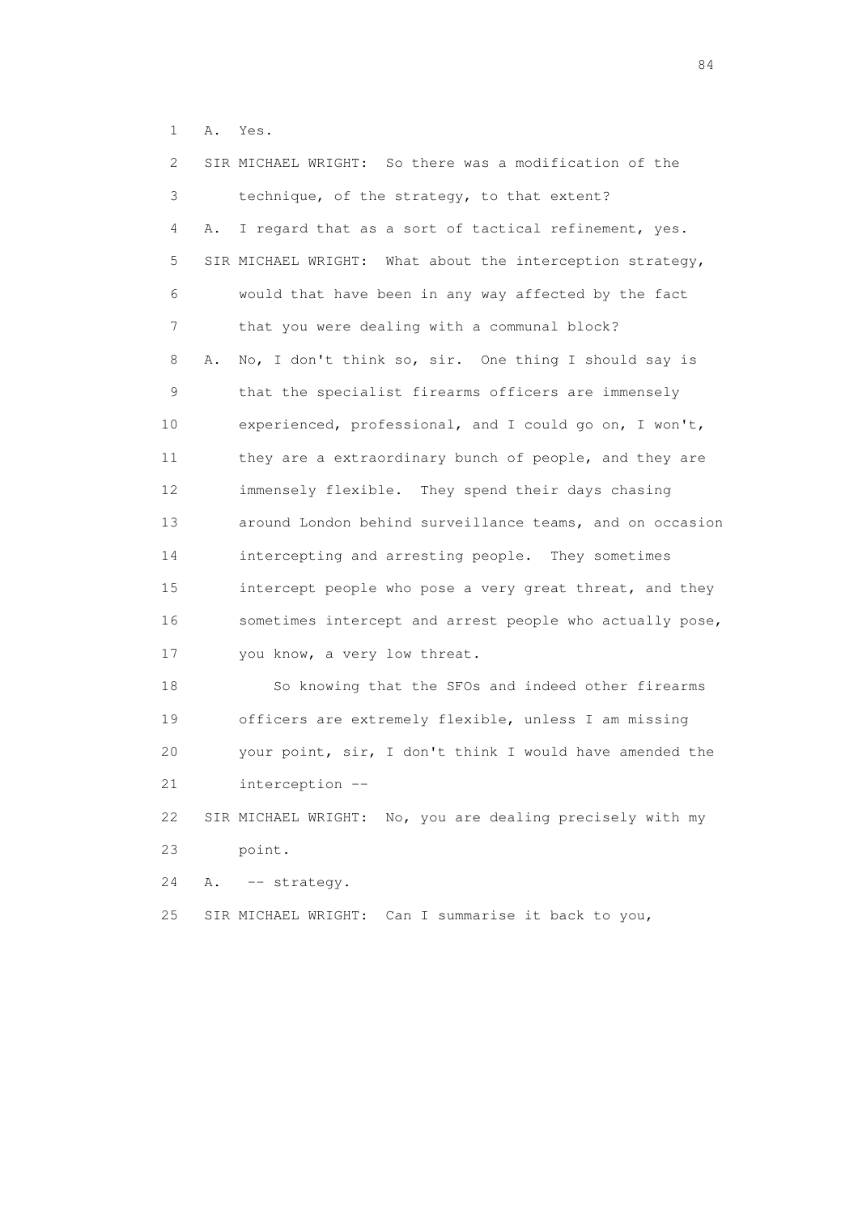1 A. Yes.

2 SIR MICHAEL WRIGHT: So there was a modification of the

3 technique, of the strategy, to that extent?

4 A. I regard that as a sort of tactical refinement, yes.

5 SIR MICHAEL WRIGHT: What about the interception strategy,

6 would that have been in any way affected by the fact

7 that you were dealing with a communal block?

8 A. No, I don't think so, sir. One thing I should say is

9 that the specialist firearms officers are immensely

10 experienced, professional, and I could go on, I won't,

11 they are a extraordinary bunch of people, and they are

12 immensely flexible. They spend their days chasing

13 around London behind surveillance teams, and on occasion

14 intercepting and arresting people. They sometimes

15 intercept people who pose a very great threat, and they

16 sometimes intercept and arrest people who actually pose,

17 you know, a very low threat.

18 So knowing that the SFOs and indeed other firearms

19 officers are extremely flexible, unless I am missing

20 your point, sir, I don't think I would have amended the

21 interception --

22 SIR MICHAEL WRIGHT: No, you are dealing precisely with my

23 point.

24 A. -- strategy.

25 SIR MICHAEL WRIGHT: Can I summarise it back to you,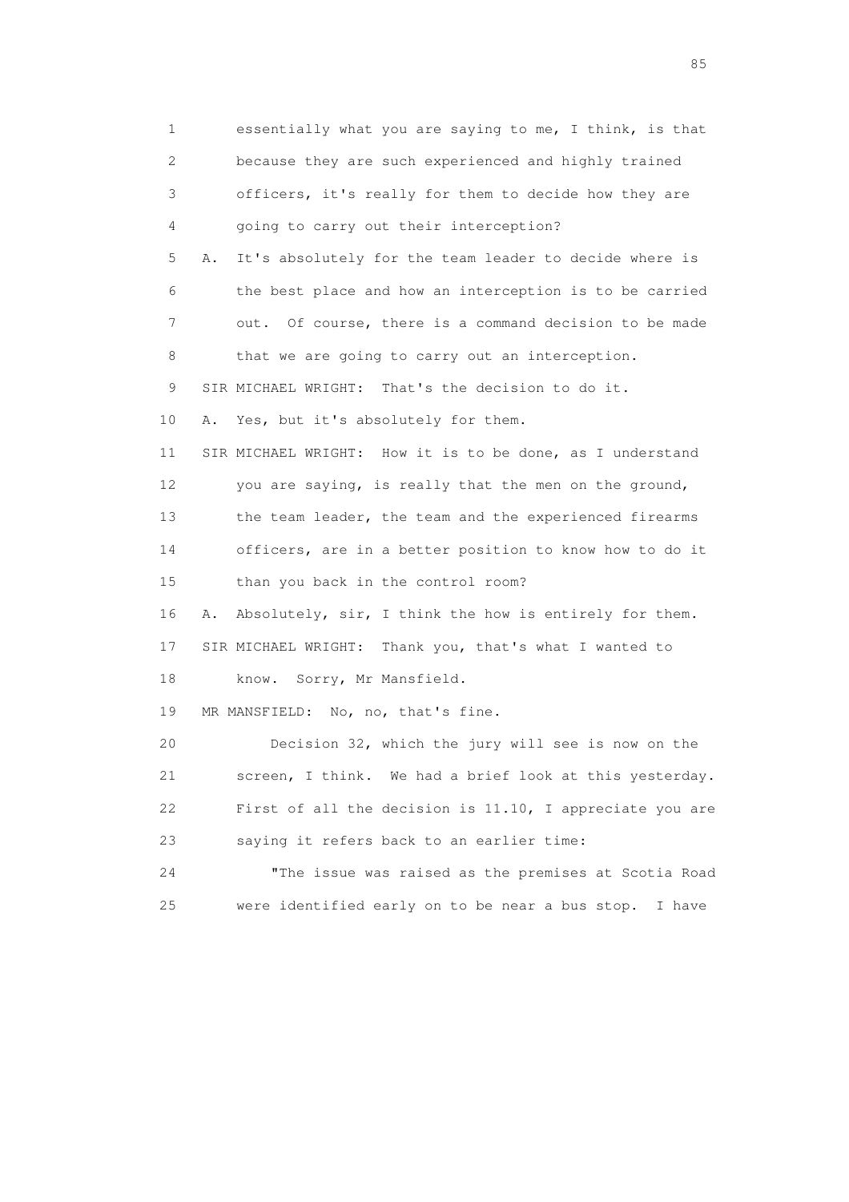1 essentially what you are saying to me, I think, is that
2 because they are such experienced and highly trained
3 officers, it's really for them to decide how they are
4 going to carry out their interception?
5 A. It's absolutely for the team leader to decide where is
6 the best place and how an interception is to be carried
7 out. Of course, there is a command decision to be made
8 that we are going to carry out an interception.
9 SIR MICHAEL WRIGHT: That's the decision to do it.
10 A. Yes, but it's absolutely for them.
11 SIR MICHAEL WRIGHT: How it is to be done, as I understand
12 you are saying, is really that the men on the ground,
13 the team leader, the team and the experienced firearms
14 officers, are in a better position to know how to do it
15 than you back in the control room?
16 A. Absolutely, sir, I think the how is entirely for them.
17 SIR MICHAEL WRIGHT: Thank you, that's what I wanted to
18 know. Sorry, Mr Mansfield.
19 MR MANSFIELD: No, no, that's fine.
20 Decision 32, which the jury will see is now on the
21 screen, I think. We had a brief look at this yesterday.
22 First of all the decision is 11.10, I appreciate you are
23 saying it refers back to an earlier time:
24 "The issue was raised as the premises at Scotia Road
25 were identified early on to be near a bus stop. I have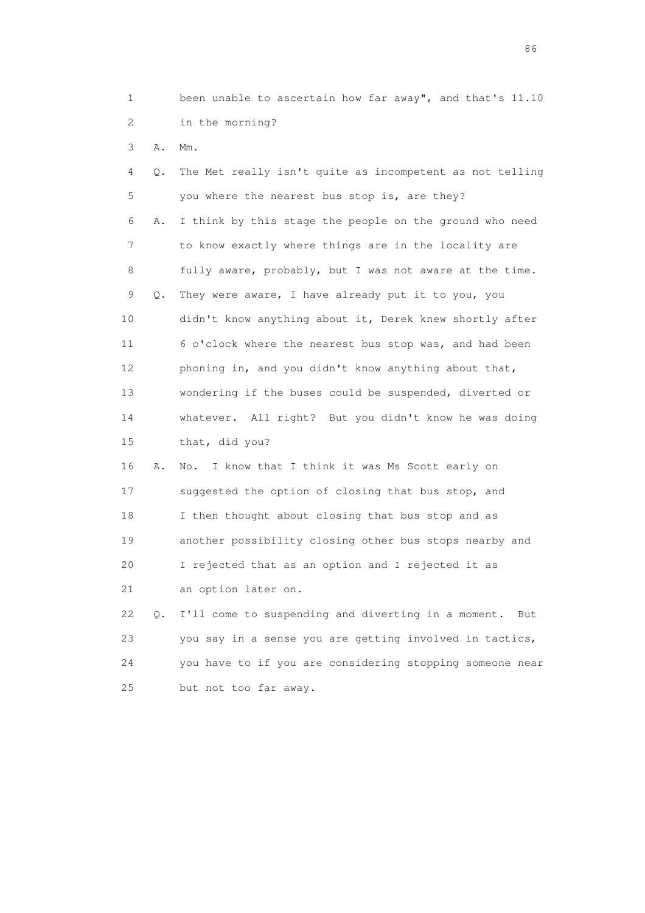1 been unable to ascertain how far away", and that's 11.10
2 in the morning?

3 A. Mm.

4 Q. The Met really isn't quite as incompetent as not telling
5 you where the nearest bus stop is, are they?

6 A. I think by this stage the people on the ground who need
7 to know exactly where things are in the locality are
8 fully aware, probably, but I was not aware at the time.

9 Q. They were aware, I have already put it to you, you
10 didn't know anything about it, Derek knew shortly after
11 6 o'clock where the nearest bus stop was, and had been
12 phoning in, and you didn't know anything about that,
13 wondering if the buses could be suspended, diverted or
14 whatever. All right? But you didn't know he was doing
15 that, did you?

16 A. No. I know that I think it was Ms Scott early on
17 suggested the option of closing that bus stop, and
18 I then thought about closing that bus stop and as
19 another possibility closing other bus stops nearby and
20 I rejected that as an option and I rejected it as
21 an option later on.

22 Q. I'll come to suspending and diverting in a moment. But
23 you say in a sense you are getting involved in tactics,
24 you have to if you are considering stopping someone near
25 but not too far away.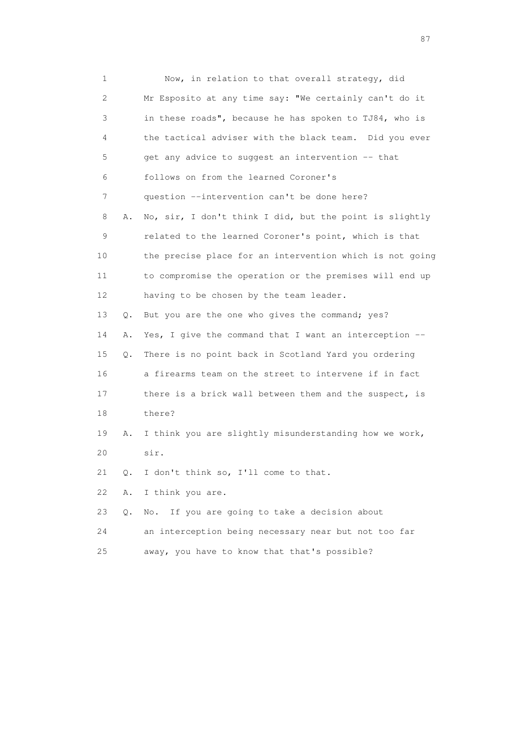1 Now, in relation to that overall strategy, did
2 Mr Esposito at any time say: "We certainly can't do it
3 in these roads", because he has spoken to TJ84, who is
4 the tactical adviser with the black team. Did you ever
5 get any advice to suggest an intervention -- that
6 follows on from the learned Coroner's
7 question --intervention can't be done here?
8 A. No, sir, I don't think I did, but the point is slightly
9 related to the learned Coroner's point, which is that
10 the precise place for an intervention which is not going
11 to compromise the operation or the premises will end up
12 having to be chosen by the team leader.
13 Q. But you are the one who gives the command; yes?
14 A. Yes, I give the command that I want an interception --
15 Q. There is no point back in Scotland Yard you ordering
16 a firearms team on the street to intervene if in fact
17 there is a brick wall between them and the suspect, is
18 there?
19 A. I think you are slightly misunderstanding how we work,
20 sir.
21 Q. I don't think so, I'll come to that.
22 A. I think you are.
23 Q. No. If you are going to take a decision about
24 an interception being necessary near but not too far
25 away, you have to know that that's possible?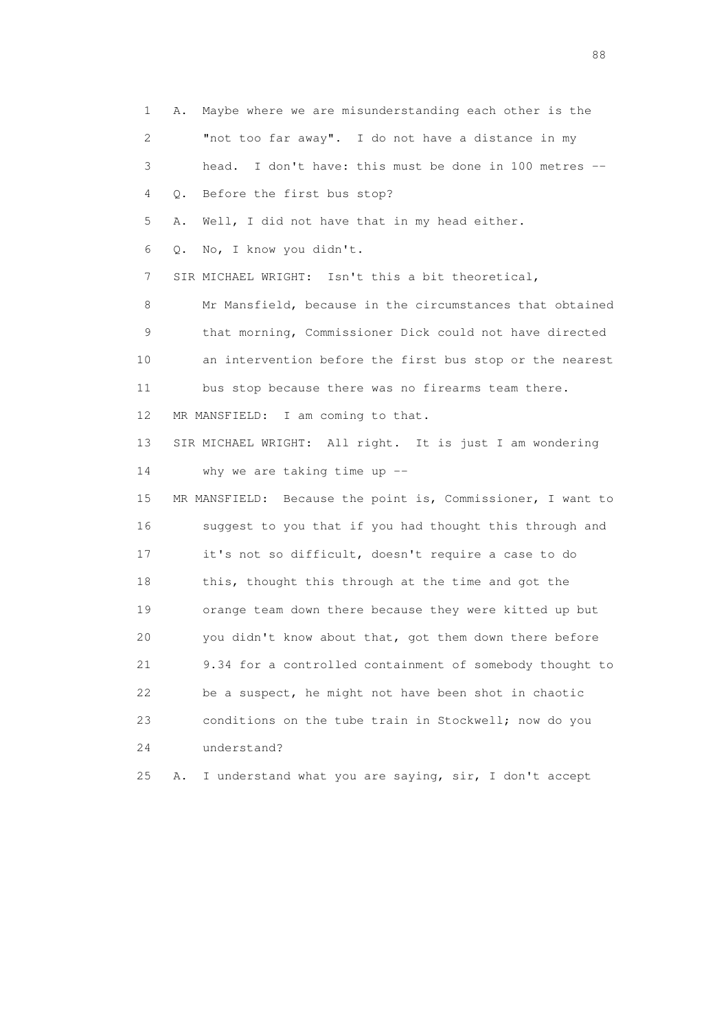1 A. Maybe where we are misunderstanding each other is the

2 "not too far away". I do not have a distance in my

3 head. I don't have: this must be done in 100 metres --

4 Q. Before the first bus stop?

5 A. Well, I did not have that in my head either.

6 Q. No, I know you didn't.

7 SIR MICHAEL WRIGHT: Isn't this a bit theoretical,

8 Mr Mansfield, because in the circumstances that obtained

9 that morning, Commissioner Dick could not have directed

10 an intervention before the first bus stop or the nearest

11 bus stop because there was no firearms team there.

12 MR MANSFIELD: I am coming to that.

13 SIR MICHAEL WRIGHT: All right. It is just I am wondering

14 why we are taking time up --

15 MR MANSFIELD: Because the point is, Commissioner, I want to

16 suggest to you that if you had thought this through and

17 it's not so difficult, doesn't require a case to do

18 this, thought this through at the time and got the

19 orange team down there because they were kitted up but

20 you didn't know about that, got them down there before

21 9.34 for a controlled containment of somebody thought to

22 be a suspect, he might not have been shot in chaotic

23 conditions on the tube train in Stockwell; now do you

24 understand?

25 A. I understand what you are saying, sir, I don't accept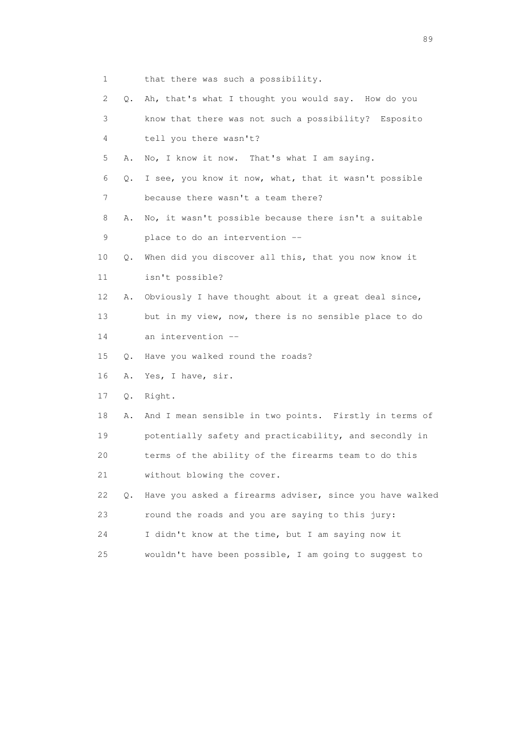1 that there was such a possibility.

2 Q. Ah, that's what I thought you would say. How do you

3 know that there was not such a possibility? Esposito

4 tell you there wasn't?

5 A. No, I know it now. That's what I am saying.

6 Q. I see, you know it now, what, that it wasn't possible

7 because there wasn't a team there?

8 A. No, it wasn't possible because there isn't a suitable

9 place to do an intervention --

10 Q. When did you discover all this, that you now know it

11 isn't possible?

12 A. Obviously I have thought about it a great deal since,

13 but in my view, now, there is no sensible place to do

14 an intervention --

15 Q. Have you walked round the roads?

16 A. Yes, I have, sir.

17 Q. Right.

18 A. And I mean sensible in two points. Firstly in terms of

19 potentially safety and practicability, and secondly in

20 terms of the ability of the firearms team to do this

21 without blowing the cover.

22 Q. Have you asked a firearms adviser, since you have walked

23 round the roads and you are saying to this jury:

24 I didn't know at the time, but I am saying now it

25 wouldn't have been possible, I am going to suggest to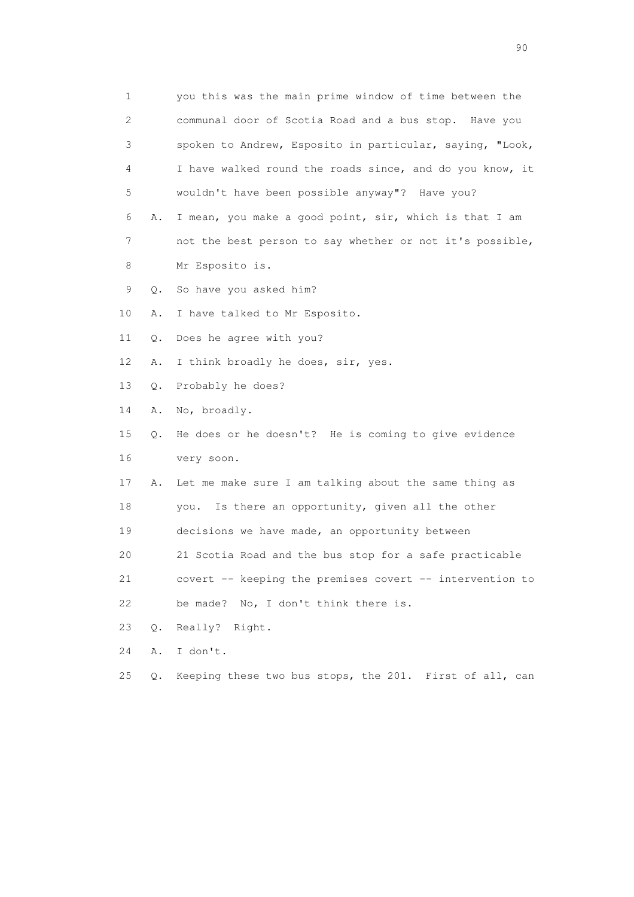1 you this was the main prime window of time between the
2 communal door of Scotia Road and a bus stop. Have you
3 spoken to Andrew, Esposito in particular, saying, "Look,
4 I have walked round the roads since, and do you know, it
5 wouldn't have been possible anyway"? Have you?
6 A. I mean, you make a good point, sir, which is that I am
7 not the best person to say whether or not it's possible,
8 Mr Esposito is.
9 Q. So have you asked him?
10 A. I have talked to Mr Esposito.
11 Q. Does he agree with you?
12 A. I think broadly he does, sir, yes.
13 Q. Probably he does?
14 A. No, broadly.
15 Q. He does or he doesn't? He is coming to give evidence
16 very soon.
17 A. Let me make sure I am talking about the same thing as
18 you. Is there an opportunity, given all the other
19 decisions we have made, an opportunity between
20 21 Scotia Road and the bus stop for a safe practicable
21 covert -- keeping the premises covert -- intervention to
22 be made? No, I don't think there is.
23 Q. Really? Right.
24 A. I don't.
25 Q. Keeping these two bus stops, the 201. First of all, can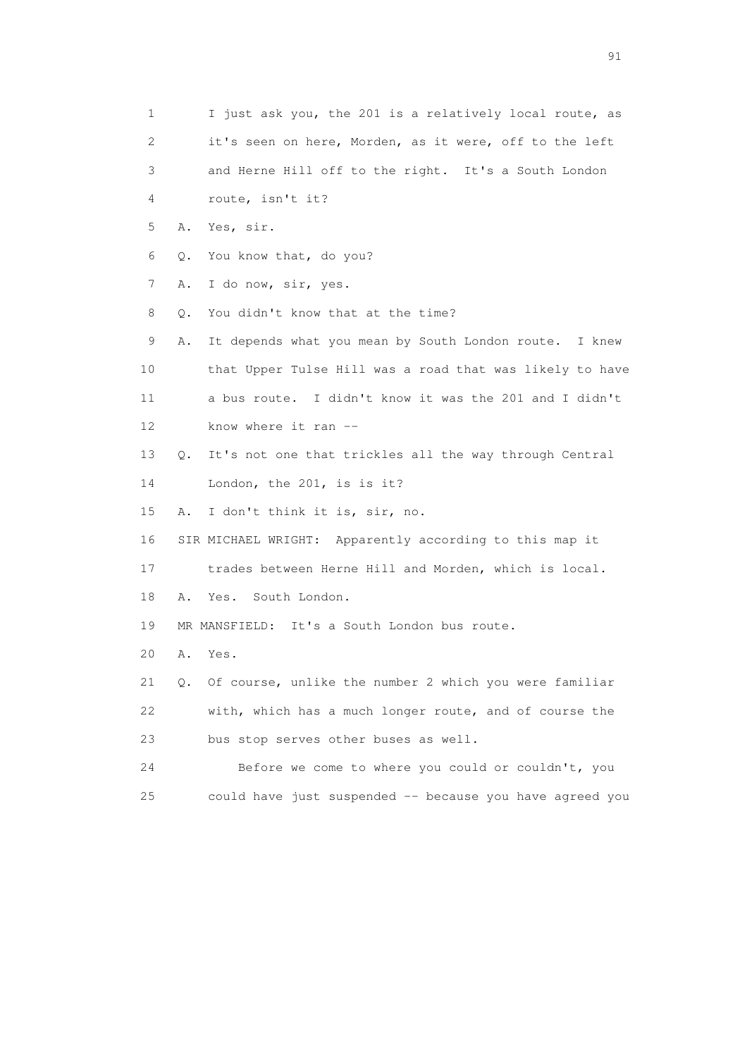1 I just ask you, the 201 is a relatively local route, as
2 it's seen on here, Morden, as it were, off to the left
3 and Herne Hill off to the right. It's a South London
4 route, isn't it?

5 A. Yes, sir.

6 Q. You know that, do you?

7 A. I do now, sir, yes.

8 Q. You didn't know that at the time?

9 A. It depends what you mean by South London route. I knew
10 that Upper Tulse Hill was a road that was likely to have
11 a bus route. I didn't know it was the 201 and I didn't
12 know where it ran --

13 Q. It's not one that trickles all the way through Central
14 London, the 201, is is it?

15 A. I don't think it is, sir, no.

16 SIR MICHAEL WRIGHT: Apparently according to this map it
17 trades between Herne Hill and Morden, which is local.

18 A. Yes. South London.

19 MR MANSFIELD: It's a South London bus route.

20 A. Yes.

21 Q. Of course, unlike the number 2 which you were familiar
22 with, which has a much longer route, and of course the
23 bus stop serves other buses as well.

24 Before we come to where you could or couldn't, you
25 could have just suspended -- because you have agreed you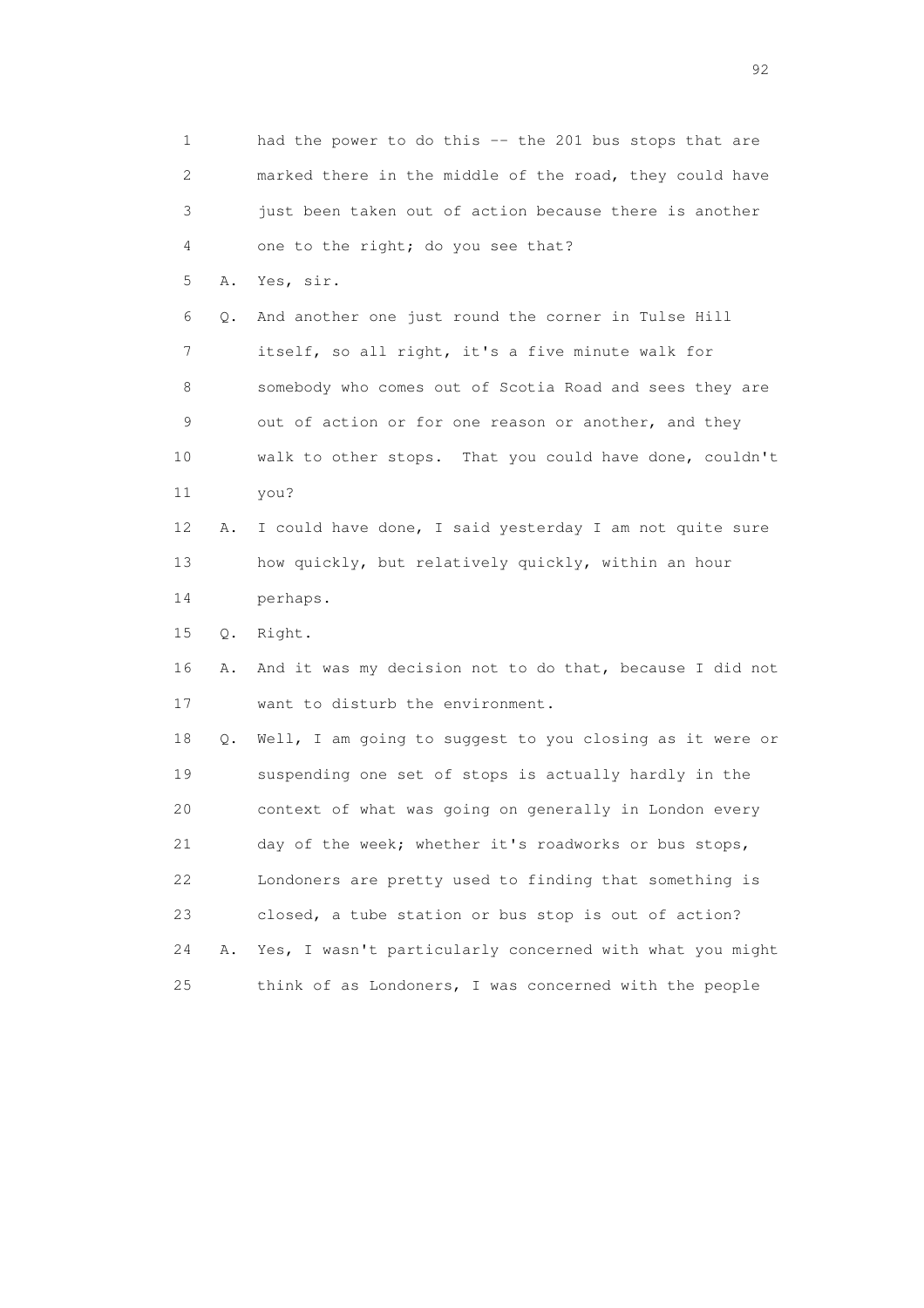1 had the power to do this -- the 201 bus stops that are
2 marked there in the middle of the road, they could have
3 just been taken out of action because there is another
4 one to the right; do you see that?

5 A. Yes, sir.

6 Q. And another one just round the corner in Tulse Hill
7 itself, so all right, it's a five minute walk for
8 somebody who comes out of Scotia Road and sees they are
9 out of action or for one reason or another, and they
10 walk to other stops. That you could have done, couldn't
11 you?

12 A. I could have done, I said yesterday I am not quite sure
13 how quickly, but relatively quickly, within an hour
14 perhaps.

15 Q. Right.

16 A. And it was my decision not to do that, because I did not
17 want to disturb the environment.

18 Q. Well, I am going to suggest to you closing as it were or
19 suspending one set of stops is actually hardly in the
20 context of what was going on generally in London every
21 day of the week; whether it's roadworks or bus stops,
22 Londoners are pretty used to finding that something is
23 closed, a tube station or bus stop is out of action?

24 A. Yes, I wasn't particularly concerned with what you might
25 think of as Londoners, I was concerned with the people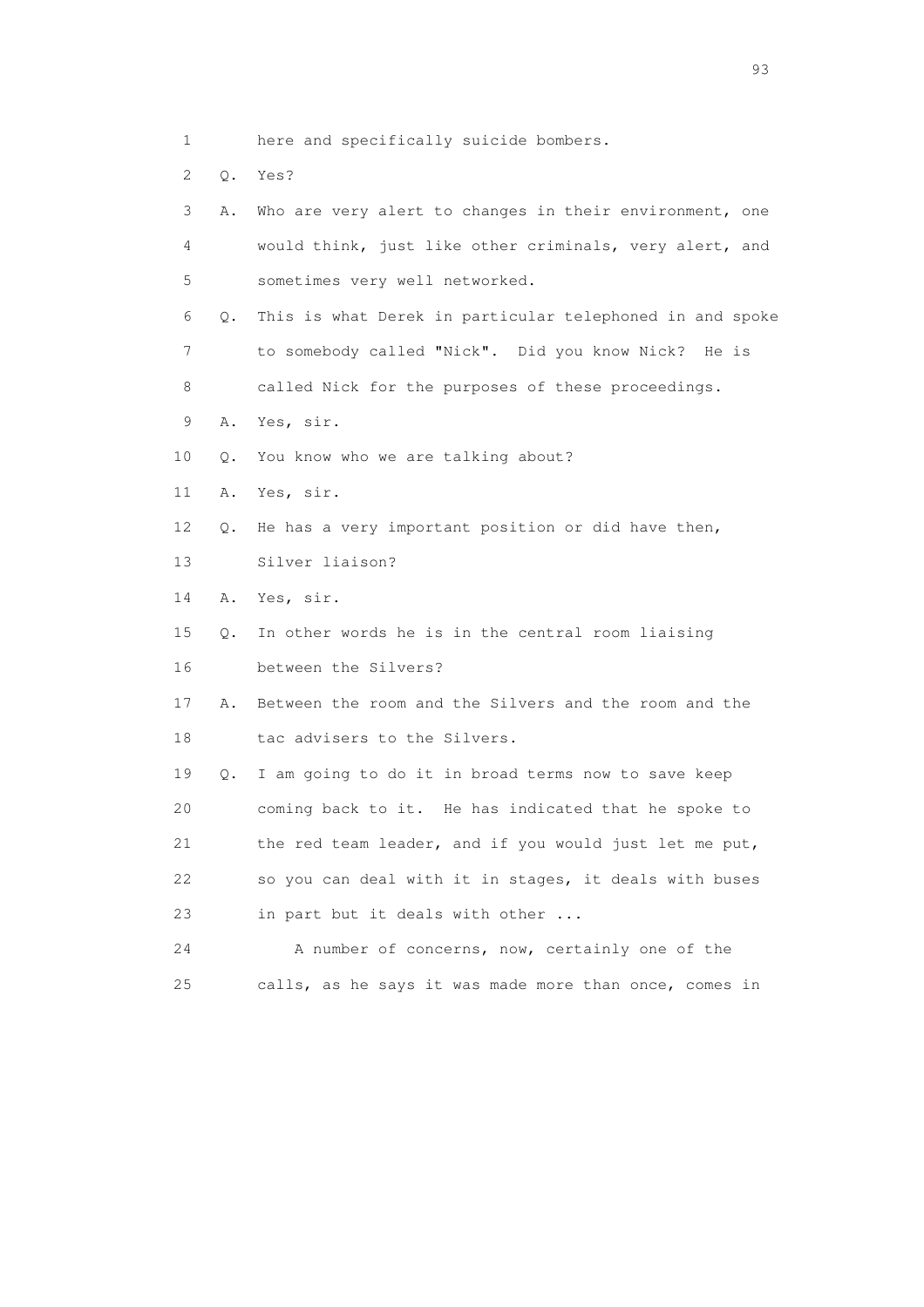1 here and specifically suicide bombers.

2 Q. Yes?

3 A. Who are very alert to changes in their environment, one

4 would think, just like other criminals, very alert, and

5 sometimes very well networked.

6 Q. This is what Derek in particular telephoned in and spoke

7 to somebody called "Nick". Did you know Nick? He is

8 called Nick for the purposes of these proceedings.

9 A. Yes, sir.

10 Q. You know who we are talking about?

11 A. Yes, sir.

12 Q. He has a very important position or did have then,

13 Silver liaison?

14 A. Yes, sir.

15 Q. In other words he is in the central room liaising

16 between the Silvers?

17 A. Between the room and the Silvers and the room and the

18 tac advisers to the Silvers.

19 Q. I am going to do it in broad terms now to save keep

20 coming back to it. He has indicated that he spoke to

21 the red team leader, and if you would just let me put,

22 so you can deal with it in stages, it deals with buses

23 in part but it deals with other ...

24 A number of concerns, now, certainly one of the

25 calls, as he says it was made more than once, comes in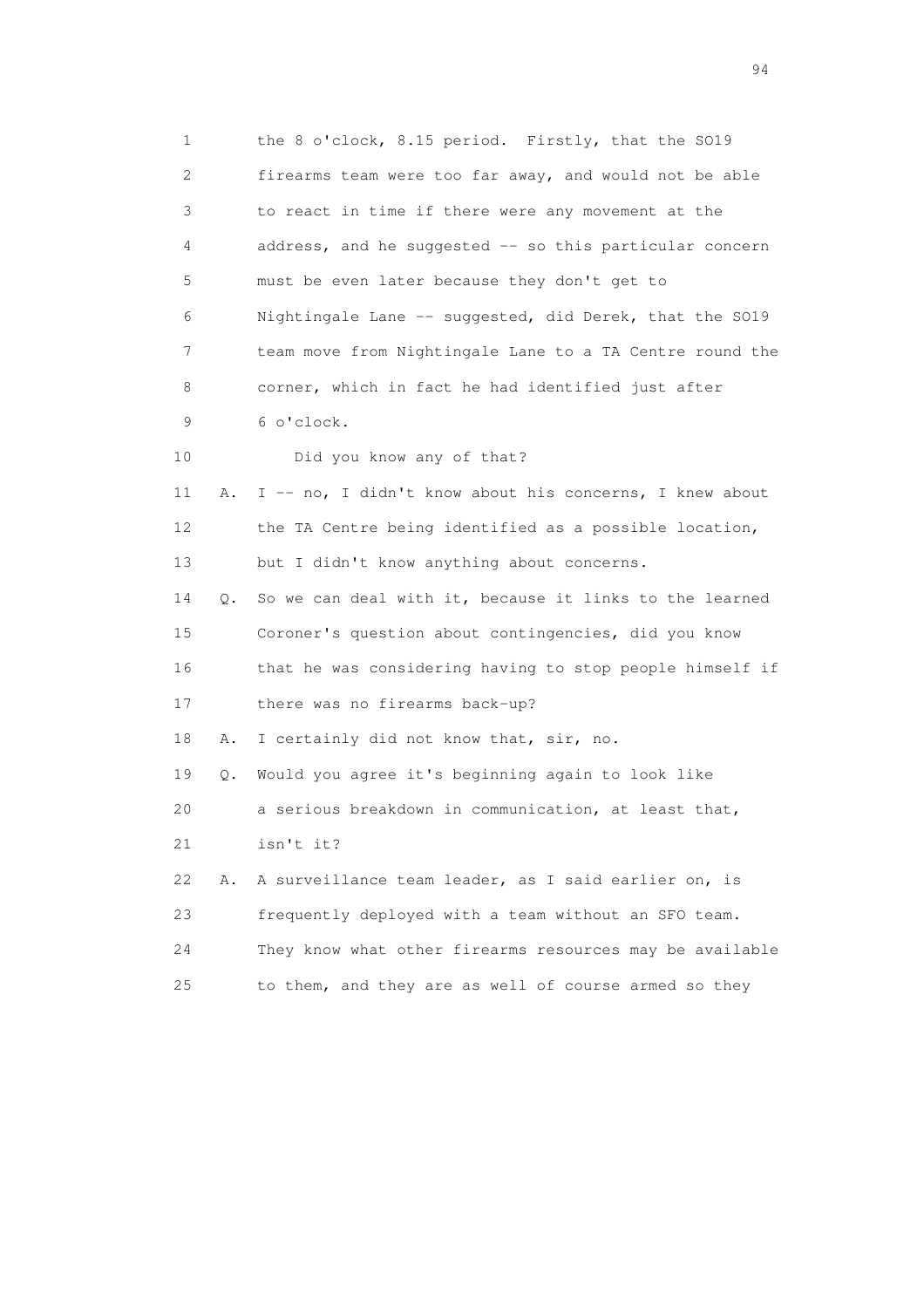1 the 8 o'clock, 8.15 period. Firstly, that the SO19
2 firearms team were too far away, and would not be able
3 to react in time if there were any movement at the
4 address, and he suggested -- so this particular concern
5 must be even later because they don't get to
6 Nightingale Lane -- suggested, did Derek, that the SO19
7 team move from Nightingale Lane to a TA Centre round the
8 corner, which in fact he had identified just after
9 6 o'clock.
10 Did you know any of that?
11 A. I -- no, I didn't know about his concerns, I knew about
12 the TA Centre being identified as a possible location,
13 but I didn't know anything about concerns.
14 Q. So we can deal with it, because it links to the learned
15 Coroner's question about contingencies, did you know
16 that he was considering having to stop people himself if
17 there was no firearms back-up?
18 A. I certainly did not know that, sir, no.
19 Q. Would you agree it's beginning again to look like
20 a serious breakdown in communication, at least that,
21 isn't it?
22 A. A surveillance team leader, as I said earlier on, is
23 frequently deployed with a team without an SFO team.
24 They know what other firearms resources may be available
25 to them, and they are as well of course armed so they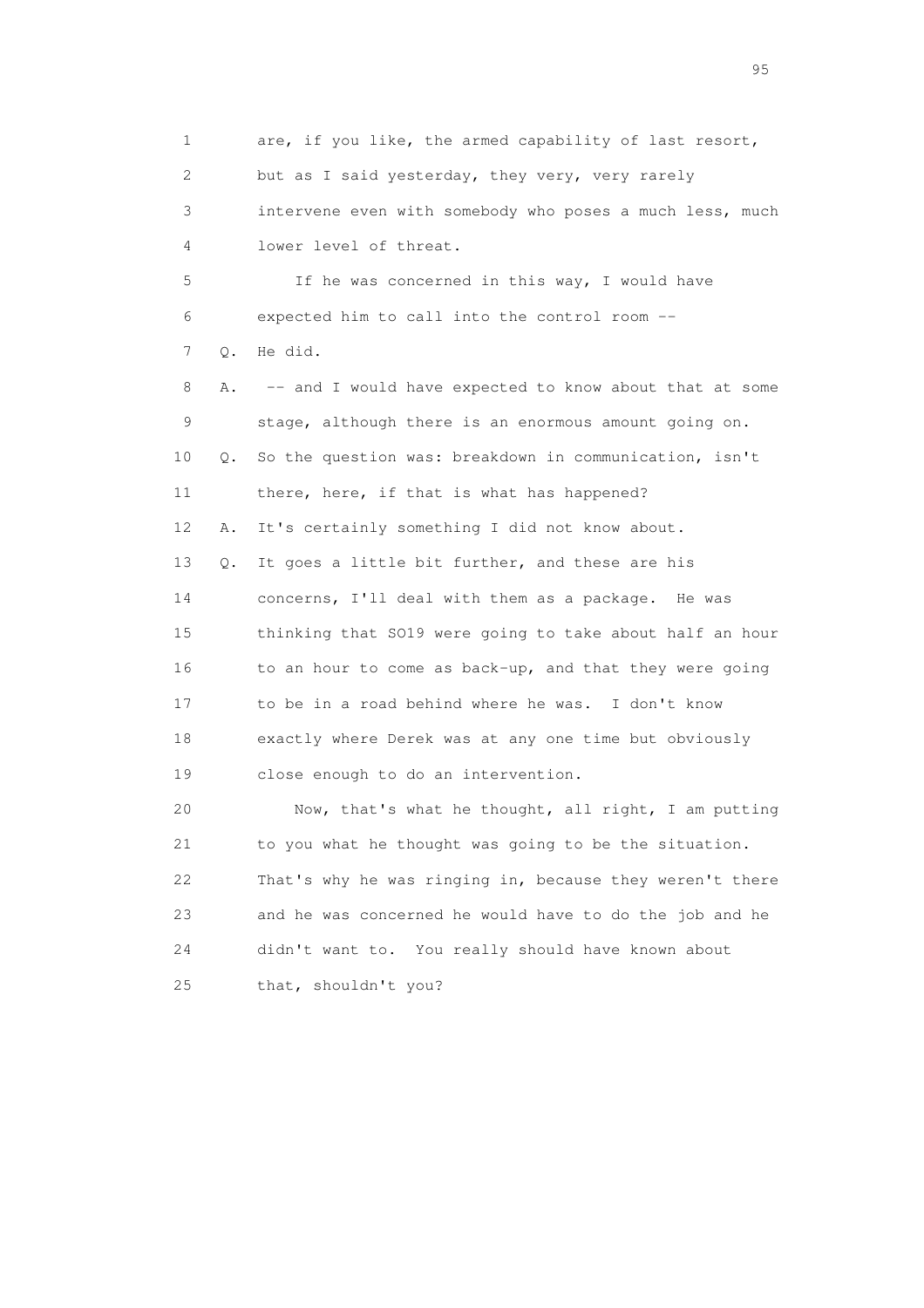1 are, if you like, the armed capability of last resort,
2 but as I said yesterday, they very, very rarely
3 intervene even with somebody who poses a much less, much
4 lower level of threat.

5 If he was concerned in this way, I would have
6 expected him to call into the control room --

7 Q. He did.

8 A. -- and I would have expected to know about that at some
9 stage, although there is an enormous amount going on.

10 Q. So the question was: breakdown in communication, isn't
11 there, here, if that is what has happened?

12 A. It's certainly something I did not know about.

13 Q. It goes a little bit further, and these are his
14 concerns, I'll deal with them as a package. He was
15 thinking that SO19 were going to take about half an hour
16 to an hour to come as back-up, and that they were going
17 to be in a road behind where he was. I don't know
18 exactly where Derek was at any one time but obviously
19 close enough to do an intervention.

20 Now, that's what he thought, all right, I am putting
21 to you what he thought was going to be the situation.
22 That's why he was ringing in, because they weren't there
23 and he was concerned he would have to do the job and he
24 didn't want to. You really should have known about
25 that, shouldn't you?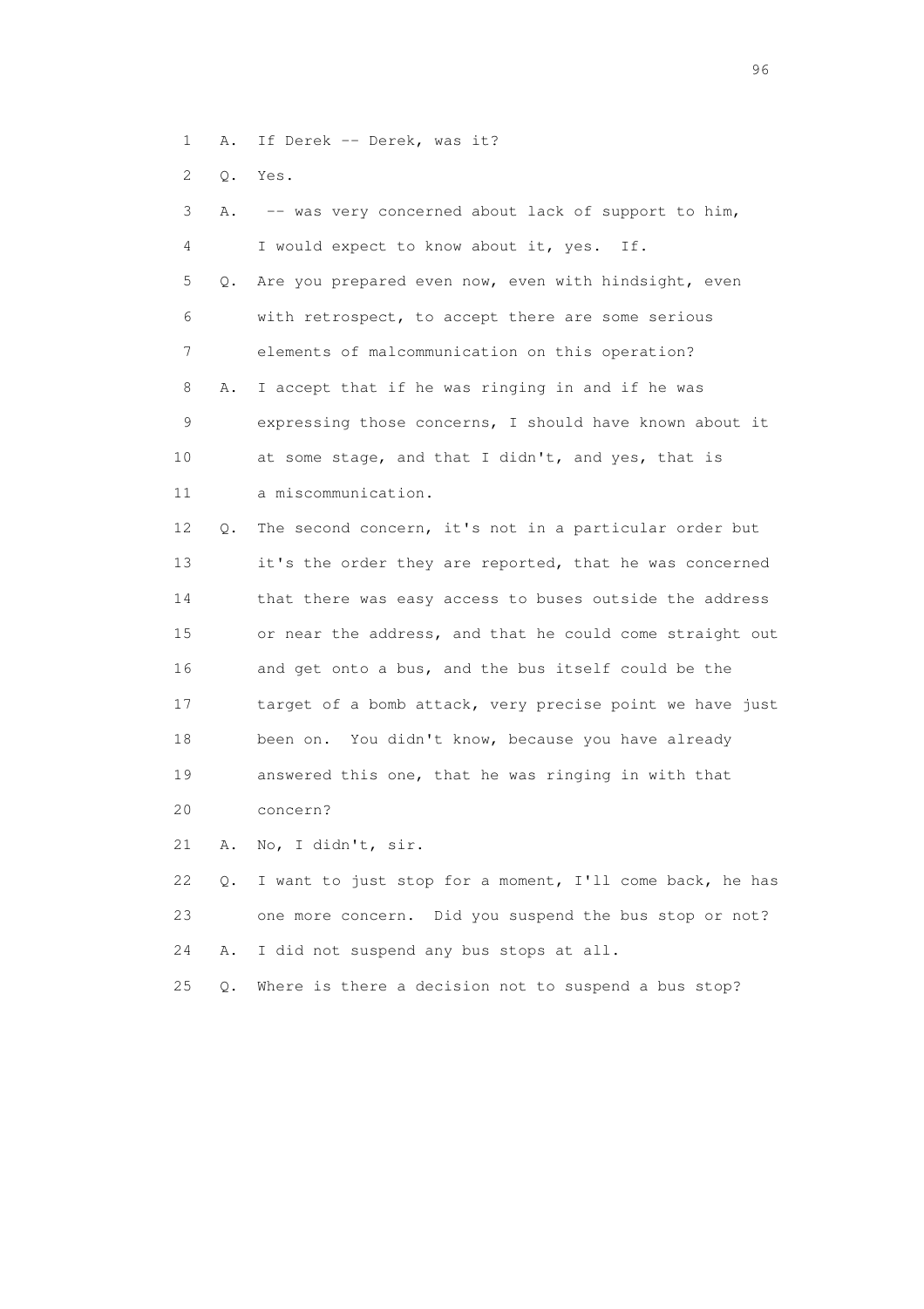1 A. If Derek -- Derek, was it?

2 Q. Yes.

3 A. -- was very concerned about lack of support to him,

4 I would expect to know about it, yes. If.

5 Q. Are you prepared even now, even with hindsight, even

6 with retrospect, to accept there are some serious

7 elements of malcommunication on this operation?

8 A. I accept that if he was ringing in and if he was

9 expressing those concerns, I should have known about it

10 at some stage, and that I didn't, and yes, that is

11 a miscommunication.

12 Q. The second concern, it's not in a particular order but

13 it's the order they are reported, that he was concerned

14 that there was easy access to buses outside the address

15 or near the address, and that he could come straight out

16 and get onto a bus, and the bus itself could be the

17 target of a bomb attack, very precise point we have just

18 been on. You didn't know, because you have already

19 answered this one, that he was ringing in with that

20 concern?

21 A. No, I didn't, sir.

22 Q. I want to just stop for a moment, I'll come back, he has

23 one more concern. Did you suspend the bus stop or not?

24 A. I did not suspend any bus stops at all.

25 Q. Where is there a decision not to suspend a bus stop?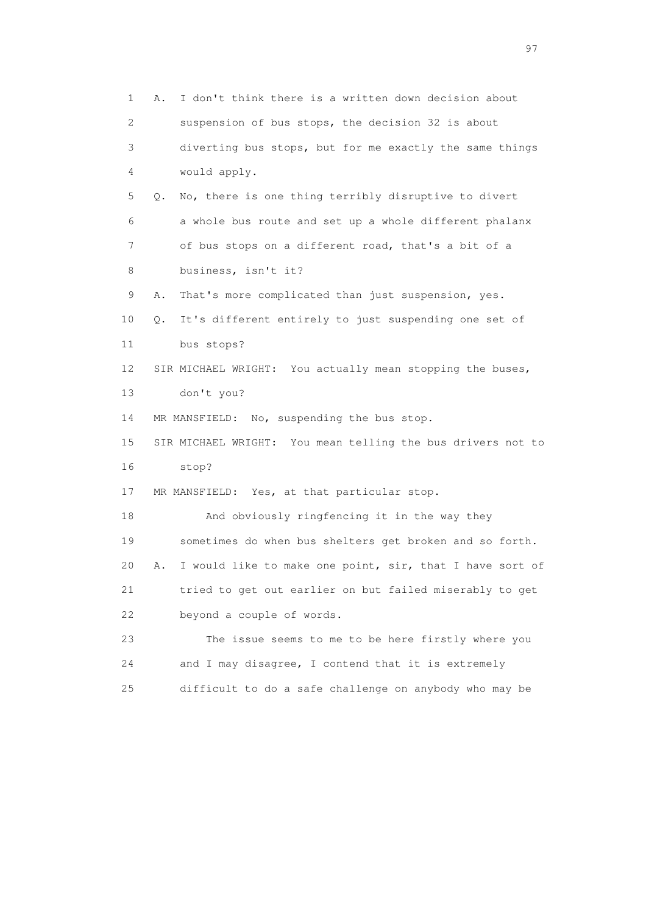1 A. I don't think there is a written down decision about
2 suspension of bus stops, the decision 32 is about
3 diverting bus stops, but for me exactly the same things
4 would apply.
5 Q. No, there is one thing terribly disruptive to divert
6 a whole bus route and set up a whole different phalanx
7 of bus stops on a different road, that's a bit of a
8 business, isn't it?
9 A. That's more complicated than just suspension, yes.
10 Q. It's different entirely to just suspending one set of
11 bus stops?
12 SIR MICHAEL WRIGHT: You actually mean stopping the buses,
13 don't you?
14 MR MANSFIELD: No, suspending the bus stop.
15 SIR MICHAEL WRIGHT: You mean telling the bus drivers not to
16 stop?
17 MR MANSFIELD: Yes, at that particular stop.
18 And obviously ringfencing it in the way they
19 sometimes do when bus shelters get broken and so forth.
20 A. I would like to make one point, sir, that I have sort of
21 tried to get out earlier on but failed miserably to get
22 beyond a couple of words.
23 The issue seems to me to be here firstly where you
24 and I may disagree, I contend that it is extremely
25 difficult to do a safe challenge on anybody who may be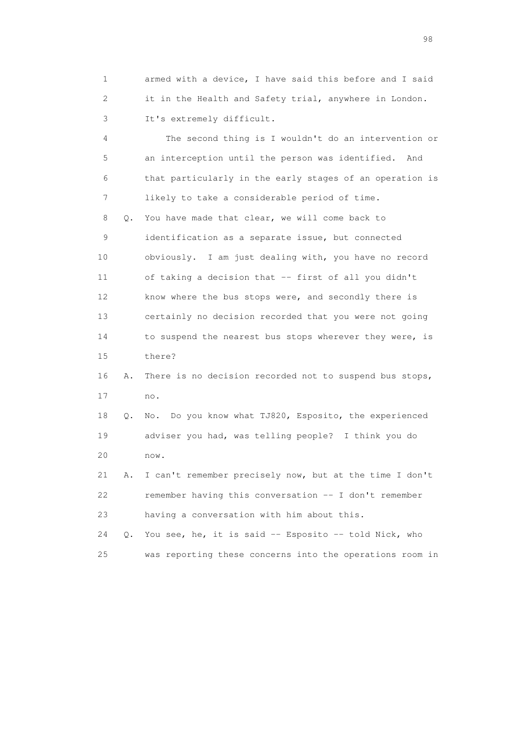1 armed with a device, I have said this before and I said
2 it in the Health and Safety trial, anywhere in London.
3 It's extremely difficult.

4 The second thing is I wouldn't do an intervention or
5 an interception until the person was identified. And
6 that particularly in the early stages of an operation is
7 likely to take a considerable period of time.

8 Q. You have made that clear, we will come back to
9 identification as a separate issue, but connected
10 obviously. I am just dealing with, you have no record
11 of taking a decision that -- first of all you didn't
12 know where the bus stops were, and secondly there is
13 certainly no decision recorded that you were not going
14 to suspend the nearest bus stops wherever they were, is
15 there?

16 A. There is no decision recorded not to suspend bus stops,
17 no.

18 Q. No. Do you know what TJ820, Esposito, the experienced
19 adviser you had, was telling people? I think you do
20 now.

21 A. I can't remember precisely now, but at the time I don't
22 remember having this conversation -- I don't remember
23 having a conversation with him about this.

24 Q. You see, he, it is said -- Esposito -- told Nick, who
25 was reporting these concerns into the operations room in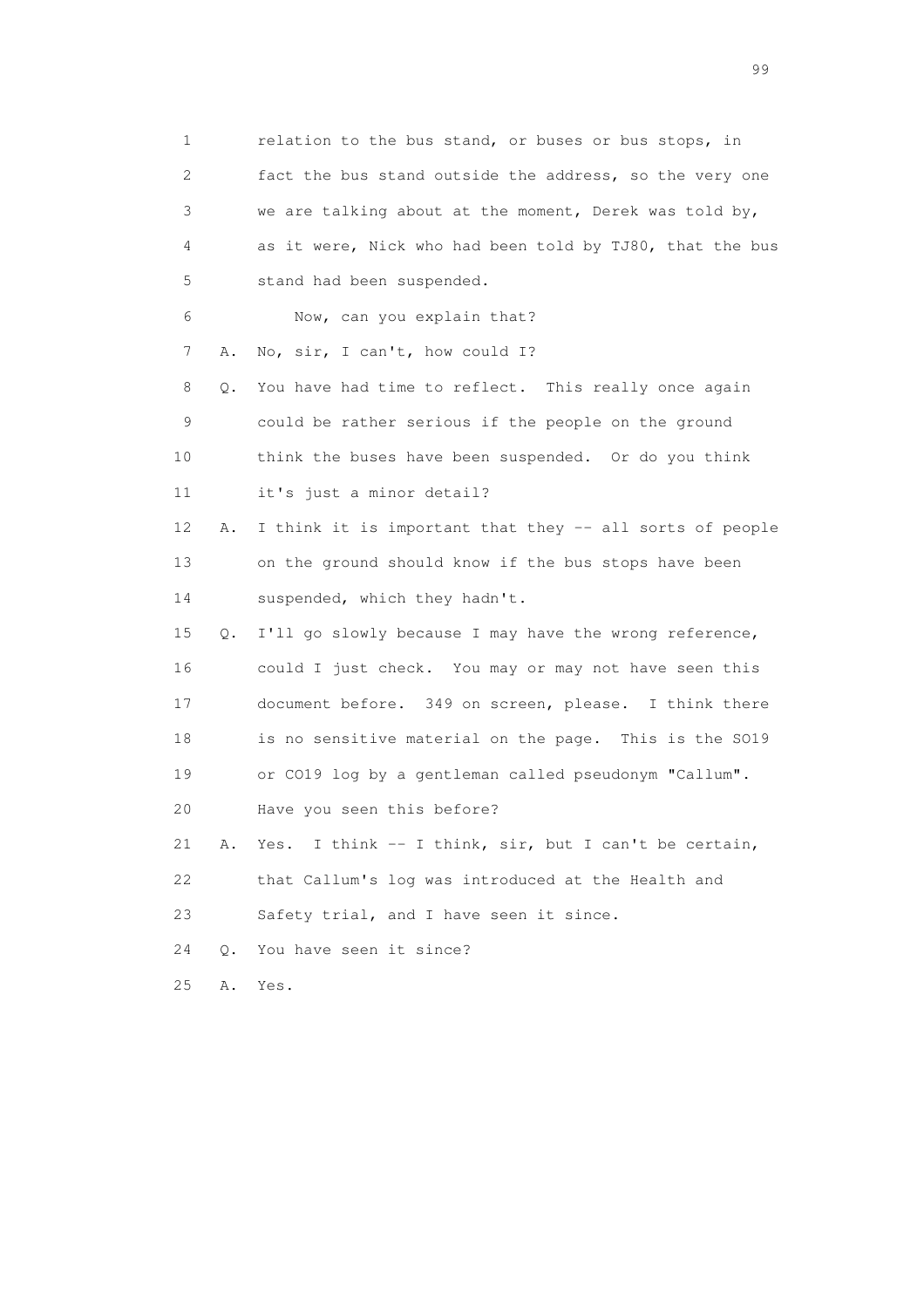1 relation to the bus stand, or buses or bus stops, in
2 fact the bus stand outside the address, so the very one
3 we are talking about at the moment, Derek was told by,
4 as it were, Nick who had been told by TJ80, that the bus
5 stand had been suspended.
6 Now, can you explain that?
7 A. No, sir, I can't, how could I?
8 Q. You have had time to reflect. This really once again
9 could be rather serious if the people on the ground
10 think the buses have been suspended. Or do you think
11 it's just a minor detail?
12 A. I think it is important that they -- all sorts of people
13 on the ground should know if the bus stops have been
14 suspended, which they hadn't.
15 Q. I'll go slowly because I may have the wrong reference,
16 could I just check. You may or may not have seen this
17 document before. 349 on screen, please. I think there
18 is no sensitive material on the page. This is the SO19
19 or CO19 log by a gentleman called pseudonym "Callum".
20 Have you seen this before?
21 A. Yes. I think -- I think, sir, but I can't be certain,
22 that Callum's log was introduced at the Health and
23 Safety trial, and I have seen it since.
24 Q. You have seen it since?
25 A. Yes.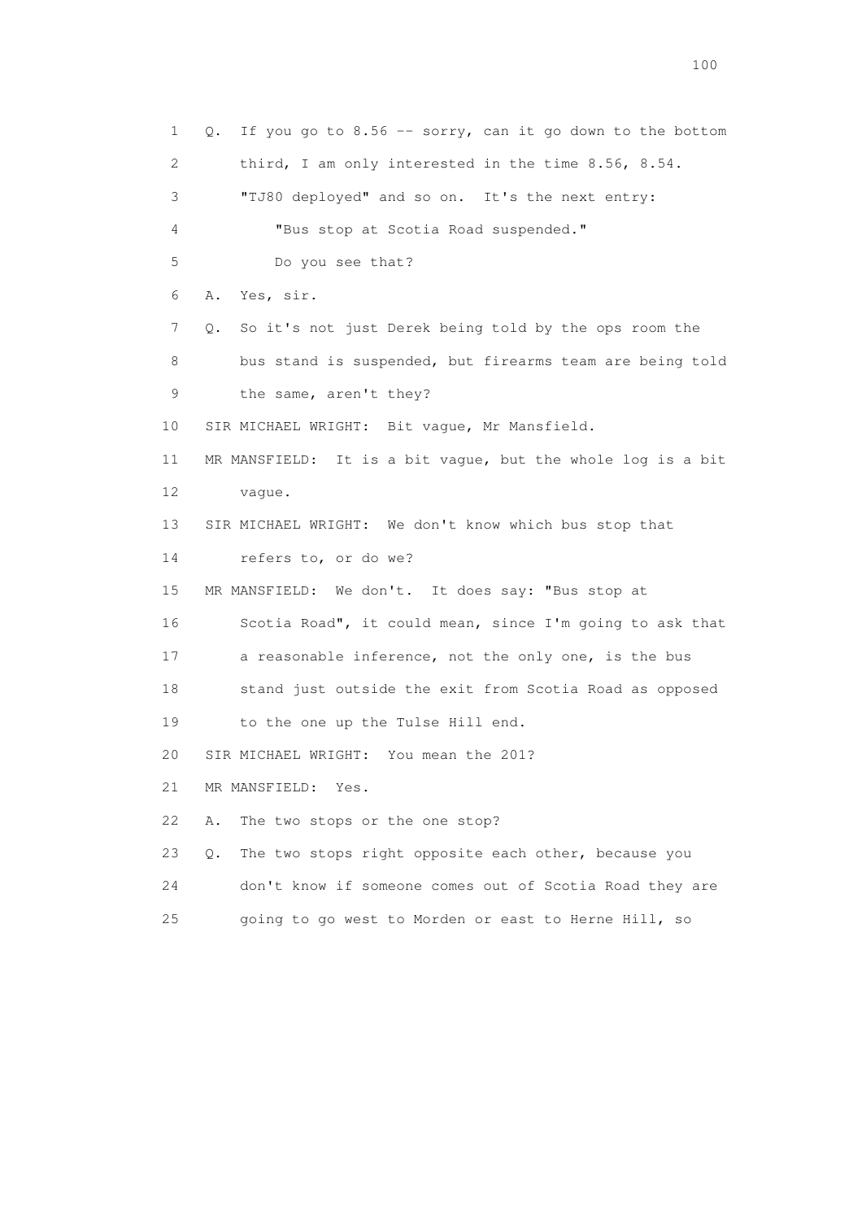1 Q. If you go to 8.56 -- sorry, can it go down to the bottom
2 third, I am only interested in the time 8.56, 8.54.
3 "TJ80 deployed" and so on. It's the next entry:
4 "Bus stop at Scotia Road suspended."
5 Do you see that?
6 A. Yes, sir.
7 Q. So it's not just Derek being told by the ops room the
8 bus stand is suspended, but firearms team are being told
9 the same, aren't they?
10 SIR MICHAEL WRIGHT: Bit vague, Mr Mansfield.
11 MR MANSFIELD: It is a bit vague, but the whole log is a bit
12 vague.
13 SIR MICHAEL WRIGHT: We don't know which bus stop that
14 refers to, or do we?
15 MR MANSFIELD: We don't. It does say: "Bus stop at
16 Scotia Road", it could mean, since I'm going to ask that
17 a reasonable inference, not the only one, is the bus
18 stand just outside the exit from Scotia Road as opposed
19 to the one up the Tulse Hill end.
20 SIR MICHAEL WRIGHT: You mean the 201?
21 MR MANSFIELD: Yes.
22 A. The two stops or the one stop?
23 Q. The two stops right opposite each other, because you
24 don't know if someone comes out of Scotia Road they are
25 going to go west to Morden or east to Herne Hill, so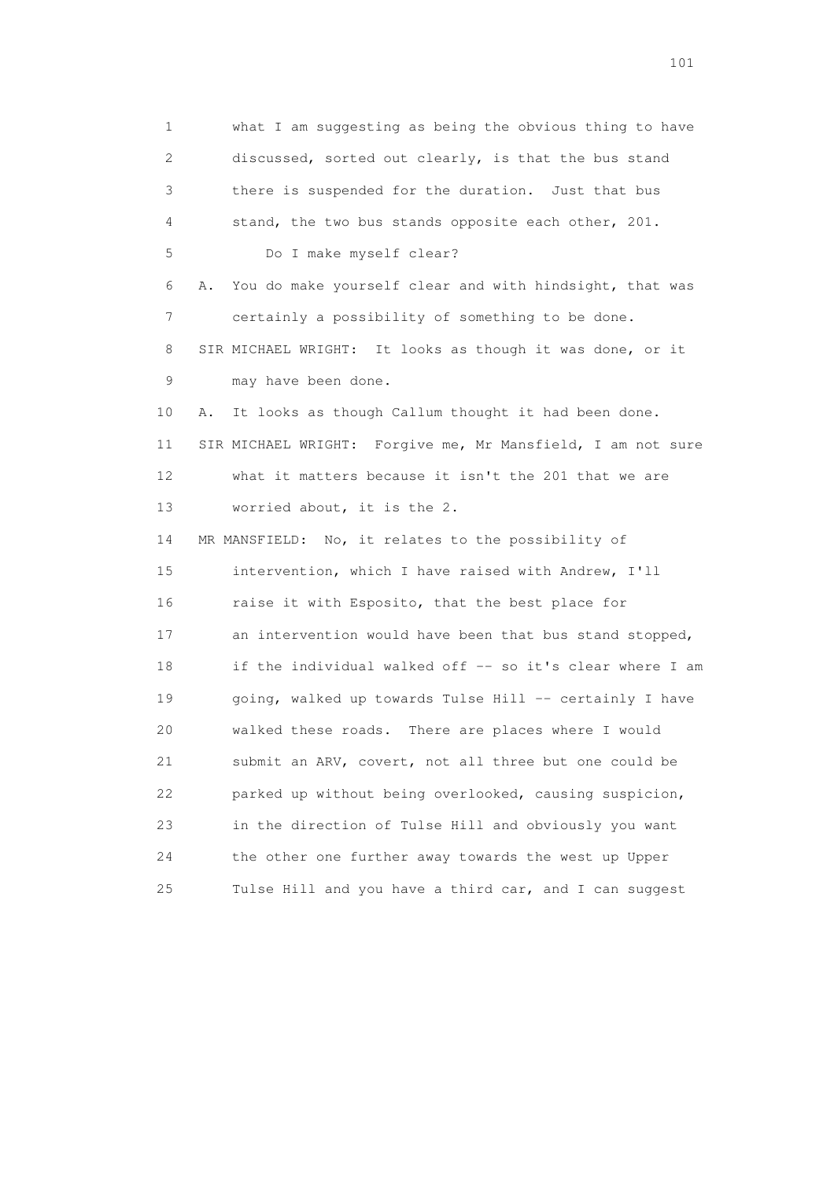1 what I am suggesting as being the obvious thing to have
2 discussed, sorted out clearly, is that the bus stand
3 there is suspended for the duration. Just that bus
4 stand, the two bus stands opposite each other, 201.
5 Do I make myself clear?
6 A. You do make yourself clear and with hindsight, that was
7 certainly a possibility of something to be done.
8 SIR MICHAEL WRIGHT: It looks as though it was done, or it
9 may have been done.
10 A. It looks as though Callum thought it had been done.
11 SIR MICHAEL WRIGHT: Forgive me, Mr Mansfield, I am not sure
12 what it matters because it isn't the 201 that we are
13 worried about, it is the 2.
14 MR MANSFIELD: No, it relates to the possibility of
15 intervention, which I have raised with Andrew, I'll
16 raise it with Esposito, that the best place for
17 an intervention would have been that bus stand stopped,
18 if the individual walked off -- so it's clear where I am
19 going, walked up towards Tulse Hill -- certainly I have
20 walked these roads. There are places where I would
21 submit an ARV, covert, not all three but one could be
22 parked up without being overlooked, causing suspicion,
23 in the direction of Tulse Hill and obviously you want
24 the other one further away towards the west up Upper
25 Tulse Hill and you have a third car, and I can suggest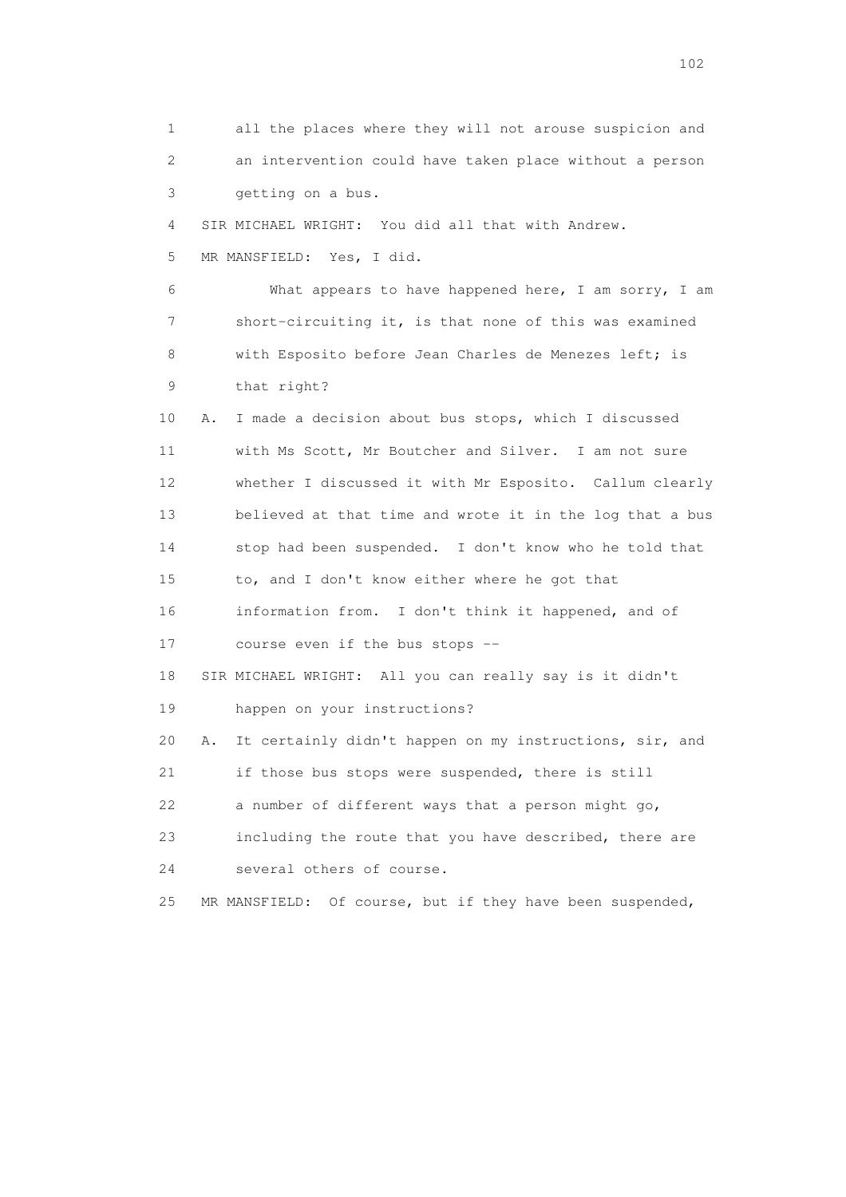1 all the places where they will not arouse suspicion and
2 an intervention could have taken place without a person
3 getting on a bus.

4 SIR MICHAEL WRIGHT: You did all that with Andrew.

5 MR MANSFIELD: Yes, I did.

6 What appears to have happened here, I am sorry, I am
7 short-circuiting it, is that none of this was examined
8 with Esposito before Jean Charles de Menezes left; is
9 that right?

10 A. I made a decision about bus stops, which I discussed
11 with Ms Scott, Mr Boutcher and Silver. I am not sure
12 whether I discussed it with Mr Esposito. Callum clearly
13 believed at that time and wrote it in the log that a bus
14 stop had been suspended. I don't know who he told that
15 to, and I don't know either where he got that
16 information from. I don't think it happened, and of
17 course even if the bus stops --

18 SIR MICHAEL WRIGHT: All you can really say is it didn't
19 happen on your instructions?

20 A. It certainly didn't happen on my instructions, sir, and
21 if those bus stops were suspended, there is still
22 a number of different ways that a person might go,
23 including the route that you have described, there are
24 several others of course.

25 MR MANSFIELD: Of course, but if they have been suspended,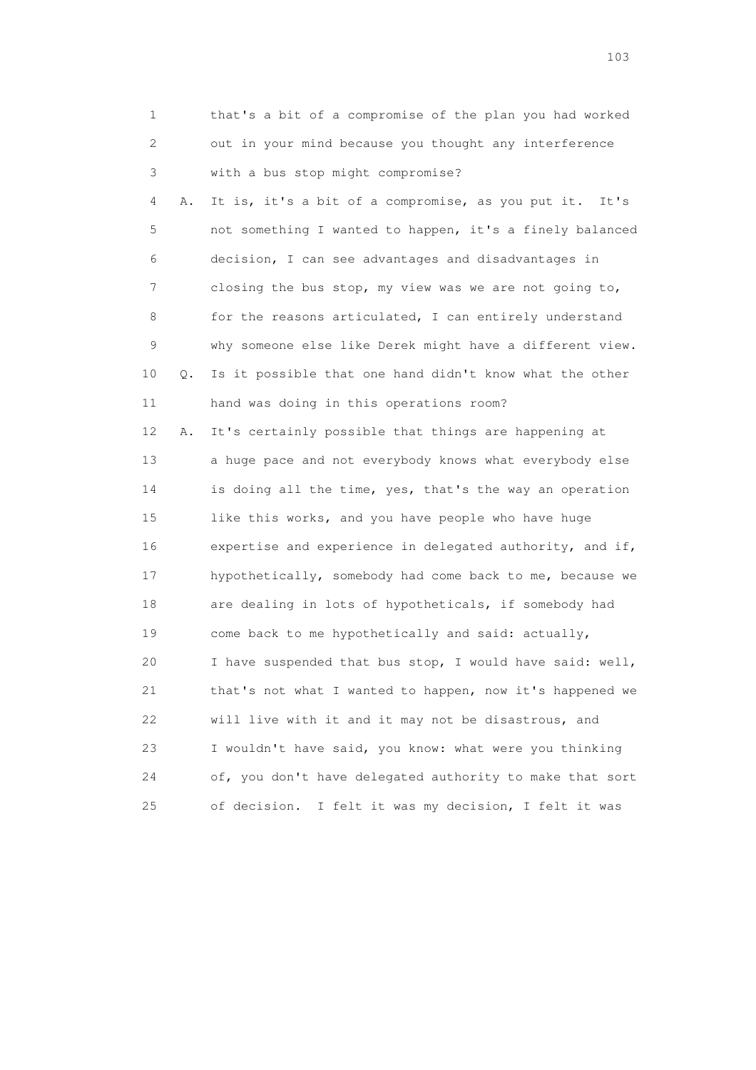1 that's a bit of a compromise of the plan you had worked
2 out in your mind because you thought any interference
3 with a bus stop might compromise?
4 A. It is, it's a bit of a compromise, as you put it. It's
5 not something I wanted to happen, it's a finely balanced
6 decision, I can see advantages and disadvantages in
7 closing the bus stop, my view was we are not going to,
8 for the reasons articulated, I can entirely understand
9 why someone else like Derek might have a different view.
10 Q. Is it possible that one hand didn't know what the other
11 hand was doing in this operations room?
12 A. It's certainly possible that things are happening at
13 a huge pace and not everybody knows what everybody else
14 is doing all the time, yes, that's the way an operation
15 like this works, and you have people who have huge
16 expertise and experience in delegated authority, and if,
17 hypothetically, somebody had come back to me, because we
18 are dealing in lots of hypotheticals, if somebody had
19 come back to me hypothetically and said: actually,
20 I have suspended that bus stop, I would have said: well,
21 that's not what I wanted to happen, now it's happened we
22 will live with it and it may not be disastrous, and
23 I wouldn't have said, you know: what were you thinking
24 of, you don't have delegated authority to make that sort
25 of decision. I felt it was my decision, I felt it was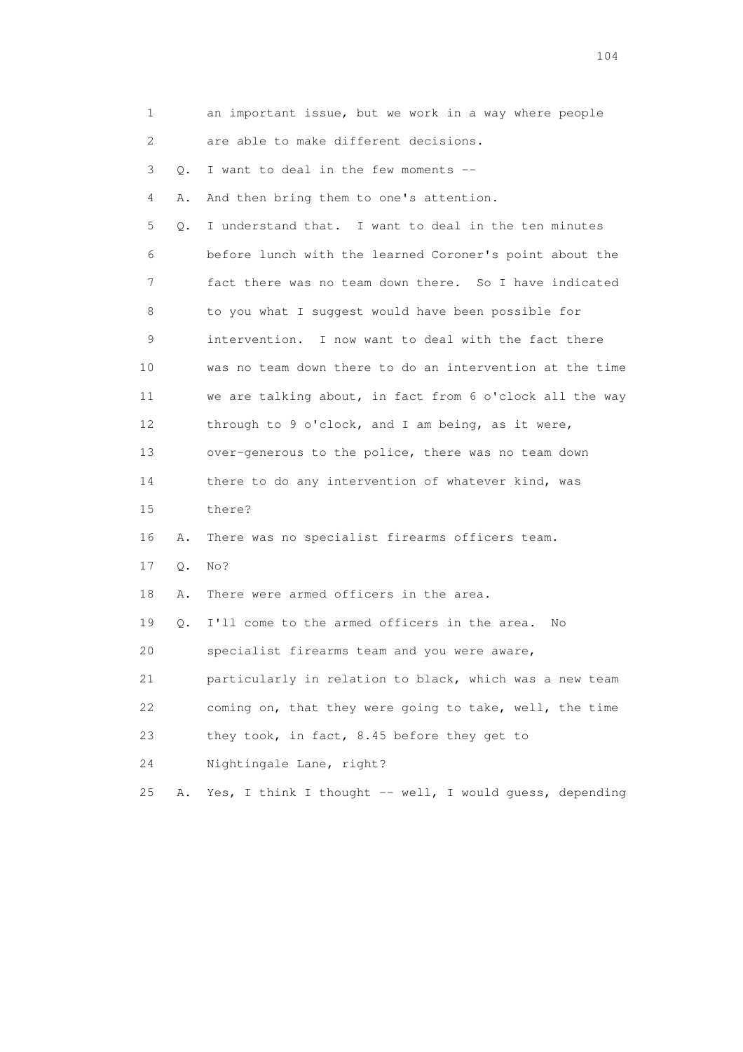1 an important issue, but we work in a way where people
2 are able to make different decisions.
3 Q. I want to deal in the few moments --
4 A. And then bring them to one's attention.
5 Q. I understand that. I want to deal in the ten minutes
6 before lunch with the learned Coroner's point about the
7 fact there was no team down there. So I have indicated
8 to you what I suggest would have been possible for
9 intervention. I now want to deal with the fact there
10 was no team down there to do an intervention at the time
11 we are talking about, in fact from 6 o'clock all the way
12 through to 9 o'clock, and I am being, as it were,
13 over-generous to the police, there was no team down
14 there to do any intervention of whatever kind, was
15 there?
16 A. There was no specialist firearms officers team.
17 Q. No?
18 A. There were armed officers in the area.
19 Q. I'll come to the armed officers in the area. No
20 specialist firearms team and you were aware,
21 particularly in relation to black, which was a new team
22 coming on, that they were going to take, well, the time
23 they took, in fact, 8.45 before they get to
24 Nightingale Lane, right?
25 A. Yes, I think I thought -- well, I would guess, depending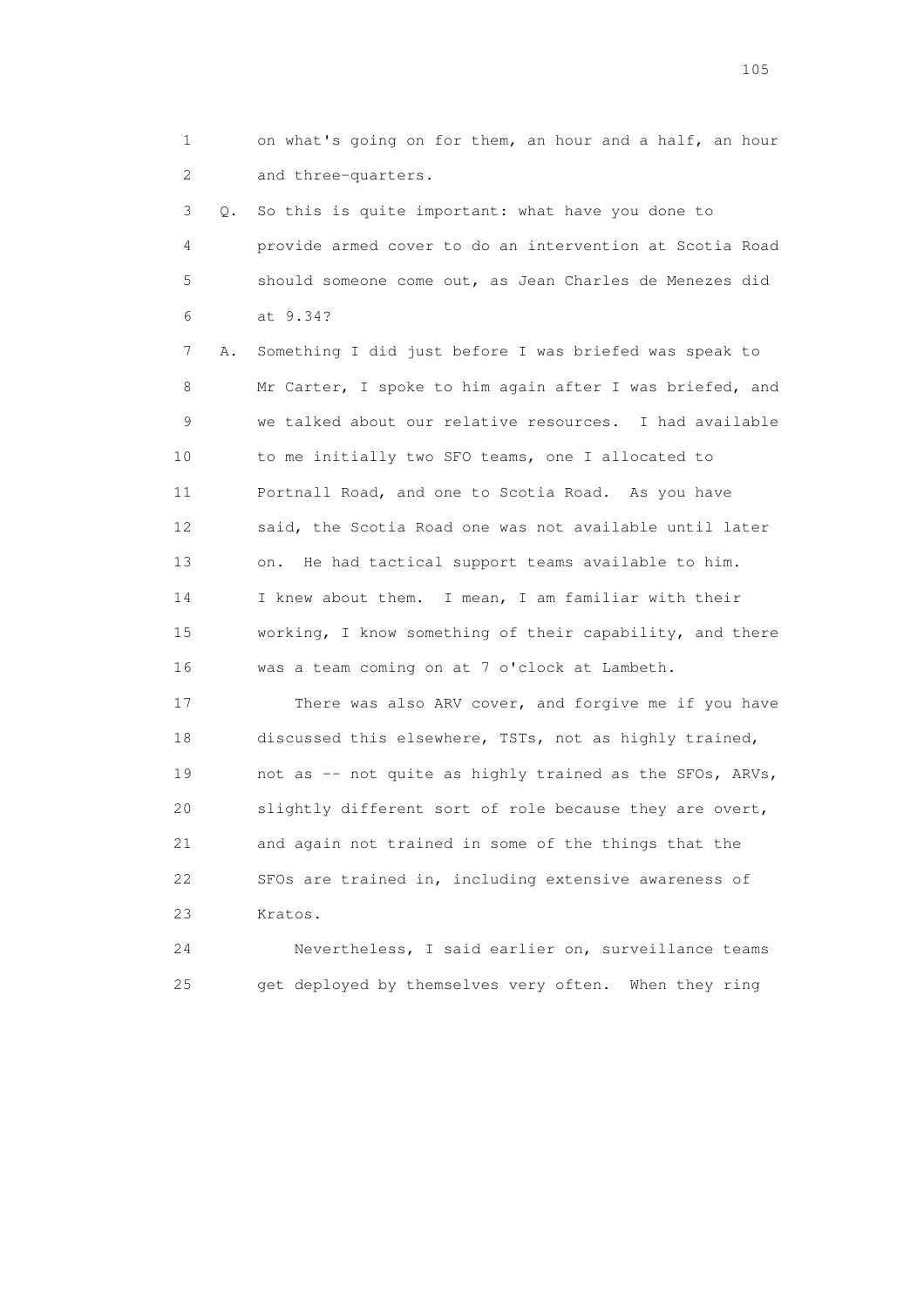1 on what's going on for them, an hour and a half, an hour
2 and three-quarters.

3 Q. So this is quite important: what have you done to
4 provide armed cover to do an intervention at Scotia Road
5 should someone come out, as Jean Charles de Menezes did
6 at 9.34?

7 A. Something I did just before I was briefed was speak to
8 Mr Carter, I spoke to him again after I was briefed, and
9 we talked about our relative resources. I had available
10 to me initially two SFO teams, one I allocated to
11 Portnall Road, and one to Scotia Road. As you have
12 said, the Scotia Road one was not available until later
13 on. He had tactical support teams available to him.
14 I knew about them. I mean, I am familiar with their
15 working, I know something of their capability, and there
16 was a team coming on at 7 o'clock at Lambeth.

17 There was also ARV cover, and forgive me if you have
18 discussed this elsewhere, TSTs, not as highly trained,
19 not as -- not quite as highly trained as the SFOs, ARVs,
20 slightly different sort of role because they are overt,
21 and again not trained in some of the things that the
22 SFOs are trained in, including extensive awareness of
23 Kratos.

24 Nevertheless, I said earlier on, surveillance teams
25 get deployed by themselves very often. When they ring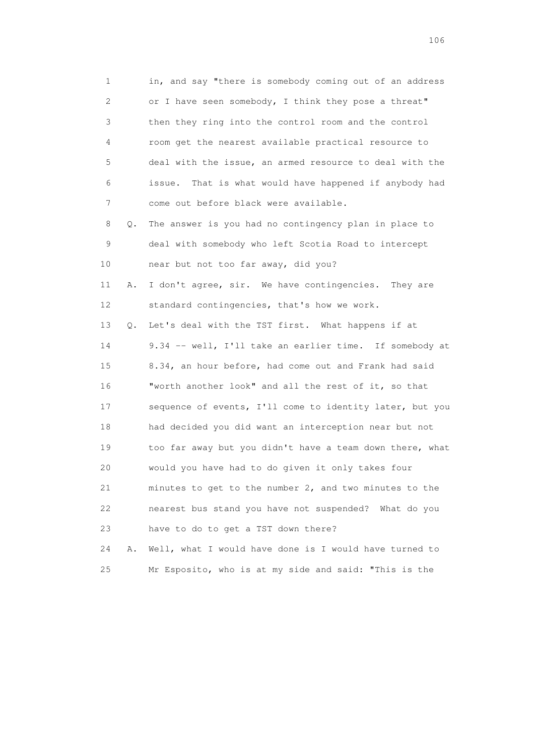1 in, and say "there is somebody coming out of an address
2 or I have seen somebody, I think they pose a threat"
3 then they ring into the control room and the control
4 room get the nearest available practical resource to
5 deal with the issue, an armed resource to deal with the
6 issue. That is what would have happened if anybody had
7 come out before black were available.

8 Q. The answer is you had no contingency plan in place to
9 deal with somebody who left Scotia Road to intercept
10 near but not too far away, did you?

11 A. I don't agree, sir. We have contingencies. They are
12 standard contingencies, that's how we work.

13 Q. Let's deal with the TST first. What happens if at
14 9.34 -- well, I'll take an earlier time. If somebody at
15 8.34, an hour before, had come out and Frank had said
16 "worth another look" and all the rest of it, so that
17 sequence of events, I'll come to identity later, but you
18 had decided you did want an interception near but not
19 too far away but you didn't have a team down there, what
20 would you have had to do given it only takes four
21 minutes to get to the number 2, and two minutes to the
22 nearest bus stand you have not suspended? What do you
23 have to do to get a TST down there?

24 A. Well, what I would have done is I would have turned to
25 Mr Esposito, who is at my side and said: "This is the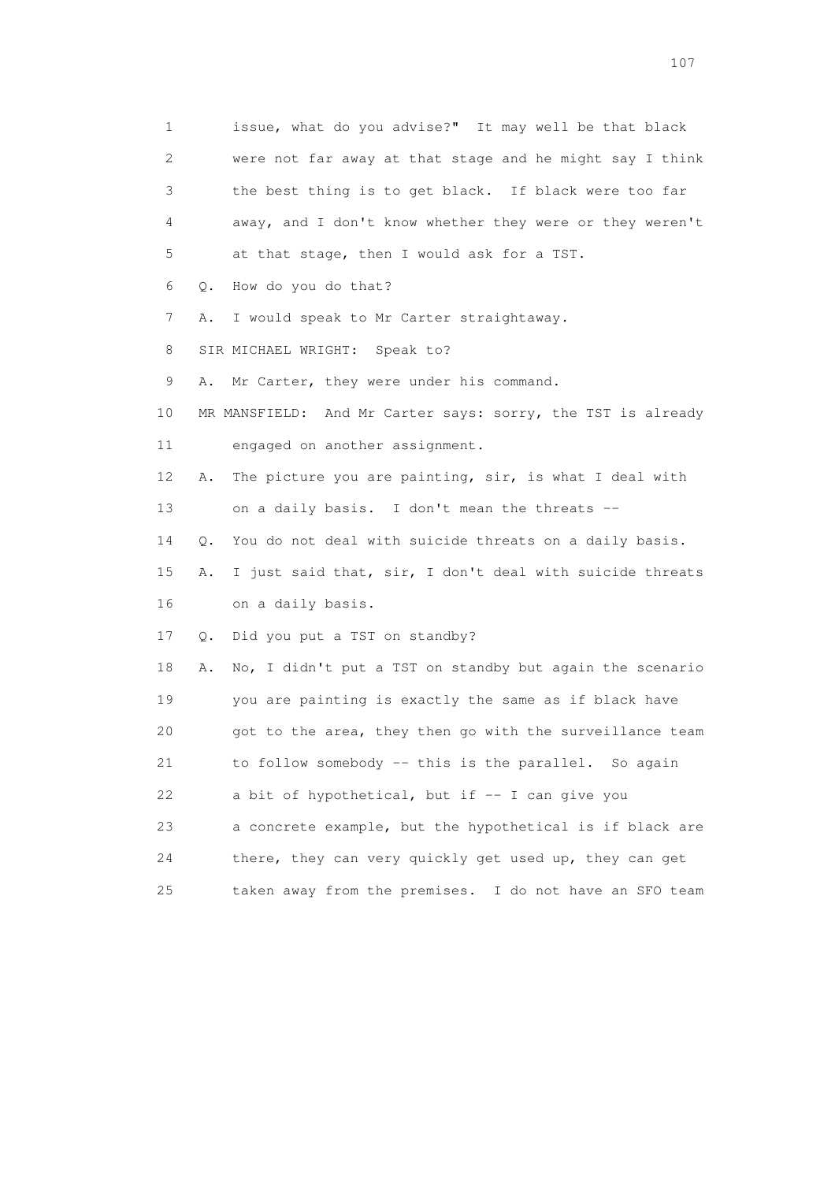1 issue, what do you advise?" It may well be that black
2 were not far away at that stage and he might say I think
3 the best thing is to get black. If black were too far
4 away, and I don't know whether they were or they weren't
5 at that stage, then I would ask for a TST.
6 Q. How do you do that?
7 A. I would speak to Mr Carter straightaway.
8 SIR MICHAEL WRIGHT: Speak to?
9 A. Mr Carter, they were under his command.
10 MR MANSFIELD: And Mr Carter says: sorry, the TST is already
11 engaged on another assignment.
12 A. The picture you are painting, sir, is what I deal with
13 on a daily basis. I don't mean the threats --
14 Q. You do not deal with suicide threats on a daily basis.
15 A. I just said that, sir, I don't deal with suicide threats
16 on a daily basis.
17 Q. Did you put a TST on standby?
18 A. No, I didn't put a TST on standby but again the scenario
19 you are painting is exactly the same as if black have
20 got to the area, they then go with the surveillance team
21 to follow somebody -- this is the parallel. So again
22 a bit of hypothetical, but if -- I can give you
23 a concrete example, but the hypothetical is if black are
24 there, they can very quickly get used up, they can get
25 taken away from the premises. I do not have an SFO team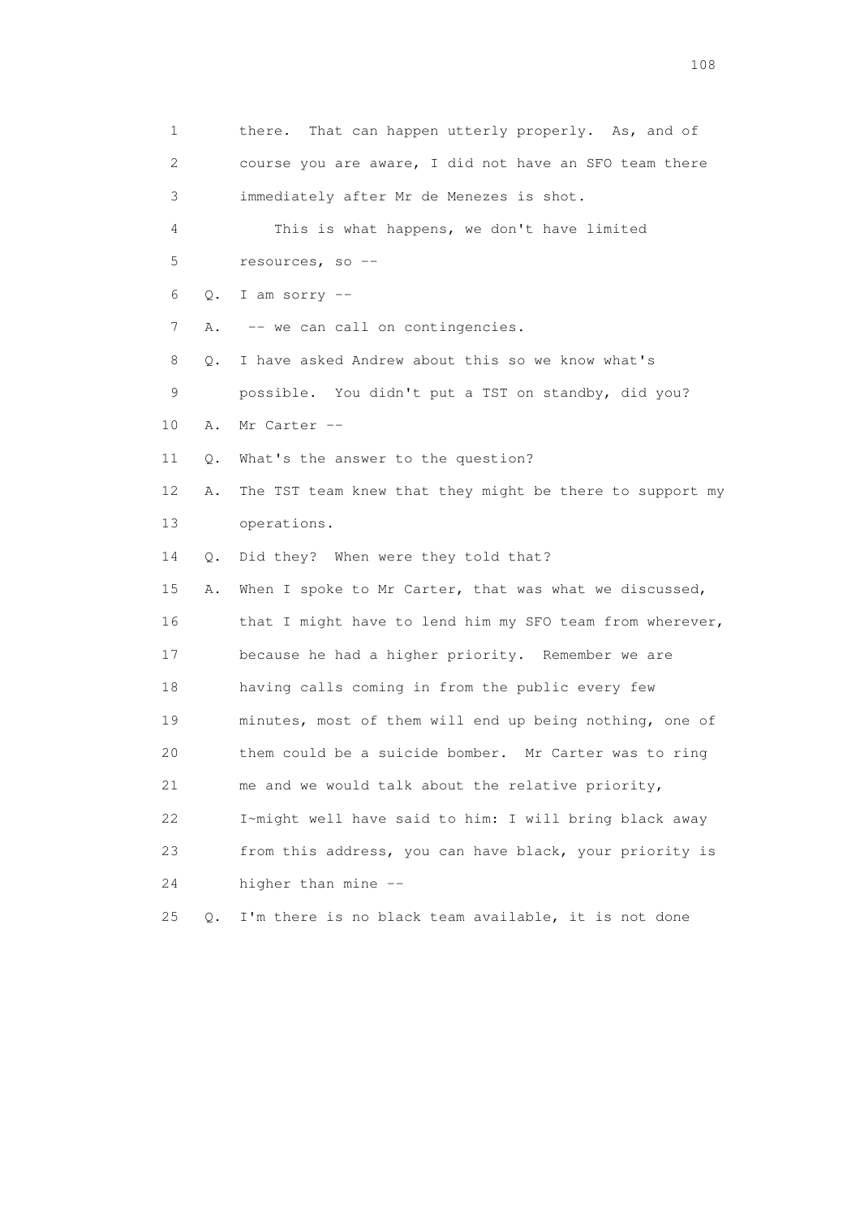1 there. That can happen utterly properly. As, and of
2 course you are aware, I did not have an SFO team there
3 immediately after Mr de Menezes is shot.
4 This is what happens, we don't have limited
5 resources, so --
6 Q. I am sorry --
7 A. -- we can call on contingencies.
8 Q. I have asked Andrew about this so we know what's
9 possible. You didn't put a TST on standby, did you?
10 A. Mr Carter --
11 Q. What's the answer to the question?
12 A. The TST team knew that they might be there to support my
13 operations.
14 Q. Did they? When were they told that?
15 A. When I spoke to Mr Carter, that was what we discussed,
16 that I might have to lend him my SFO team from wherever,
17 because he had a higher priority. Remember we are
18 having calls coming in from the public every few
19 minutes, most of them will end up being nothing, one of
20 them could be a suicide bomber. Mr Carter was to ring
21 me and we would talk about the relative priority,
22 I~might well have said to him: I will bring black away
23 from this address, you can have black, your priority is
24 higher than mine --
25 Q. I'm there is no black team available, it is not done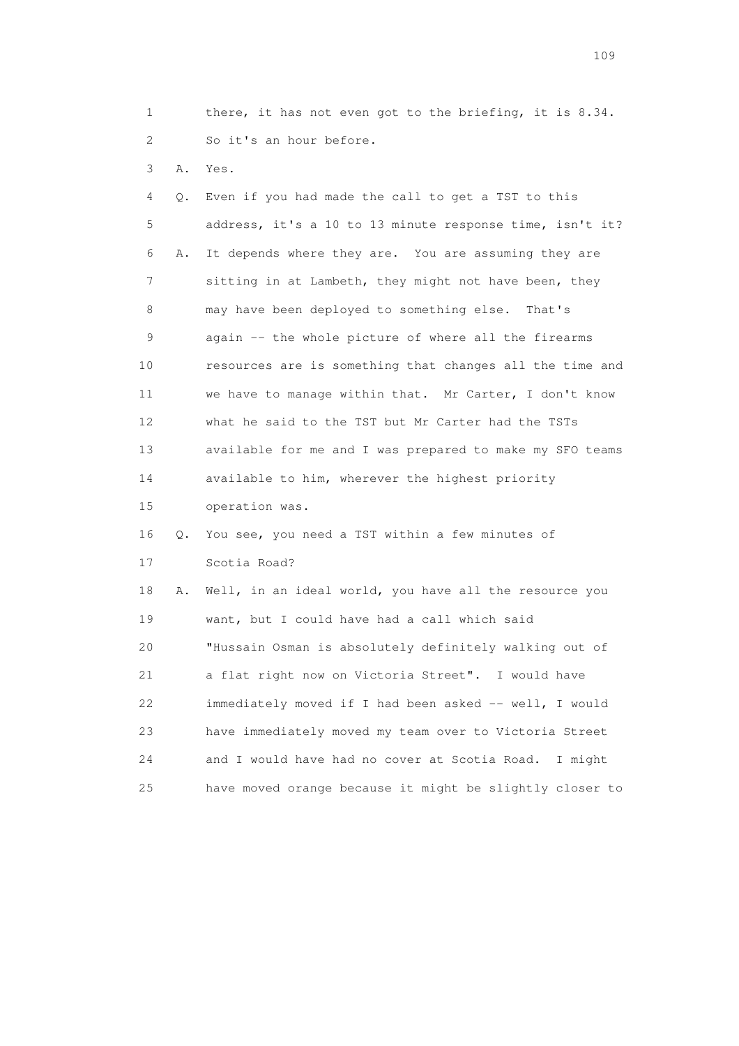1 there, it has not even got to the briefing, it is 8.34.
2 So it's an hour before.

3 A. Yes.

4 Q. Even if you had made the call to get a TST to this
5 address, it's a 10 to 13 minute response time, isn't it?

6 A. It depends where they are. You are assuming they are
7 sitting in at Lambeth, they might not have been, they
8 may have been deployed to something else. That's
9 again -- the whole picture of where all the firearms
10 resources are is something that changes all the time and
11 we have to manage within that. Mr Carter, I don't know
12 what he said to the TST but Mr Carter had the TSTs
13 available for me and I was prepared to make my SFO teams
14 available to him, wherever the highest priority
15 operation was.

16 Q. You see, you need a TST within a few minutes of
17 Scotia Road?

18 A. Well, in an ideal world, you have all the resource you
19 want, but I could have had a call which said
20 "Hussain Osman is absolutely definitely walking out of
21 a flat right now on Victoria Street". I would have
22 immediately moved if I had been asked -- well, I would
23 have immediately moved my team over to Victoria Street
24 and I would have had no cover at Scotia Road. I might
25 have moved orange because it might be slightly closer to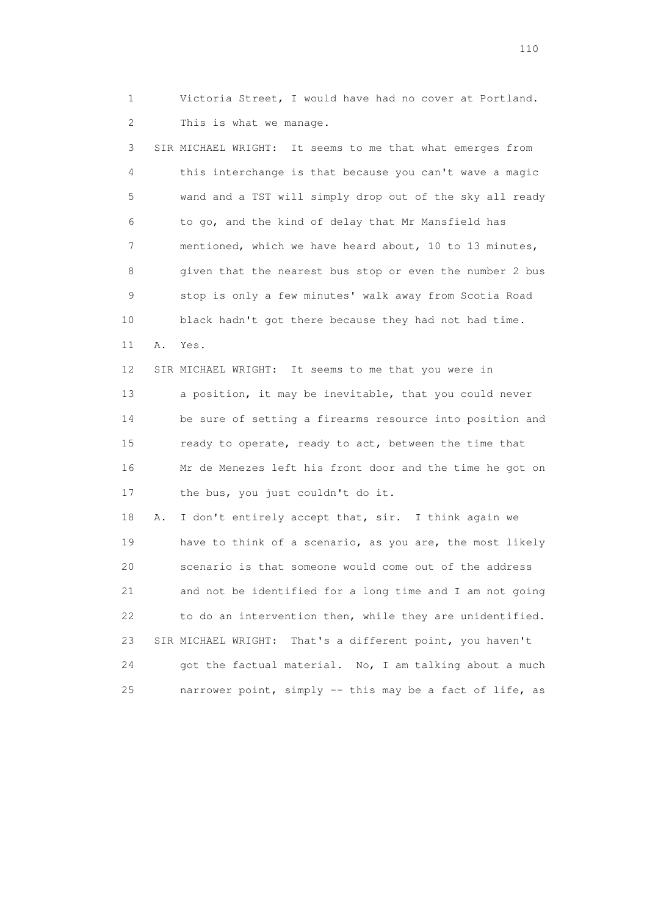1 Victoria Street, I would have had no cover at Portland.
2 This is what we manage.

3 SIR MICHAEL WRIGHT: It seems to me that what emerges from
4 this interchange is that because you can't wave a magic
5 wand and a TST will simply drop out of the sky all ready
6 to go, and the kind of delay that Mr Mansfield has
7 mentioned, which we have heard about, 10 to 13 minutes,
8 given that the nearest bus stop or even the number 2 bus
9 stop is only a few minutes' walk away from Scotia Road
10 black hadn't got there because they had not had time.

11 A. Yes.

12 SIR MICHAEL WRIGHT: It seems to me that you were in
13 a position, it may be inevitable, that you could never
14 be sure of setting a firearms resource into position and
15 ready to operate, ready to act, between the time that
16 Mr de Menezes left his front door and the time he got on
17 the bus, you just couldn't do it.

18 A. I don't entirely accept that, sir. I think again we
19 have to think of a scenario, as you are, the most likely
20 scenario is that someone would come out of the address
21 and not be identified for a long time and I am not going
22 to do an intervention then, while they are unidentified.

23 SIR MICHAEL WRIGHT: That's a different point, you haven't
24 got the factual material. No, I am talking about a much
25 narrower point, simply -- this may be a fact of life, as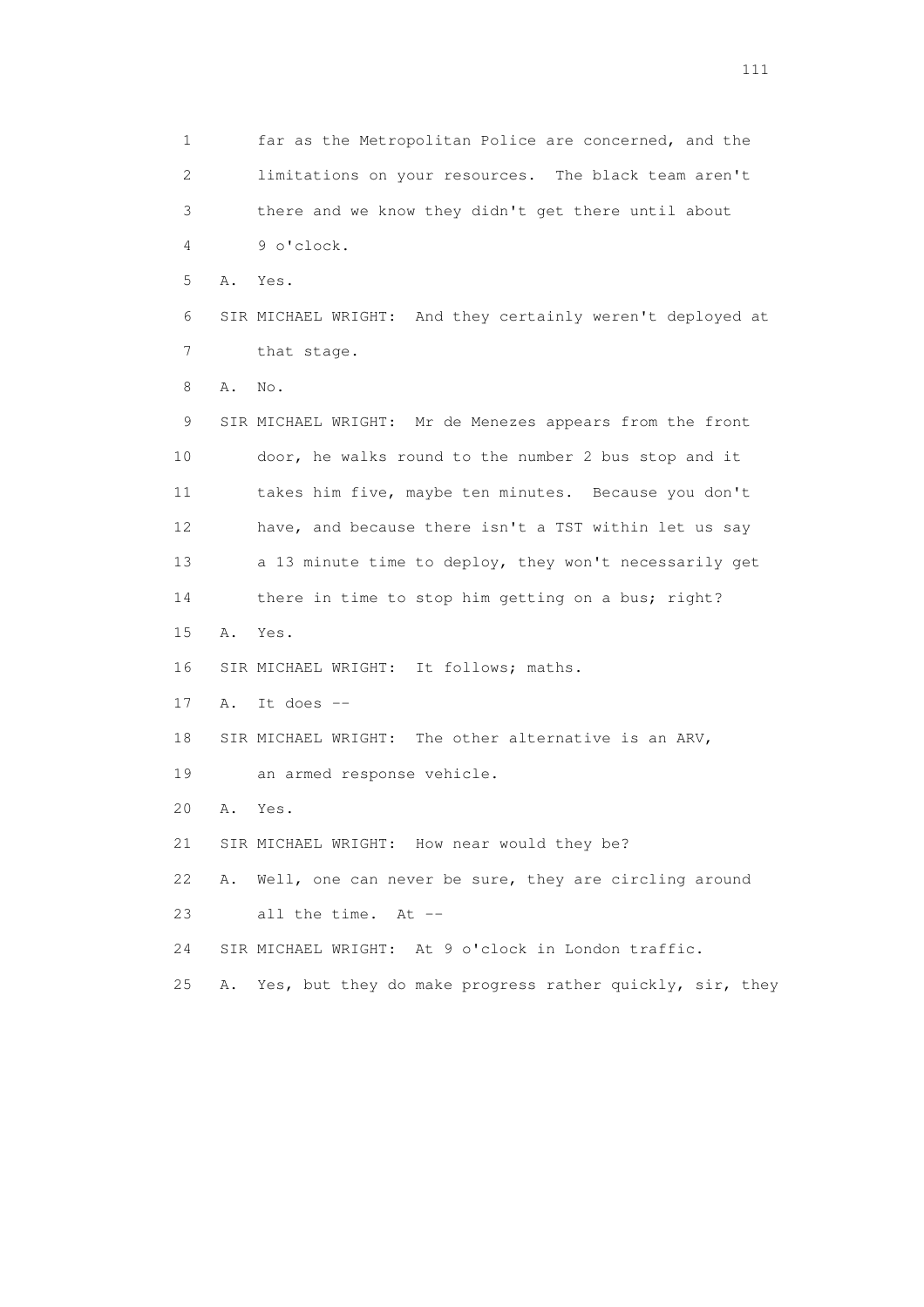1 far as the Metropolitan Police are concerned, and the
2 limitations on your resources. The black team aren't
3 there and we know they didn't get there until about
4 9 o'clock.
5 A. Yes.
6 SIR MICHAEL WRIGHT: And they certainly weren't deployed at
7 that stage.
8 A. No.
9 SIR MICHAEL WRIGHT: Mr de Menezes appears from the front
10 door, he walks round to the number 2 bus stop and it
11 takes him five, maybe ten minutes. Because you don't
12 have, and because there isn't a TST within let us say
13 a 13 minute time to deploy, they won't necessarily get
14 there in time to stop him getting on a bus; right?
15 A. Yes.
16 SIR MICHAEL WRIGHT: It follows; maths.
17 A. It does --
18 SIR MICHAEL WRIGHT: The other alternative is an ARV,
19 an armed response vehicle.
20 A. Yes.
21 SIR MICHAEL WRIGHT: How near would they be?
22 A. Well, one can never be sure, they are circling around
23 all the time. At --
24 SIR MICHAEL WRIGHT: At 9 o'clock in London traffic.
25 A. Yes, but they do make progress rather quickly, sir, they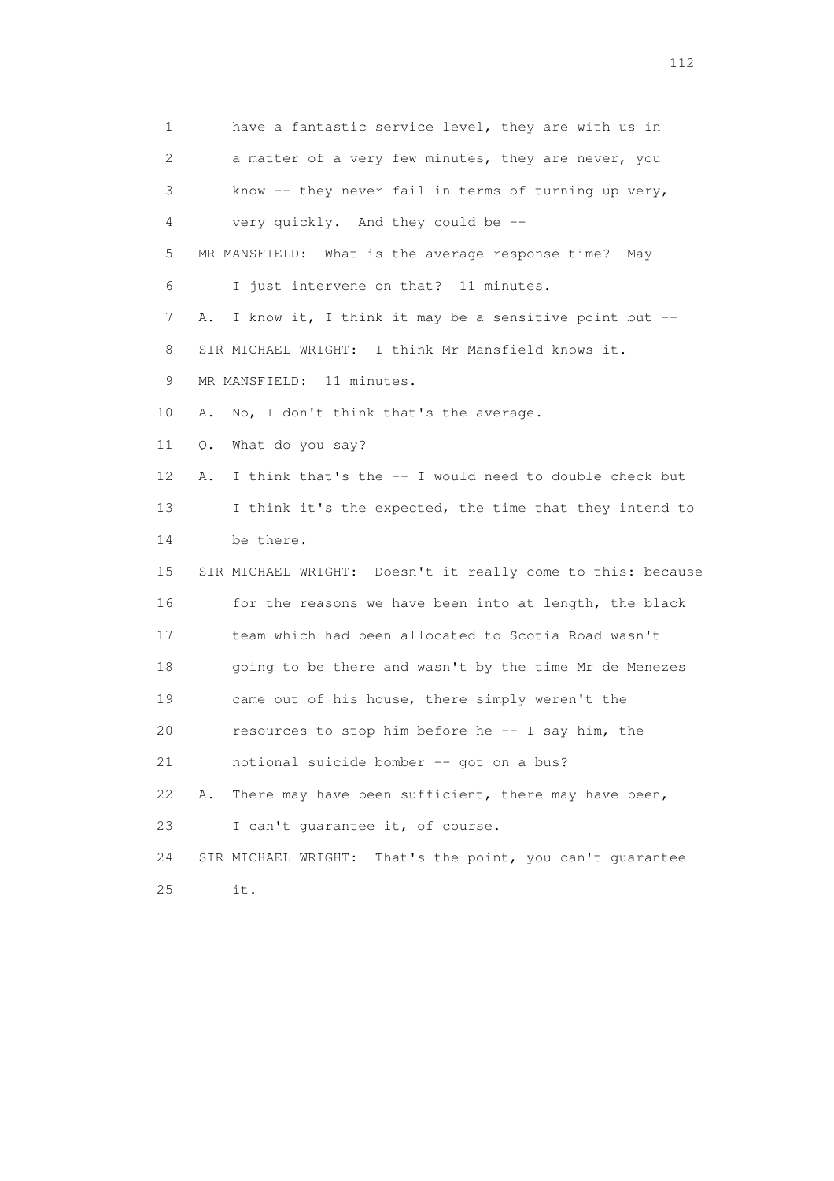1 have a fantastic service level, they are with us in
2 a matter of a very few minutes, they are never, you
3 know -- they never fail in terms of turning up very,
4 very quickly. And they could be --
5 MR MANSFIELD: What is the average response time? May
6 I just intervene on that? 11 minutes.
7 A. I know it, I think it may be a sensitive point but --
8 SIR MICHAEL WRIGHT: I think Mr Mansfield knows it.
9 MR MANSFIELD: 11 minutes.
10 A. No, I don't think that's the average.
11 Q. What do you say?
12 A. I think that's the -- I would need to double check but
13 I think it's the expected, the time that they intend to
14 be there.
15 SIR MICHAEL WRIGHT: Doesn't it really come to this: because
16 for the reasons we have been into at length, the black
17 team which had been allocated to Scotia Road wasn't
18 going to be there and wasn't by the time Mr de Menezes
19 came out of his house, there simply weren't the
20 resources to stop him before he -- I say him, the
21 notional suicide bomber -- got on a bus?
22 A. There may have been sufficient, there may have been,
23 I can't guarantee it, of course.
24 SIR MICHAEL WRIGHT: That's the point, you can't guarantee
25 it.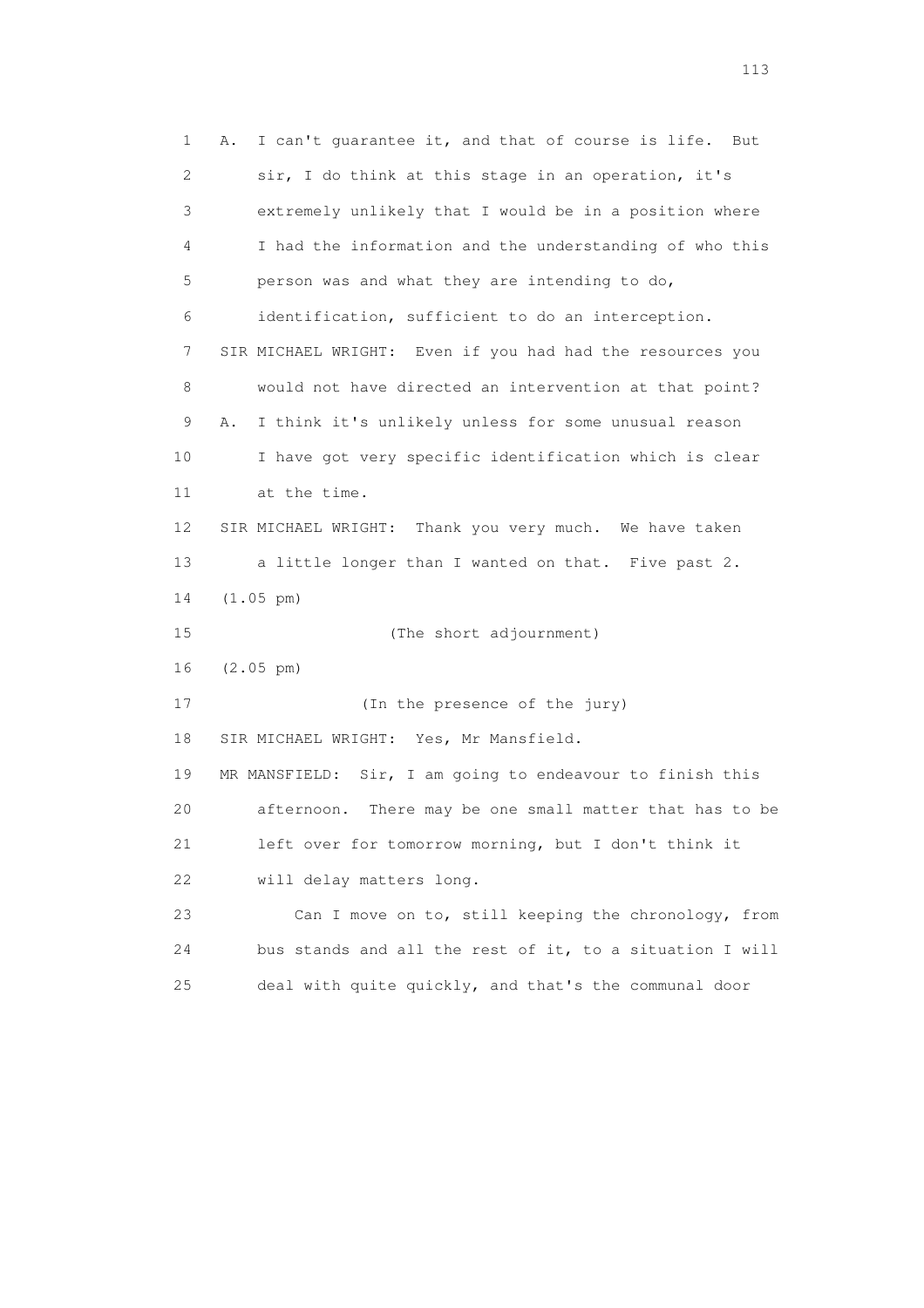1 A. I can't guarantee it, and that of course is life. But
2 sir, I do think at this stage in an operation, it's
3 extremely unlikely that I would be in a position where
4 I had the information and the understanding of who this
5 person was and what they are intending to do,
6 identification, sufficient to do an interception.
7 SIR MICHAEL WRIGHT: Even if you had had the resources you
8 would not have directed an intervention at that point?
9 A. I think it's unlikely unless for some unusual reason
10 I have got very specific identification which is clear
11 at the time.
12 SIR MICHAEL WRIGHT: Thank you very much. We have taken
13 a little longer than I wanted on that. Five past 2.
14 (1.05 pm)
15 (The short adjournment)
16 (2.05 pm)
17 (In the presence of the jury)
18 SIR MICHAEL WRIGHT: Yes, Mr Mansfield.
19 MR MANSFIELD: Sir, I am going to endeavour to finish this
20 afternoon. There may be one small matter that has to be
21 left over for tomorrow morning, but I don't think it
22 will delay matters long.
23 Can I move on to, still keeping the chronology, from
24 bus stands and all the rest of it, to a situation I will
25 deal with quite quickly, and that's the communal door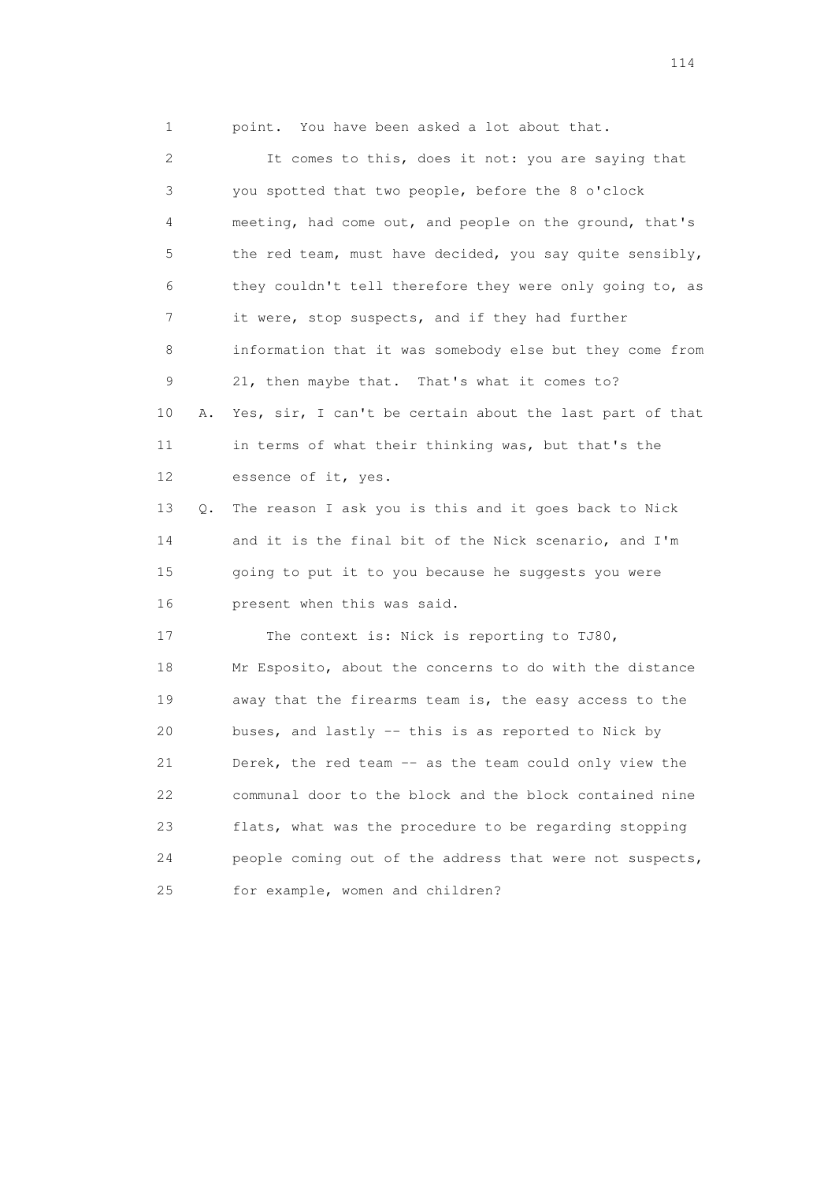1 point. You have been asked a lot about that.

2 It comes to this, does it not: you are saying that
3 you spotted that two people, before the 8 o'clock
4 meeting, had come out, and people on the ground, that's
5 the red team, must have decided, you say quite sensibly,
6 they couldn't tell therefore they were only going to, as
7 it were, stop suspects, and if they had further
8 information that it was somebody else but they come from
9 21, then maybe that. That's what it comes to?

10 A. Yes, sir, I can't be certain about the last part of that
11 in terms of what their thinking was, but that's the
12 essence of it, yes.

13 Q. The reason I ask you is this and it goes back to Nick
14 and it is the final bit of the Nick scenario, and I'm
15 going to put it to you because he suggests you were
16 present when this was said.

17 The context is: Nick is reporting to TJ80,
18 Mr Esposito, about the concerns to do with the distance
19 away that the firearms team is, the easy access to the
20 buses, and lastly -- this is as reported to Nick by
21 Derek, the red team -- as the team could only view the
22 communal door to the block and the block contained nine
23 flats, what was the procedure to be regarding stopping
24 people coming out of the address that were not suspects,
25 for example, women and children?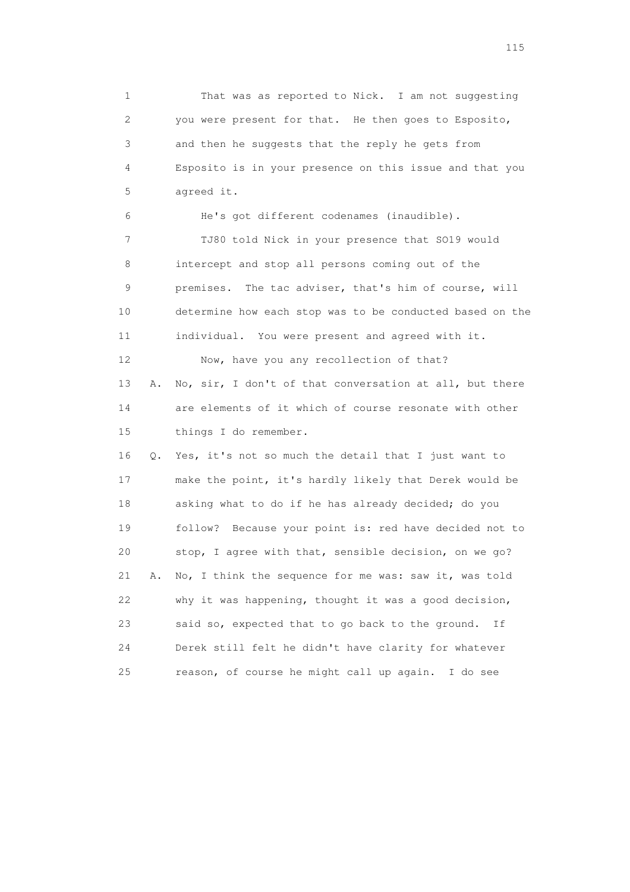1 That was as reported to Nick. I am not suggesting
2 you were present for that. He then goes to Esposito,
3 and then he suggests that the reply he gets from
4 Esposito is in your presence on this issue and that you
5 agreed it.

6 He's got different codenames (inaudible).

7 TJ80 told Nick in your presence that SO19 would
8 intercept and stop all persons coming out of the
9 premises. The tac adviser, that's him of course, will
10 determine how each stop was to be conducted based on the
11 individual. You were present and agreed with it.

12 Now, have you any recollection of that?

13 A. No, sir, I don't of that conversation at all, but there
14 are elements of it which of course resonate with other
15 things I do remember.

16 Q. Yes, it's not so much the detail that I just want to
17 make the point, it's hardly likely that Derek would be
18 asking what to do if he has already decided; do you
19 follow? Because your point is: red have decided not to
20 stop, I agree with that, sensible decision, on we go?

21 A. No, I think the sequence for me was: saw it, was told
22 why it was happening, thought it was a good decision,
23 said so, expected that to go back to the ground. If
24 Derek still felt he didn't have clarity for whatever
25 reason, of course he might call up again. I do see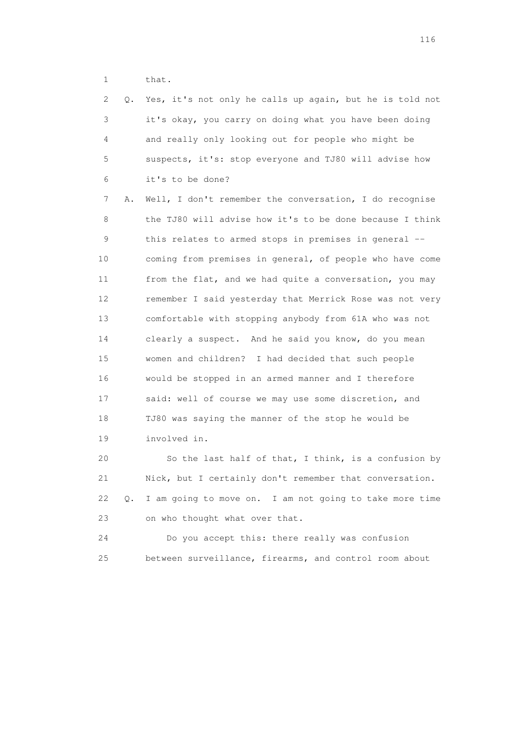1 that.

2 Q. Yes, it's not only he calls up again, but he is told not
3 it's okay, you carry on doing what you have been doing
4 and really only looking out for people who might be
5 suspects, it's: stop everyone and TJ80 will advise how
6 it's to be done?

7 A. Well, I don't remember the conversation, I do recognise
8 the TJ80 will advise how it's to be done because I think
9 this relates to armed stops in premises in general --
10 coming from premises in general, of people who have come
11 from the flat, and we had quite a conversation, you may
12 remember I said yesterday that Merrick Rose was not very
13 comfortable with stopping anybody from 61A who was not
14 clearly a suspect. And he said you know, do you mean
15 women and children? I had decided that such people
16 would be stopped in an armed manner and I therefore
17 said: well of course we may use some discretion, and
18 TJ80 was saying the manner of the stop he would be
19 involved in.

20 So the last half of that, I think, is a confusion by
21 Nick, but I certainly don't remember that conversation.

22 Q. I am going to move on. I am not going to take more time
23 on who thought what over that.

24 Do you accept this: there really was confusion
25 between surveillance, firearms, and control room about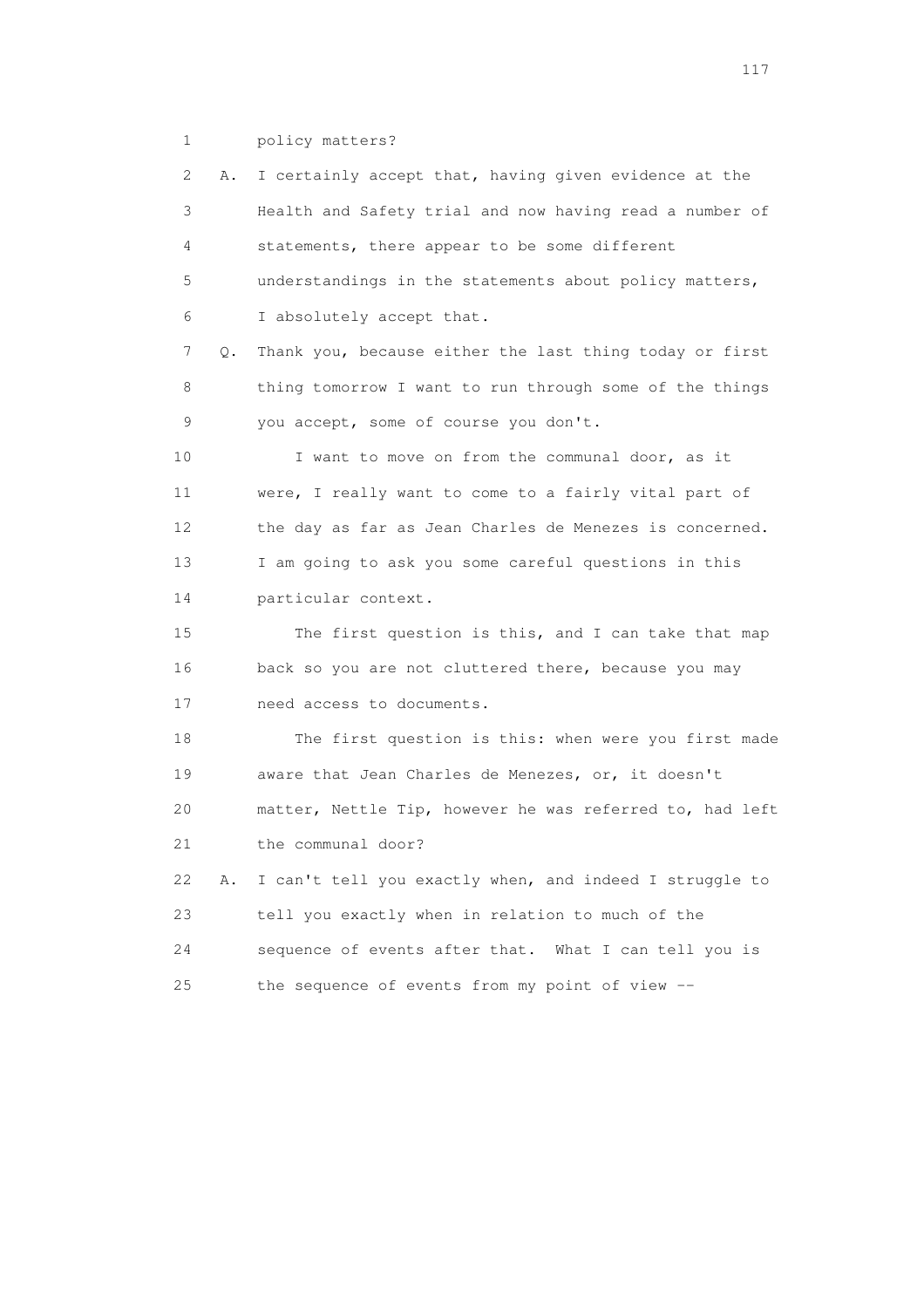1 policy matters?

2 A. I certainly accept that, having given evidence at the

3 Health and Safety trial and now having read a number of

4 statements, there appear to be some different

5 understandings in the statements about policy matters,

6 I absolutely accept that.

7 Q. Thank you, because either the last thing today or first

8 thing tomorrow I want to run through some of the things

9 you accept, some of course you don't.

10 I want to move on from the communal door, as it

11 were, I really want to come to a fairly vital part of

12 the day as far as Jean Charles de Menezes is concerned.

13 I am going to ask you some careful questions in this

14 particular context.

15 The first question is this, and I can take that map

16 back so you are not cluttered there, because you may

17 need access to documents.

18 The first question is this: when were you first made

19 aware that Jean Charles de Menezes, or, it doesn't

20 matter, Nettle Tip, however he was referred to, had left

21 the communal door?

22 A. I can't tell you exactly when, and indeed I struggle to

23 tell you exactly when in relation to much of the

24 sequence of events after that. What I can tell you is

25 the sequence of events from my point of view --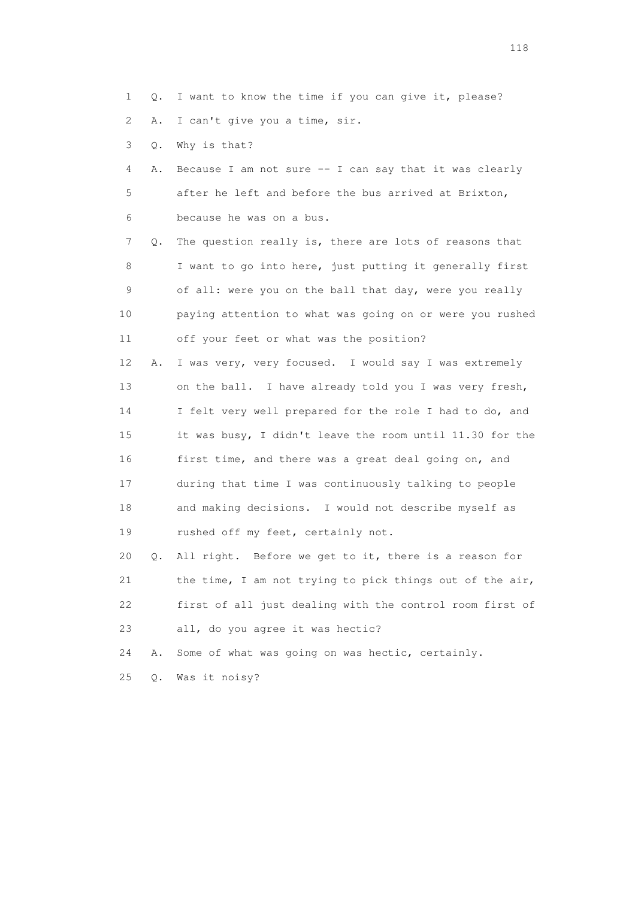1 Q. I want to know the time if you can give it, please?

2 A. I can't give you a time, sir.

3 Q. Why is that?

4 A. Because I am not sure -- I can say that it was clearly

5 after he left and before the bus arrived at Brixton,

6 because he was on a bus.

7 Q. The question really is, there are lots of reasons that

8 I want to go into here, just putting it generally first

9 of all: were you on the ball that day, were you really

10 paying attention to what was going on or were you rushed

11 off your feet or what was the position?

12 A. I was very, very focused. I would say I was extremely

13 on the ball. I have already told you I was very fresh,

14 I felt very well prepared for the role I had to do, and

15 it was busy, I didn't leave the room until 11.30 for the

16 first time, and there was a great deal going on, and

17 during that time I was continuously talking to people

18 and making decisions. I would not describe myself as

19 rushed off my feet, certainly not.

20 Q. All right. Before we get to it, there is a reason for

21 the time, I am not trying to pick things out of the air,

22 first of all just dealing with the control room first of

23 all, do you agree it was hectic?

24 A. Some of what was going on was hectic, certainly.

25 Q. Was it noisy?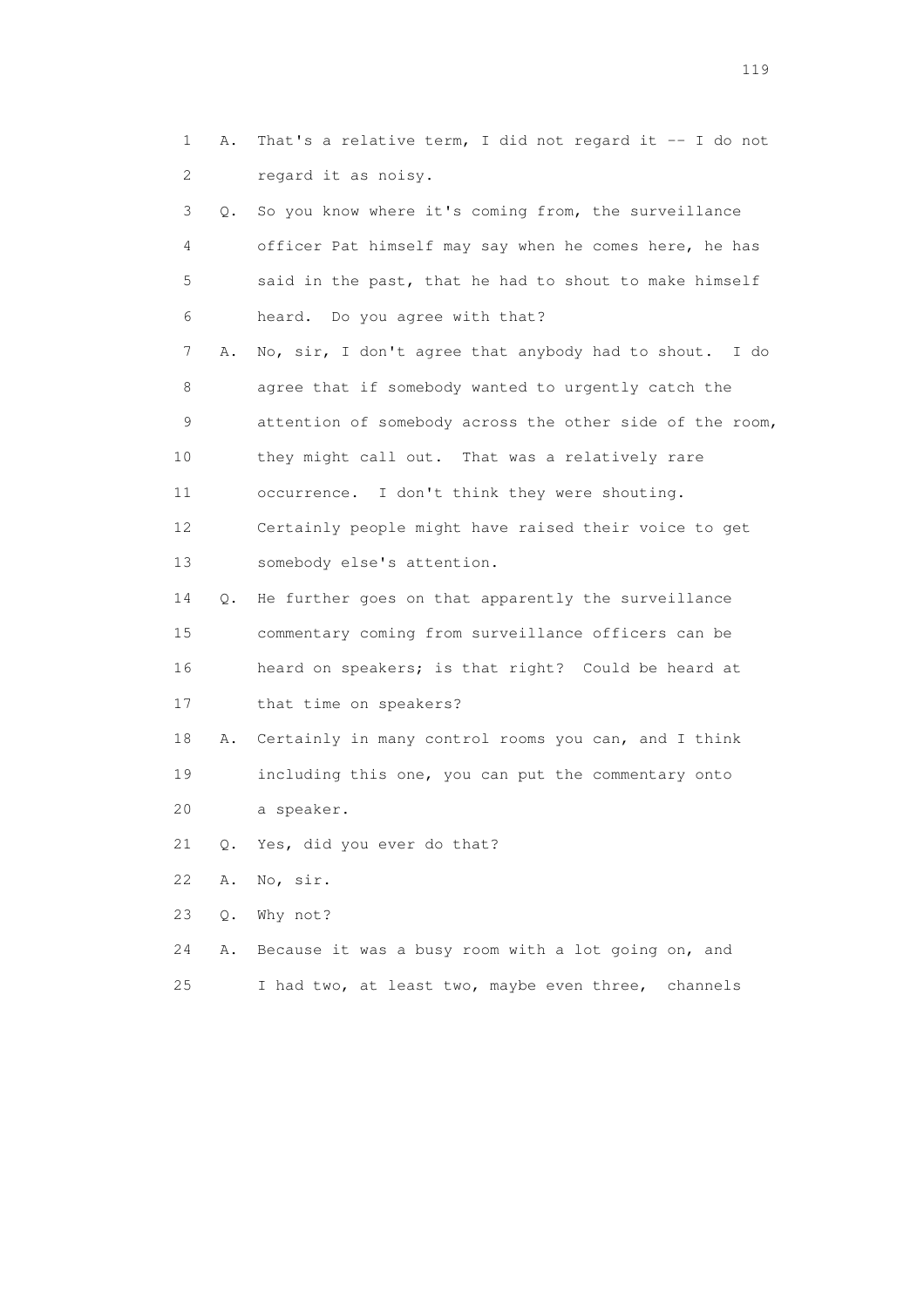1 A. That's a relative term, I did not regard it -- I do not
2 regard it as noisy.
3 Q. So you know where it's coming from, the surveillance
4 officer Pat himself may say when he comes here, he has
5 said in the past, that he had to shout to make himself
6 heard. Do you agree with that?
7 A. No, sir, I don't agree that anybody had to shout. I do
8 agree that if somebody wanted to urgently catch the
9 attention of somebody across the other side of the room,
10 they might call out. That was a relatively rare
11 occurrence. I don't think they were shouting.
12 Certainly people might have raised their voice to get
13 somebody else's attention.
14 Q. He further goes on that apparently the surveillance
15 commentary coming from surveillance officers can be
16 heard on speakers; is that right? Could be heard at
17 that time on speakers?
18 A. Certainly in many control rooms you can, and I think
19 including this one, you can put the commentary onto
20 a speaker.
21 Q. Yes, did you ever do that?
22 A. No, sir.
23 Q. Why not?
24 A. Because it was a busy room with a lot going on, and
25 I had two, at least two, maybe even three, channels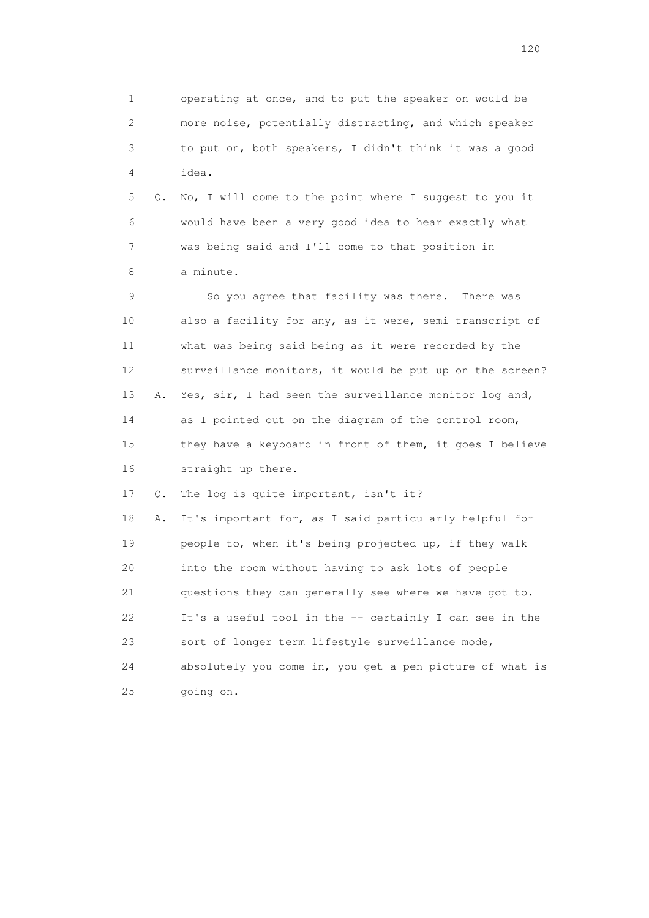1 operating at once, and to put the speaker on would be
2 more noise, potentially distracting, and which speaker
3 to put on, both speakers, I didn't think it was a good
4 idea.

5 Q. No, I will come to the point where I suggest to you it
6 would have been a very good idea to hear exactly what
7 was being said and I'll come to that position in
8 a minute.

9 So you agree that facility was there. There was
10 also a facility for any, as it were, semi transcript of
11 what was being said being as it were recorded by the
12 surveillance monitors, it would be put up on the screen?

13 A. Yes, sir, I had seen the surveillance monitor log and,
14 as I pointed out on the diagram of the control room,
15 they have a keyboard in front of them, it goes I believe
16 straight up there.

17 Q. The log is quite important, isn't it?

18 A. It's important for, as I said particularly helpful for
19 people to, when it's being projected up, if they walk
20 into the room without having to ask lots of people
21 questions they can generally see where we have got to.
22 It's a useful tool in the -- certainly I can see in the
23 sort of longer term lifestyle surveillance mode,
24 absolutely you come in, you get a pen picture of what is
25 going on.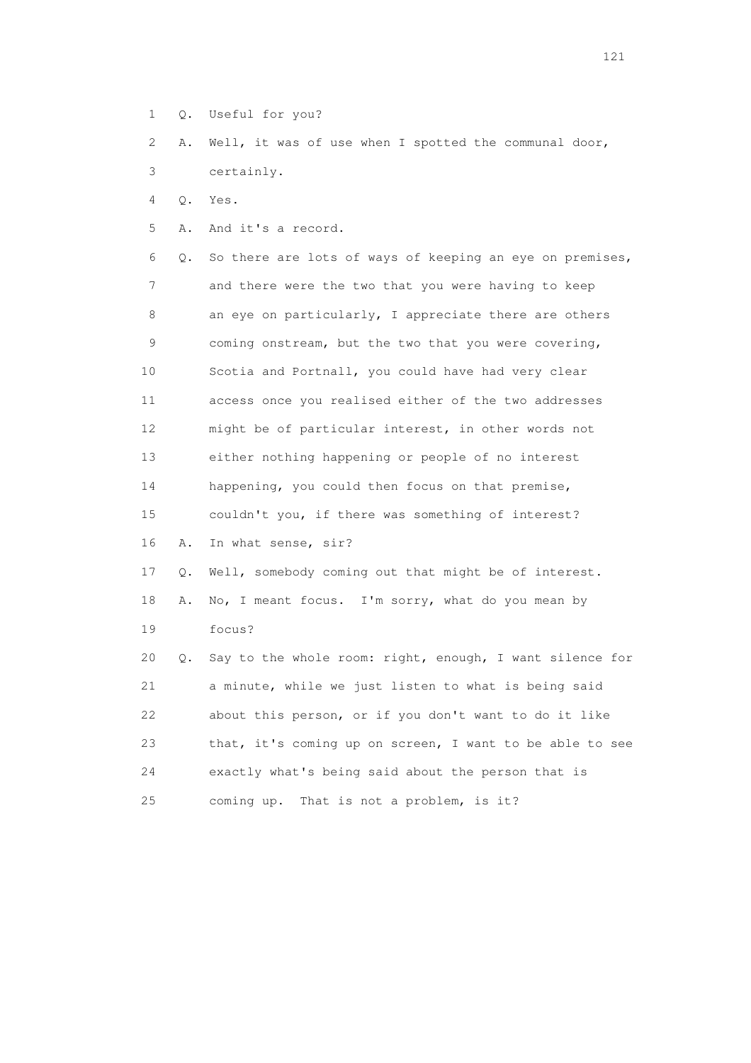1 Q. Useful for you?

2 A. Well, it was of use when I spotted the communal door,

3 certainly.

4 Q. Yes.

5 A. And it's a record.

6 Q. So there are lots of ways of keeping an eye on premises,

7 and there were the two that you were having to keep

8 an eye on particularly, I appreciate there are others

9 coming onstream, but the two that you were covering,

10 Scotia and Portnall, you could have had very clear

11 access once you realised either of the two addresses

12 might be of particular interest, in other words not

13 either nothing happening or people of no interest

14 happening, you could then focus on that premise,

15 couldn't you, if there was something of interest?

16 A. In what sense, sir?

17 Q. Well, somebody coming out that might be of interest.

18 A. No, I meant focus. I'm sorry, what do you mean by

19 focus?

20 Q. Say to the whole room: right, enough, I want silence for

21 a minute, while we just listen to what is being said

22 about this person, or if you don't want to do it like

23 that, it's coming up on screen, I want to be able to see

24 exactly what's being said about the person that is

25 coming up. That is not a problem, is it?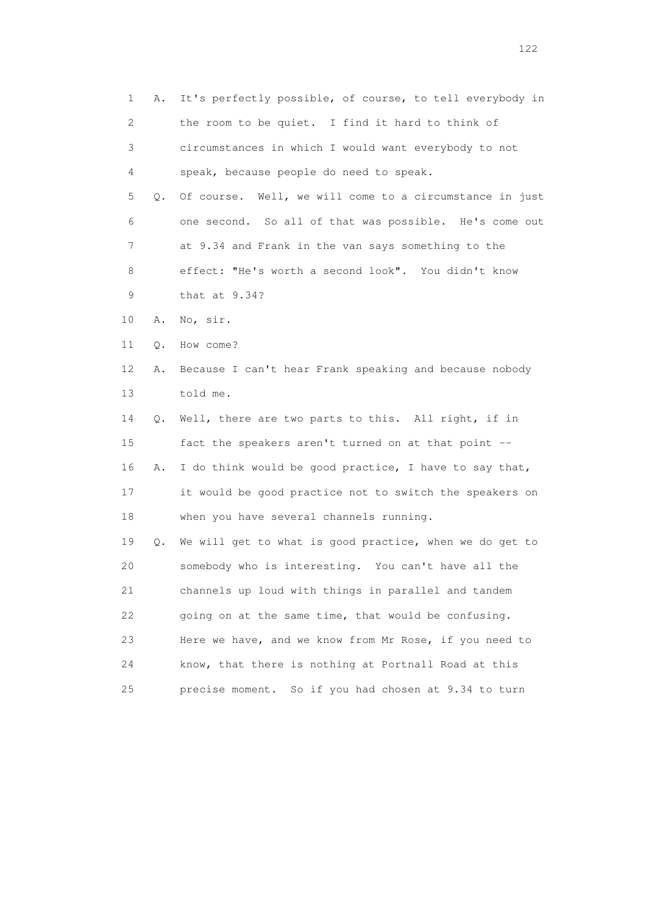1 A. It's perfectly possible, of course, to tell everybody in
2 the room to be quiet. I find it hard to think of
3 circumstances in which I would want everybody to not
4 speak, because people do need to speak.
5 Q. Of course. Well, we will come to a circumstance in just
6 one second. So all of that was possible. He's come out
7 at 9.34 and Frank in the van says something to the
8 effect: "He's worth a second look". You didn't know
9 that at 9.34?
10 A. No, sir.
11 Q. How come?
12 A. Because I can't hear Frank speaking and because nobody
13 told me.
14 Q. Well, there are two parts to this. All right, if in
15 fact the speakers aren't turned on at that point --
16 A. I do think would be good practice, I have to say that,
17 it would be good practice not to switch the speakers on
18 when you have several channels running.
19 Q. We will get to what is good practice, when we do get to
20 somebody who is interesting. You can't have all the
21 channels up loud with things in parallel and tandem
22 going on at the same time, that would be confusing.
23 Here we have, and we know from Mr Rose, if you need to
24 know, that there is nothing at Portnall Road at this
25 precise moment. So if you had chosen at 9.34 to turn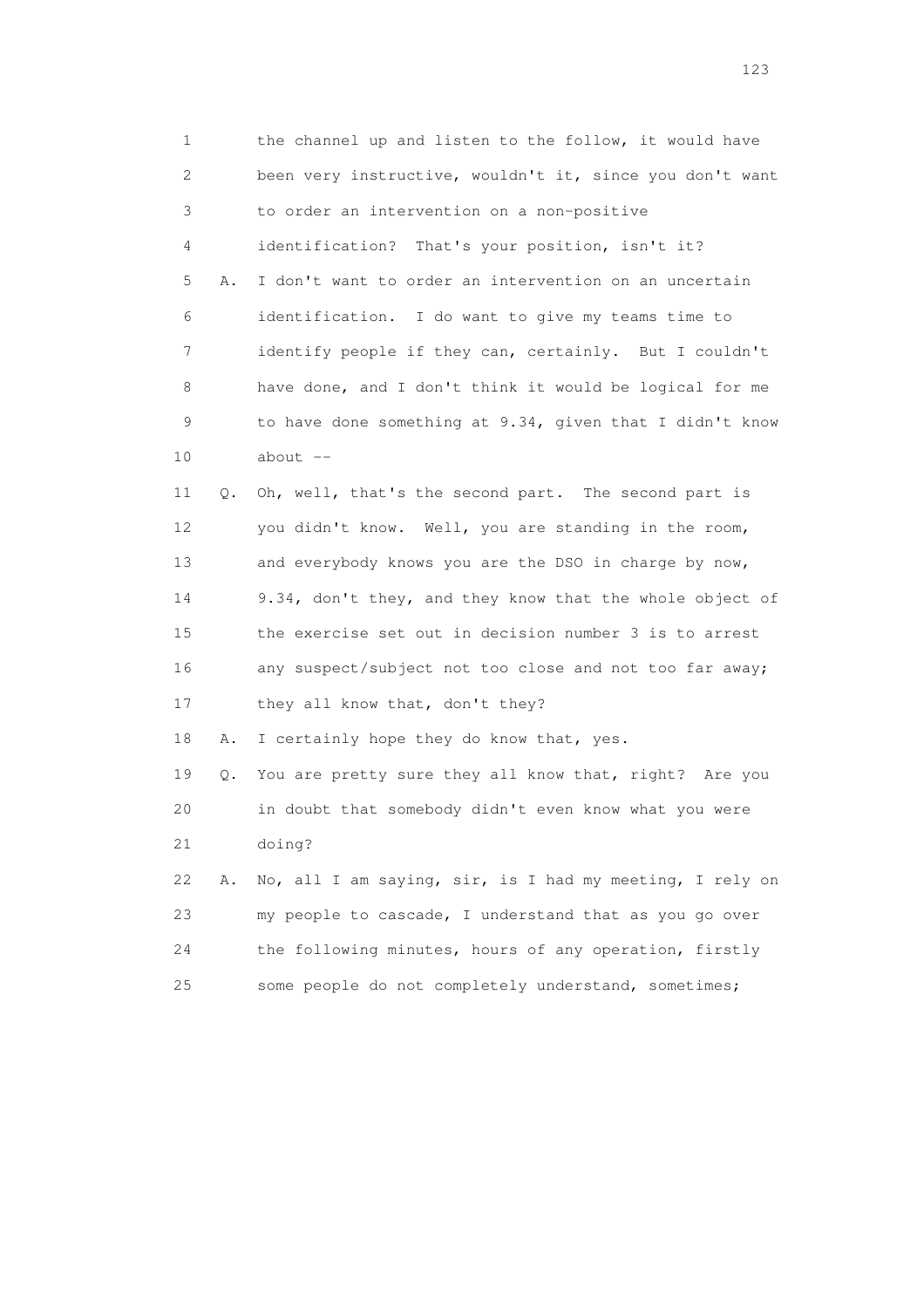1 the channel up and listen to the follow, it would have
2 been very instructive, wouldn't it, since you don't want
3 to order an intervention on a non-positive
4 identification? That's your position, isn't it?
5 A. I don't want to order an intervention on an uncertain
6 identification. I do want to give my teams time to
7 identify people if they can, certainly. But I couldn't
8 have done, and I don't think it would be logical for me
9 to have done something at 9.34, given that I didn't know
10 about --
11 Q. Oh, well, that's the second part. The second part is
12 you didn't know. Well, you are standing in the room,
13 and everybody knows you are the DSO in charge by now,
14 9.34, don't they, and they know that the whole object of
15 the exercise set out in decision number 3 is to arrest
16 any suspect/subject not too close and not too far away;
17 they all know that, don't they?
18 A. I certainly hope they do know that, yes.
19 Q. You are pretty sure they all know that, right? Are you
20 in doubt that somebody didn't even know what you were
21 doing?
22 A. No, all I am saying, sir, is I had my meeting, I rely on
23 my people to cascade, I understand that as you go over
24 the following minutes, hours of any operation, firstly
25 some people do not completely understand, sometimes;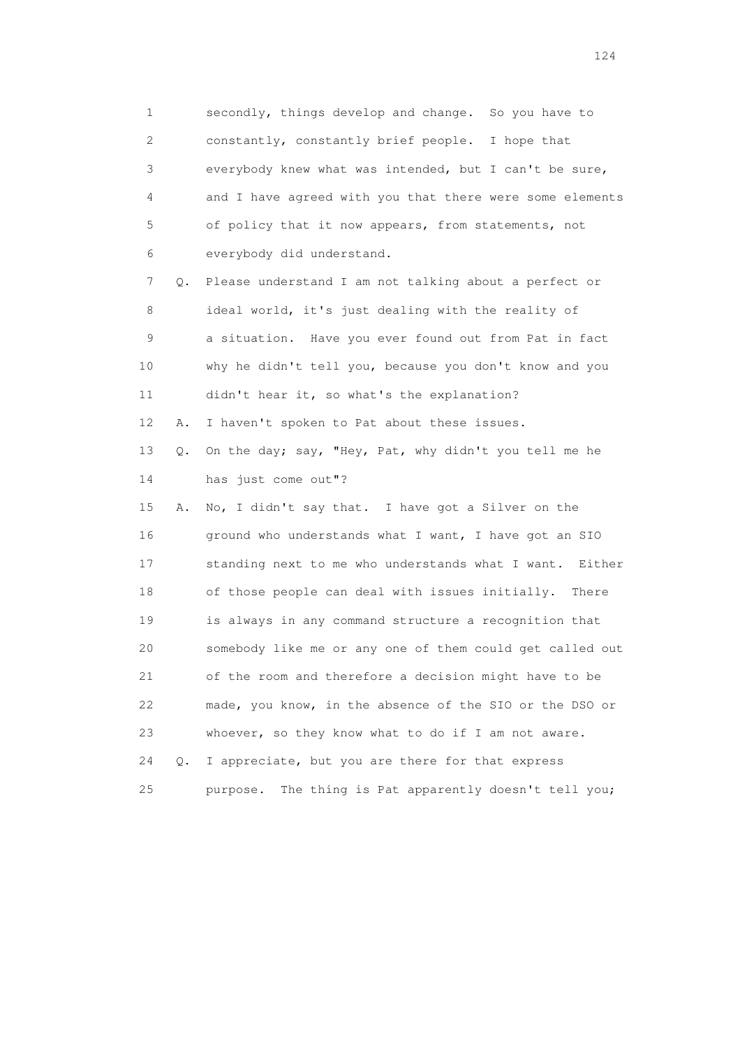1 secondly, things develop and change. So you have to
2 constantly, constantly brief people. I hope that
3 everybody knew what was intended, but I can't be sure,
4 and I have agreed with you that there were some elements
5 of policy that it now appears, from statements, not
6 everybody did understand.

7 Q. Please understand I am not talking about a perfect or
8 ideal world, it's just dealing with the reality of
9 a situation. Have you ever found out from Pat in fact
10 why he didn't tell you, because you don't know and you
11 didn't hear it, so what's the explanation?

12 A. I haven't spoken to Pat about these issues.

13 Q. On the day; say, "Hey, Pat, why didn't you tell me he
14 has just come out"?

15 A. No, I didn't say that. I have got a Silver on the
16 ground who understands what I want, I have got an SIO
17 standing next to me who understands what I want. Either
18 of those people can deal with issues initially. There
19 is always in any command structure a recognition that
20 somebody like me or any one of them could get called out
21 of the room and therefore a decision might have to be
22 made, you know, in the absence of the SIO or the DSO or
23 whoever, so they know what to do if I am not aware.

24 Q. I appreciate, but you are there for that express
25 purpose. The thing is Pat apparently doesn't tell you;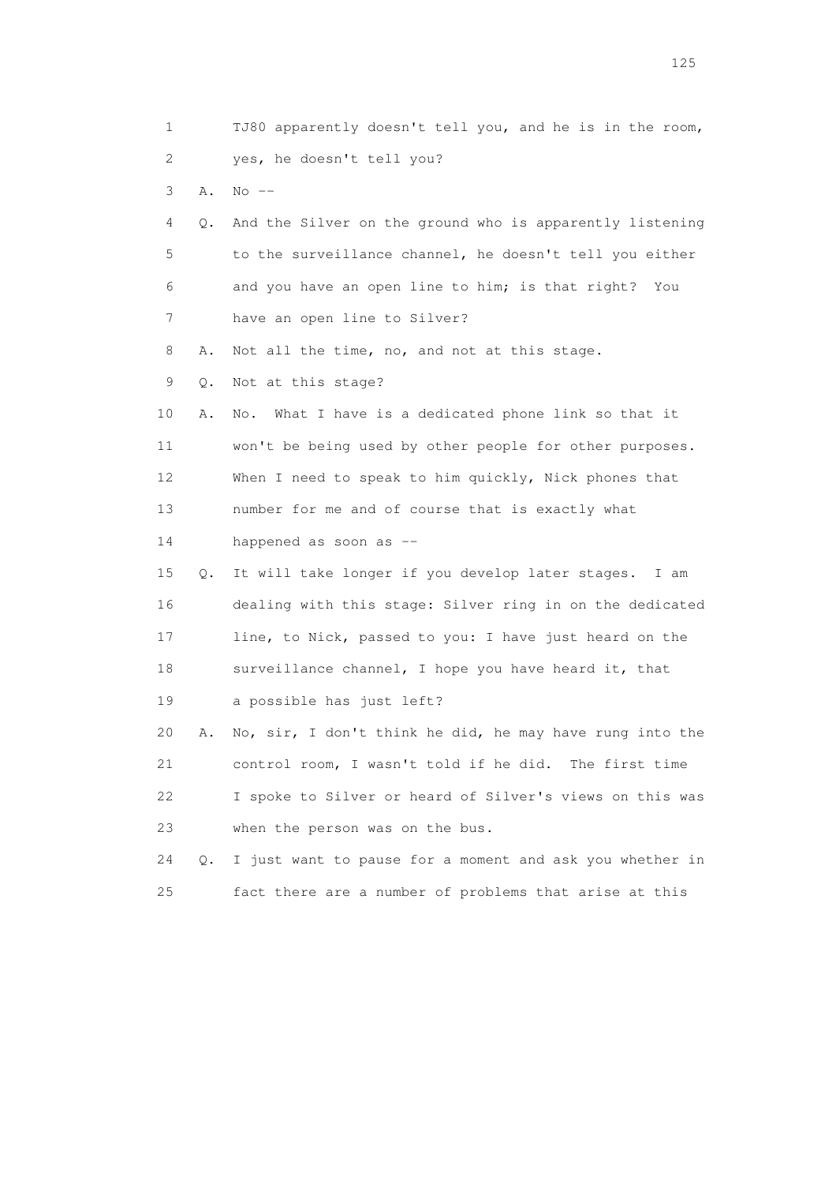1 TJ80 apparently doesn't tell you, and he is in the room,
2 yes, he doesn't tell you?
3 A. No --
4 Q. And the Silver on the ground who is apparently listening
5 to the surveillance channel, he doesn't tell you either
6 and you have an open line to him; is that right? You
7 have an open line to Silver?
8 A. Not all the time, no, and not at this stage.
9 Q. Not at this stage?
10 A. No. What I have is a dedicated phone link so that it
11 won't be being used by other people for other purposes.
12 When I need to speak to him quickly, Nick phones that
13 number for me and of course that is exactly what
14 happened as soon as --
15 Q. It will take longer if you develop later stages. I am
16 dealing with this stage: Silver ring in on the dedicated
17 line, to Nick, passed to you: I have just heard on the
18 surveillance channel, I hope you have heard it, that
19 a possible has just left?
20 A. No, sir, I don't think he did, he may have rung into the
21 control room, I wasn't told if he did. The first time
22 I spoke to Silver or heard of Silver's views on this was
23 when the person was on the bus.
24 Q. I just want to pause for a moment and ask you whether in
25 fact there are a number of problems that arise at this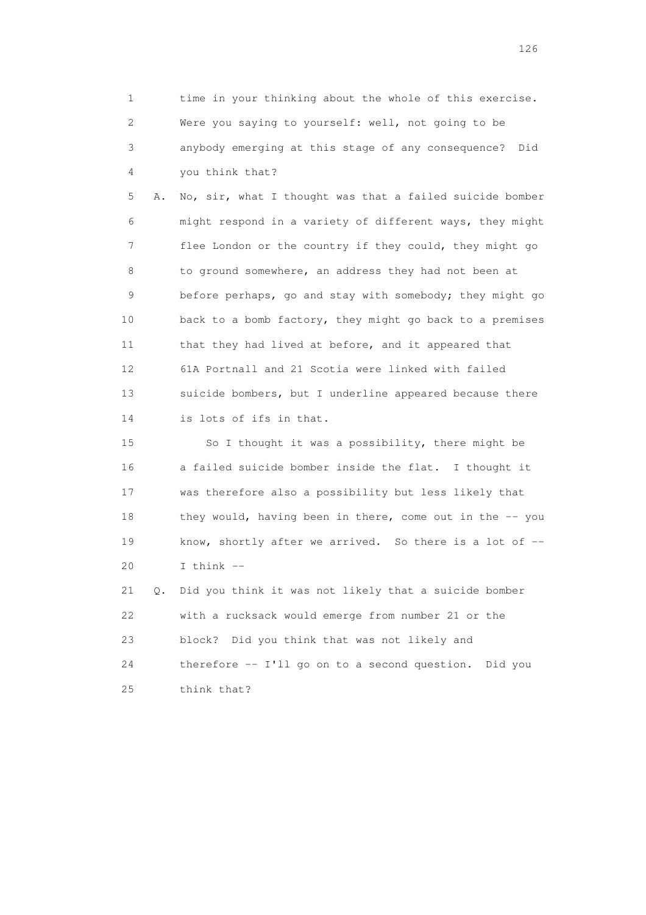1 time in your thinking about the whole of this exercise.
2 Were you saying to yourself: well, not going to be
3 anybody emerging at this stage of any consequence? Did
4 you think that?

5 A. No, sir, what I thought was that a failed suicide bomber
6 might respond in a variety of different ways, they might
7 flee London or the country if they could, they might go
8 to ground somewhere, an address they had not been at
9 before perhaps, go and stay with somebody; they might go
10 back to a bomb factory, they might go back to a premises
11 that they had lived at before, and it appeared that
12 61A Portnall and 21 Scotia were linked with failed
13 suicide bombers, but I underline appeared because there
14 is lots of ifs in that.

15 So I thought it was a possibility, there might be
16 a failed suicide bomber inside the flat. I thought it
17 was therefore also a possibility but less likely that
18 they would, having been in there, come out in the -- you
19 know, shortly after we arrived. So there is a lot of --
20 I think --

21 Q. Did you think it was not likely that a suicide bomber
22 with a rucksack would emerge from number 21 or the
23 block? Did you think that was not likely and
24 therefore -- I'll go on to a second question. Did you
25 think that?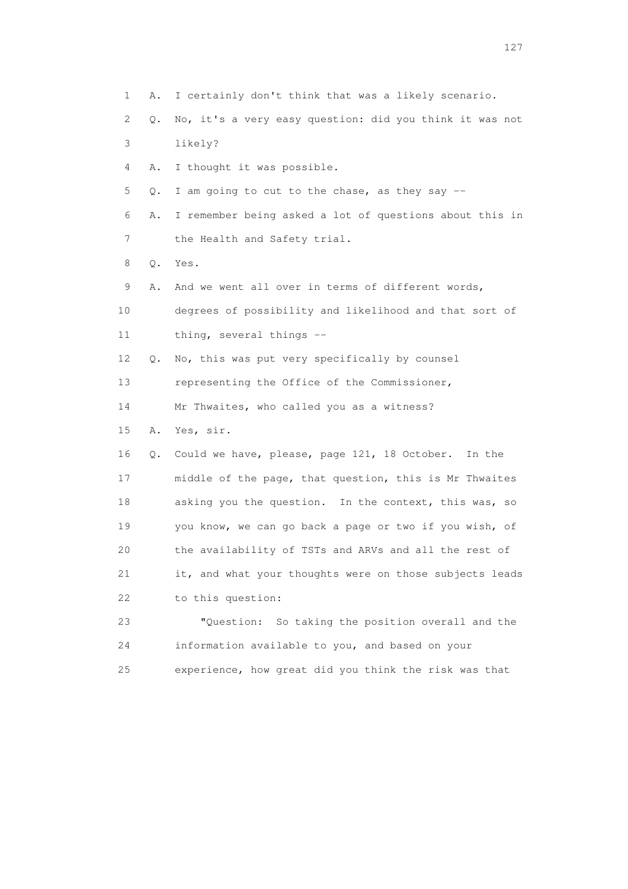1 A. I certainly don't think that was a likely scenario.

2 Q. No, it's a very easy question: did you think it was not

3 likely?

4 A. I thought it was possible.

5 Q. I am going to cut to the chase, as they say --

6 A. I remember being asked a lot of questions about this in

7 the Health and Safety trial.

8 Q. Yes.

9 A. And we went all over in terms of different words,

10 degrees of possibility and likelihood and that sort of

11 thing, several things --

12 Q. No, this was put very specifically by counsel

13 representing the Office of the Commissioner,

14 Mr Thwaites, who called you as a witness?

15 A. Yes, sir.

16 Q. Could we have, please, page 121, 18 October. In the

17 middle of the page, that question, this is Mr Thwaites

18 asking you the question. In the context, this was, so

19 you know, we can go back a page or two if you wish, of

20 the availability of TSTs and ARVs and all the rest of

21 it, and what your thoughts were on those subjects leads

22 to this question:

23 "Question: So taking the position overall and the

24 information available to you, and based on your

25 experience, how great did you think the risk was that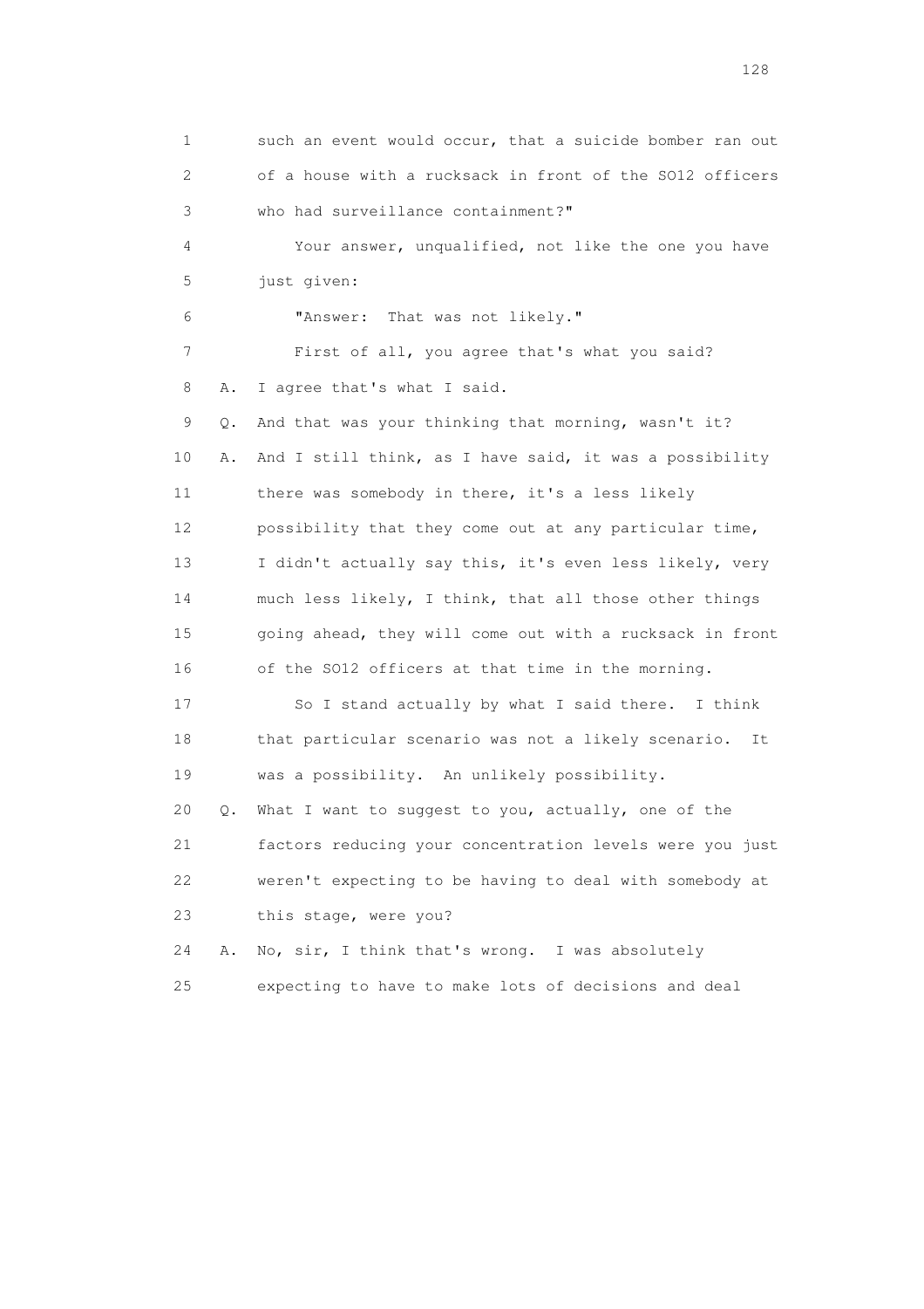1 such an event would occur, that a suicide bomber ran out
2 of a house with a rucksack in front of the SO12 officers
3 who had surveillance containment?"

4 Your answer, unqualified, not like the one you have
5 just given:

6 "Answer: That was not likely."

7 First of all, you agree that's what you said?

8 A. I agree that's what I said.

9 Q. And that was your thinking that morning, wasn't it?

10 A. And I still think, as I have said, it was a possibility
11 there was somebody in there, it's a less likely
12 possibility that they come out at any particular time,
13 I didn't actually say this, it's even less likely, very
14 much less likely, I think, that all those other things
15 going ahead, they will come out with a rucksack in front
16 of the SO12 officers at that time in the morning.

17 So I stand actually by what I said there. I think
18 that particular scenario was not a likely scenario. It
19 was a possibility. An unlikely possibility.

20 Q. What I want to suggest to you, actually, one of the
21 factors reducing your concentration levels were you just
22 weren't expecting to be having to deal with somebody at
23 this stage, were you?

24 A. No, sir, I think that's wrong. I was absolutely
25 expecting to have to make lots of decisions and deal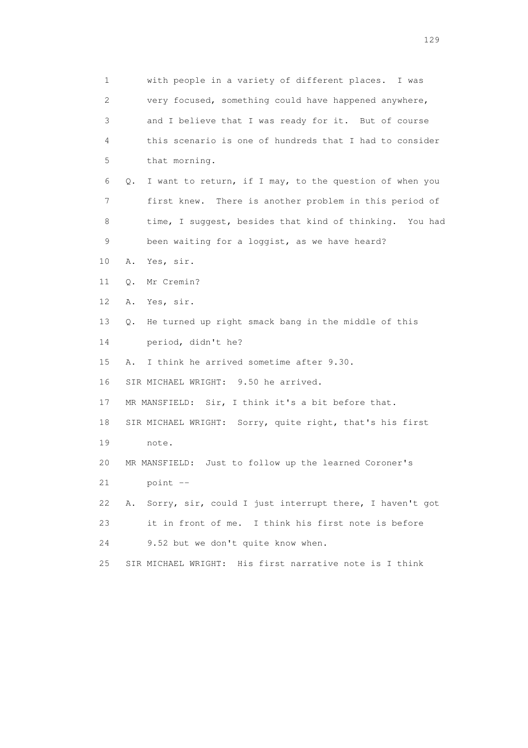1 with people in a variety of different places. I was
2 very focused, something could have happened anywhere,
3 and I believe that I was ready for it. But of course
4 this scenario is one of hundreds that I had to consider
5 that morning.

6 Q. I want to return, if I may, to the question of when you
7 first knew. There is another problem in this period of
8 time, I suggest, besides that kind of thinking. You had
9 been waiting for a loggist, as we have heard?

10 A. Yes, sir.

11 Q. Mr Cremin?

12 A. Yes, sir.

13 Q. He turned up right smack bang in the middle of this
14 period, didn't he?

15 A. I think he arrived sometime after 9.30.

16 SIR MICHAEL WRIGHT: 9.50 he arrived.

17 MR MANSFIELD: Sir, I think it's a bit before that.

18 SIR MICHAEL WRIGHT: Sorry, quite right, that's his first
19 note.

20 MR MANSFIELD: Just to follow up the learned Coroner's
21 point --

22 A. Sorry, sir, could I just interrupt there, I haven't got
23 it in front of me. I think his first note is before
24 9.52 but we don't quite know when.

25 SIR MICHAEL WRIGHT: His first narrative note is I think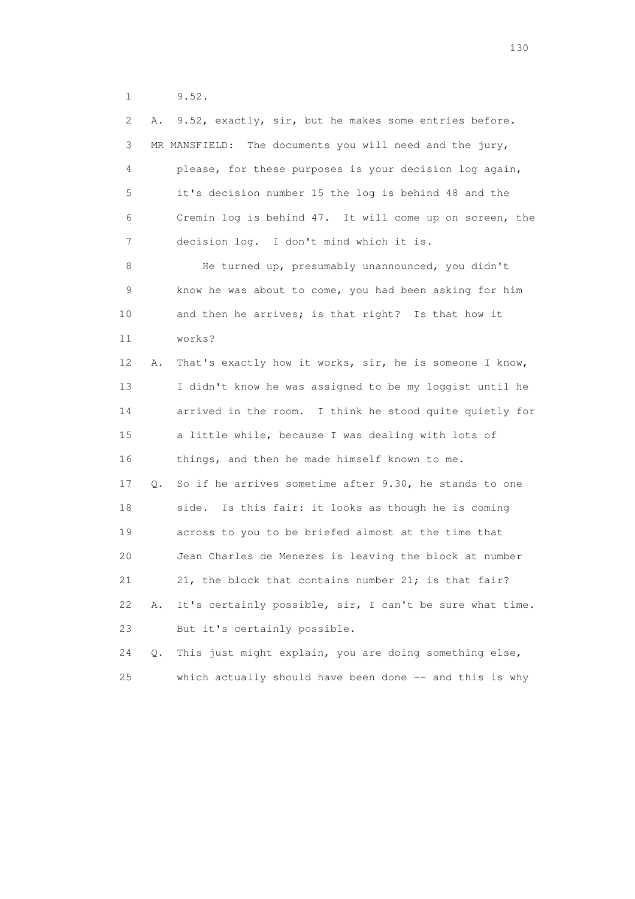1 9.52.

2 A. 9.52, exactly, sir, but he makes some entries before.

3 MR MANSFIELD: The documents you will need and the jury,

4 please, for these purposes is your decision log again,

5 it's decision number 15 the log is behind 48 and the

6 Cremin log is behind 47. It will come up on screen, the

7 decision log. I don't mind which it is.

8 He turned up, presumably unannounced, you didn't

9 know he was about to come, you had been asking for him

10 and then he arrives; is that right? Is that how it

11 works?

12 A. That's exactly how it works, sir, he is someone I know,

13 I didn't know he was assigned to be my loggist until he

14 arrived in the room. I think he stood quite quietly for

15 a little while, because I was dealing with lots of

16 things, and then he made himself known to me.

17 Q. So if he arrives sometime after 9.30, he stands to one

18 side. Is this fair: it looks as though he is coming

19 across to you to be briefed almost at the time that

20 Jean Charles de Menezes is leaving the block at number

21 21, the block that contains number 21; is that fair?

22 A. It's certainly possible, sir, I can't be sure what time.

23 But it's certainly possible.

24 Q. This just might explain, you are doing something else,

25 which actually should have been done -- and this is why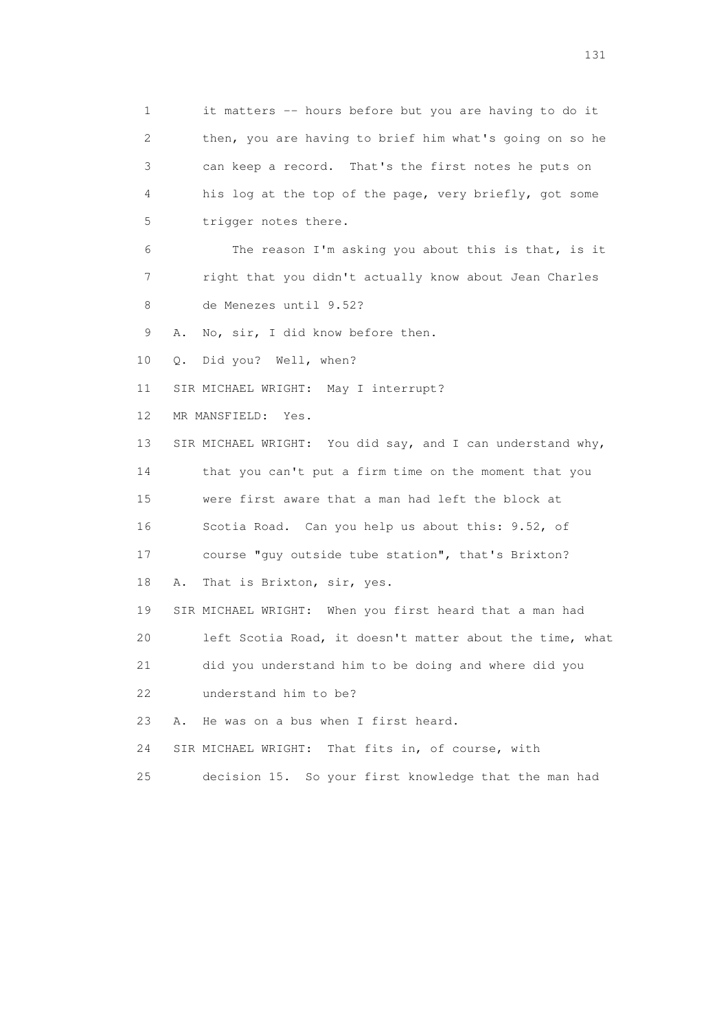1 it matters -- hours before but you are having to do it
2 then, you are having to brief him what's going on so he
3 can keep a record. That's the first notes he puts on
4 his log at the top of the page, very briefly, got some
5 trigger notes there.

6 The reason I'm asking you about this is that, is it
7 right that you didn't actually know about Jean Charles
8 de Menezes until 9.52?

9 A. No, sir, I did know before then.

10 Q. Did you? Well, when?

11 SIR MICHAEL WRIGHT: May I interrupt?

12 MR MANSFIELD: Yes.

13 SIR MICHAEL WRIGHT: You did say, and I can understand why,
14 that you can't put a firm time on the moment that you
15 were first aware that a man had left the block at
16 Scotia Road. Can you help us about this: 9.52, of
17 course "guy outside tube station", that's Brixton?

18 A. That is Brixton, sir, yes.

19 SIR MICHAEL WRIGHT: When you first heard that a man had
20 left Scotia Road, it doesn't matter about the time, what
21 did you understand him to be doing and where did you
22 understand him to be?

23 A. He was on a bus when I first heard.

24 SIR MICHAEL WRIGHT: That fits in, of course, with
25 decision 15. So your first knowledge that the man had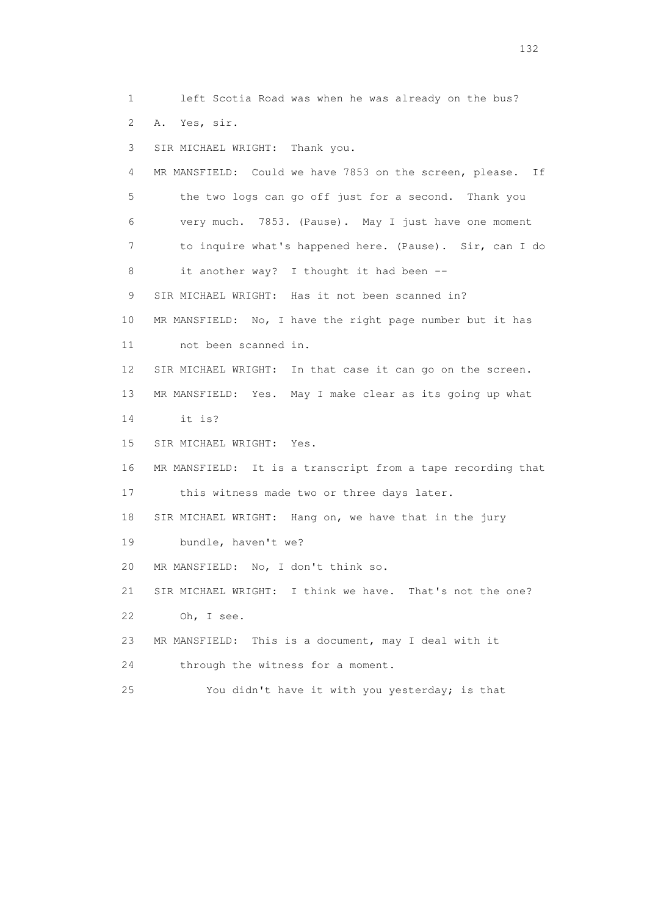1 left Scotia Road was when he was already on the bus?

2 A. Yes, sir.

3 SIR MICHAEL WRIGHT: Thank you.

4 MR MANSFIELD: Could we have 7853 on the screen, please. If

5 the two logs can go off just for a second. Thank you

6 very much. 7853. (Pause). May I just have one moment

7 to inquire what's happened here. (Pause). Sir, can I do

8 it another way? I thought it had been --

9 SIR MICHAEL WRIGHT: Has it not been scanned in?

10 MR MANSFIELD: No, I have the right page number but it has

11 not been scanned in.

12 SIR MICHAEL WRIGHT: In that case it can go on the screen.

13 MR MANSFIELD: Yes. May I make clear as its going up what

14 it is?

15 SIR MICHAEL WRIGHT: Yes.

16 MR MANSFIELD: It is a transcript from a tape recording that

17 this witness made two or three days later.

18 SIR MICHAEL WRIGHT: Hang on, we have that in the jury

19 bundle, haven't we?

20 MR MANSFIELD: No, I don't think so.

21 SIR MICHAEL WRIGHT: I think we have. That's not the one?

22 Oh, I see.

23 MR MANSFIELD: This is a document, may I deal with it

24 through the witness for a moment.

25 You didn't have it with you yesterday; is that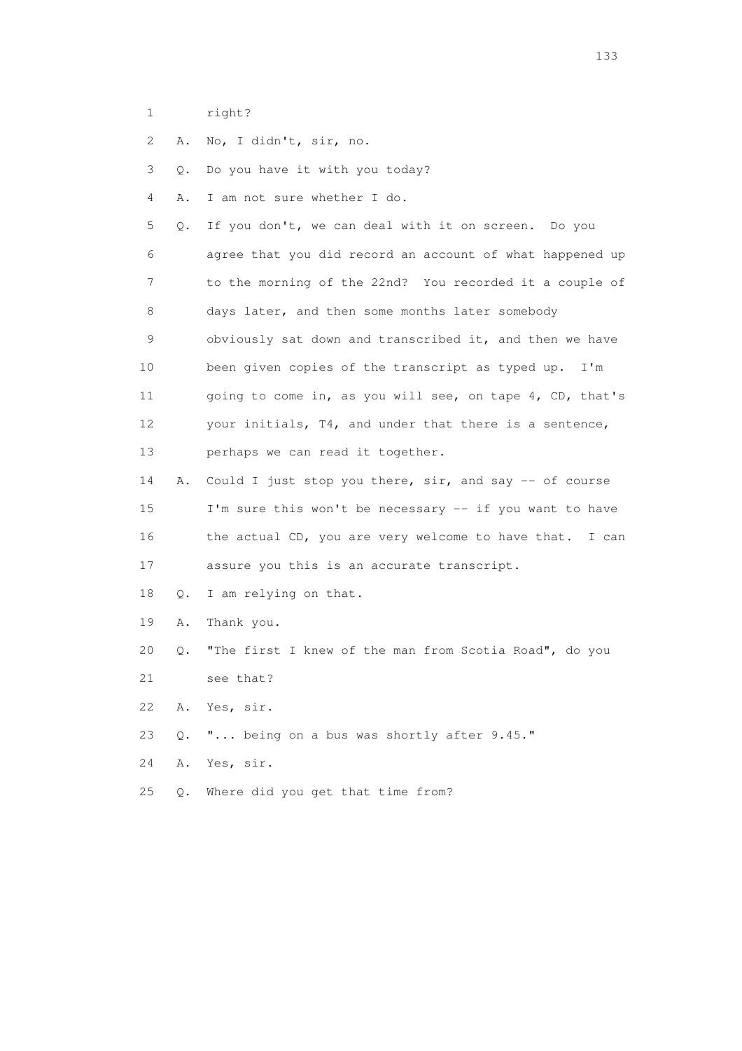1 right?

2 A. No, I didn't, sir, no.

3 Q. Do you have it with you today?

4 A. I am not sure whether I do.

5 Q. If you don't, we can deal with it on screen. Do you
6 agree that you did record an account of what happened up
7 to the morning of the 22nd? You recorded it a couple of
8 days later, and then some months later somebody
9 obviously sat down and transcribed it, and then we have
10 been given copies of the transcript as typed up. I'm
11 going to come in, as you will see, on tape 4, CD, that's
12 your initials, T4, and under that there is a sentence,
13 perhaps we can read it together.

14 A. Could I just stop you there, sir, and say -- of course
15 I'm sure this won't be necessary -- if you want to have
16 the actual CD, you are very welcome to have that. I can
17 assure you this is an accurate transcript.

18 Q. I am relying on that.

19 A. Thank you.

20 Q. "The first I knew of the man from Scotia Road", do you
21 see that?

22 A. Yes, sir.

23 Q. "... being on a bus was shortly after 9.45."

24 A. Yes, sir.

25 Q. Where did you get that time from?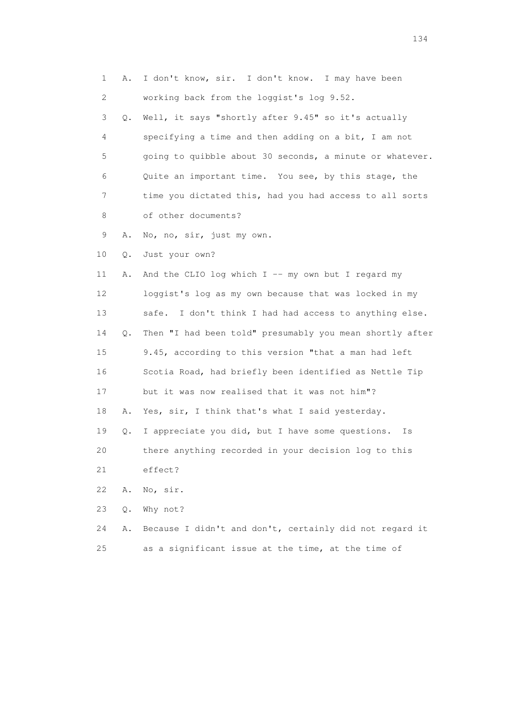1 A. I don't know, sir. I don't know. I may have been
2 working back from the loggist's log 9.52.
3 Q. Well, it says "shortly after 9.45" so it's actually
4 specifying a time and then adding on a bit, I am not
5 going to quibble about 30 seconds, a minute or whatever.
6 Quite an important time. You see, by this stage, the
7 time you dictated this, had you had access to all sorts
8 of other documents?
9 A. No, no, sir, just my own.
10 Q. Just your own?
11 A. And the CLIO log which I -- my own but I regard my
12 loggist's log as my own because that was locked in my
13 safe. I don't think I had had access to anything else.
14 Q. Then "I had been told" presumably you mean shortly after
15 9.45, according to this version "that a man had left
16 Scotia Road, had briefly been identified as Nettle Tip
17 but it was now realised that it was not him"?
18 A. Yes, sir, I think that's what I said yesterday.
19 Q. I appreciate you did, but I have some questions. Is
20 there anything recorded in your decision log to this
21 effect?
22 A. No, sir.
23 Q. Why not?
24 A. Because I didn't and don't, certainly did not regard it
25 as a significant issue at the time, at the time of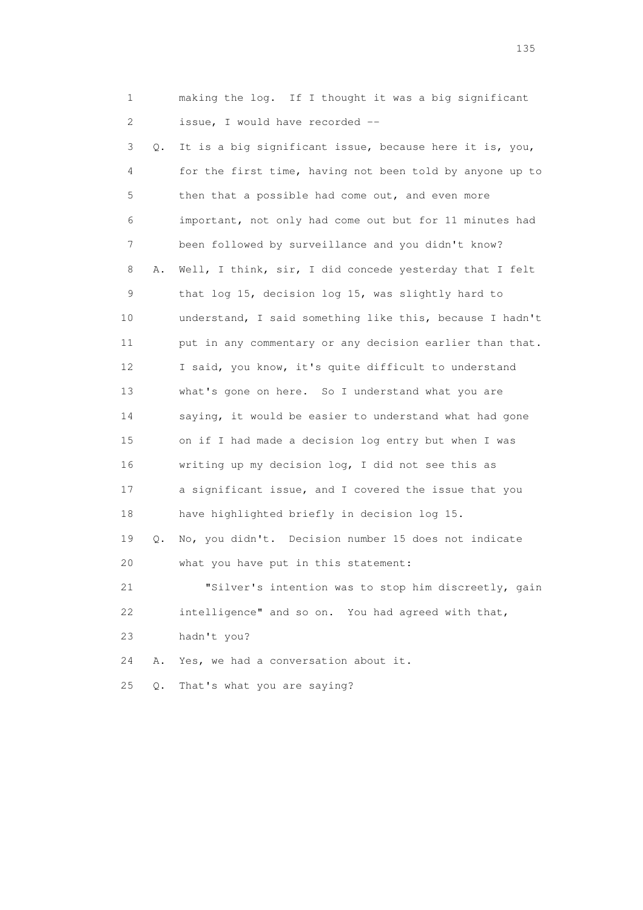1 making the log. If I thought it was a big significant
2 issue, I would have recorded --

3 Q. It is a big significant issue, because here it is, you,
4 for the first time, having not been told by anyone up to
5 then that a possible had come out, and even more
6 important, not only had come out but for 11 minutes had
7 been followed by surveillance and you didn't know?

8 A. Well, I think, sir, I did concede yesterday that I felt
9 that log 15, decision log 15, was slightly hard to
10 understand, I said something like this, because I hadn't
11 put in any commentary or any decision earlier than that.
12 I said, you know, it's quite difficult to understand
13 what's gone on here. So I understand what you are
14 saying, it would be easier to understand what had gone
15 on if I had made a decision log entry but when I was
16 writing up my decision log, I did not see this as
17 a significant issue, and I covered the issue that you
18 have highlighted briefly in decision log 15.

19 Q. No, you didn't. Decision number 15 does not indicate
20 what you have put in this statement:

21 "Silver's intention was to stop him discreetly, gain
22 intelligence" and so on. You had agreed with that,
23 hadn't you?

24 A. Yes, we had a conversation about it.

25 Q. That's what you are saying?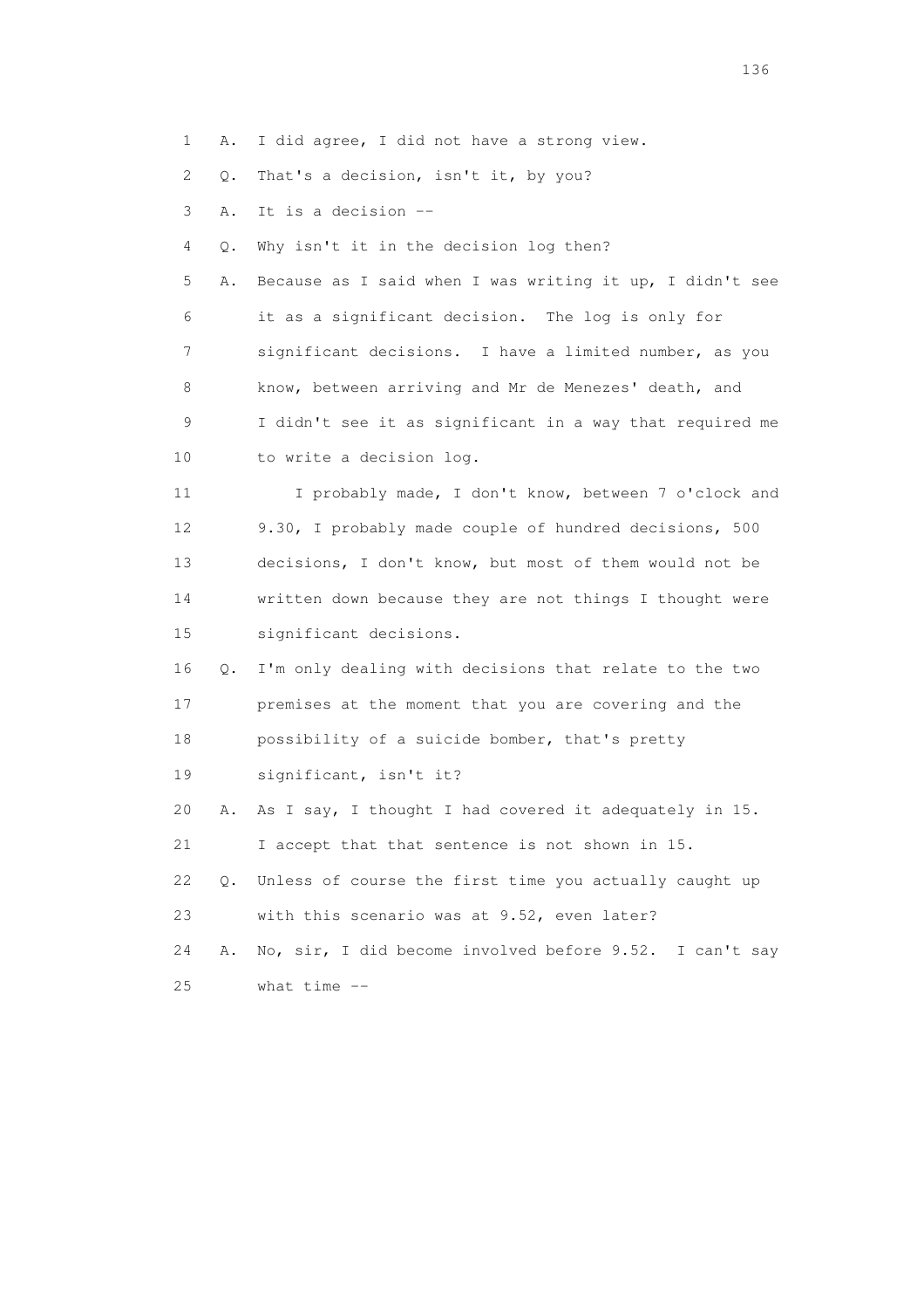1 A. I did agree, I did not have a strong view.

2 Q. That's a decision, isn't it, by you?

3 A. It is a decision --

4 Q. Why isn't it in the decision log then?

5 A. Because as I said when I was writing it up, I didn't see

6 it as a significant decision. The log is only for

7 significant decisions. I have a limited number, as you

8 know, between arriving and Mr de Menezes' death, and

9 I didn't see it as significant in a way that required me

10 to write a decision log.

11 I probably made, I don't know, between 7 o'clock and

12 9.30, I probably made couple of hundred decisions, 500

13 decisions, I don't know, but most of them would not be

14 written down because they are not things I thought were

15 significant decisions.

16 Q. I'm only dealing with decisions that relate to the two

17 premises at the moment that you are covering and the

18 possibility of a suicide bomber, that's pretty

19 significant, isn't it?

20 A. As I say, I thought I had covered it adequately in 15.

21 I accept that that sentence is not shown in 15.

22 Q. Unless of course the first time you actually caught up

23 with this scenario was at 9.52, even later?

24 A. No, sir, I did become involved before 9.52. I can't say

25 what time --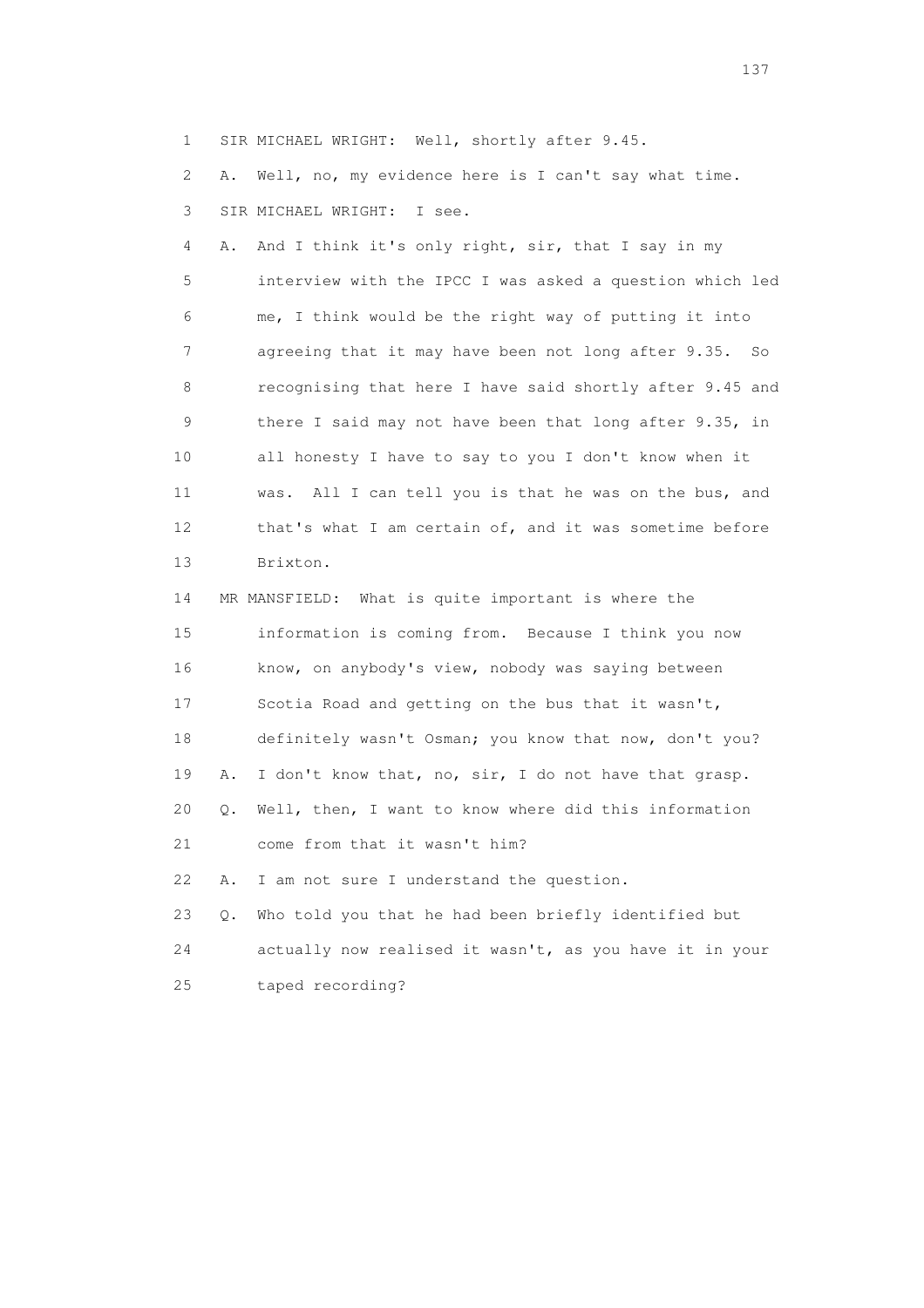1 SIR MICHAEL WRIGHT: Well, shortly after 9.45.

2 A. Well, no, my evidence here is I can't say what time.

3 SIR MICHAEL WRIGHT: I see.

4 A. And I think it's only right, sir, that I say in my

5 interview with the IPCC I was asked a question which led

6 me, I think would be the right way of putting it into

7 agreeing that it may have been not long after 9.35. So

8 recognising that here I have said shortly after 9.45 and

9 there I said may not have been that long after 9.35, in

10 all honesty I have to say to you I don't know when it

11 was. All I can tell you is that he was on the bus, and

12 that's what I am certain of, and it was sometime before

13 Brixton.

14 MR MANSFIELD: What is quite important is where the

15 information is coming from. Because I think you now

16 know, on anybody's view, nobody was saying between

17 Scotia Road and getting on the bus that it wasn't,

18 definitely wasn't Osman; you know that now, don't you?

19 A. I don't know that, no, sir, I do not have that grasp.

20 Q. Well, then, I want to know where did this information

21 come from that it wasn't him?

22 A. I am not sure I understand the question.

23 Q. Who told you that he had been briefly identified but

24 actually now realised it wasn't, as you have it in your

25 taped recording?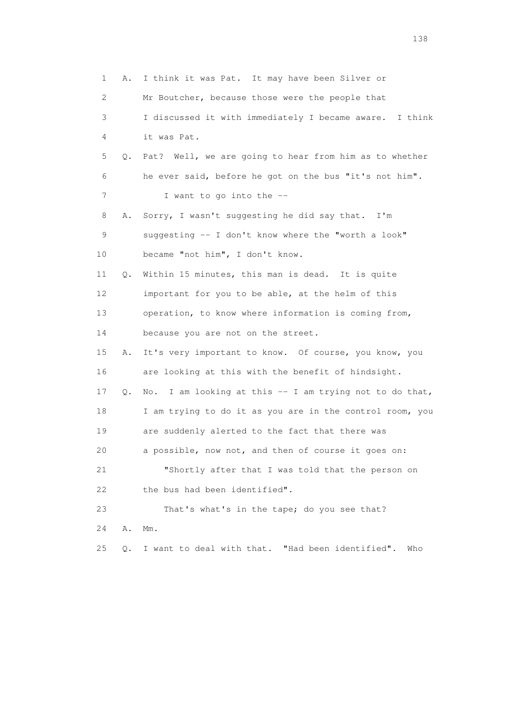1 A. I think it was Pat. It may have been Silver or
2 Mr Boutcher, because those were the people that
3 I discussed it with immediately I became aware. I think
4 it was Pat.
5 Q. Pat? Well, we are going to hear from him as to whether
6 he ever said, before he got on the bus "it's not him".
7 I want to go into the --
8 A. Sorry, I wasn't suggesting he did say that. I'm
9 suggesting -- I don't know where the "worth a look"
10 became "not him", I don't know.
11 Q. Within 15 minutes, this man is dead. It is quite
12 important for you to be able, at the helm of this
13 operation, to know where information is coming from,
14 because you are not on the street.
15 A. It's very important to know. Of course, you know, you
16 are looking at this with the benefit of hindsight.
17 Q. No. I am looking at this -- I am trying not to do that,
18 I am trying to do it as you are in the control room, you
19 are suddenly alerted to the fact that there was
20 a possible, now not, and then of course it goes on:
21 "Shortly after that I was told that the person on
22 the bus had been identified".
23 That's what's in the tape; do you see that?
24 A. Mm.
25 Q. I want to deal with that. "Had been identified". Who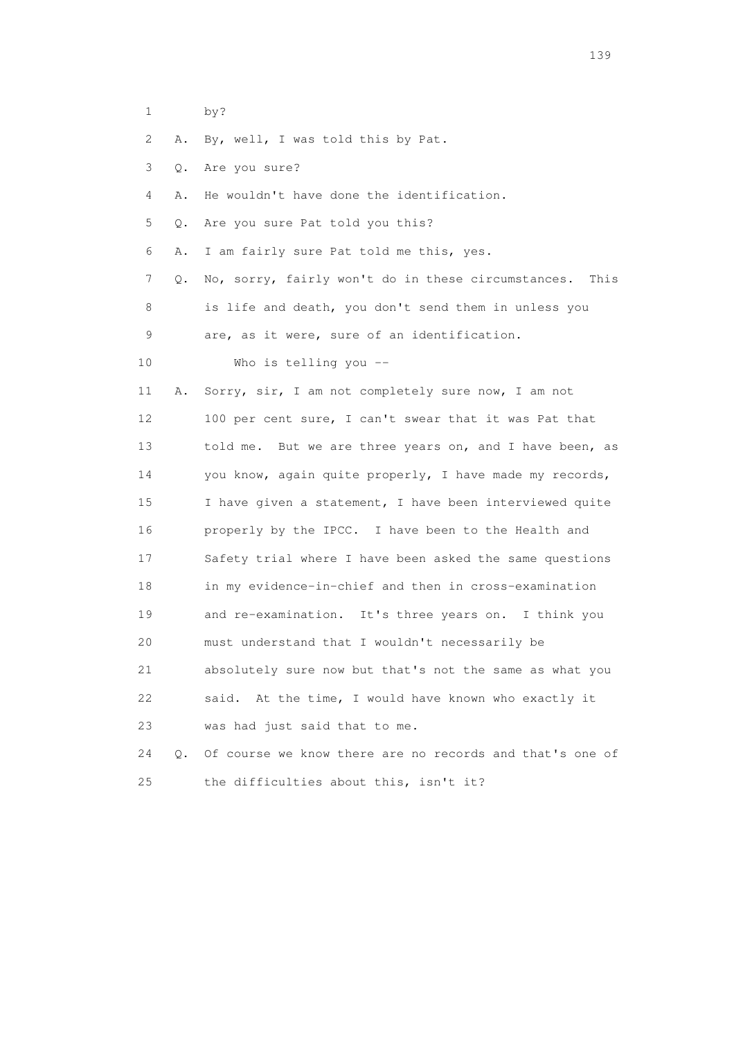1 by?

2 A. By, well, I was told this by Pat.

3 Q. Are you sure?

4 A. He wouldn't have done the identification.

5 Q. Are you sure Pat told you this?

6 A. I am fairly sure Pat told me this, yes.

7 Q. No, sorry, fairly won't do in these circumstances. This

8 is life and death, you don't send them in unless you

9 are, as it were, sure of an identification.

10 Who is telling you --

11 A. Sorry, sir, I am not completely sure now, I am not

12 100 per cent sure, I can't swear that it was Pat that

13 told me. But we are three years on, and I have been, as

14 you know, again quite properly, I have made my records,

15 I have given a statement, I have been interviewed quite

16 properly by the IPCC. I have been to the Health and

17 Safety trial where I have been asked the same questions

18 in my evidence-in-chief and then in cross-examination

19 and re-examination. It's three years on. I think you

20 must understand that I wouldn't necessarily be

21 absolutely sure now but that's not the same as what you

22 said. At the time, I would have known who exactly it

23 was had just said that to me.

24 Q. Of course we know there are no records and that's one of

25 the difficulties about this, isn't it?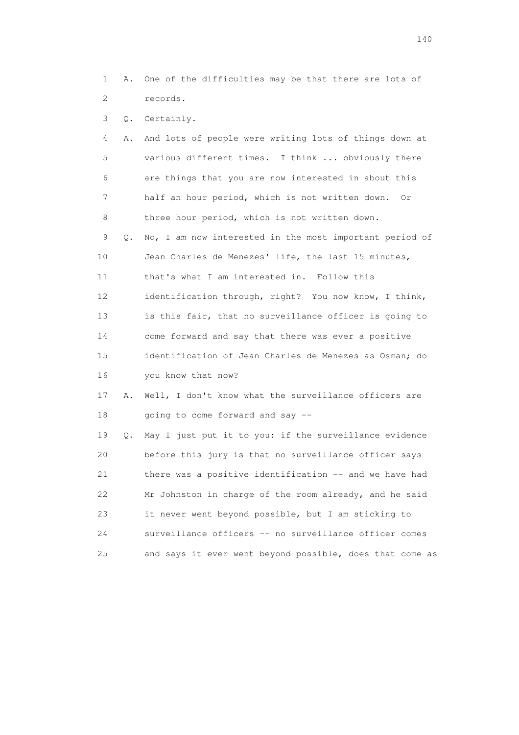1 A. One of the difficulties may be that there are lots of
2 records.

3 Q. Certainly.

4 A. And lots of people were writing lots of things down at
5 various different times. I think ... obviously there
6 are things that you are now interested in about this
7 half an hour period, which is not written down. Or
8 three hour period, which is not written down.

9 Q. No, I am now interested in the most important period of
10 Jean Charles de Menezes' life, the last 15 minutes,
11 that's what I am interested in. Follow this
12 identification through, right? You now know, I think,
13 is this fair, that no surveillance officer is going to
14 come forward and say that there was ever a positive
15 identification of Jean Charles de Menezes as Osman; do
16 you know that now?

17 A. Well, I don't know what the surveillance officers are
18 going to come forward and say --

19 Q. May I just put it to you: if the surveillance evidence
20 before this jury is that no surveillance officer says
21 there was a positive identification -- and we have had
22 Mr Johnston in charge of the room already, and he said
23 it never went beyond possible, but I am sticking to
24 surveillance officers -- no surveillance officer comes
25 and says it ever went beyond possible, does that come as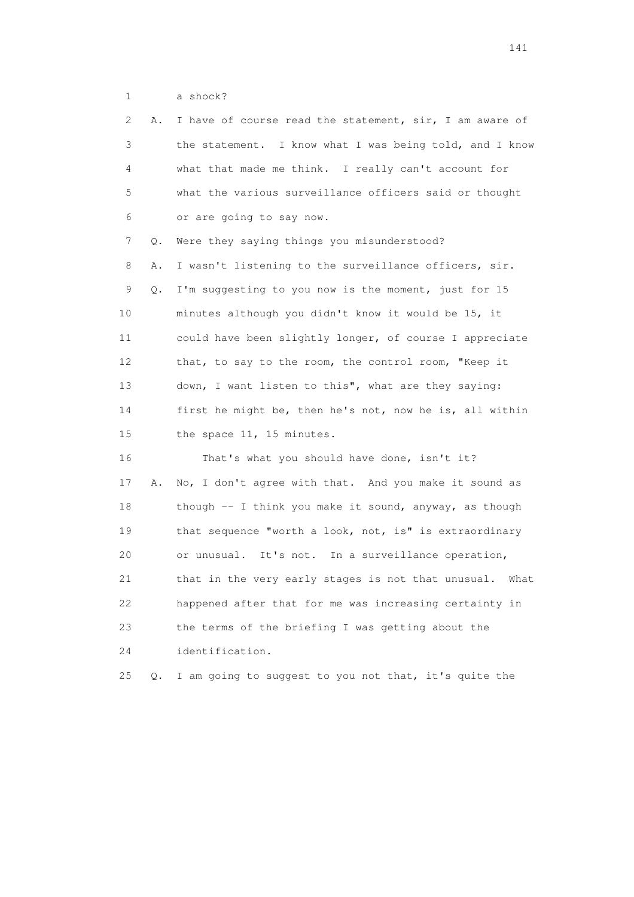1 a shock?

2 A. I have of course read the statement, sir, I am aware of
3 the statement. I know what I was being told, and I know
4 what that made me think. I really can't account for
5 what the various surveillance officers said or thought
6 or are going to say now.

7 Q. Were they saying things you misunderstood?

8 A. I wasn't listening to the surveillance officers, sir.

9 Q. I'm suggesting to you now is the moment, just for 15
10 minutes although you didn't know it would be 15, it
11 could have been slightly longer, of course I appreciate
12 that, to say to the room, the control room, "Keep it
13 down, I want listen to this", what are they saying:
14 first he might be, then he's not, now he is, all within
15 the space 11, 15 minutes.

16 That's what you should have done, isn't it?

17 A. No, I don't agree with that. And you make it sound as
18 though -- I think you make it sound, anyway, as though
19 that sequence "worth a look, not, is" is extraordinary
20 or unusual. It's not. In a surveillance operation,
21 that in the very early stages is not that unusual. What
22 happened after that for me was increasing certainty in
23 the terms of the briefing I was getting about the
24 identification.

25 Q. I am going to suggest to you not that, it's quite the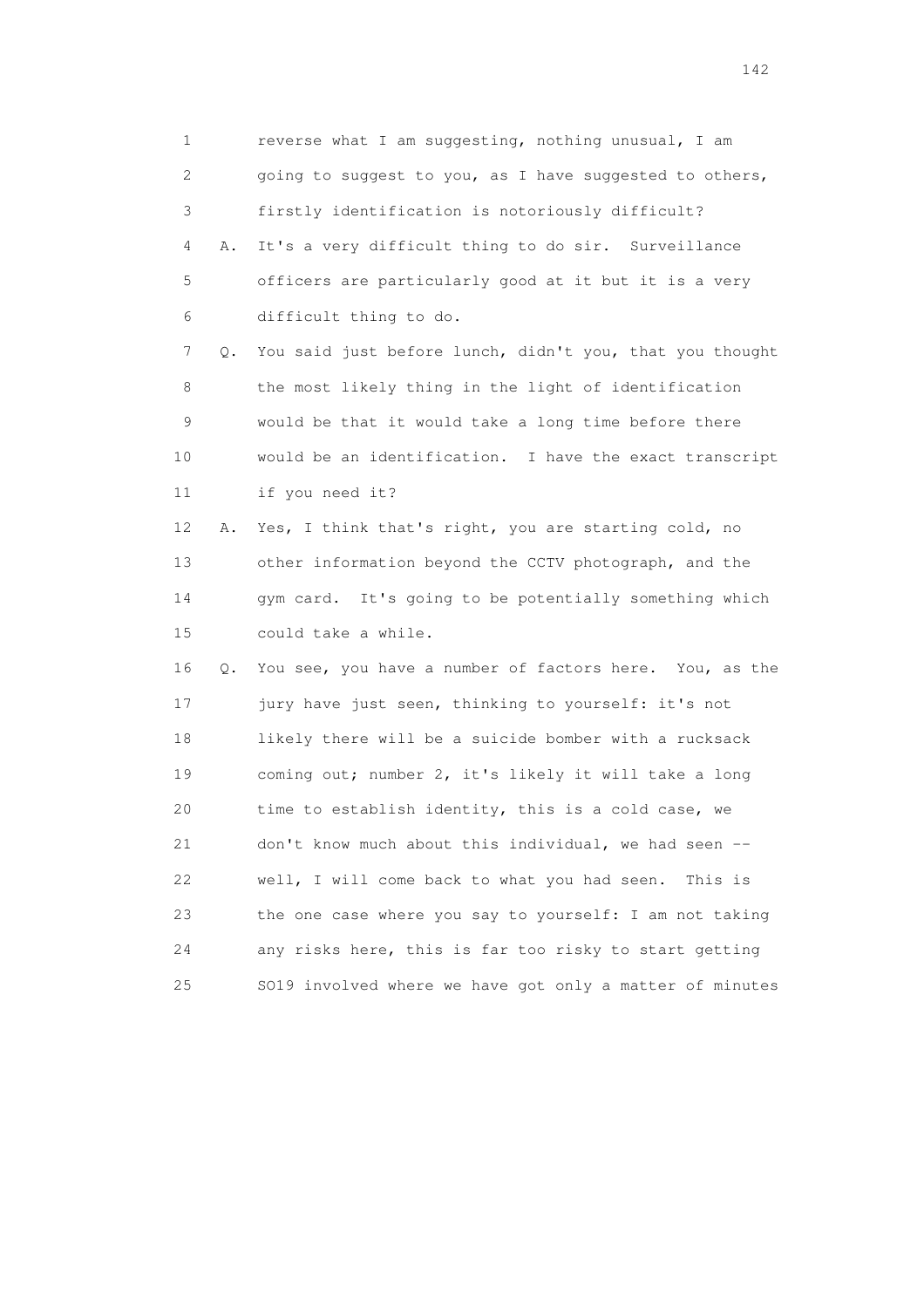1 reverse what I am suggesting, nothing unusual, I am
2 going to suggest to you, as I have suggested to others,
3 firstly identification is notoriously difficult?
4 A. It's a very difficult thing to do sir. Surveillance
5 officers are particularly good at it but it is a very
6 difficult thing to do.
7 Q. You said just before lunch, didn't you, that you thought
8 the most likely thing in the light of identification
9 would be that it would take a long time before there
10 would be an identification. I have the exact transcript
11 if you need it?
12 A. Yes, I think that's right, you are starting cold, no
13 other information beyond the CCTV photograph, and the
14 gym card. It's going to be potentially something which
15 could take a while.
16 Q. You see, you have a number of factors here. You, as the
17 jury have just seen, thinking to yourself: it's not
18 likely there will be a suicide bomber with a rucksack
19 coming out; number 2, it's likely it will take a long
20 time to establish identity, this is a cold case, we
21 don't know much about this individual, we had seen --
22 well, I will come back to what you had seen. This is
23 the one case where you say to yourself: I am not taking
24 any risks here, this is far too risky to start getting
25 SO19 involved where we have got only a matter of minutes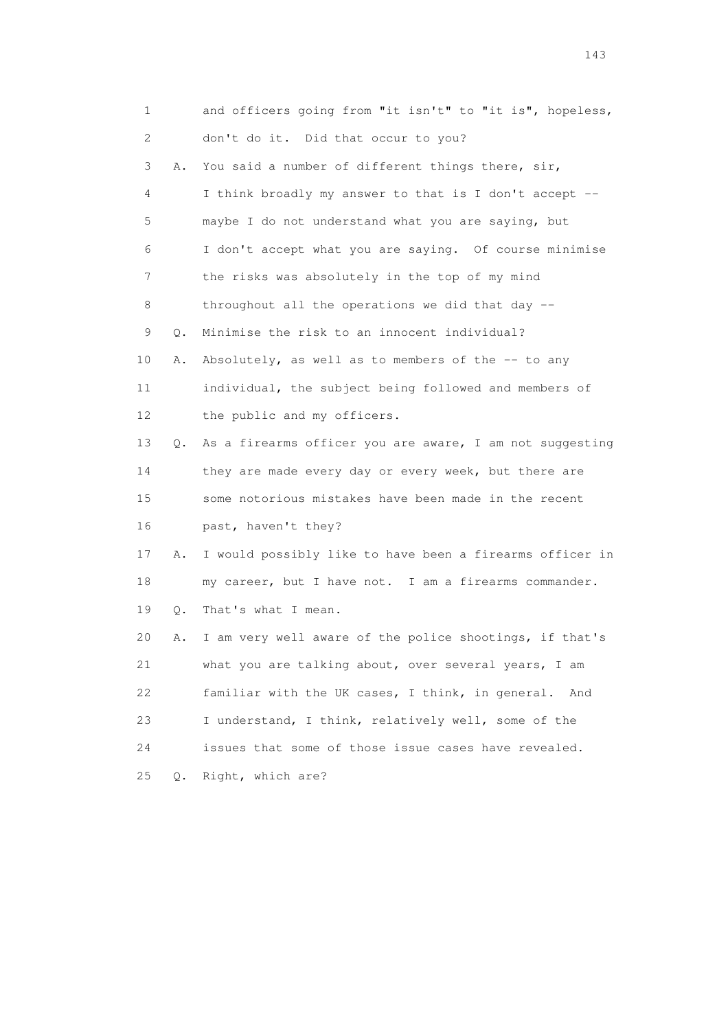1 and officers going from "it isn't" to "it is", hopeless,
2 don't do it. Did that occur to you?
3 A. You said a number of different things there, sir,
4 I think broadly my answer to that is I don't accept --
5 maybe I do not understand what you are saying, but
6 I don't accept what you are saying. Of course minimise
7 the risks was absolutely in the top of my mind
8 throughout all the operations we did that day --
9 Q. Minimise the risk to an innocent individual?
10 A. Absolutely, as well as to members of the -- to any
11 individual, the subject being followed and members of
12 the public and my officers.
13 Q. As a firearms officer you are aware, I am not suggesting
14 they are made every day or every week, but there are
15 some notorious mistakes have been made in the recent
16 past, haven't they?
17 A. I would possibly like to have been a firearms officer in
18 my career, but I have not. I am a firearms commander.
19 Q. That's what I mean.
20 A. I am very well aware of the police shootings, if that's
21 what you are talking about, over several years, I am
22 familiar with the UK cases, I think, in general. And
23 I understand, I think, relatively well, some of the
24 issues that some of those issue cases have revealed.
25 Q. Right, which are?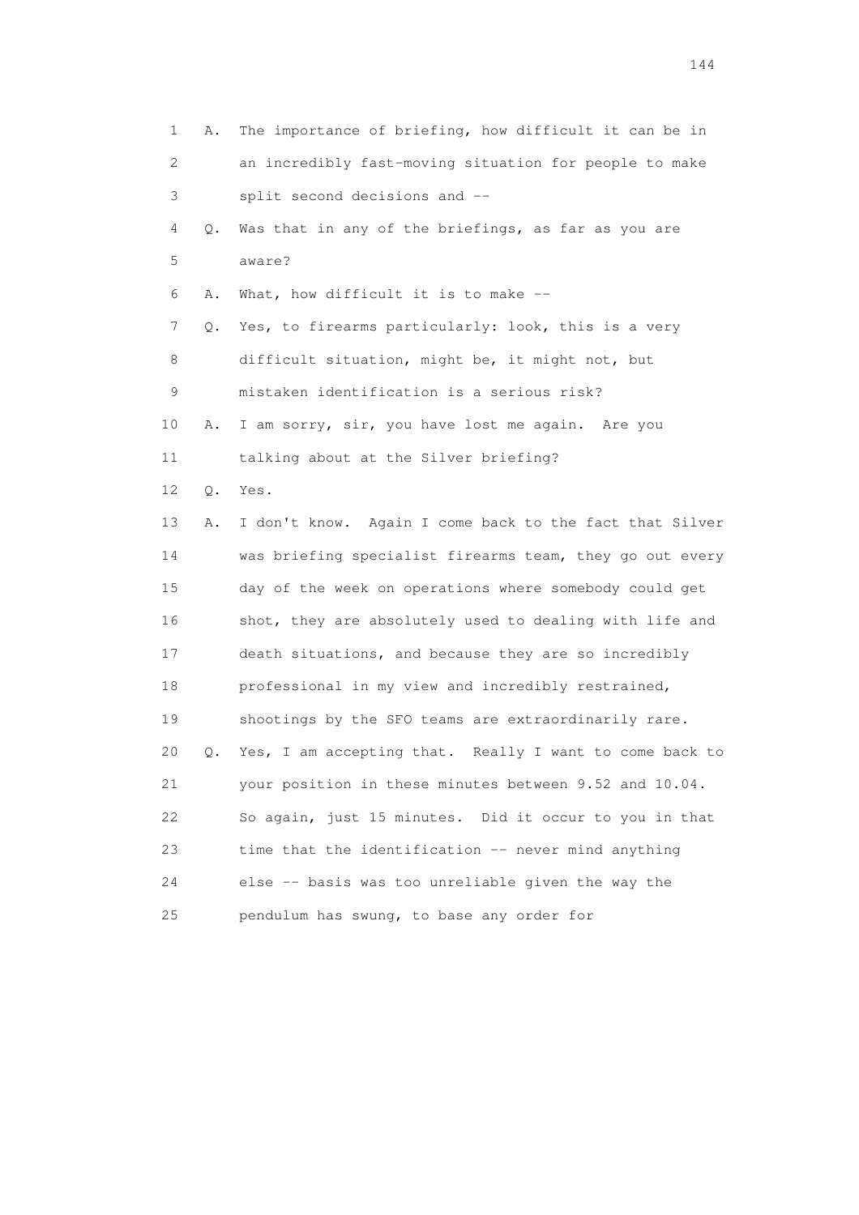1 A. The importance of briefing, how difficult it can be in
2 an incredibly fast-moving situation for people to make
3 split second decisions and --
4 Q. Was that in any of the briefings, as far as you are
5 aware?
6 A. What, how difficult it is to make --
7 Q. Yes, to firearms particularly: look, this is a very
8 difficult situation, might be, it might not, but
9 mistaken identification is a serious risk?
10 A. I am sorry, sir, you have lost me again. Are you
11 talking about at the Silver briefing?
12 Q. Yes.
13 A. I don't know. Again I come back to the fact that Silver
14 was briefing specialist firearms team, they go out every
15 day of the week on operations where somebody could get
16 shot, they are absolutely used to dealing with life and
17 death situations, and because they are so incredibly
18 professional in my view and incredibly restrained,
19 shootings by the SFO teams are extraordinarily rare.
20 Q. Yes, I am accepting that. Really I want to come back to
21 your position in these minutes between 9.52 and 10.04.
22 So again, just 15 minutes. Did it occur to you in that
23 time that the identification -- never mind anything
24 else -- basis was too unreliable given the way the
25 pendulum has swung, to base any order for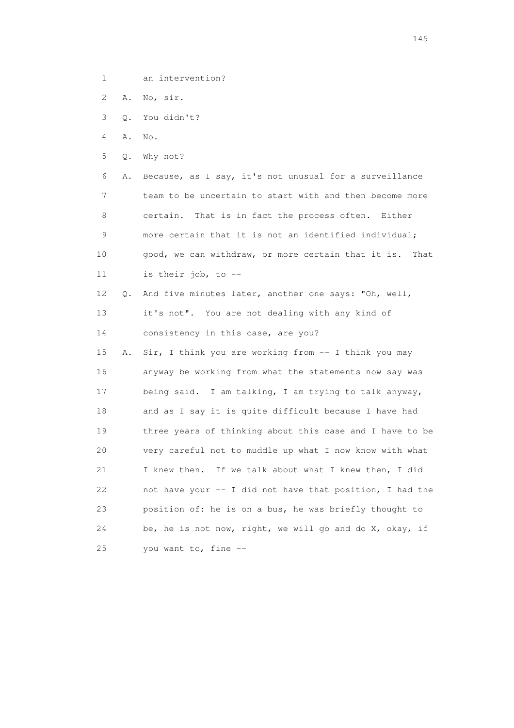1 an intervention?

2 A. No, sir.

3 Q. You didn't?

4 A. No.

5 Q. Why not?

6 A. Because, as I say, it's not unusual for a surveillance

7 team to be uncertain to start with and then become more

8 certain. That is in fact the process often. Either

9 more certain that it is not an identified individual;

10 good, we can withdraw, or more certain that it is. That

11 is their job, to --

12 Q. And five minutes later, another one says: "Oh, well,

13 it's not". You are not dealing with any kind of

14 consistency in this case, are you?

15 A. Sir, I think you are working from -- I think you may

16 anyway be working from what the statements now say was

17 being said. I am talking, I am trying to talk anyway,

18 and as I say it is quite difficult because I have had

19 three years of thinking about this case and I have to be

20 very careful not to muddle up what I now know with what

21 I knew then. If we talk about what I knew then, I did

22 not have your -- I did not have that position, I had the

23 position of: he is on a bus, he was briefly thought to

24 be, he is not now, right, we will go and do X, okay, if

25 you want to, fine --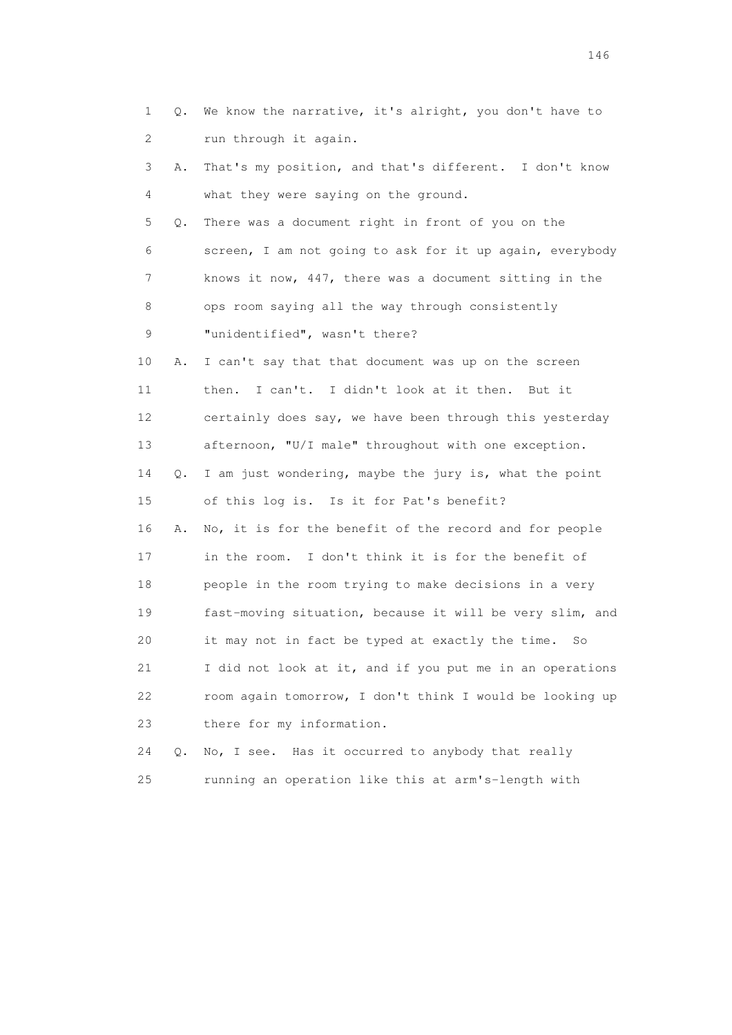1 Q. We know the narrative, it's alright, you don't have to
2 run through it again.

3 A. That's my position, and that's different. I don't know
4 what they were saying on the ground.

5 Q. There was a document right in front of you on the
6 screen, I am not going to ask for it up again, everybody
7 knows it now, 447, there was a document sitting in the
8 ops room saying all the way through consistently
9 "unidentified", wasn't there?

10 A. I can't say that that document was up on the screen
11 then. I can't. I didn't look at it then. But it
12 certainly does say, we have been through this yesterday
13 afternoon, "U/I male" throughout with one exception.

14 Q. I am just wondering, maybe the jury is, what the point
15 of this log is. Is it for Pat's benefit?

16 A. No, it is for the benefit of the record and for people
17 in the room. I don't think it is for the benefit of
18 people in the room trying to make decisions in a very
19 fast-moving situation, because it will be very slim, and
20 it may not in fact be typed at exactly the time. So
21 I did not look at it, and if you put me in an operations
22 room again tomorrow, I don't think I would be looking up
23 there for my information.

24 Q. No, I see. Has it occurred to anybody that really
25 running an operation like this at arm's-length with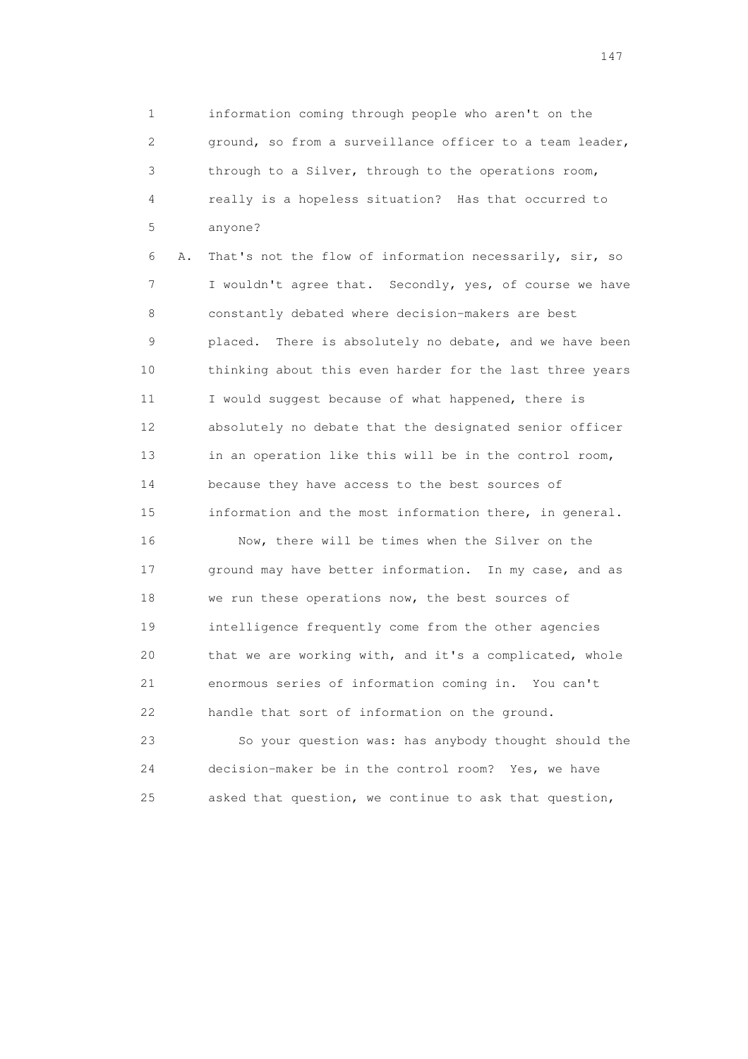1 information coming through people who aren't on the
2 ground, so from a surveillance officer to a team leader,
3 through to a Silver, through to the operations room,
4 really is a hopeless situation? Has that occurred to
5 anyone?

6 A. That's not the flow of information necessarily, sir, so
7 I wouldn't agree that. Secondly, yes, of course we have
8 constantly debated where decision-makers are best
9 placed. There is absolutely no debate, and we have been
10 thinking about this even harder for the last three years
11 I would suggest because of what happened, there is
12 absolutely no debate that the designated senior officer
13 in an operation like this will be in the control room,
14 because they have access to the best sources of
15 information and the most information there, in general.

16 Now, there will be times when the Silver on the
17 ground may have better information. In my case, and as
18 we run these operations now, the best sources of
19 intelligence frequently come from the other agencies
20 that we are working with, and it's a complicated, whole
21 enormous series of information coming in. You can't
22 handle that sort of information on the ground.

23 So your question was: has anybody thought should the
24 decision-maker be in the control room? Yes, we have
25 asked that question, we continue to ask that question,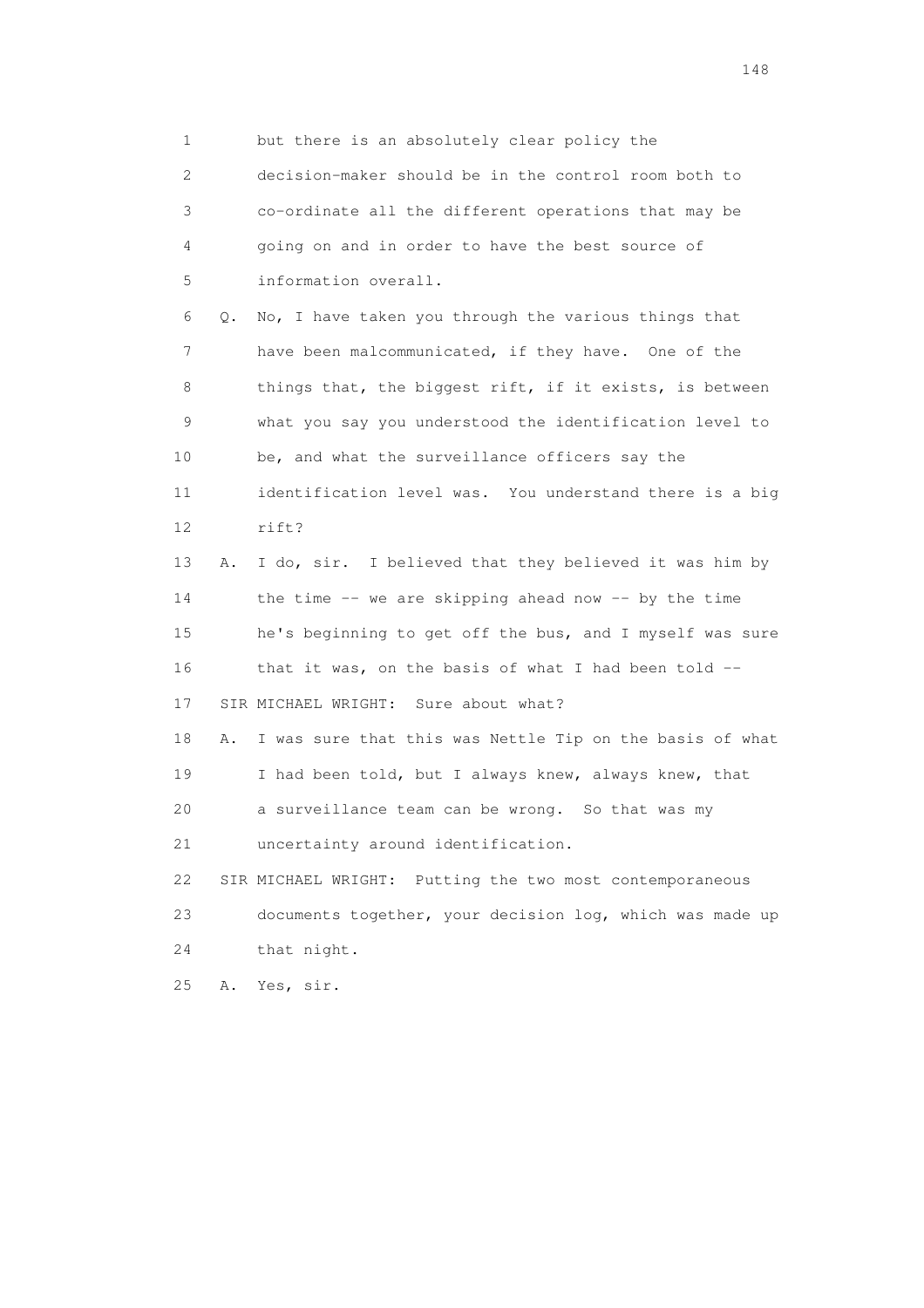1 but there is an absolutely clear policy the
2 decision-maker should be in the control room both to
3 co-ordinate all the different operations that may be
4 going on and in order to have the best source of
5 information overall.

6 Q. No, I have taken you through the various things that
7 have been malcommunicated, if they have. One of the
8 things that, the biggest rift, if it exists, is between
9 what you say you understood the identification level to
10 be, and what the surveillance officers say the
11 identification level was. You understand there is a big
12 rift?

13 A. I do, sir. I believed that they believed it was him by
14 the time -- we are skipping ahead now -- by the time
15 he's beginning to get off the bus, and I myself was sure
16 that it was, on the basis of what I had been told --

17 SIR MICHAEL WRIGHT: Sure about what?

18 A. I was sure that this was Nettle Tip on the basis of what
19 I had been told, but I always knew, always knew, that
20 a surveillance team can be wrong. So that was my
21 uncertainty around identification.

22 SIR MICHAEL WRIGHT: Putting the two most contemporaneous
23 documents together, your decision log, which was made up
24 that night.

25 A. Yes, sir.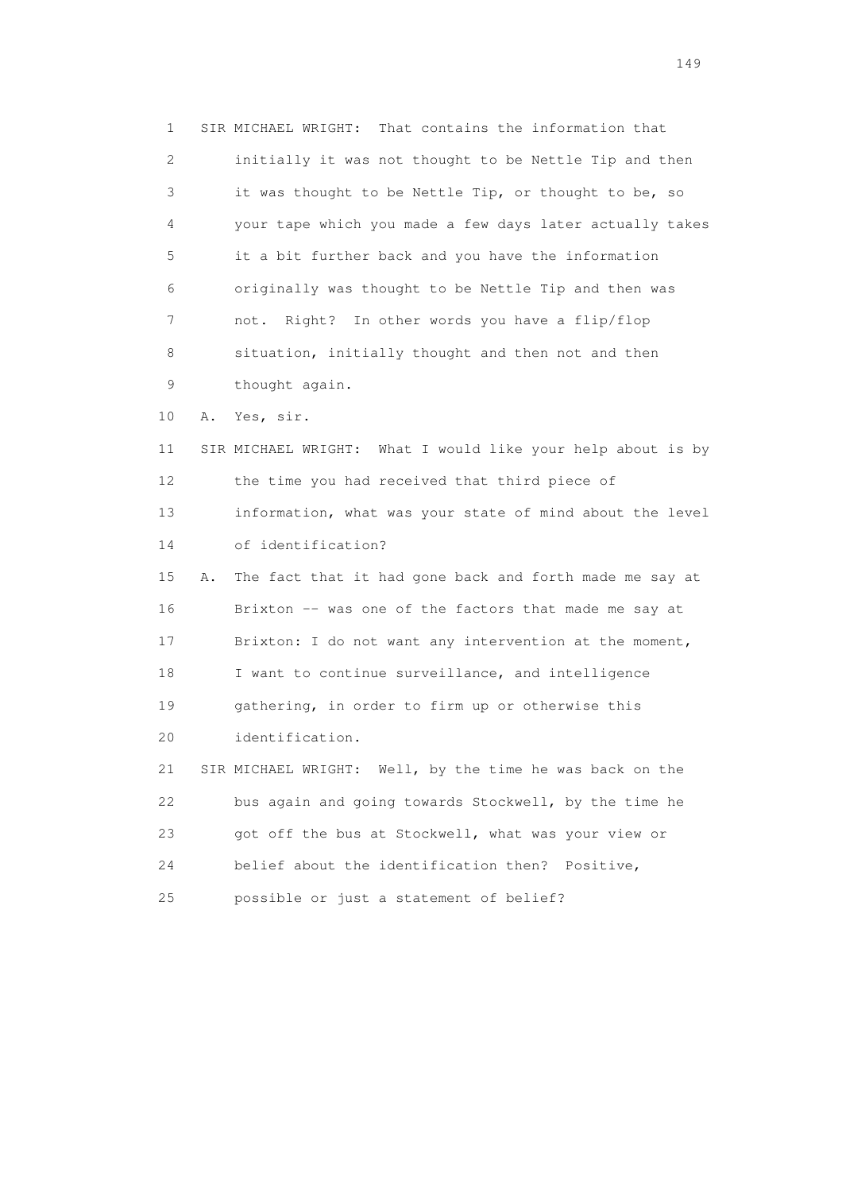1 SIR MICHAEL WRIGHT: That contains the information that
2 initially it was not thought to be Nettle Tip and then
3 it was thought to be Nettle Tip, or thought to be, so
4 your tape which you made a few days later actually takes
5 it a bit further back and you have the information
6 originally was thought to be Nettle Tip and then was
7 not. Right? In other words you have a flip/flop
8 situation, initially thought and then not and then
9 thought again.

10 A. Yes, sir.

11 SIR MICHAEL WRIGHT: What I would like your help about is by
12 the time you had received that third piece of
13 information, what was your state of mind about the level
14 of identification?

15 A. The fact that it had gone back and forth made me say at
16 Brixton -- was one of the factors that made me say at
17 Brixton: I do not want any intervention at the moment,
18 I want to continue surveillance, and intelligence
19 gathering, in order to firm up or otherwise this
20 identification.

21 SIR MICHAEL WRIGHT: Well, by the time he was back on the
22 bus again and going towards Stockwell, by the time he
23 got off the bus at Stockwell, what was your view or
24 belief about the identification then? Positive,
25 possible or just a statement of belief?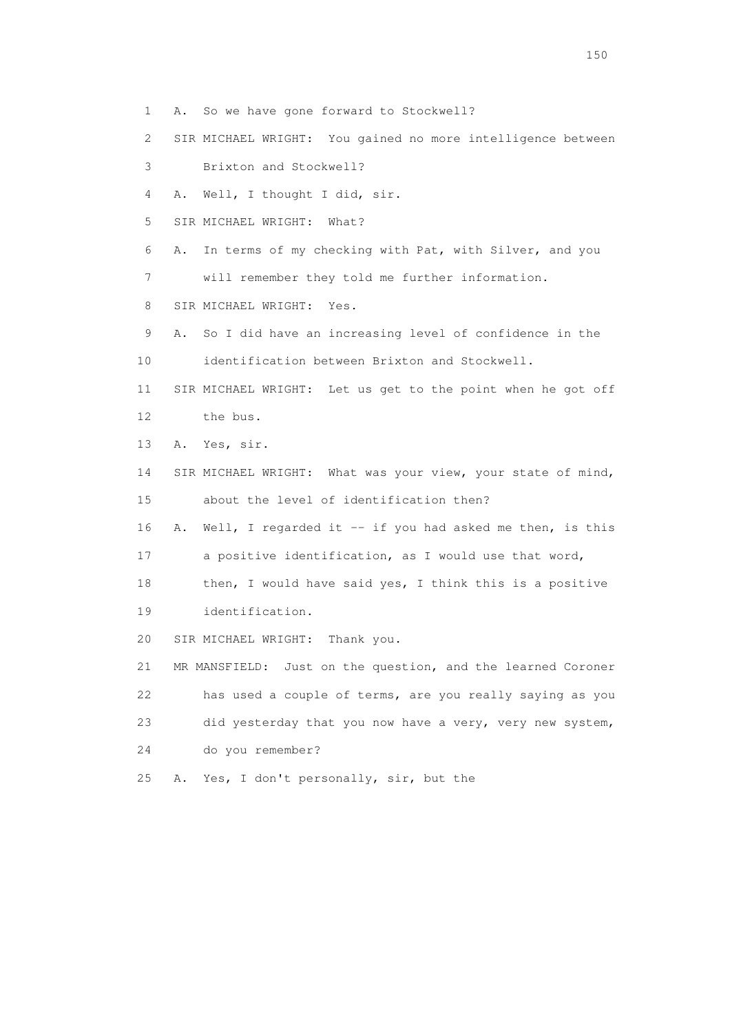1 A. So we have gone forward to Stockwell?

2 SIR MICHAEL WRIGHT: You gained no more intelligence between

3 Brixton and Stockwell?

4 A. Well, I thought I did, sir.

5 SIR MICHAEL WRIGHT: What?

6 A. In terms of my checking with Pat, with Silver, and you

7 will remember they told me further information.

8 SIR MICHAEL WRIGHT: Yes.

9 A. So I did have an increasing level of confidence in the

10 identification between Brixton and Stockwell.

11 SIR MICHAEL WRIGHT: Let us get to the point when he got off

12 the bus.

13 A. Yes, sir.

14 SIR MICHAEL WRIGHT: What was your view, your state of mind,

15 about the level of identification then?

16 A. Well, I regarded it -- if you had asked me then, is this

17 a positive identification, as I would use that word,

18 then, I would have said yes, I think this is a positive

19 identification.

20 SIR MICHAEL WRIGHT: Thank you.

21 MR MANSFIELD: Just on the question, and the learned Coroner

22 has used a couple of terms, are you really saying as you

23 did yesterday that you now have a very, very new system,

24 do you remember?

25 A. Yes, I don't personally, sir, but the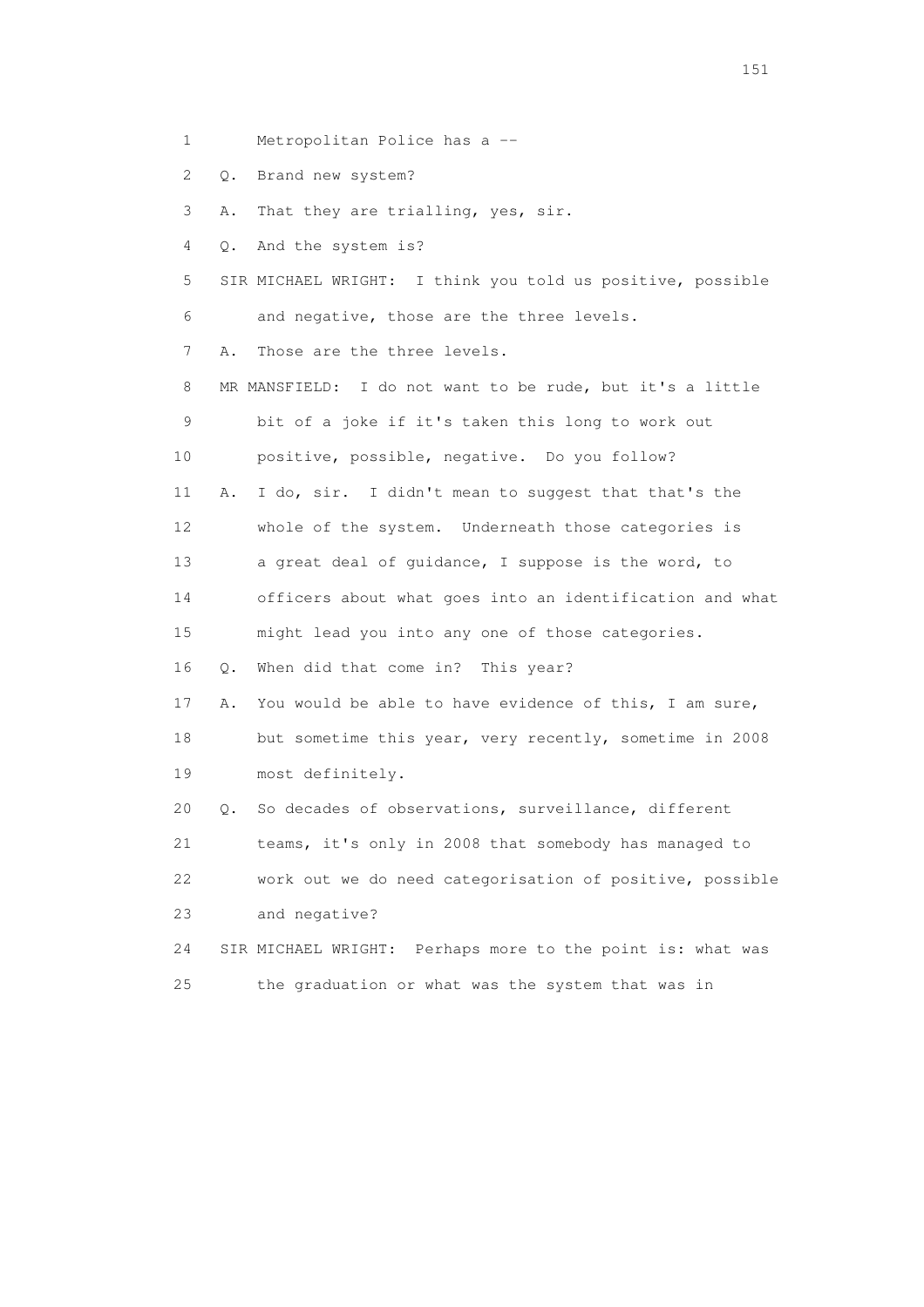1 Metropolitan Police has a --

2 Q. Brand new system?

3 A. That they are trialling, yes, sir.

4 Q. And the system is?

5 SIR MICHAEL WRIGHT: I think you told us positive, possible

6 and negative, those are the three levels.

7 A. Those are the three levels.

8 MR MANSFIELD: I do not want to be rude, but it's a little

9 bit of a joke if it's taken this long to work out

10 positive, possible, negative. Do you follow?

11 A. I do, sir. I didn't mean to suggest that that's the

12 whole of the system. Underneath those categories is

13 a great deal of guidance, I suppose is the word, to

14 officers about what goes into an identification and what

15 might lead you into any one of those categories.

16 Q. When did that come in? This year?

17 A. You would be able to have evidence of this, I am sure,

18 but sometime this year, very recently, sometime in 2008

19 most definitely.

20 Q. So decades of observations, surveillance, different

21 teams, it's only in 2008 that somebody has managed to

22 work out we do need categorisation of positive, possible

23 and negative?

24 SIR MICHAEL WRIGHT: Perhaps more to the point is: what was

25 the graduation or what was the system that was in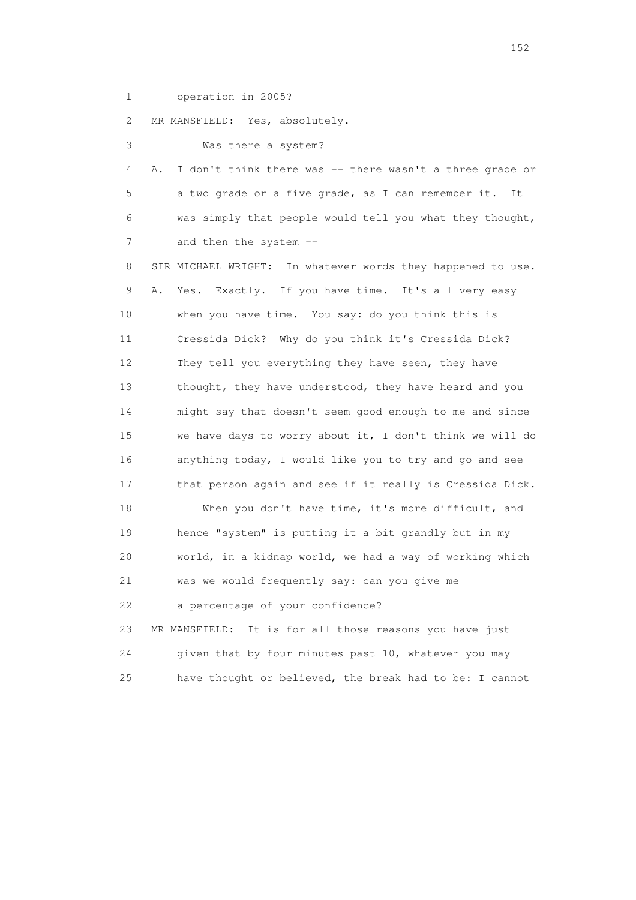1 operation in 2005?

2 MR MANSFIELD: Yes, absolutely.

3 Was there a system?

4 A. I don't think there was -- there wasn't a three grade or

5 a two grade or a five grade, as I can remember it. It

6 was simply that people would tell you what they thought,

7 and then the system --

8 SIR MICHAEL WRIGHT: In whatever words they happened to use.

9 A. Yes. Exactly. If you have time. It's all very easy

10 when you have time. You say: do you think this is

11 Cressida Dick? Why do you think it's Cressida Dick?

12 They tell you everything they have seen, they have

13 thought, they have understood, they have heard and you

14 might say that doesn't seem good enough to me and since

15 we have days to worry about it, I don't think we will do

16 anything today, I would like you to try and go and see

17 that person again and see if it really is Cressida Dick.

18 When you don't have time, it's more difficult, and

19 hence "system" is putting it a bit grandly but in my

20 world, in a kidnap world, we had a way of working which

21 was we would frequently say: can you give me

22 a percentage of your confidence?

23 MR MANSFIELD: It is for all those reasons you have just

24 given that by four minutes past 10, whatever you may

25 have thought or believed, the break had to be: I cannot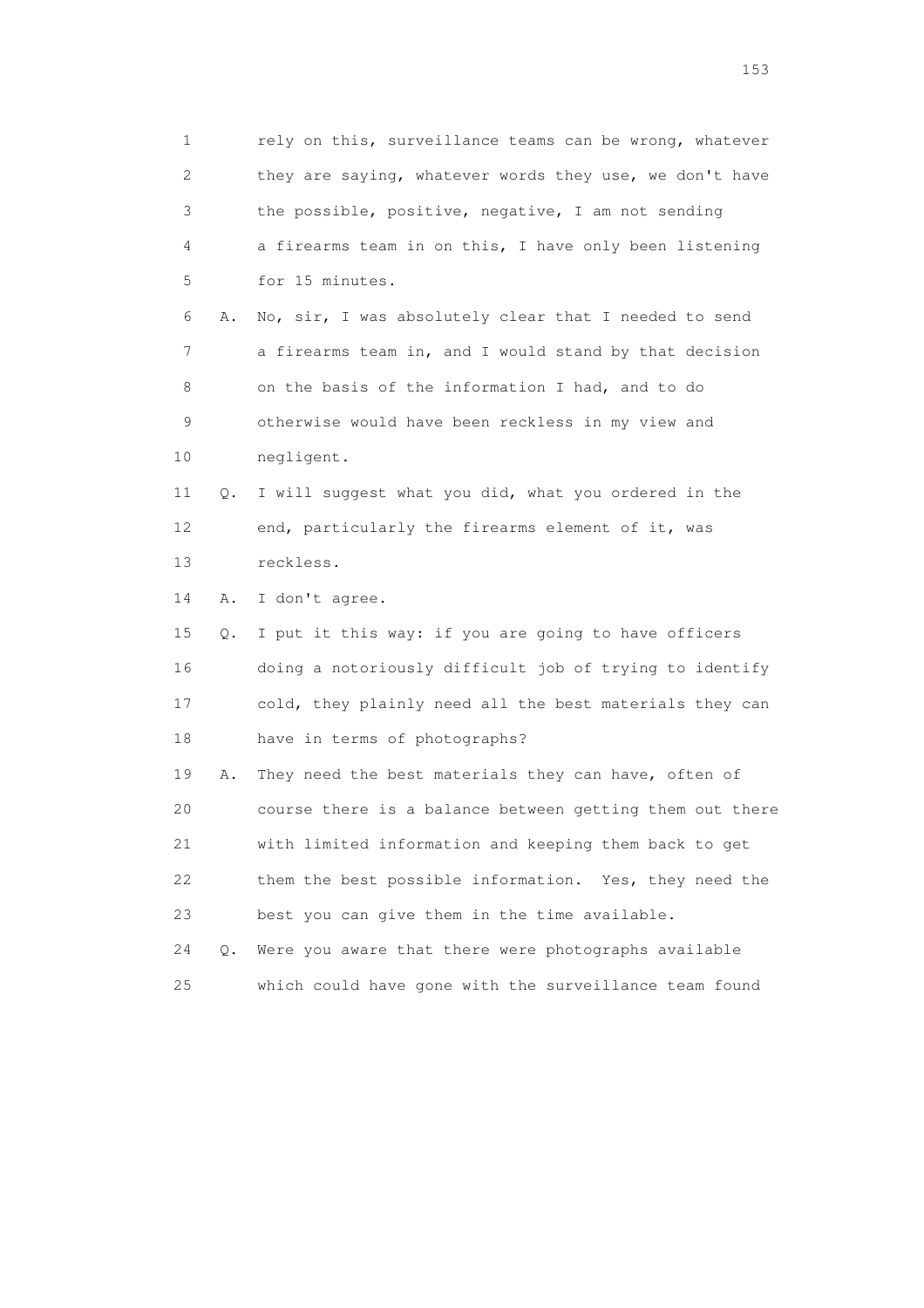1 rely on this, surveillance teams can be wrong, whatever
2 they are saying, whatever words they use, we don't have
3 the possible, positive, negative, I am not sending
4 a firearms team in on this, I have only been listening
5 for 15 minutes.

6 A. No, sir, I was absolutely clear that I needed to send
7 a firearms team in, and I would stand by that decision
8 on the basis of the information I had, and to do
9 otherwise would have been reckless in my view and
10 negligent.

11 Q. I will suggest what you did, what you ordered in the
12 end, particularly the firearms element of it, was
13 reckless.

14 A. I don't agree.

15 Q. I put it this way: if you are going to have officers
16 doing a notoriously difficult job of trying to identify
17 cold, they plainly need all the best materials they can
18 have in terms of photographs?

19 A. They need the best materials they can have, often of
20 course there is a balance between getting them out there
21 with limited information and keeping them back to get
22 them the best possible information. Yes, they need the
23 best you can give them in the time available.

24 Q. Were you aware that there were photographs available
25 which could have gone with the surveillance team found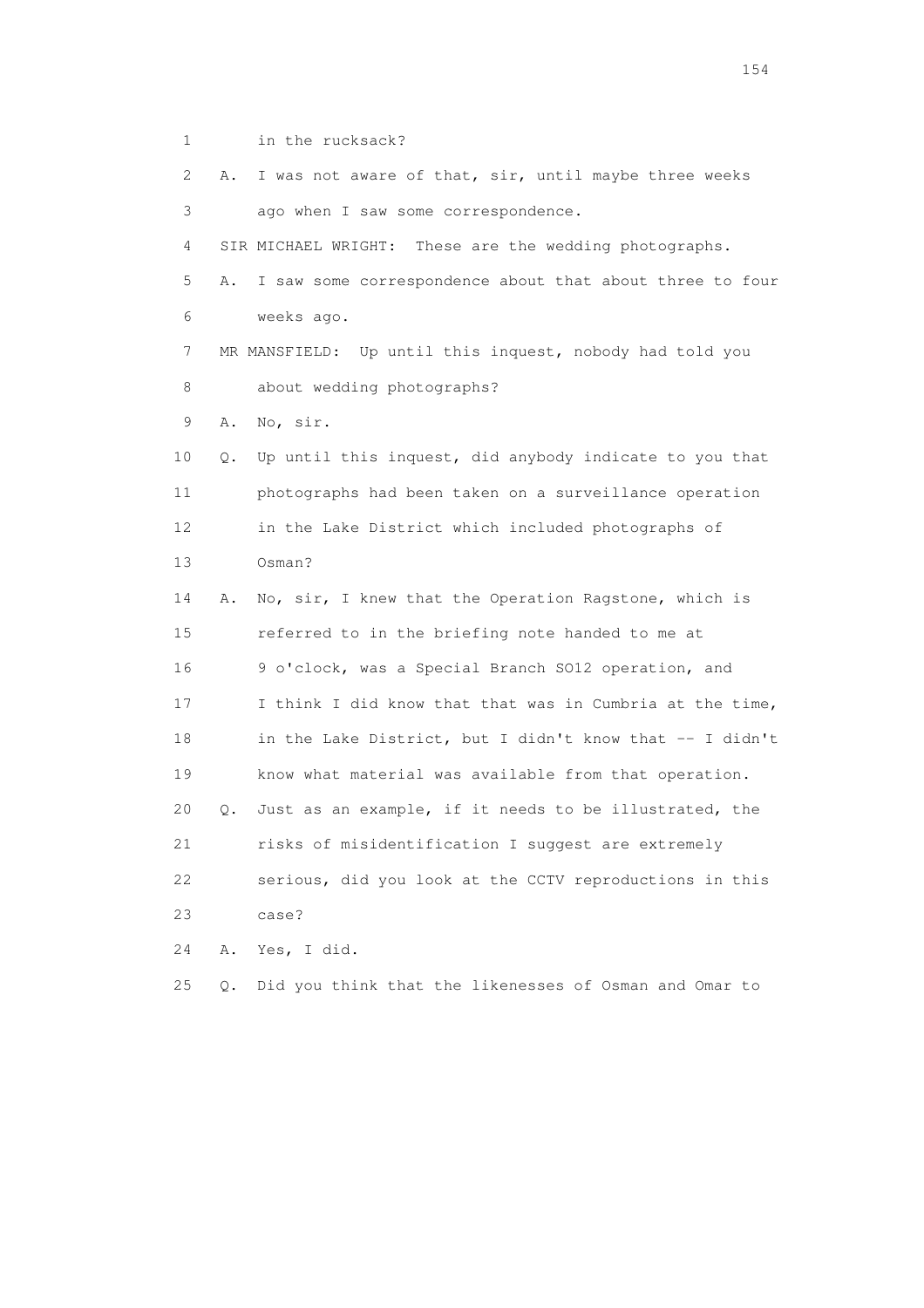1 in the rucksack?

2 A. I was not aware of that, sir, until maybe three weeks

3 ago when I saw some correspondence.

4 SIR MICHAEL WRIGHT: These are the wedding photographs.

5 A. I saw some correspondence about that about three to four

6 weeks ago.

7 MR MANSFIELD: Up until this inquest, nobody had told you

8 about wedding photographs?

9 A. No, sir.

10 Q. Up until this inquest, did anybody indicate to you that

11 photographs had been taken on a surveillance operation

12 in the Lake District which included photographs of

13 Osman?

14 A. No, sir, I knew that the Operation Ragstone, which is

15 referred to in the briefing note handed to me at

16 9 o'clock, was a Special Branch SO12 operation, and

17 I think I did know that that was in Cumbria at the time,

18 in the Lake District, but I didn't know that -- I didn't

19 know what material was available from that operation.

20 Q. Just as an example, if it needs to be illustrated, the

21 risks of misidentification I suggest are extremely

22 serious, did you look at the CCTV reproductions in this

23 case?

24 A. Yes, I did.

25 Q. Did you think that the likenesses of Osman and Omar to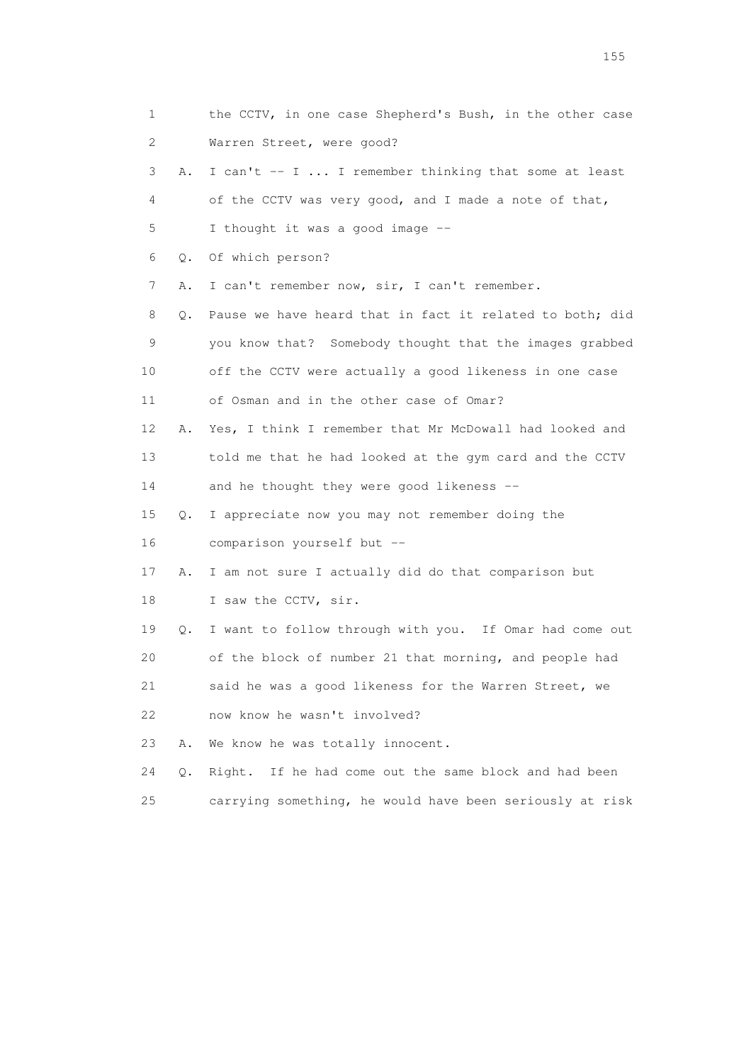1 the CCTV, in one case Shepherd's Bush, in the other case
2 Warren Street, were good?
3 A. I can't -- I ... I remember thinking that some at least
4 of the CCTV was very good, and I made a note of that,
5 I thought it was a good image --
6 Q. Of which person?
7 A. I can't remember now, sir, I can't remember.
8 Q. Pause we have heard that in fact it related to both; did
9 you know that? Somebody thought that the images grabbed
10 off the CCTV were actually a good likeness in one case
11 of Osman and in the other case of Omar?
12 A. Yes, I think I remember that Mr McDowall had looked and
13 told me that he had looked at the gym card and the CCTV
14 and he thought they were good likeness --
15 Q. I appreciate now you may not remember doing the
16 comparison yourself but --
17 A. I am not sure I actually did do that comparison but
18 I saw the CCTV, sir.
19 Q. I want to follow through with you. If Omar had come out
20 of the block of number 21 that morning, and people had
21 said he was a good likeness for the Warren Street, we
22 now know he wasn't involved?
23 A. We know he was totally innocent.
24 Q. Right. If he had come out the same block and had been
25 carrying something, he would have been seriously at risk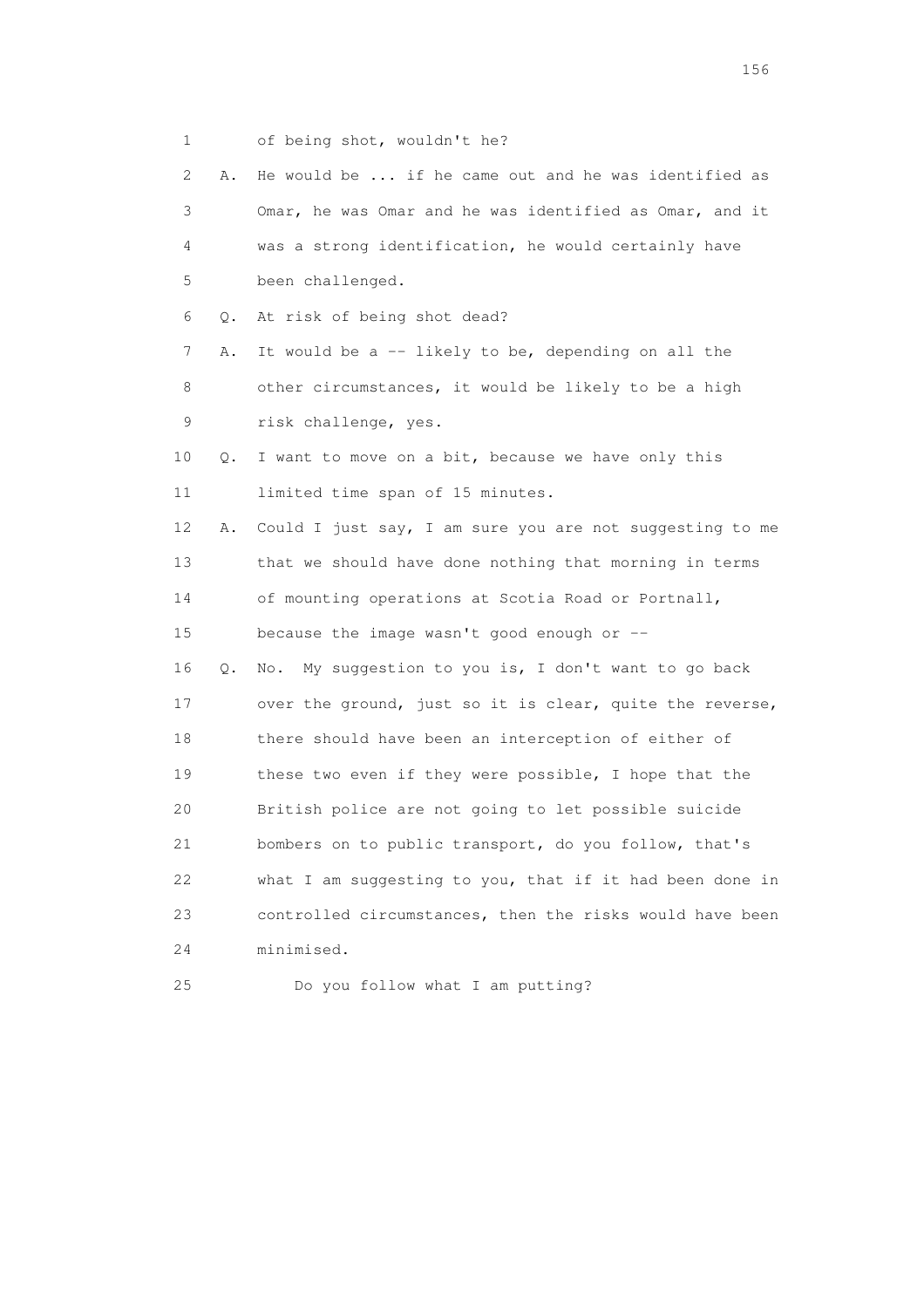1 of being shot, wouldn't he?

2 A. He would be ... if he came out and he was identified as

3 Omar, he was Omar and he was identified as Omar, and it

4 was a strong identification, he would certainly have

5 been challenged.

6 Q. At risk of being shot dead?

7 A. It would be a -- likely to be, depending on all the

8 other circumstances, it would be likely to be a high

9 risk challenge, yes.

10 Q. I want to move on a bit, because we have only this

11 limited time span of 15 minutes.

12 A. Could I just say, I am sure you are not suggesting to me

13 that we should have done nothing that morning in terms

14 of mounting operations at Scotia Road or Portnall,

15 because the image wasn't good enough or --

16 Q. No. My suggestion to you is, I don't want to go back

17 over the ground, just so it is clear, quite the reverse,

18 there should have been an interception of either of

19 these two even if they were possible, I hope that the

20 British police are not going to let possible suicide

21 bombers on to public transport, do you follow, that's

22 what I am suggesting to you, that if it had been done in

23 controlled circumstances, then the risks would have been

24 minimised.

25 Do you follow what I am putting?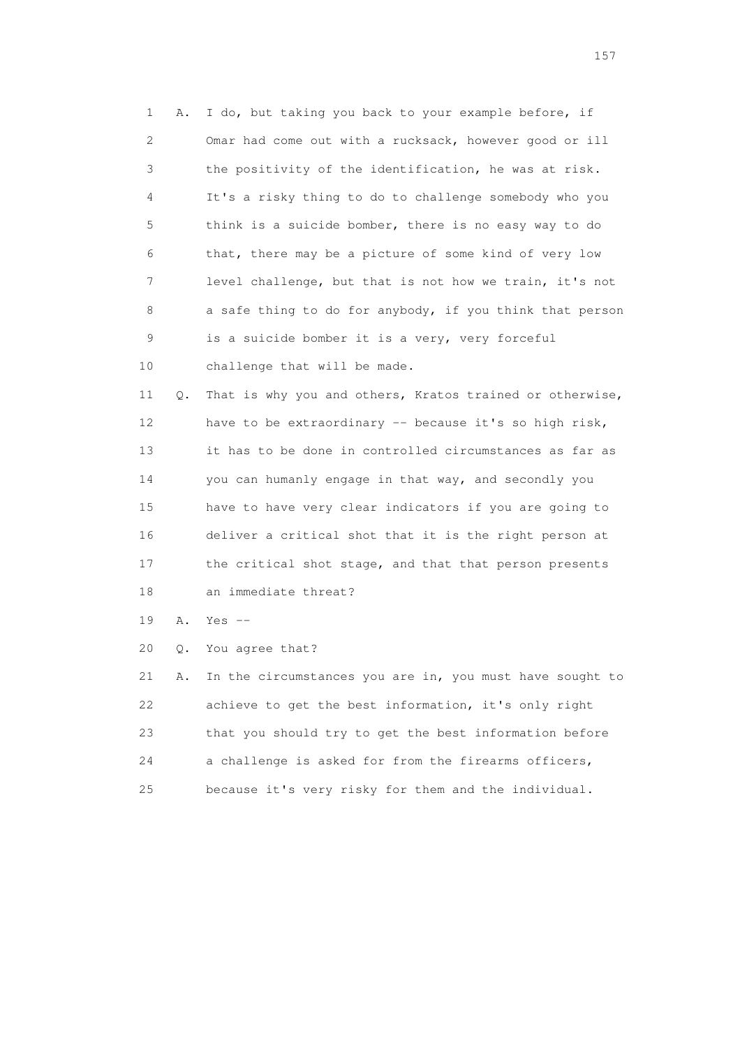1 A. I do, but taking you back to your example before, if
2 Omar had come out with a rucksack, however good or ill
3 the positivity of the identification, he was at risk.
4 It's a risky thing to do to challenge somebody who you
5 think is a suicide bomber, there is no easy way to do
6 that, there may be a picture of some kind of very low
7 level challenge, but that is not how we train, it's not
8 a safe thing to do for anybody, if you think that person
9 is a suicide bomber it is a very, very forceful
10 challenge that will be made.

11 Q. That is why you and others, Kratos trained or otherwise,
12 have to be extraordinary -- because it's so high risk,
13 it has to be done in controlled circumstances as far as
14 you can humanly engage in that way, and secondly you
15 have to have very clear indicators if you are going to
16 deliver a critical shot that it is the right person at
17 the critical shot stage, and that that person presents
18 an immediate threat?

19 A. Yes --

20 Q. You agree that?

21 A. In the circumstances you are in, you must have sought to
22 achieve to get the best information, it's only right
23 that you should try to get the best information before
24 a challenge is asked for from the firearms officers,
25 because it's very risky for them and the individual.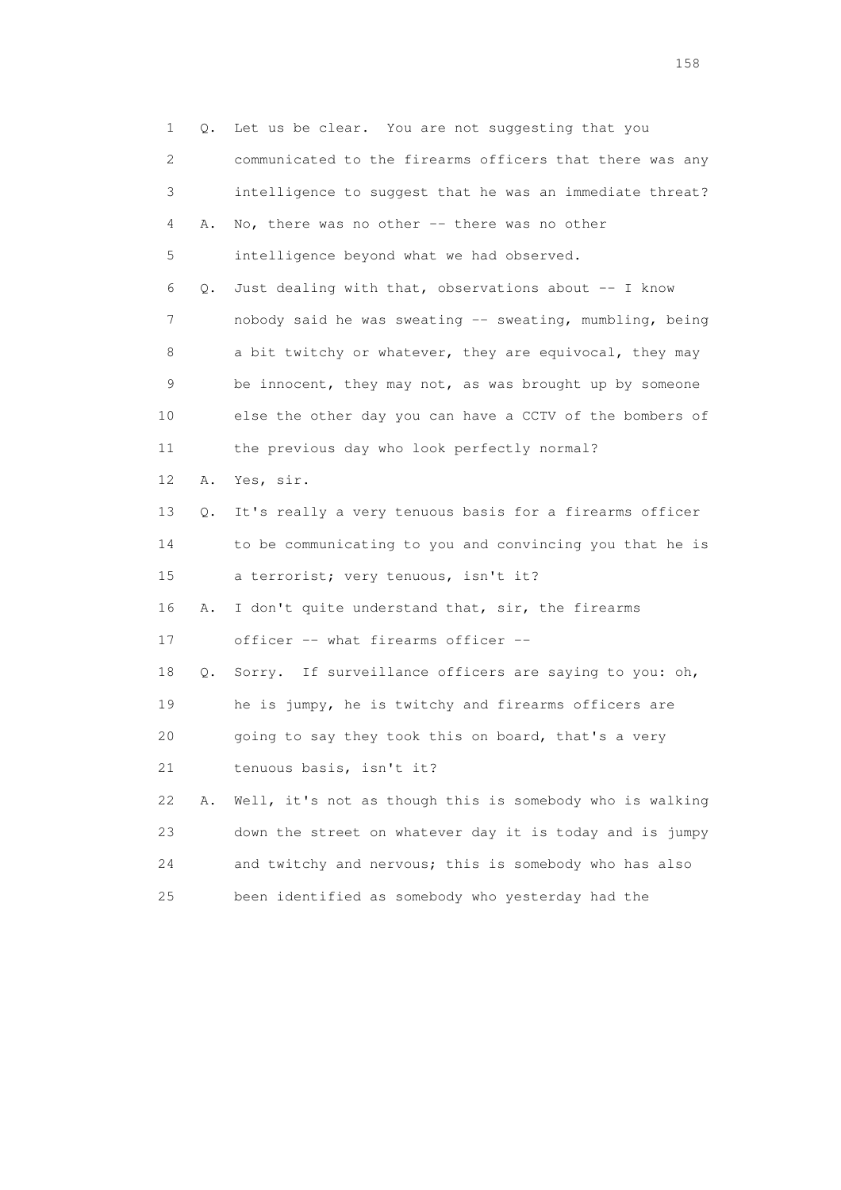1 Q. Let us be clear. You are not suggesting that you
2 communicated to the firearms officers that there was any
3 intelligence to suggest that he was an immediate threat?
4 A. No, there was no other -- there was no other
5 intelligence beyond what we had observed.
6 Q. Just dealing with that, observations about -- I know
7 nobody said he was sweating -- sweating, mumbling, being
8 a bit twitchy or whatever, they are equivocal, they may
9 be innocent, they may not, as was brought up by someone
10 else the other day you can have a CCTV of the bombers of
11 the previous day who look perfectly normal?
12 A. Yes, sir.
13 Q. It's really a very tenuous basis for a firearms officer
14 to be communicating to you and convincing you that he is
15 a terrorist; very tenuous, isn't it?
16 A. I don't quite understand that, sir, the firearms
17 officer -- what firearms officer --
18 Q. Sorry. If surveillance officers are saying to you: oh,
19 he is jumpy, he is twitchy and firearms officers are
20 going to say they took this on board, that's a very
21 tenuous basis, isn't it?
22 A. Well, it's not as though this is somebody who is walking
23 down the street on whatever day it is today and is jumpy
24 and twitchy and nervous; this is somebody who has also
25 been identified as somebody who yesterday had the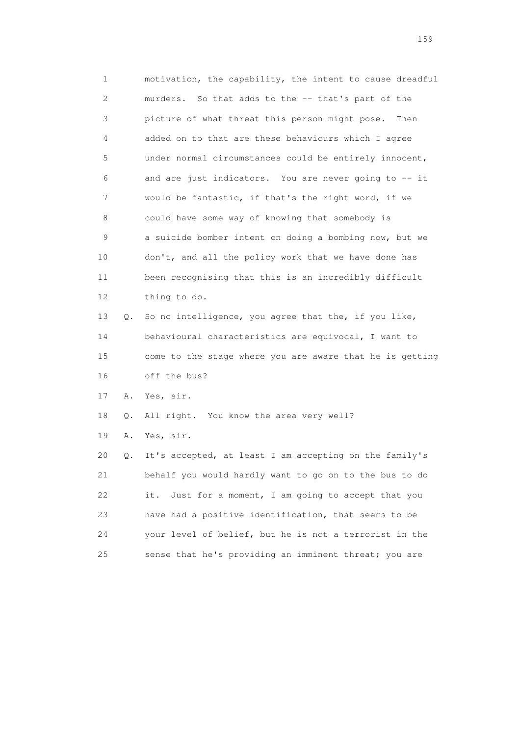1 motivation, the capability, the intent to cause dreadful
2 murders. So that adds to the -- that's part of the
3 picture of what threat this person might pose. Then
4 added on to that are these behaviours which I agree
5 under normal circumstances could be entirely innocent,
6 and are just indicators. You are never going to -- it
7 would be fantastic, if that's the right word, if we
8 could have some way of knowing that somebody is
9 a suicide bomber intent on doing a bombing now, but we
10 don't, and all the policy work that we have done has
11 been recognising that this is an incredibly difficult
12 thing to do.
13 Q. So no intelligence, you agree that the, if you like,
14 behavioural characteristics are equivocal, I want to
15 come to the stage where you are aware that he is getting
16 off the bus?
17 A. Yes, sir.
18 Q. All right. You know the area very well?
19 A. Yes, sir.
20 Q. It's accepted, at least I am accepting on the family's
21 behalf you would hardly want to go on to the bus to do
22 it. Just for a moment, I am going to accept that you
23 have had a positive identification, that seems to be
24 your level of belief, but he is not a terrorist in the
25 sense that he's providing an imminent threat; you are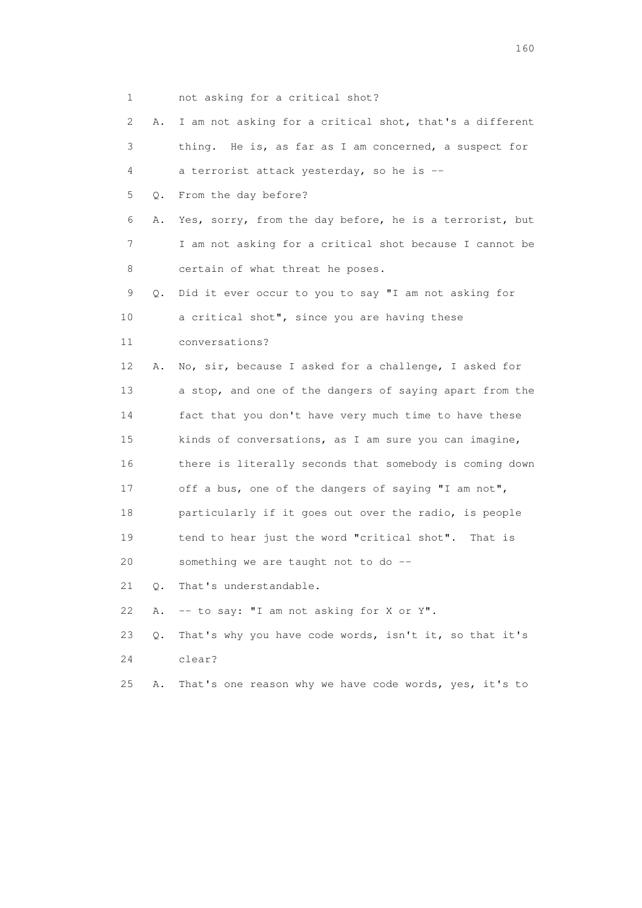1 not asking for a critical shot?

2 A. I am not asking for a critical shot, that's a different

3 thing. He is, as far as I am concerned, a suspect for

4 a terrorist attack yesterday, so he is --

5 Q. From the day before?

6 A. Yes, sorry, from the day before, he is a terrorist, but

7 I am not asking for a critical shot because I cannot be

8 certain of what threat he poses.

9 Q. Did it ever occur to you to say "I am not asking for

10 a critical shot", since you are having these

11 conversations?

12 A. No, sir, because I asked for a challenge, I asked for

13 a stop, and one of the dangers of saying apart from the

14 fact that you don't have very much time to have these

15 kinds of conversations, as I am sure you can imagine,

16 there is literally seconds that somebody is coming down

17 off a bus, one of the dangers of saying "I am not",

18 particularly if it goes out over the radio, is people

19 tend to hear just the word "critical shot". That is

20 something we are taught not to do --

21 Q. That's understandable.

22 A. -- to say: "I am not asking for X or Y".

23 Q. That's why you have code words, isn't it, so that it's

24 clear?

25 A. That's one reason why we have code words, yes, it's to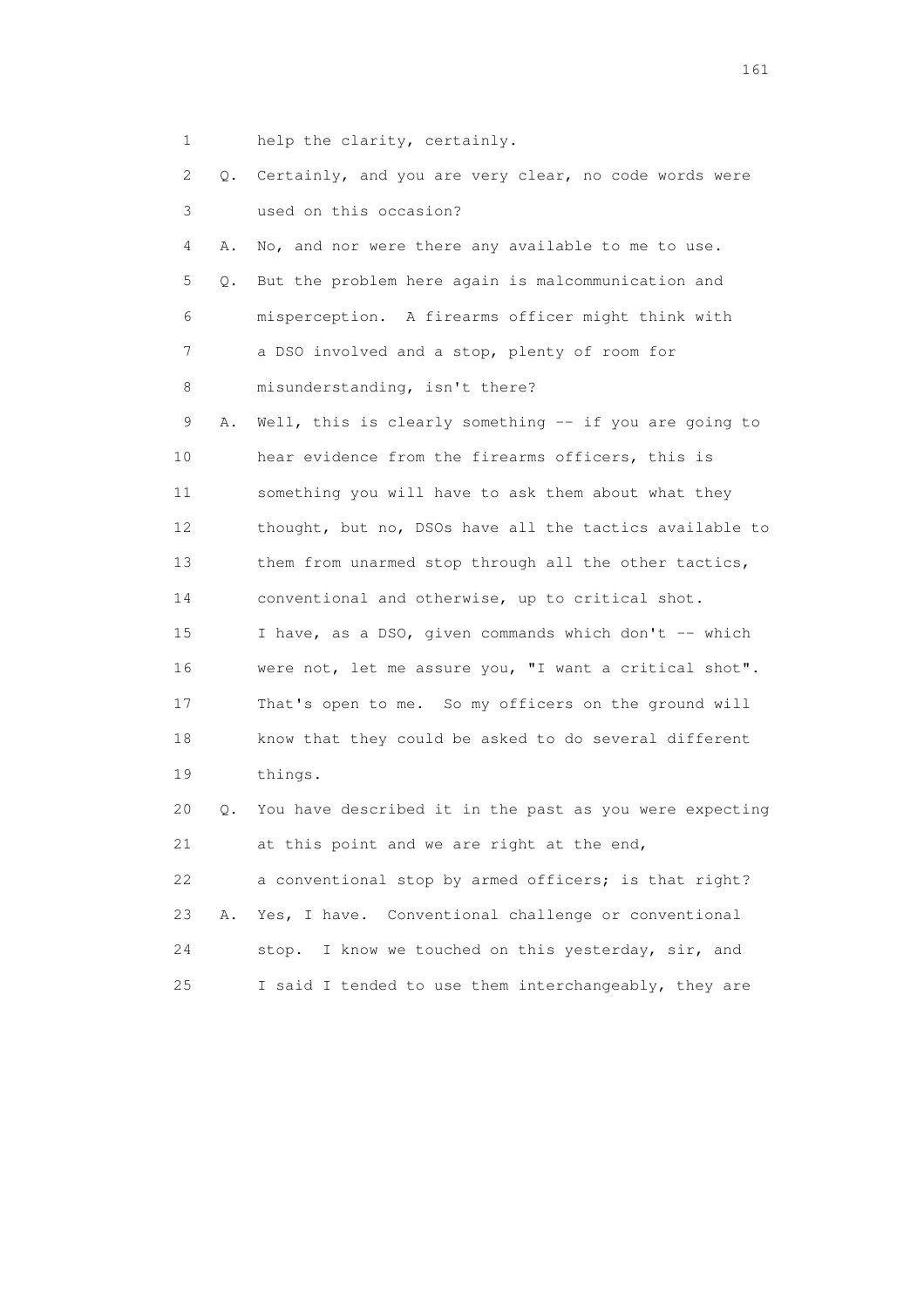1 help the clarity, certainly.

2 Q. Certainly, and you are very clear, no code words were
3 used on this occasion?

4 A. No, and nor were there any available to me to use.

5 Q. But the problem here again is malcommunication and
6 misperception. A firearms officer might think with
7 a DSO involved and a stop, plenty of room for
8 misunderstanding, isn't there?

9 A. Well, this is clearly something -- if you are going to
10 hear evidence from the firearms officers, this is
11 something you will have to ask them about what they
12 thought, but no, DSOs have all the tactics available to
13 them from unarmed stop through all the other tactics,
14 conventional and otherwise, up to critical shot.
15 I have, as a DSO, given commands which don't -- which
16 were not, let me assure you, "I want a critical shot".
17 That's open to me. So my officers on the ground will
18 know that they could be asked to do several different
19 things.

20 Q. You have described it in the past as you were expecting
21 at this point and we are right at the end,
22 a conventional stop by armed officers; is that right?

23 A. Yes, I have. Conventional challenge or conventional
24 stop. I know we touched on this yesterday, sir, and
25 I said I tended to use them interchangeably, they are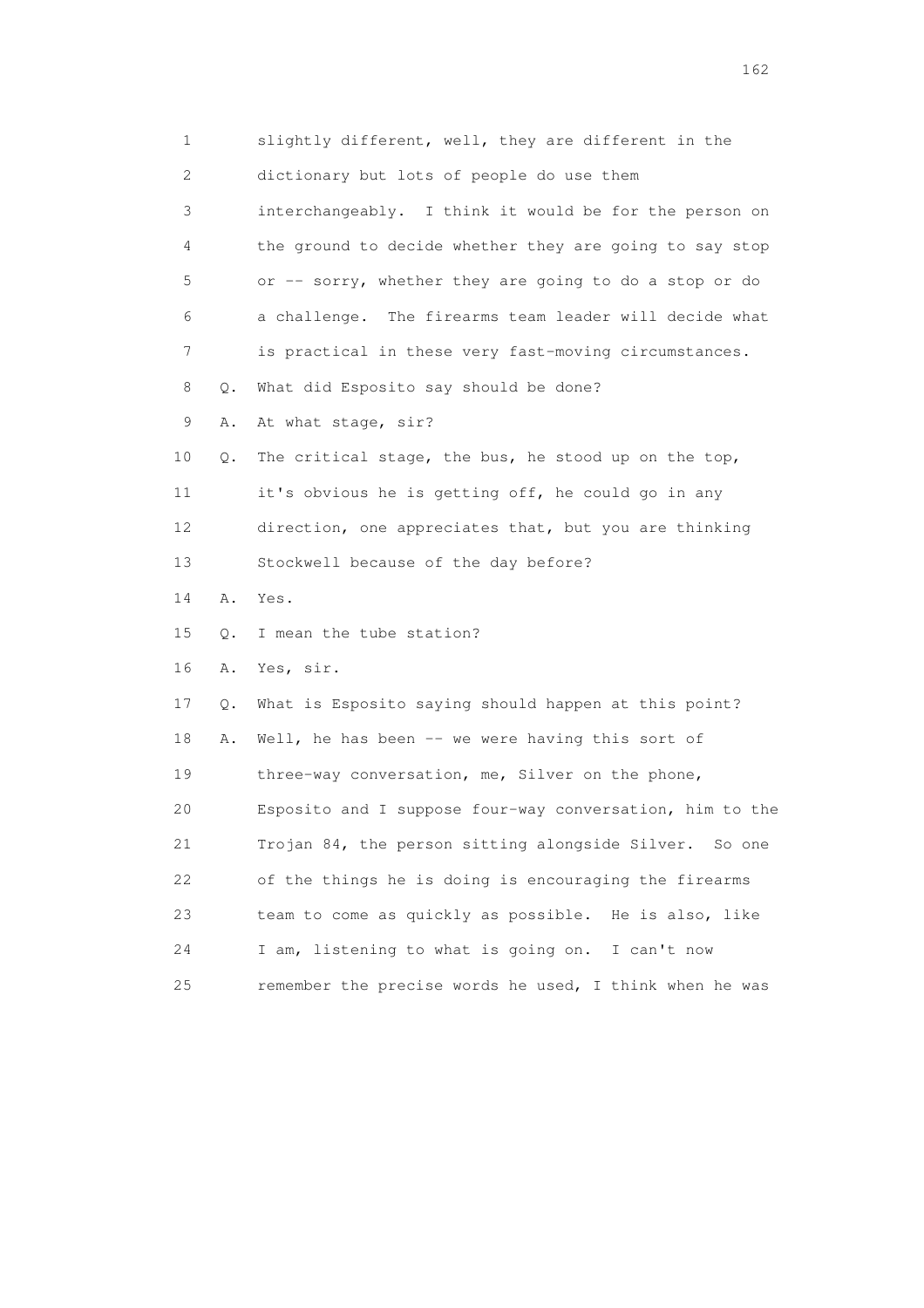1 slightly different, well, they are different in the
2 dictionary but lots of people do use them
3 interchangeably. I think it would be for the person on
4 the ground to decide whether they are going to say stop
5 or -- sorry, whether they are going to do a stop or do
6 a challenge. The firearms team leader will decide what
7 is practical in these very fast-moving circumstances.
8 Q. What did Esposito say should be done?
9 A. At what stage, sir?
10 Q. The critical stage, the bus, he stood up on the top,
11 it's obvious he is getting off, he could go in any
12 direction, one appreciates that, but you are thinking
13 Stockwell because of the day before?
14 A. Yes.
15 Q. I mean the tube station?
16 A. Yes, sir.
17 Q. What is Esposito saying should happen at this point?
18 A. Well, he has been -- we were having this sort of
19 three-way conversation, me, Silver on the phone,
20 Esposito and I suppose four-way conversation, him to the
21 Trojan 84, the person sitting alongside Silver. So one
22 of the things he is doing is encouraging the firearms
23 team to come as quickly as possible. He is also, like
24 I am, listening to what is going on. I can't now
25 remember the precise words he used, I think when he was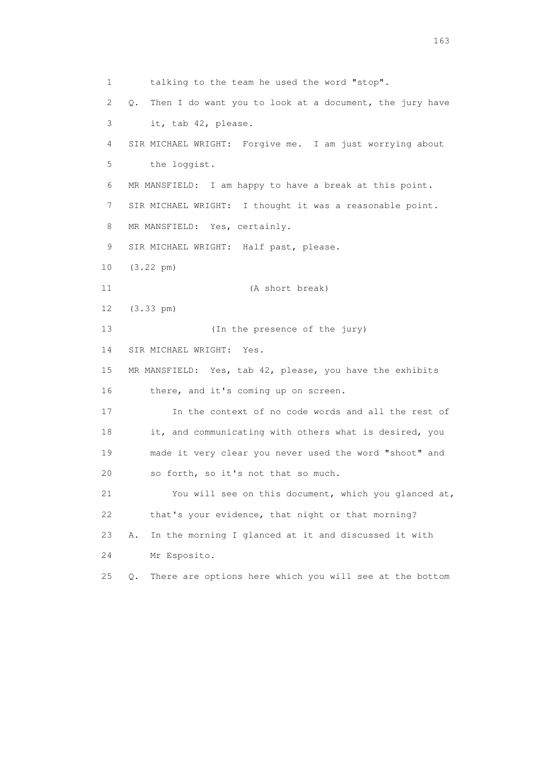1 talking to the team he used the word "stop".

2 Q. Then I do want you to look at a document, the jury have

3 it, tab 42, please.

4 SIR MICHAEL WRIGHT: Forgive me. I am just worrying about

5 the loggist.

6 MR MANSFIELD: I am happy to have a break at this point.

7 SIR MICHAEL WRIGHT: I thought it was a reasonable point.

8 MR MANSFIELD: Yes, certainly.

9 SIR MICHAEL WRIGHT: Half past, please.

10 (3.22 pm)

11 (A short break)

12 (3.33 pm)

13 (In the presence of the jury)

14 SIR MICHAEL WRIGHT: Yes.

15 MR MANSFIELD: Yes, tab 42, please, you have the exhibits

16 there, and it's coming up on screen.

17 In the context of no code words and all the rest of

18 it, and communicating with others what is desired, you

19 made it very clear you never used the word "shoot" and

20 so forth, so it's not that so much.

21 You will see on this document, which you glanced at,

22 that's your evidence, that night or that morning?

23 A. In the morning I glanced at it and discussed it with

24 Mr Esposito.

25 Q. There are options here which you will see at the bottom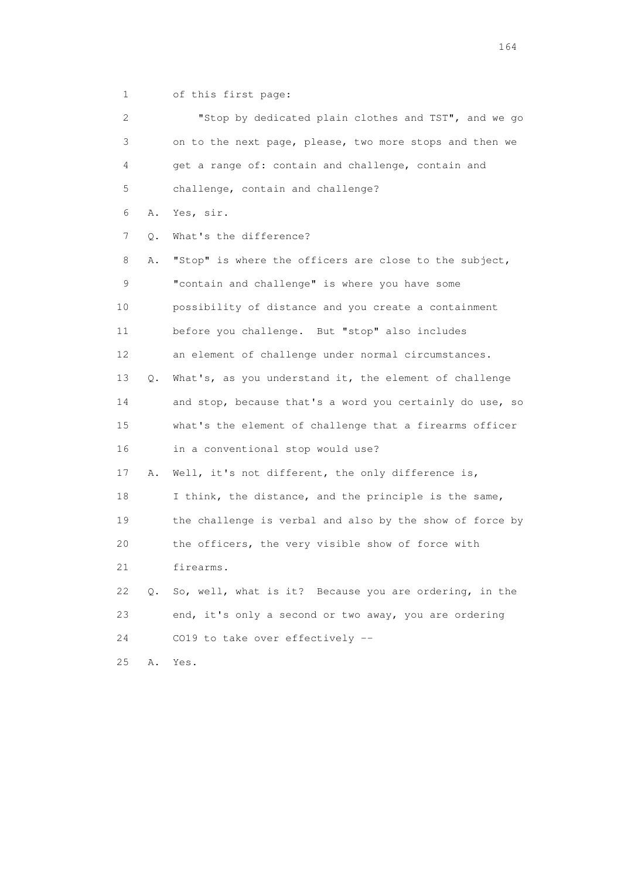1 of this first page:

2 "Stop by dedicated plain clothes and TST", and we go
3 on to the next page, please, two more stops and then we
4 get a range of: contain and challenge, contain and
5 challenge, contain and challenge?

6 A. Yes, sir.

7 Q. What's the difference?

8 A. "Stop" is where the officers are close to the subject,
9 "contain and challenge" is where you have some
10 possibility of distance and you create a containment
11 before you challenge. But "stop" also includes
12 an element of challenge under normal circumstances.

13 Q. What's, as you understand it, the element of challenge
14 and stop, because that's a word you certainly do use, so
15 what's the element of challenge that a firearms officer
16 in a conventional stop would use?

17 A. Well, it's not different, the only difference is,
18 I think, the distance, and the principle is the same,
19 the challenge is verbal and also by the show of force by
20 the officers, the very visible show of force with
21 firearms.

22 Q. So, well, what is it? Because you are ordering, in the
23 end, it's only a second or two away, you are ordering
24 CO19 to take over effectively --

25 A. Yes.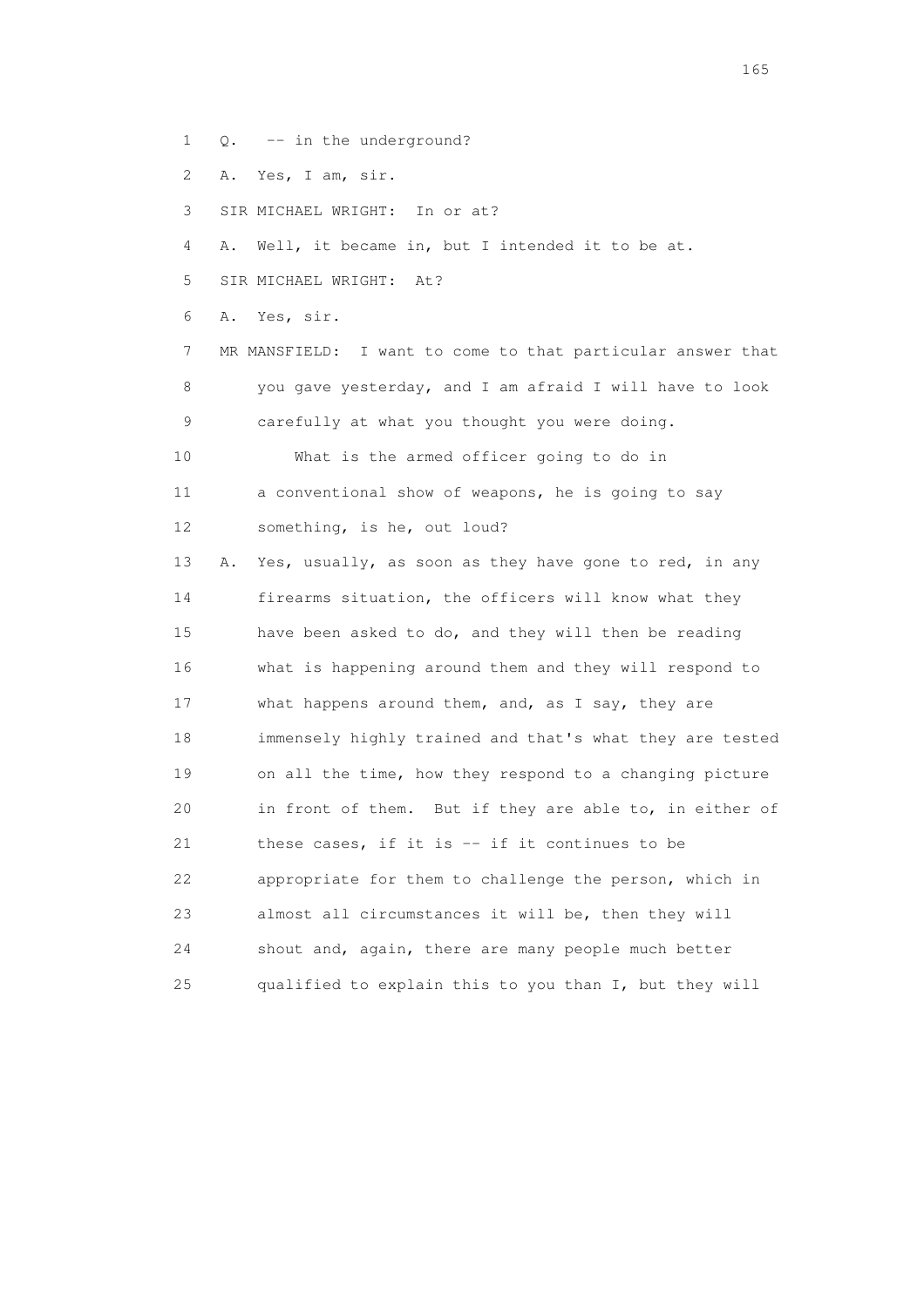1 Q. -- in the underground?

2 A. Yes, I am, sir.

3 SIR MICHAEL WRIGHT: In or at?

4 A. Well, it became in, but I intended it to be at.

5 SIR MICHAEL WRIGHT: At?

6 A. Yes, sir.

7 MR MANSFIELD: I want to come to that particular answer that

8 you gave yesterday, and I am afraid I will have to look

9 carefully at what you thought you were doing.

10 What is the armed officer going to do in

11 a conventional show of weapons, he is going to say

12 something, is he, out loud?

13 A. Yes, usually, as soon as they have gone to red, in any

14 firearms situation, the officers will know what they

15 have been asked to do, and they will then be reading

16 what is happening around them and they will respond to

17 what happens around them, and, as I say, they are

18 immensely highly trained and that's what they are tested

19 on all the time, how they respond to a changing picture

20 in front of them. But if they are able to, in either of

21 these cases, if it is -- if it continues to be

22 appropriate for them to challenge the person, which in

23 almost all circumstances it will be, then they will

24 shout and, again, there are many people much better

25 qualified to explain this to you than I, but they will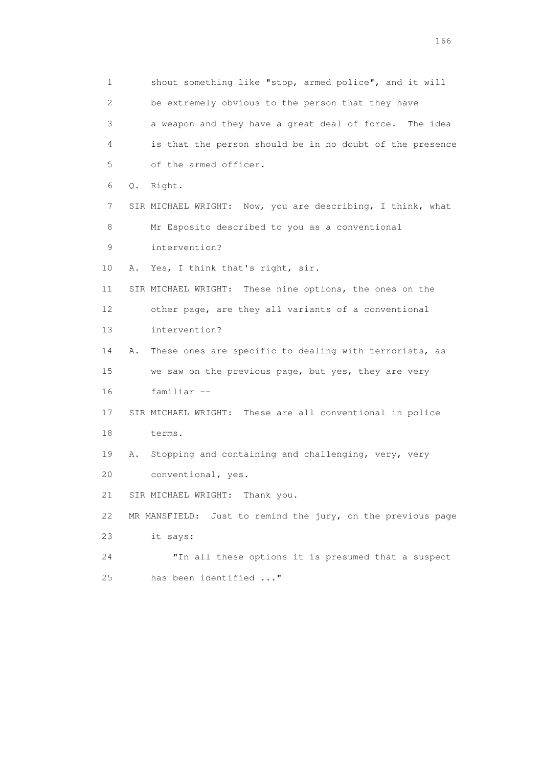1 shout something like "stop, armed police", and it will
2 be extremely obvious to the person that they have
3 a weapon and they have a great deal of force. The idea
4 is that the person should be in no doubt of the presence
5 of the armed officer.

6 Q. Right.

7 SIR MICHAEL WRIGHT: Now, you are describing, I think, what
8 Mr Esposito described to you as a conventional
9 intervention?

10 A. Yes, I think that's right, sir.

11 SIR MICHAEL WRIGHT: These nine options, the ones on the
12 other page, are they all variants of a conventional
13 intervention?

14 A. These ones are specific to dealing with terrorists, as
15 we saw on the previous page, but yes, they are very
16 familiar --

17 SIR MICHAEL WRIGHT: These are all conventional in police
18 terms.

19 A. Stopping and containing and challenging, very, very
20 conventional, yes.

21 SIR MICHAEL WRIGHT: Thank you.

22 MR MANSFIELD: Just to remind the jury, on the previous page
23 it says:

24 "In all these options it is presumed that a suspect
25 has been identified ..."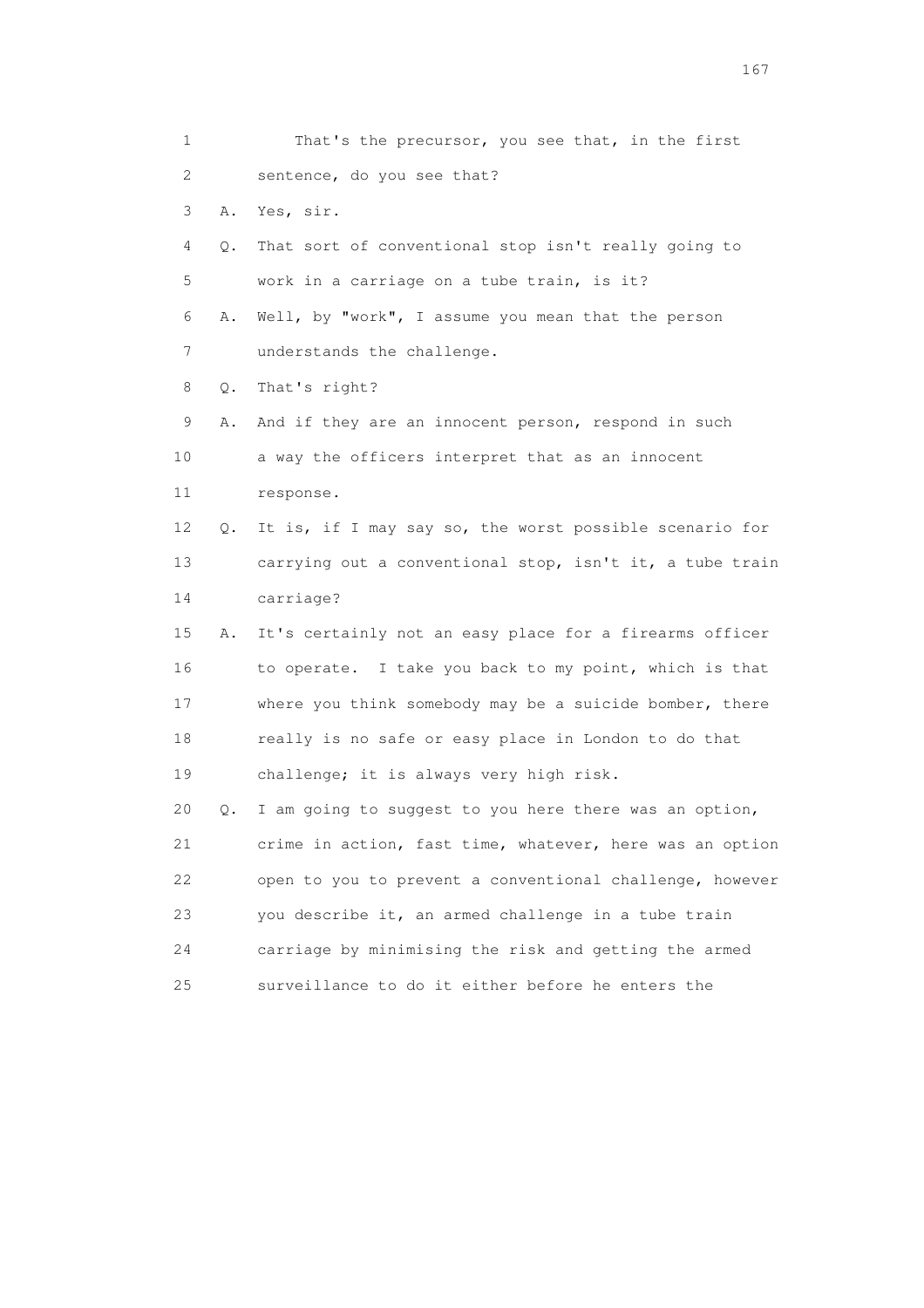1 That's the precursor, you see that, in the first
2 sentence, do you see that?
3 A. Yes, sir.
4 Q. That sort of conventional stop isn't really going to
5 work in a carriage on a tube train, is it?
6 A. Well, by "work", I assume you mean that the person
7 understands the challenge.
8 Q. That's right?
9 A. And if they are an innocent person, respond in such
10 a way the officers interpret that as an innocent
11 response.
12 Q. It is, if I may say so, the worst possible scenario for
13 carrying out a conventional stop, isn't it, a tube train
14 carriage?
15 A. It's certainly not an easy place for a firearms officer
16 to operate. I take you back to my point, which is that
17 where you think somebody may be a suicide bomber, there
18 really is no safe or easy place in London to do that
19 challenge; it is always very high risk.
20 Q. I am going to suggest to you here there was an option,
21 crime in action, fast time, whatever, here was an option
22 open to you to prevent a conventional challenge, however
23 you describe it, an armed challenge in a tube train
24 carriage by minimising the risk and getting the armed
25 surveillance to do it either before he enters the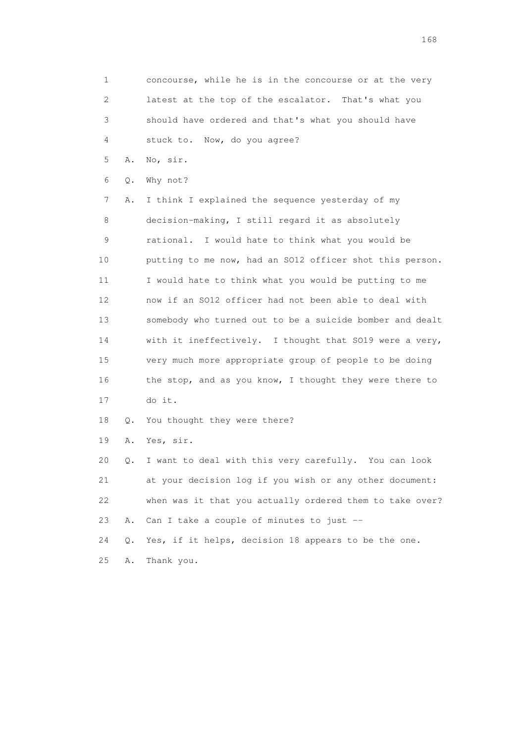1 concourse, while he is in the concourse or at the very
2 latest at the top of the escalator. That's what you
3 should have ordered and that's what you should have
4 stuck to. Now, do you agree?

5 A. No, sir.

6 Q. Why not?

7 A. I think I explained the sequence yesterday of my
8 decision-making, I still regard it as absolutely
9 rational. I would hate to think what you would be
10 putting to me now, had an SO12 officer shot this person.
11 I would hate to think what you would be putting to me
12 now if an SO12 officer had not been able to deal with
13 somebody who turned out to be a suicide bomber and dealt
14 with it ineffectively. I thought that SO19 were a very,
15 very much more appropriate group of people to be doing
16 the stop, and as you know, I thought they were there to
17 do it.

18 Q. You thought they were there?

19 A. Yes, sir.

20 Q. I want to deal with this very carefully. You can look
21 at your decision log if you wish or any other document:
22 when was it that you actually ordered them to take over?

23 A. Can I take a couple of minutes to just --

24 Q. Yes, if it helps, decision 18 appears to be the one.

25 A. Thank you.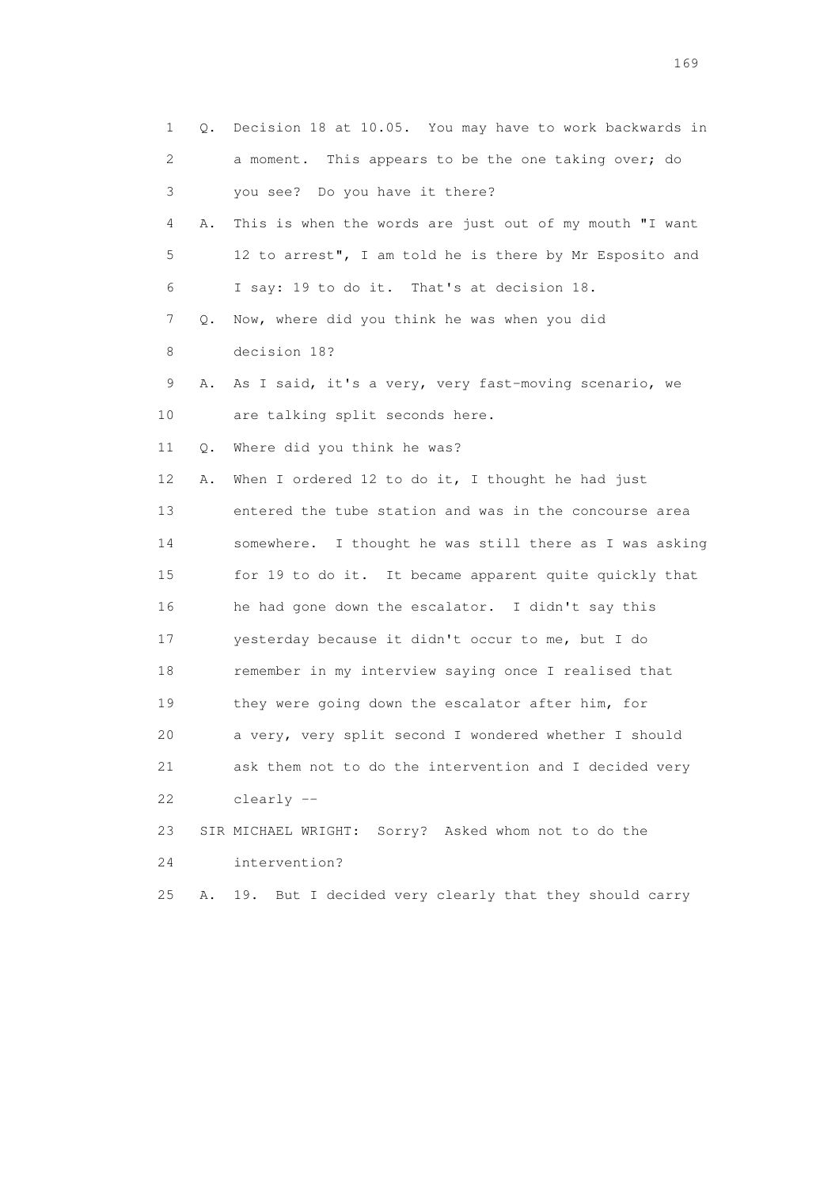1 Q. Decision 18 at 10.05. You may have to work backwards in
2 a moment. This appears to be the one taking over; do
3 you see? Do you have it there?
4 A. This is when the words are just out of my mouth "I want
5 12 to arrest", I am told he is there by Mr Esposito and
6 I say: 19 to do it. That's at decision 18.
7 Q. Now, where did you think he was when you did
8 decision 18?
9 A. As I said, it's a very, very fast-moving scenario, we
10 are talking split seconds here.
11 Q. Where did you think he was?
12 A. When I ordered 12 to do it, I thought he had just
13 entered the tube station and was in the concourse area
14 somewhere. I thought he was still there as I was asking
15 for 19 to do it. It became apparent quite quickly that
16 he had gone down the escalator. I didn't say this
17 yesterday because it didn't occur to me, but I do
18 remember in my interview saying once I realised that
19 they were going down the escalator after him, for
20 a very, very split second I wondered whether I should
21 ask them not to do the intervention and I decided very
22 clearly --
23 SIR MICHAEL WRIGHT: Sorry? Asked whom not to do the
24 intervention?
25 A. 19. But I decided very clearly that they should carry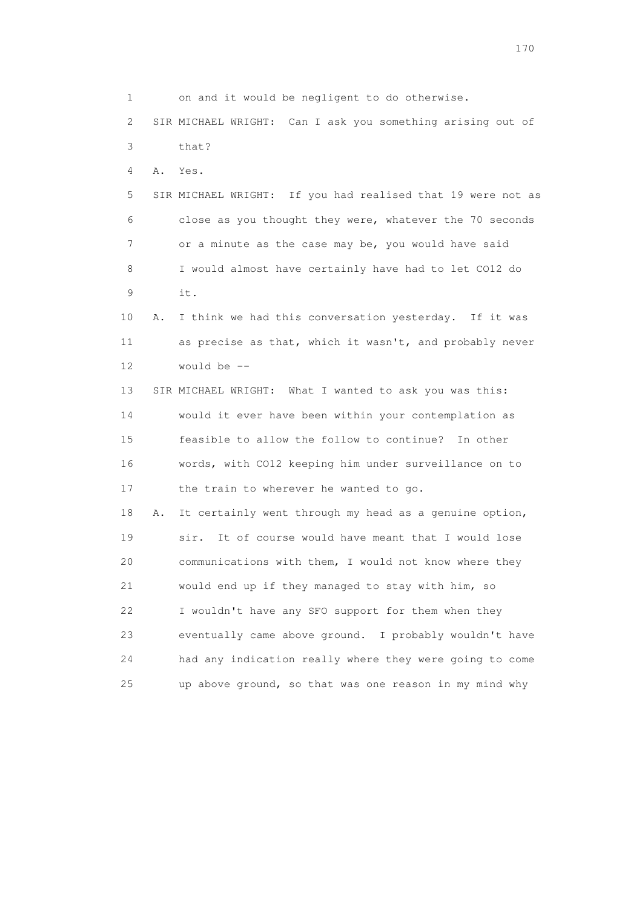1 on and it would be negligent to do otherwise.

2 SIR MICHAEL WRIGHT: Can I ask you something arising out of

3 that?

4 A. Yes.

5 SIR MICHAEL WRIGHT: If you had realised that 19 were not as

6 close as you thought they were, whatever the 70 seconds

7 or a minute as the case may be, you would have said

8 I would almost have certainly have had to let CO12 do

9 it.

10 A. I think we had this conversation yesterday. If it was

11 as precise as that, which it wasn't, and probably never

12 would be --

13 SIR MICHAEL WRIGHT: What I wanted to ask you was this:

14 would it ever have been within your contemplation as

15 feasible to allow the follow to continue? In other

16 words, with CO12 keeping him under surveillance on to

17 the train to wherever he wanted to go.

18 A. It certainly went through my head as a genuine option,

19 sir. It of course would have meant that I would lose

20 communications with them, I would not know where they

21 would end up if they managed to stay with him, so

22 I wouldn't have any SFO support for them when they

23 eventually came above ground. I probably wouldn't have

24 had any indication really where they were going to come

25 up above ground, so that was one reason in my mind why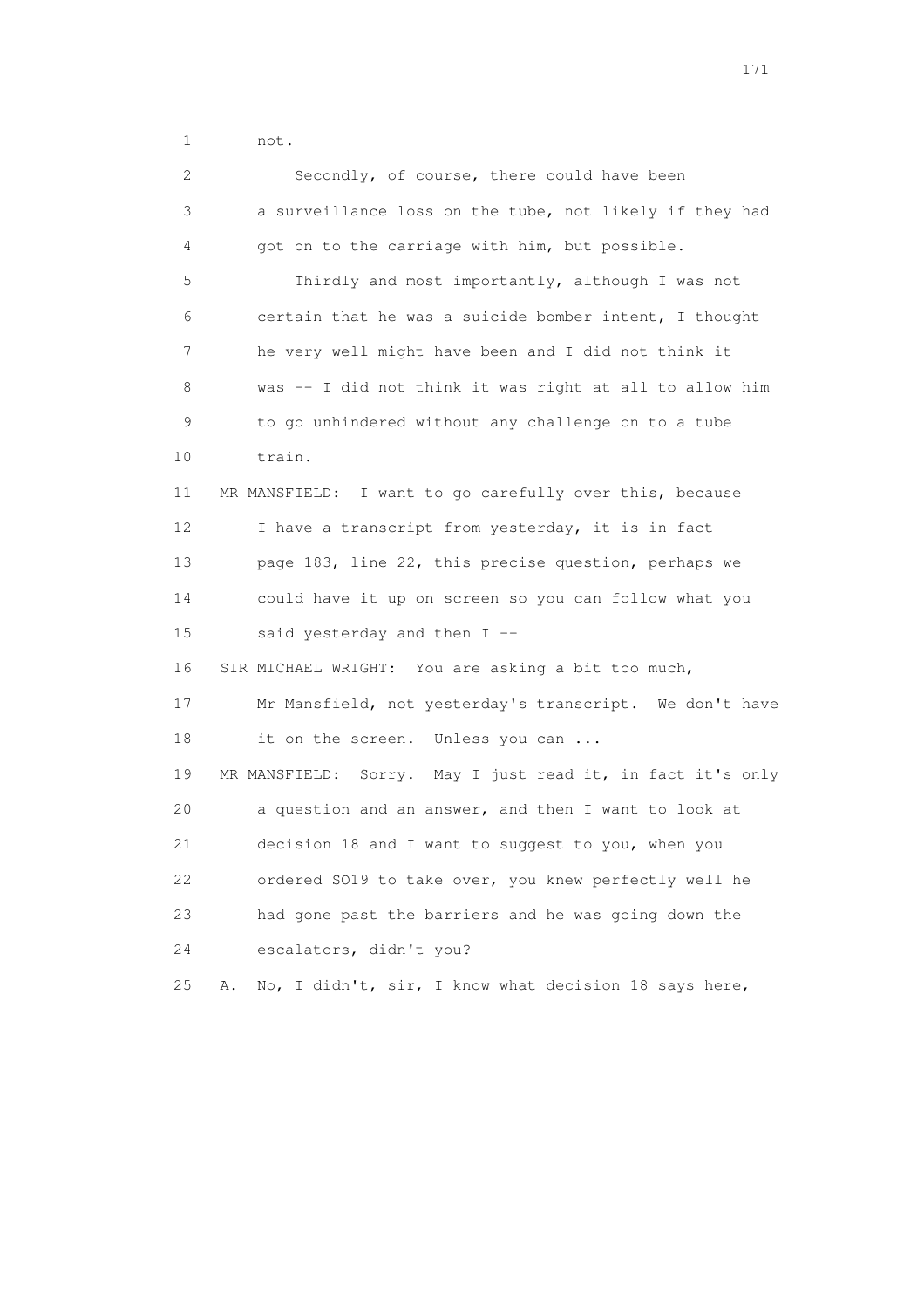1 not.

2 Secondly, of course, there could have been

3 a surveillance loss on the tube, not likely if they had

4 got on to the carriage with him, but possible.

5 Thirdly and most importantly, although I was not

6 certain that he was a suicide bomber intent, I thought

7 he very well might have been and I did not think it

8 was -- I did not think it was right at all to allow him

9 to go unhindered without any challenge on to a tube

10 train.

11 MR MANSFIELD: I want to go carefully over this, because

12 I have a transcript from yesterday, it is in fact

13 page 183, line 22, this precise question, perhaps we

14 could have it up on screen so you can follow what you

15 said yesterday and then I --

16 SIR MICHAEL WRIGHT: You are asking a bit too much,

17 Mr Mansfield, not yesterday's transcript. We don't have

18 it on the screen. Unless you can ...

19 MR MANSFIELD: Sorry. May I just read it, in fact it's only

20 a question and an answer, and then I want to look at

21 decision 18 and I want to suggest to you, when you

22 ordered SO19 to take over, you knew perfectly well he

23 had gone past the barriers and he was going down the

24 escalators, didn't you?

25 A. No, I didn't, sir, I know what decision 18 says here,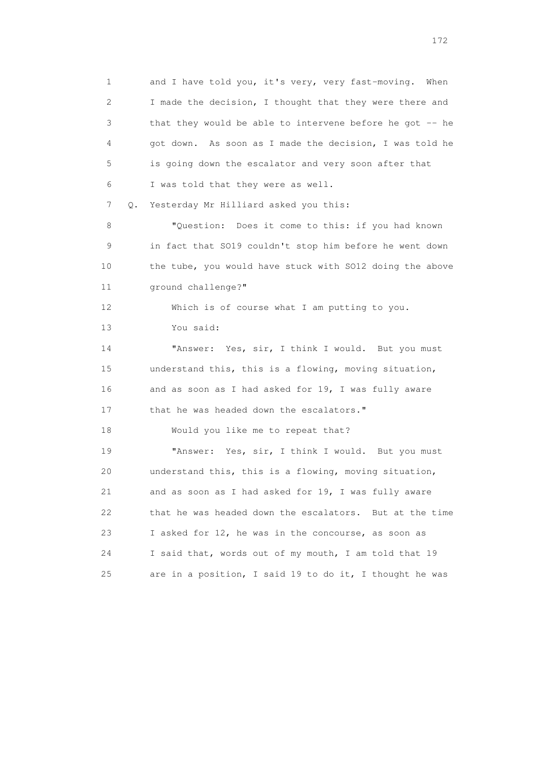1 and I have told you, it's very, very fast-moving. When
2 I made the decision, I thought that they were there and
3 that they would be able to intervene before he got -- he
4 got down. As soon as I made the decision, I was told he
5 is going down the escalator and very soon after that
6 I was told that they were as well.

7 Q. Yesterday Mr Hilliard asked you this:

8 "Question: Does it come to this: if you had known
9 in fact that SO19 couldn't stop him before he went down
10 the tube, you would have stuck with SO12 doing the above
11 ground challenge?"

12 Which is of course what I am putting to you.

13 You said:

14 "Answer: Yes, sir, I think I would. But you must
15 understand this, this is a flowing, moving situation,
16 and as soon as I had asked for 19, I was fully aware
17 that he was headed down the escalators."

18 Would you like me to repeat that?

19 "Answer: Yes, sir, I think I would. But you must
20 understand this, this is a flowing, moving situation,
21 and as soon as I had asked for 19, I was fully aware
22 that he was headed down the escalators. But at the time
23 I asked for 12, he was in the concourse, as soon as
24 I said that, words out of my mouth, I am told that 19
25 are in a position, I said 19 to do it, I thought he was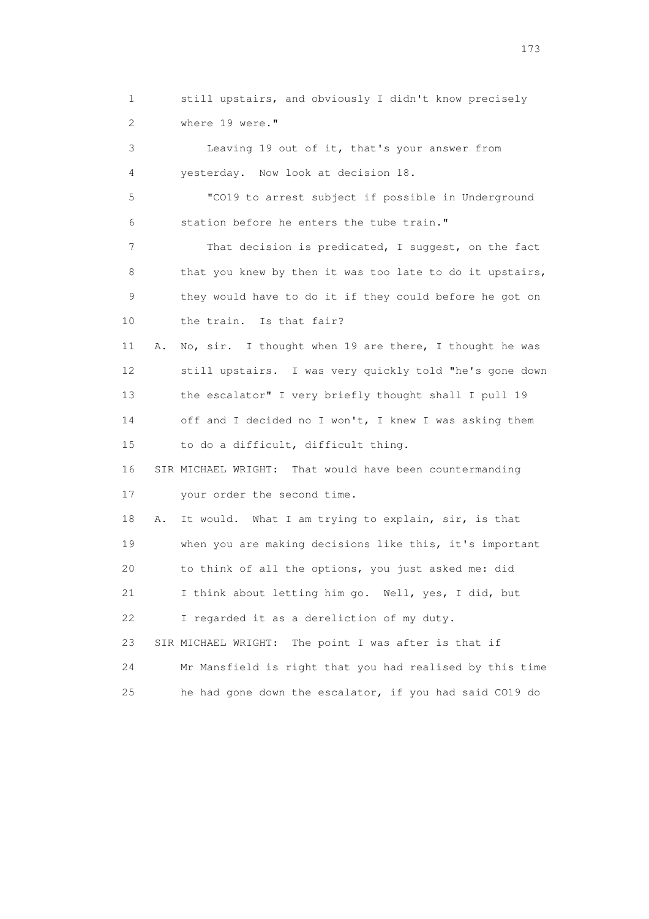1 still upstairs, and obviously I didn't know precisely
2 where 19 were."

3 Leaving 19 out of it, that's your answer from
4 yesterday. Now look at decision 18.

5 "CO19 to arrest subject if possible in Underground
6 station before he enters the tube train."

7 That decision is predicated, I suggest, on the fact
8 that you knew by then it was too late to do it upstairs,
9 they would have to do it if they could before he got on
10 the train. Is that fair?

11 A. No, sir. I thought when 19 are there, I thought he was
12 still upstairs. I was very quickly told "he's gone down
13 the escalator" I very briefly thought shall I pull 19
14 off and I decided no I won't, I knew I was asking them
15 to do a difficult, difficult thing.

16 SIR MICHAEL WRIGHT: That would have been countermanding
17 your order the second time.

18 A. It would. What I am trying to explain, sir, is that
19 when you are making decisions like this, it's important
20 to think of all the options, you just asked me: did
21 I think about letting him go. Well, yes, I did, but
22 I regarded it as a dereliction of my duty.

23 SIR MICHAEL WRIGHT: The point I was after is that if
24 Mr Mansfield is right that you had realised by this time
25 he had gone down the escalator, if you had said CO19 do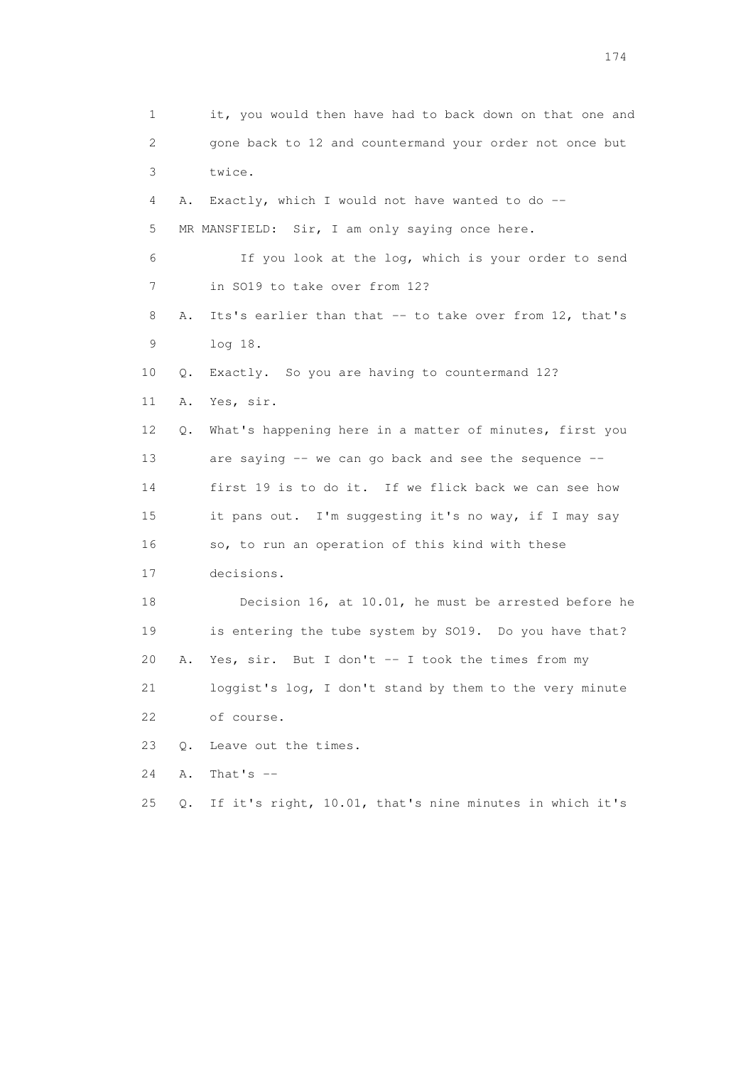1 it, you would then have had to back down on that one and
2 gone back to 12 and countermand your order not once but
3 twice.
4 A. Exactly, which I would not have wanted to do --
5 MR MANSFIELD: Sir, I am only saying once here.
6 If you look at the log, which is your order to send
7 in SO19 to take over from 12?
8 A. Its's earlier than that -- to take over from 12, that's
9 log 18.
10 Q. Exactly. So you are having to countermand 12?
11 A. Yes, sir.
12 Q. What's happening here in a matter of minutes, first you
13 are saying -- we can go back and see the sequence --
14 first 19 is to do it. If we flick back we can see how
15 it pans out. I'm suggesting it's no way, if I may say
16 so, to run an operation of this kind with these
17 decisions.
18 Decision 16, at 10.01, he must be arrested before he
19 is entering the tube system by SO19. Do you have that?
20 A. Yes, sir. But I don't -- I took the times from my
21 loggist's log, I don't stand by them to the very minute
22 of course.
23 Q. Leave out the times.
24 A. That's --
25 Q. If it's right, 10.01, that's nine minutes in which it's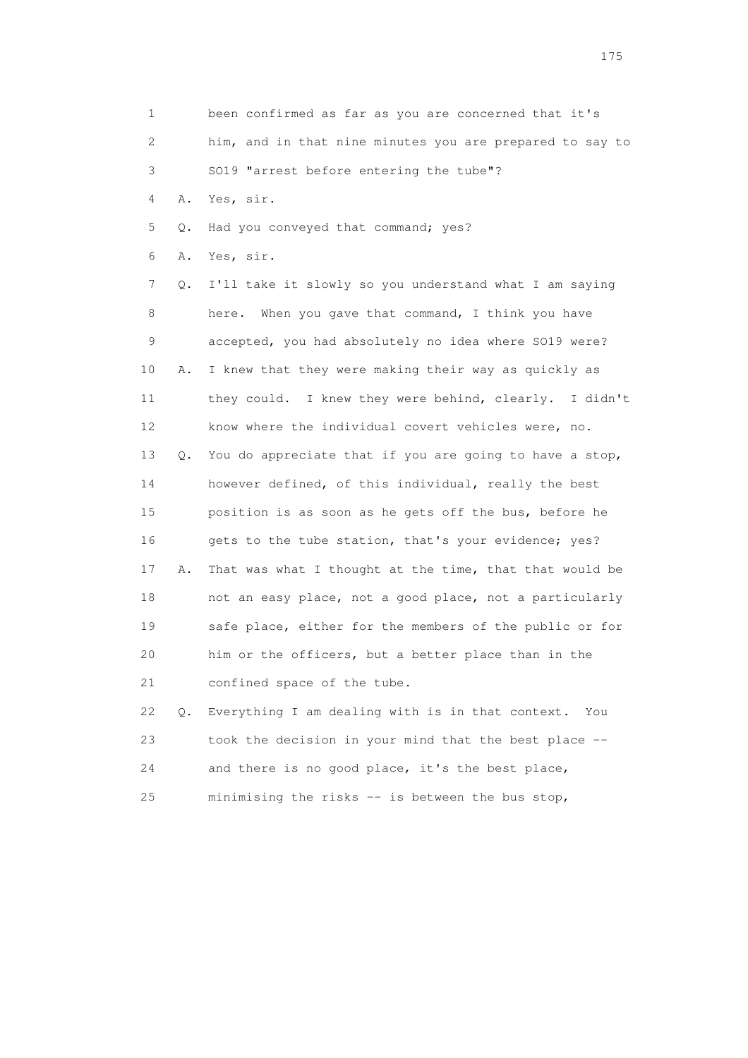1 been confirmed as far as you are concerned that it's
2 him, and in that nine minutes you are prepared to say to
3 SO19 "arrest before entering the tube"?

4 A. Yes, sir.

5 Q. Had you conveyed that command; yes?

6 A. Yes, sir.

7 Q. I'll take it slowly so you understand what I am saying
8 here. When you gave that command, I think you have
9 accepted, you had absolutely no idea where SO19 were?

10 A. I knew that they were making their way as quickly as
11 they could. I knew they were behind, clearly. I didn't
12 know where the individual covert vehicles were, no.

13 Q. You do appreciate that if you are going to have a stop,
14 however defined, of this individual, really the best
15 position is as soon as he gets off the bus, before he
16 gets to the tube station, that's your evidence; yes?

17 A. That was what I thought at the time, that that would be
18 not an easy place, not a good place, not a particularly
19 safe place, either for the members of the public or for
20 him or the officers, but a better place than in the
21 confined space of the tube.

22 Q. Everything I am dealing with is in that context. You
23 took the decision in your mind that the best place --
24 and there is no good place, it's the best place,
25 minimising the risks -- is between the bus stop,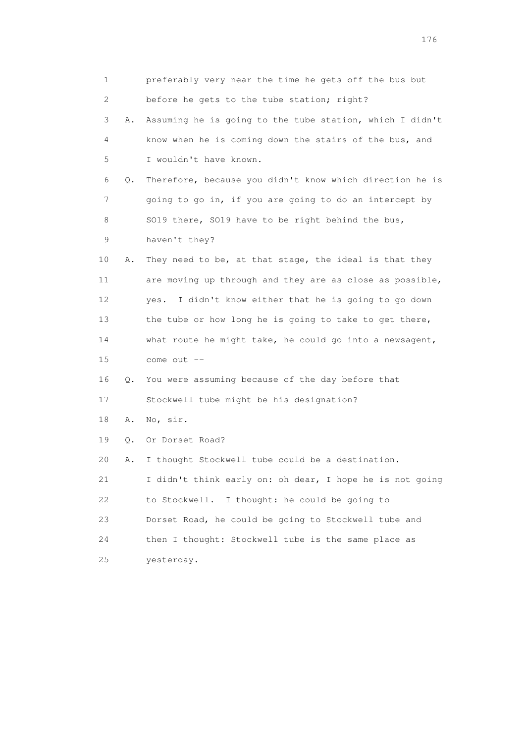1 preferably very near the time he gets off the bus but
2 before he gets to the tube station; right?
3 A. Assuming he is going to the tube station, which I didn't
4 know when he is coming down the stairs of the bus, and
5 I wouldn't have known.
6 Q. Therefore, because you didn't know which direction he is
7 going to go in, if you are going to do an intercept by
8 SO19 there, SO19 have to be right behind the bus,
9 haven't they?
10 A. They need to be, at that stage, the ideal is that they
11 are moving up through and they are as close as possible,
12 yes. I didn't know either that he is going to go down
13 the tube or how long he is going to take to get there,
14 what route he might take, he could go into a newsagent,
15 come out --
16 Q. You were assuming because of the day before that
17 Stockwell tube might be his designation?
18 A. No, sir.
19 Q. Or Dorset Road?
20 A. I thought Stockwell tube could be a destination.
21 I didn't think early on: oh dear, I hope he is not going
22 to Stockwell. I thought: he could be going to
23 Dorset Road, he could be going to Stockwell tube and
24 then I thought: Stockwell tube is the same place as
25 yesterday.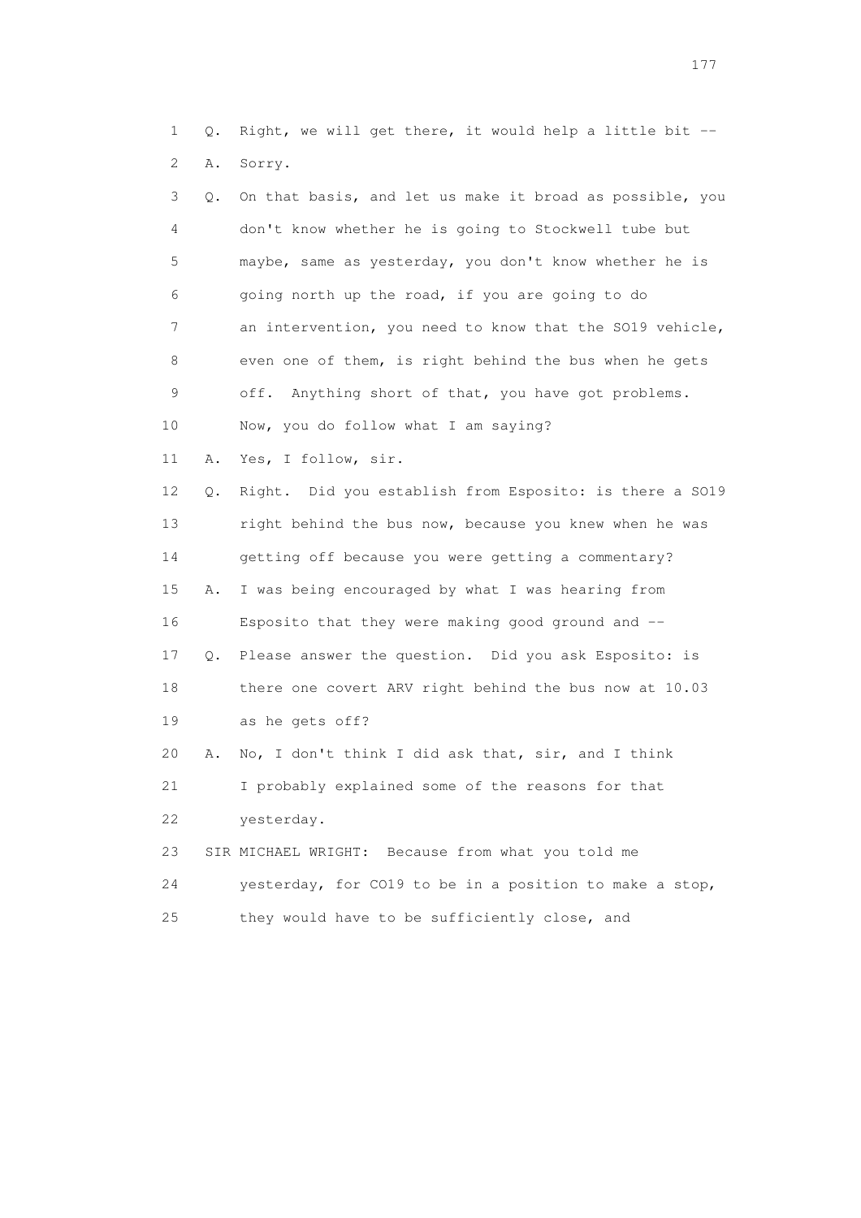1 Q. Right, we will get there, it would help a little bit --

2 A. Sorry.

3 Q. On that basis, and let us make it broad as possible, you

4 don't know whether he is going to Stockwell tube but

5 maybe, same as yesterday, you don't know whether he is

6 going north up the road, if you are going to do

7 an intervention, you need to know that the SO19 vehicle,

8 even one of them, is right behind the bus when he gets

9 off. Anything short of that, you have got problems.

10 Now, you do follow what I am saying?

11 A. Yes, I follow, sir.

12 Q. Right. Did you establish from Esposito: is there a SO19

13 right behind the bus now, because you knew when he was

14 getting off because you were getting a commentary?

15 A. I was being encouraged by what I was hearing from

16 Esposito that they were making good ground and --

17 Q. Please answer the question. Did you ask Esposito: is

18 there one covert ARV right behind the bus now at 10.03

19 as he gets off?

20 A. No, I don't think I did ask that, sir, and I think

21 I probably explained some of the reasons for that

22 yesterday.

23 SIR MICHAEL WRIGHT: Because from what you told me

24 yesterday, for CO19 to be in a position to make a stop,

25 they would have to be sufficiently close, and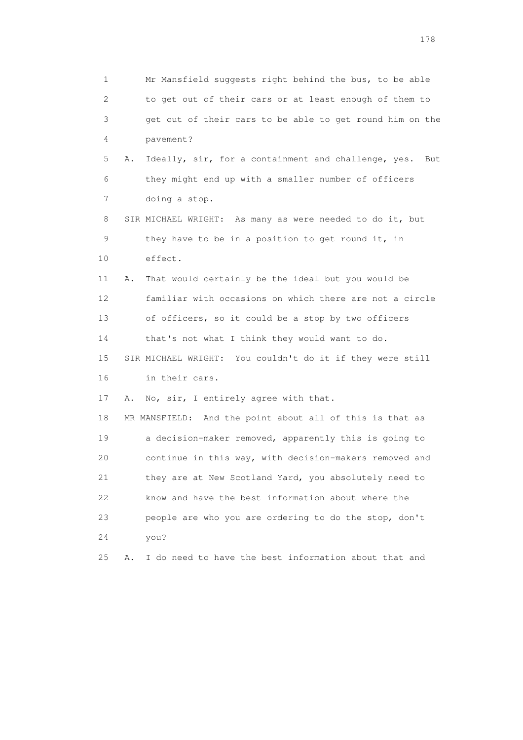1 Mr Mansfield suggests right behind the bus, to be able
2 to get out of their cars or at least enough of them to
3 get out of their cars to be able to get round him on the
4 pavement?

5 A. Ideally, sir, for a containment and challenge, yes. But
6 they might end up with a smaller number of officers
7 doing a stop.

8 SIR MICHAEL WRIGHT: As many as were needed to do it, but
9 they have to be in a position to get round it, in
10 effect.

11 A. That would certainly be the ideal but you would be
12 familiar with occasions on which there are not a circle
13 of officers, so it could be a stop by two officers
14 that's not what I think they would want to do.

15 SIR MICHAEL WRIGHT: You couldn't do it if they were still
16 in their cars.

17 A. No, sir, I entirely agree with that.

18 MR MANSFIELD: And the point about all of this is that as
19 a decision-maker removed, apparently this is going to
20 continue in this way, with decision-makers removed and
21 they are at New Scotland Yard, you absolutely need to
22 know and have the best information about where the
23 people are who you are ordering to do the stop, don't
24 you?

25 A. I do need to have the best information about that and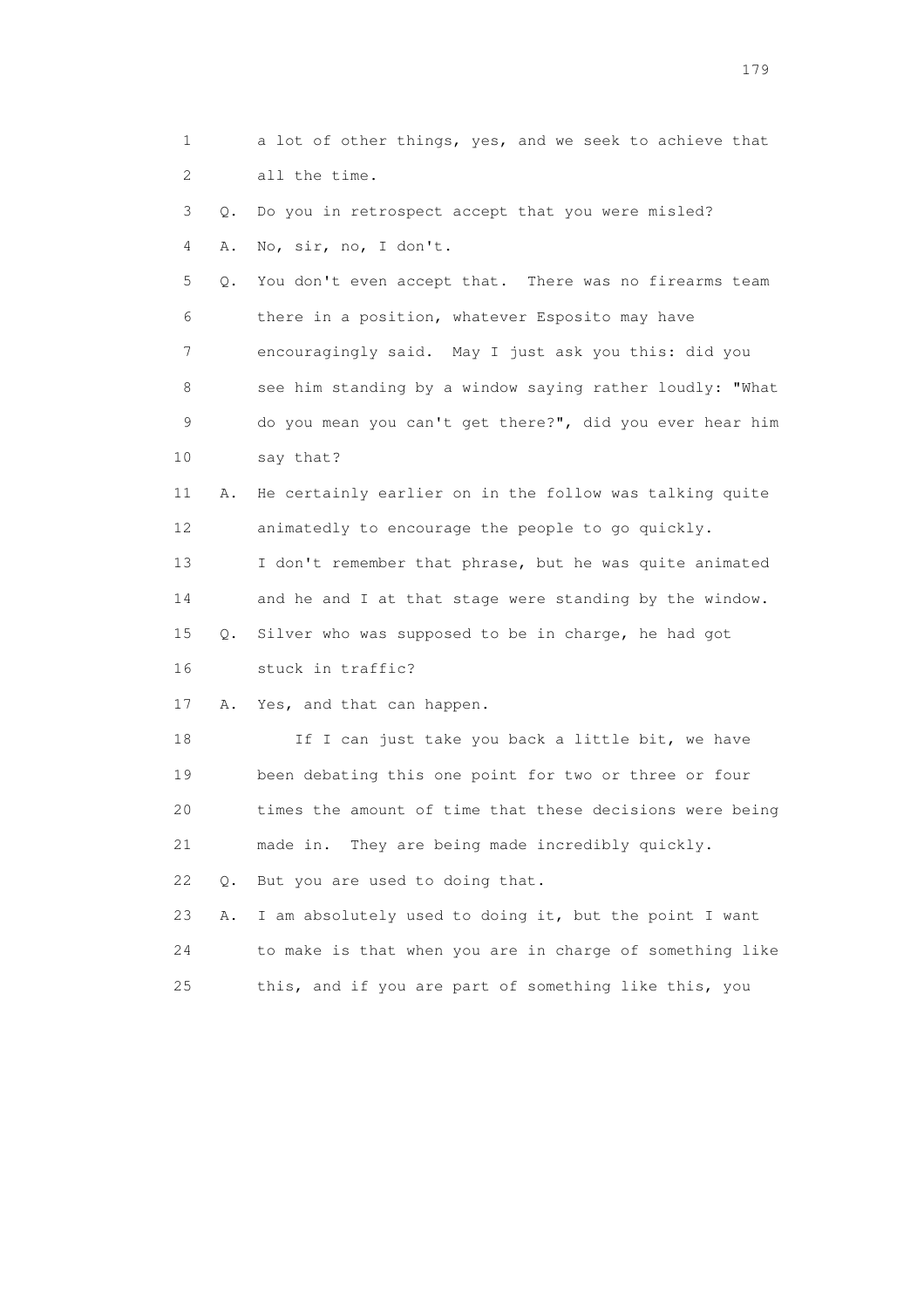1 a lot of other things, yes, and we seek to achieve that
2 all the time.
3 Q. Do you in retrospect accept that you were misled?
4 A. No, sir, no, I don't.
5 Q. You don't even accept that. There was no firearms team
6 there in a position, whatever Esposito may have
7 encouragingly said. May I just ask you this: did you
8 see him standing by a window saying rather loudly: "What
9 do you mean you can't get there?", did you ever hear him
10 say that?
11 A. He certainly earlier on in the follow was talking quite
12 animatedly to encourage the people to go quickly.
13 I don't remember that phrase, but he was quite animated
14 and he and I at that stage were standing by the window.
15 Q. Silver who was supposed to be in charge, he had got
16 stuck in traffic?
17 A. Yes, and that can happen.
18 If I can just take you back a little bit, we have
19 been debating this one point for two or three or four
20 times the amount of time that these decisions were being
21 made in. They are being made incredibly quickly.
22 Q. But you are used to doing that.
23 A. I am absolutely used to doing it, but the point I want
24 to make is that when you are in charge of something like
25 this, and if you are part of something like this, you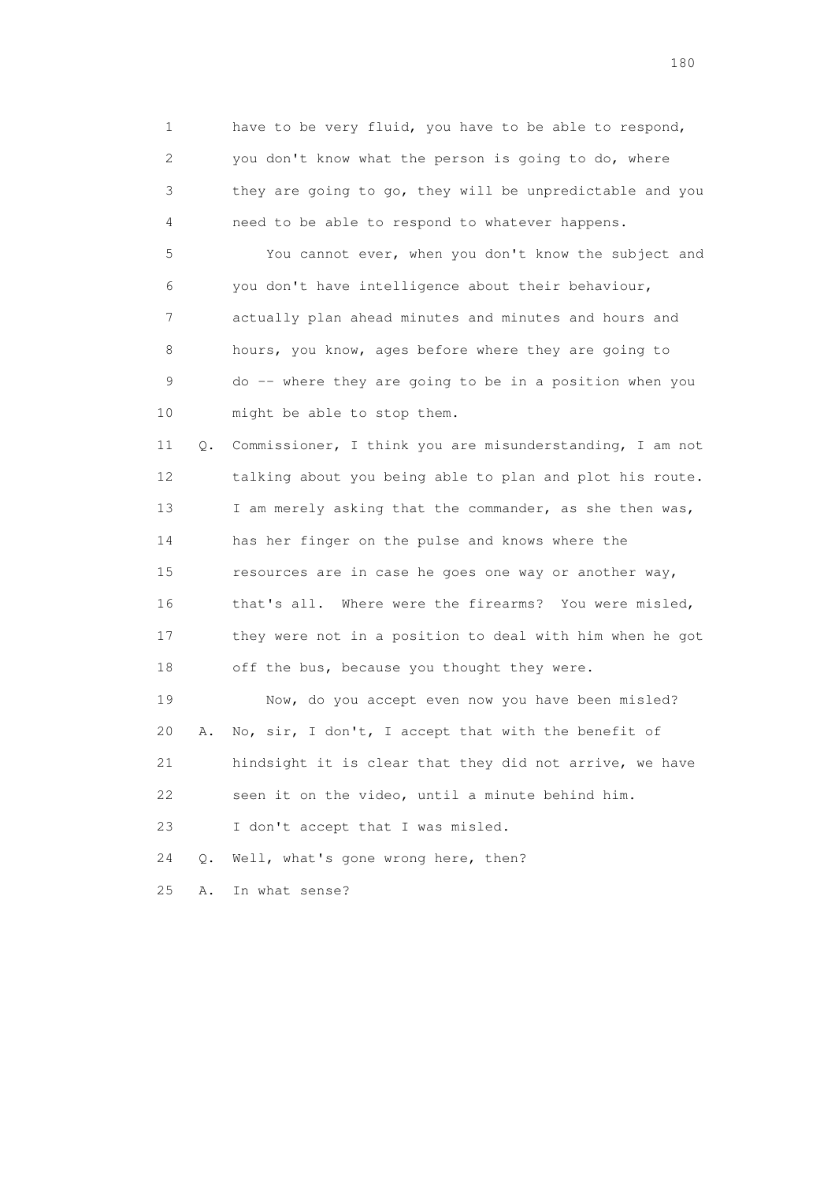1 have to be very fluid, you have to be able to respond,
2 you don't know what the person is going to do, where
3 they are going to go, they will be unpredictable and you
4 need to be able to respond to whatever happens.

5 You cannot ever, when you don't know the subject and
6 you don't have intelligence about their behaviour,
7 actually plan ahead minutes and minutes and hours and
8 hours, you know, ages before where they are going to
9 do -- where they are going to be in a position when you
10 might be able to stop them.

11 Q. Commissioner, I think you are misunderstanding, I am not
12 talking about you being able to plan and plot his route.
13 I am merely asking that the commander, as she then was,
14 has her finger on the pulse and knows where the
15 resources are in case he goes one way or another way,
16 that's all. Where were the firearms? You were misled,
17 they were not in a position to deal with him when he got
18 off the bus, because you thought they were.

19 Now, do you accept even now you have been misled?

20 A. No, sir, I don't, I accept that with the benefit of
21 hindsight it is clear that they did not arrive, we have
22 seen it on the video, until a minute behind him.
23 I don't accept that I was misled.

24 Q. Well, what's gone wrong here, then?

25 A. In what sense?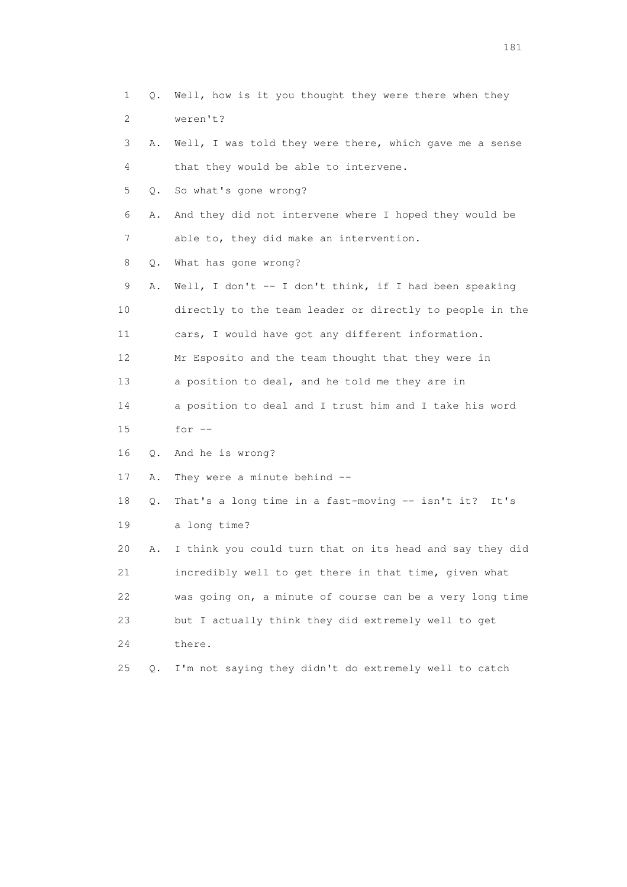1 Q. Well, how is it you thought they were there when they
2 weren't?
3 A. Well, I was told they were there, which gave me a sense
4 that they would be able to intervene.
5 Q. So what's gone wrong?
6 A. And they did not intervene where I hoped they would be
7 able to, they did make an intervention.
8 Q. What has gone wrong?
9 A. Well, I don't -- I don't think, if I had been speaking
10 directly to the team leader or directly to people in the
11 cars, I would have got any different information.
12 Mr Esposito and the team thought that they were in
13 a position to deal, and he told me they are in
14 a position to deal and I trust him and I take his word
15 for --
16 Q. And he is wrong?
17 A. They were a minute behind --
18 Q. That's a long time in a fast-moving -- isn't it? It's
19 a long time?
20 A. I think you could turn that on its head and say they did
21 incredibly well to get there in that time, given what
22 was going on, a minute of course can be a very long time
23 but I actually think they did extremely well to get
24 there.
25 Q. I'm not saying they didn't do extremely well to catch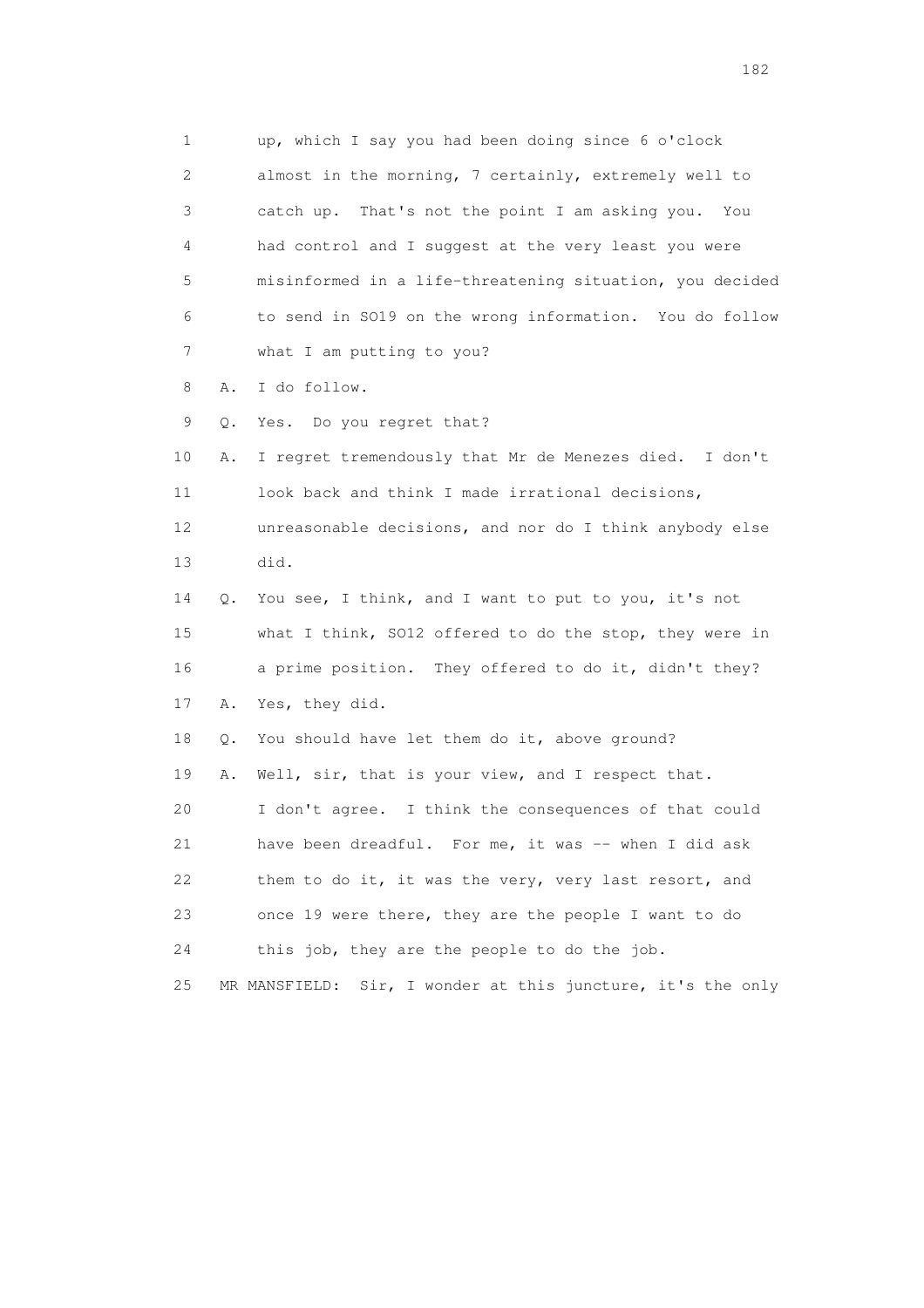1 up, which I say you had been doing since 6 o'clock
2 almost in the morning, 7 certainly, extremely well to
3 catch up. That's not the point I am asking you. You
4 had control and I suggest at the very least you were
5 misinformed in a life-threatening situation, you decided
6 to send in SO19 on the wrong information. You do follow
7 what I am putting to you?

8 A. I do follow.

9 Q. Yes. Do you regret that?

10 A. I regret tremendously that Mr de Menezes died. I don't
11 look back and think I made irrational decisions,
12 unreasonable decisions, and nor do I think anybody else
13 did.

14 Q. You see, I think, and I want to put to you, it's not
15 what I think, SO12 offered to do the stop, they were in
16 a prime position. They offered to do it, didn't they?

17 A. Yes, they did.

18 Q. You should have let them do it, above ground?

19 A. Well, sir, that is your view, and I respect that.
20 I don't agree. I think the consequences of that could
21 have been dreadful. For me, it was -- when I did ask
22 them to do it, it was the very, very last resort, and
23 once 19 were there, they are the people I want to do
24 this job, they are the people to do the job.

25 MR MANSFIELD: Sir, I wonder at this juncture, it's the only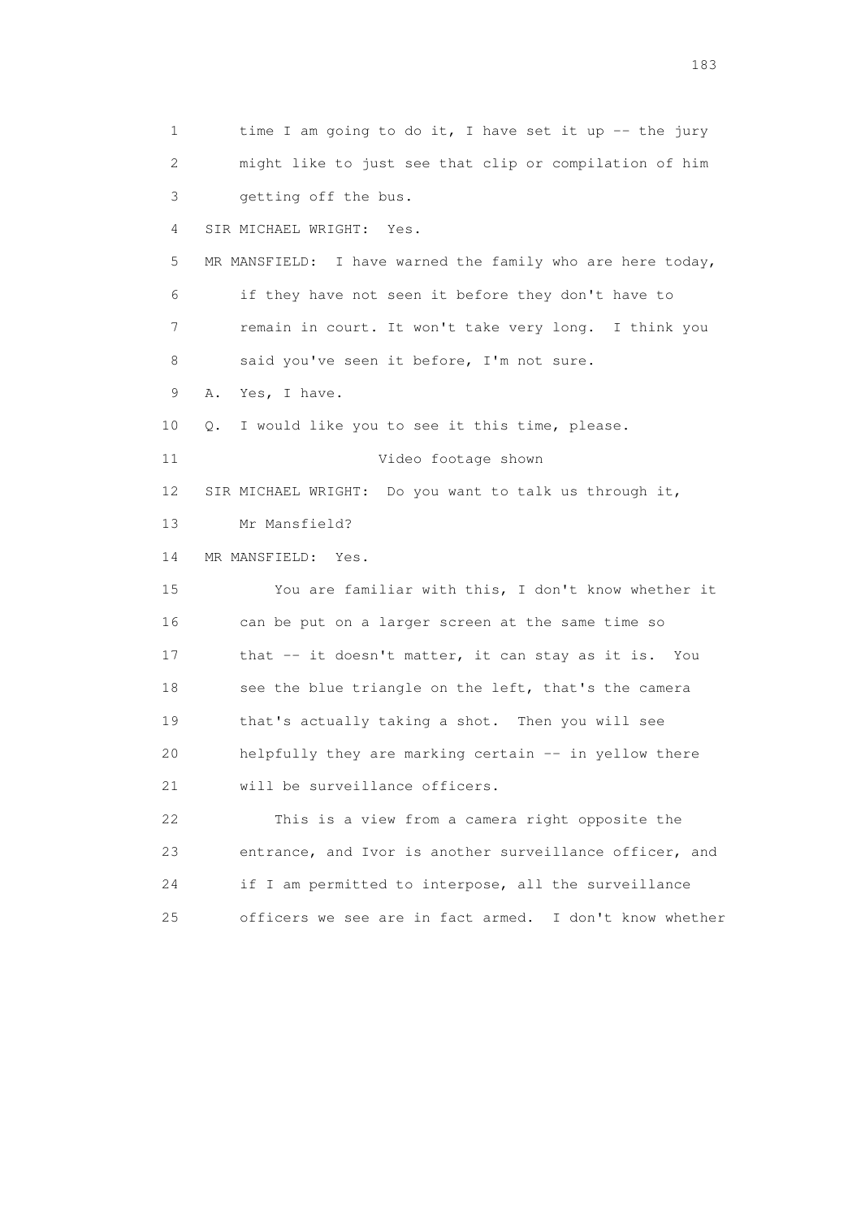1 time I am going to do it, I have set it up -- the jury
2 might like to just see that clip or compilation of him
3 getting off the bus.

4 SIR MICHAEL WRIGHT: Yes.

5 MR MANSFIELD: I have warned the family who are here today,
6 if they have not seen it before they don't have to
7 remain in court. It won't take very long. I think you
8 said you've seen it before, I'm not sure.

9 A. Yes, I have.

10 Q. I would like you to see it this time, please.

11 Video footage shown

12 SIR MICHAEL WRIGHT: Do you want to talk us through it,
13 Mr Mansfield?

14 MR MANSFIELD: Yes.

15 You are familiar with this, I don't know whether it
16 can be put on a larger screen at the same time so
17 that -- it doesn't matter, it can stay as it is. You
18 see the blue triangle on the left, that's the camera
19 that's actually taking a shot. Then you will see
20 helpfully they are marking certain -- in yellow there
21 will be surveillance officers.

22 This is a view from a camera right opposite the
23 entrance, and Ivor is another surveillance officer, and
24 if I am permitted to interpose, all the surveillance
25 officers we see are in fact armed. I don't know whether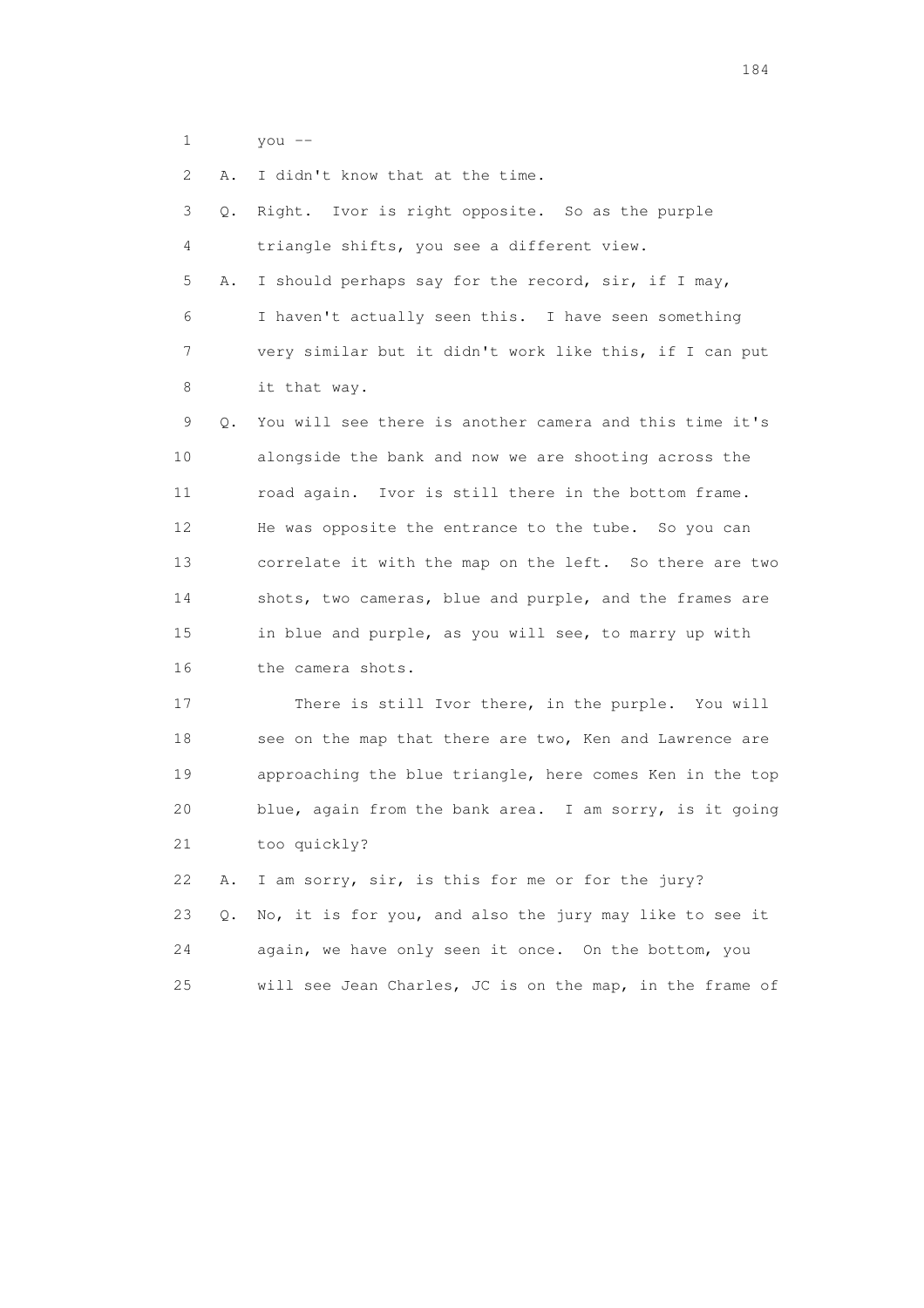1 you --

2 A. I didn't know that at the time.

3 Q. Right. Ivor is right opposite. So as the purple

4 triangle shifts, you see a different view.

5 A. I should perhaps say for the record, sir, if I may,

6 I haven't actually seen this. I have seen something

7 very similar but it didn't work like this, if I can put

8 it that way.

9 Q. You will see there is another camera and this time it's

10 alongside the bank and now we are shooting across the

11 road again. Ivor is still there in the bottom frame.

12 He was opposite the entrance to the tube. So you can

13 correlate it with the map on the left. So there are two

14 shots, two cameras, blue and purple, and the frames are

15 in blue and purple, as you will see, to marry up with

16 the camera shots.

17 There is still Ivor there, in the purple. You will

18 see on the map that there are two, Ken and Lawrence are

19 approaching the blue triangle, here comes Ken in the top

20 blue, again from the bank area. I am sorry, is it going

21 too quickly?

22 A. I am sorry, sir, is this for me or for the jury?

23 Q. No, it is for you, and also the jury may like to see it

24 again, we have only seen it once. On the bottom, you

25 will see Jean Charles, JC is on the map, in the frame of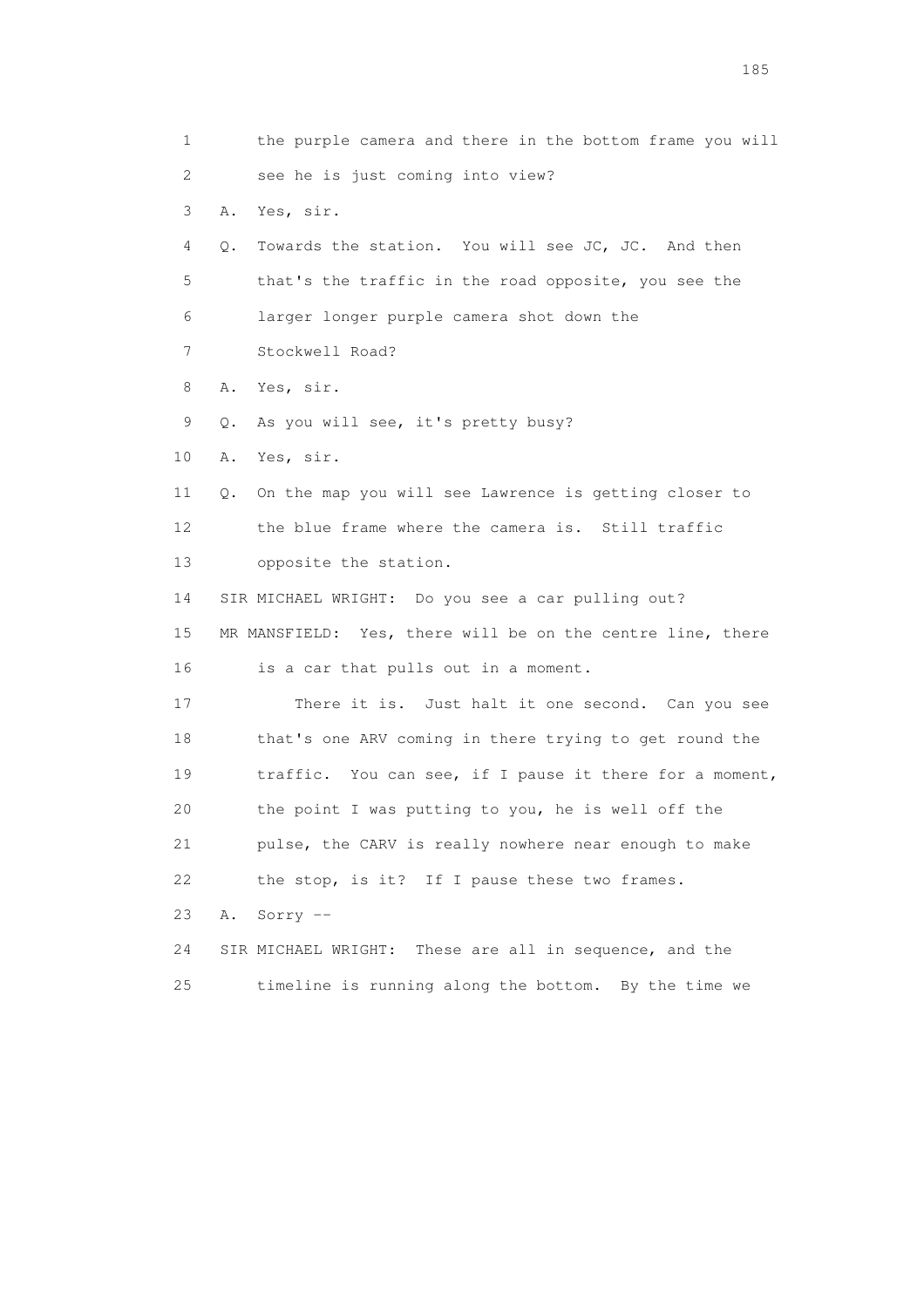1 the purple camera and there in the bottom frame you will
2 see he is just coming into view?
3 A. Yes, sir.
4 Q. Towards the station. You will see JC, JC. And then
5 that's the traffic in the road opposite, you see the
6 larger longer purple camera shot down the
7 Stockwell Road?
8 A. Yes, sir.
9 Q. As you will see, it's pretty busy?
10 A. Yes, sir.
11 Q. On the map you will see Lawrence is getting closer to
12 the blue frame where the camera is. Still traffic
13 opposite the station.
14 SIR MICHAEL WRIGHT: Do you see a car pulling out?
15 MR MANSFIELD: Yes, there will be on the centre line, there
16 is a car that pulls out in a moment.
17 There it is. Just halt it one second. Can you see
18 that's one ARV coming in there trying to get round the
19 traffic. You can see, if I pause it there for a moment,
20 the point I was putting to you, he is well off the
21 pulse, the CARV is really nowhere near enough to make
22 the stop, is it? If I pause these two frames.
23 A. Sorry --
24 SIR MICHAEL WRIGHT: These are all in sequence, and the
25 timeline is running along the bottom. By the time we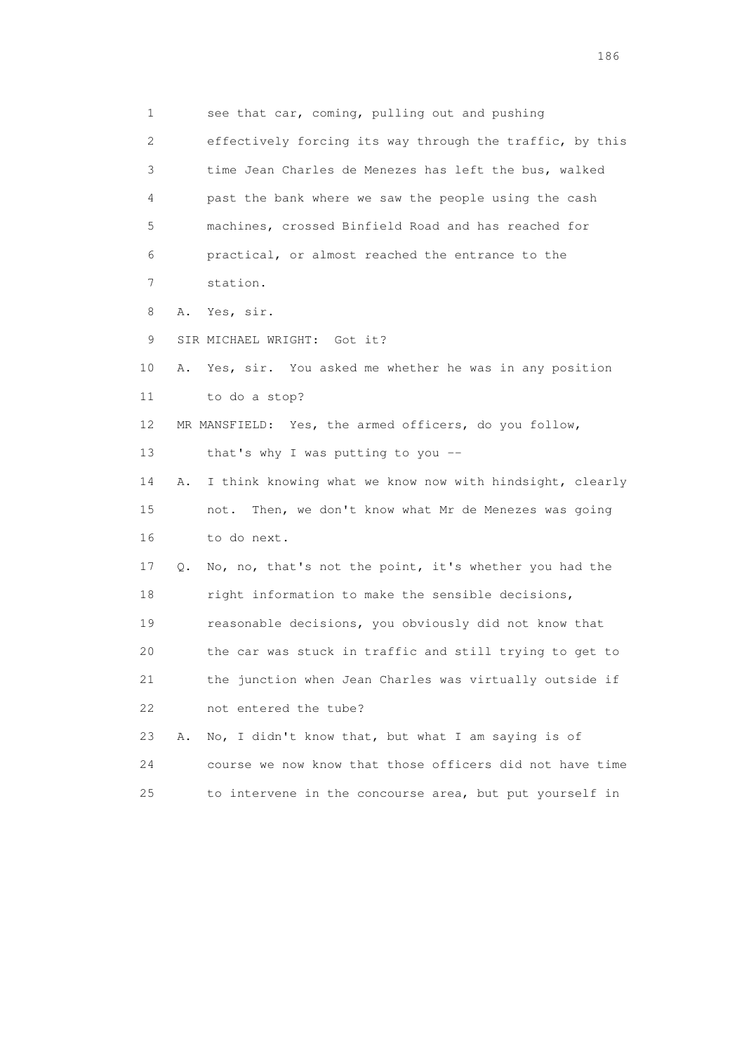1 see that car, coming, pulling out and pushing
2 effectively forcing its way through the traffic, by this
3 time Jean Charles de Menezes has left the bus, walked
4 past the bank where we saw the people using the cash
5 machines, crossed Binfield Road and has reached for
6 practical, or almost reached the entrance to the
7 station.
8 A. Yes, sir.
9 SIR MICHAEL WRIGHT: Got it?
10 A. Yes, sir. You asked me whether he was in any position
11 to do a stop?
12 MR MANSFIELD: Yes, the armed officers, do you follow,
13 that's why I was putting to you --
14 A. I think knowing what we know now with hindsight, clearly
15 not. Then, we don't know what Mr de Menezes was going
16 to do next.
17 Q. No, no, that's not the point, it's whether you had the
18 right information to make the sensible decisions,
19 reasonable decisions, you obviously did not know that
20 the car was stuck in traffic and still trying to get to
21 the junction when Jean Charles was virtually outside if
22 not entered the tube?
23 A. No, I didn't know that, but what I am saying is of
24 course we now know that those officers did not have time
25 to intervene in the concourse area, but put yourself in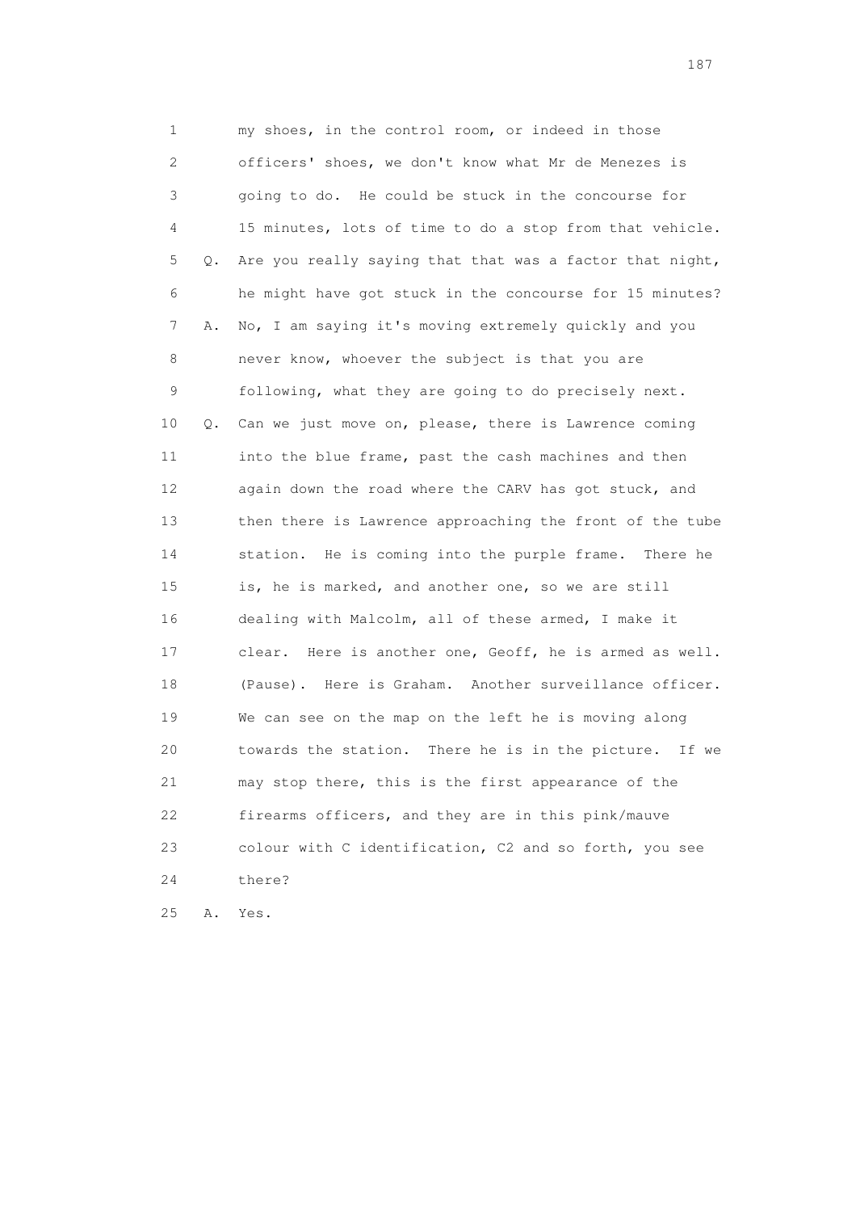1 my shoes, in the control room, or indeed in those
2 officers' shoes, we don't know what Mr de Menezes is
3 going to do. He could be stuck in the concourse for
4 15 minutes, lots of time to do a stop from that vehicle.
5 Q. Are you really saying that that was a factor that night,
6 he might have got stuck in the concourse for 15 minutes?
7 A. No, I am saying it's moving extremely quickly and you
8 never know, whoever the subject is that you are
9 following, what they are going to do precisely next.
10 Q. Can we just move on, please, there is Lawrence coming
11 into the blue frame, past the cash machines and then
12 again down the road where the CARV has got stuck, and
13 then there is Lawrence approaching the front of the tube
14 station. He is coming into the purple frame. There he
15 is, he is marked, and another one, so we are still
16 dealing with Malcolm, all of these armed, I make it
17 clear. Here is another one, Geoff, he is armed as well.
18 (Pause). Here is Graham. Another surveillance officer.
19 We can see on the map on the left he is moving along
20 towards the station. There he is in the picture. If we
21 may stop there, this is the first appearance of the
22 firearms officers, and they are in this pink/mauve
23 colour with C identification, C2 and so forth, you see
24 there?
25 A. Yes.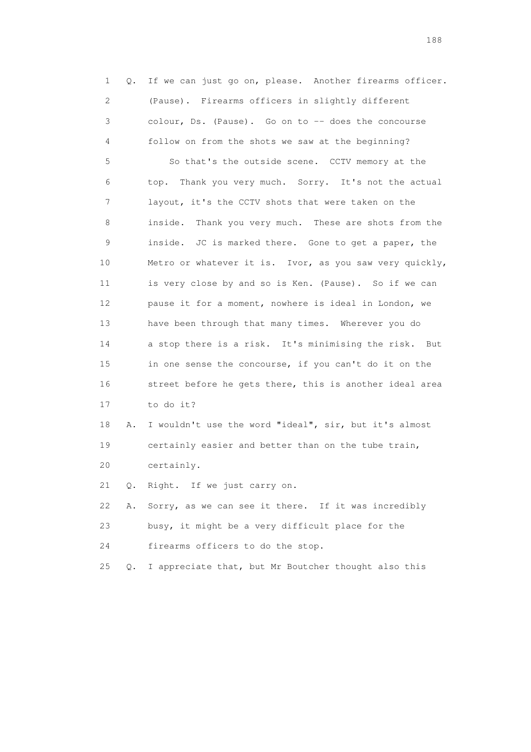1 Q. If we can just go on, please. Another firearms officer.
2 (Pause). Firearms officers in slightly different
3 colour, Ds. (Pause). Go on to -- does the concourse
4 follow on from the shots we saw at the beginning?
5 So that's the outside scene. CCTV memory at the
6 top. Thank you very much. Sorry. It's not the actual
7 layout, it's the CCTV shots that were taken on the
8 inside. Thank you very much. These are shots from the
9 inside. JC is marked there. Gone to get a paper, the
10 Metro or whatever it is. Ivor, as you saw very quickly,
11 is very close by and so is Ken. (Pause). So if we can
12 pause it for a moment, nowhere is ideal in London, we
13 have been through that many times. Wherever you do
14 a stop there is a risk. It's minimising the risk. But
15 in one sense the concourse, if you can't do it on the
16 street before he gets there, this is another ideal area
17 to do it?
18 A. I wouldn't use the word "ideal", sir, but it's almost
19 certainly easier and better than on the tube train,
20 certainly.
21 Q. Right. If we just carry on.
22 A. Sorry, as we can see it there. If it was incredibly
23 busy, it might be a very difficult place for the
24 firearms officers to do the stop.
25 Q. I appreciate that, but Mr Boutcher thought also this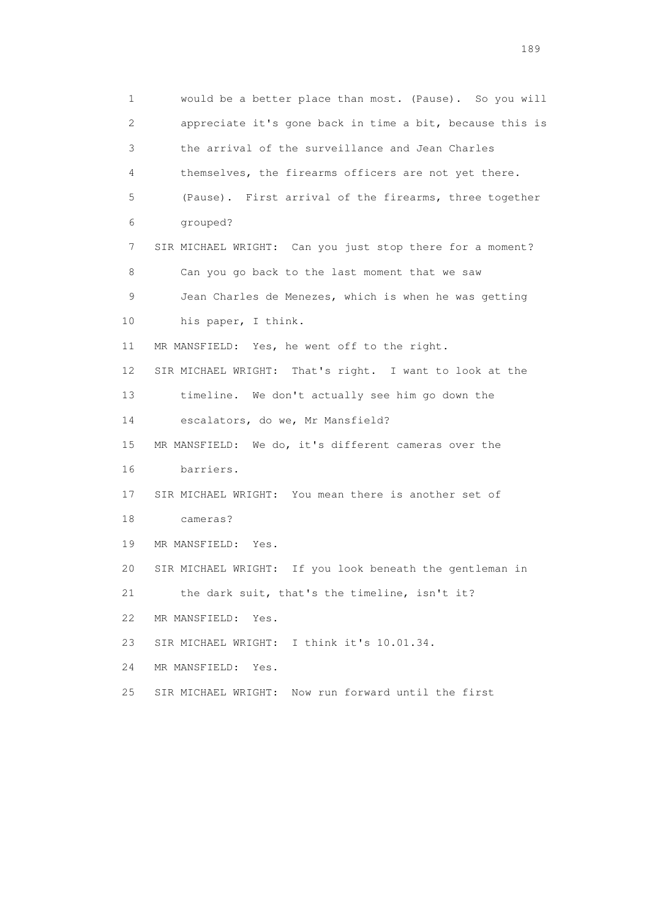1 would be a better place than most. (Pause). So you will
2 appreciate it's gone back in time a bit, because this is
3 the arrival of the surveillance and Jean Charles
4 themselves, the firearms officers are not yet there.
5 (Pause). First arrival of the firearms, three together
6 grouped?
7 SIR MICHAEL WRIGHT: Can you just stop there for a moment?
8 Can you go back to the last moment that we saw
9 Jean Charles de Menezes, which is when he was getting
10 his paper, I think.
11 MR MANSFIELD: Yes, he went off to the right.
12 SIR MICHAEL WRIGHT: That's right. I want to look at the
13 timeline. We don't actually see him go down the
14 escalators, do we, Mr Mansfield?
15 MR MANSFIELD: We do, it's different cameras over the
16 barriers.
17 SIR MICHAEL WRIGHT: You mean there is another set of
18 cameras?
19 MR MANSFIELD: Yes.
20 SIR MICHAEL WRIGHT: If you look beneath the gentleman in
21 the dark suit, that's the timeline, isn't it?
22 MR MANSFIELD: Yes.
23 SIR MICHAEL WRIGHT: I think it's 10.01.34.
24 MR MANSFIELD: Yes.
25 SIR MICHAEL WRIGHT: Now run forward until the first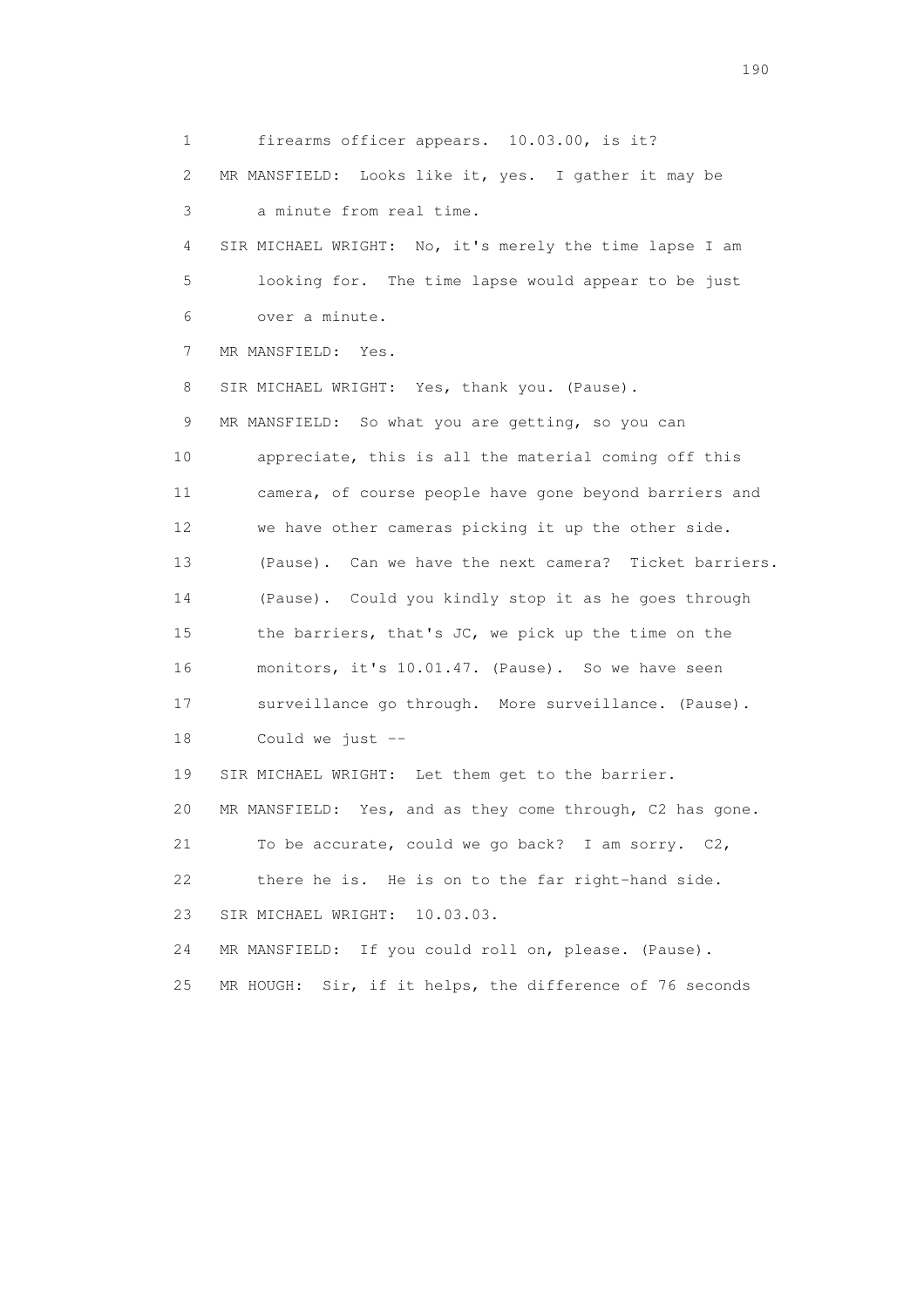1 firearms officer appears. 10.03.00, is it?

2 MR MANSFIELD: Looks like it, yes. I gather it may be

3 a minute from real time.

4 SIR MICHAEL WRIGHT: No, it's merely the time lapse I am

5 looking for. The time lapse would appear to be just

6 over a minute.

7 MR MANSFIELD: Yes.

8 SIR MICHAEL WRIGHT: Yes, thank you. (Pause).

9 MR MANSFIELD: So what you are getting, so you can

10 appreciate, this is all the material coming off this

11 camera, of course people have gone beyond barriers and

12 we have other cameras picking it up the other side.

13 (Pause). Can we have the next camera? Ticket barriers.

14 (Pause). Could you kindly stop it as he goes through

15 the barriers, that's JC, we pick up the time on the

16 monitors, it's 10.01.47. (Pause). So we have seen

17 surveillance go through. More surveillance. (Pause).

18 Could we just --

19 SIR MICHAEL WRIGHT: Let them get to the barrier.

20 MR MANSFIELD: Yes, and as they come through, C2 has gone.

21 To be accurate, could we go back? I am sorry. C2,

22 there he is. He is on to the far right-hand side.

23 SIR MICHAEL WRIGHT: 10.03.03.

24 MR MANSFIELD: If you could roll on, please. (Pause).

25 MR HOUGH: Sir, if it helps, the difference of 76 seconds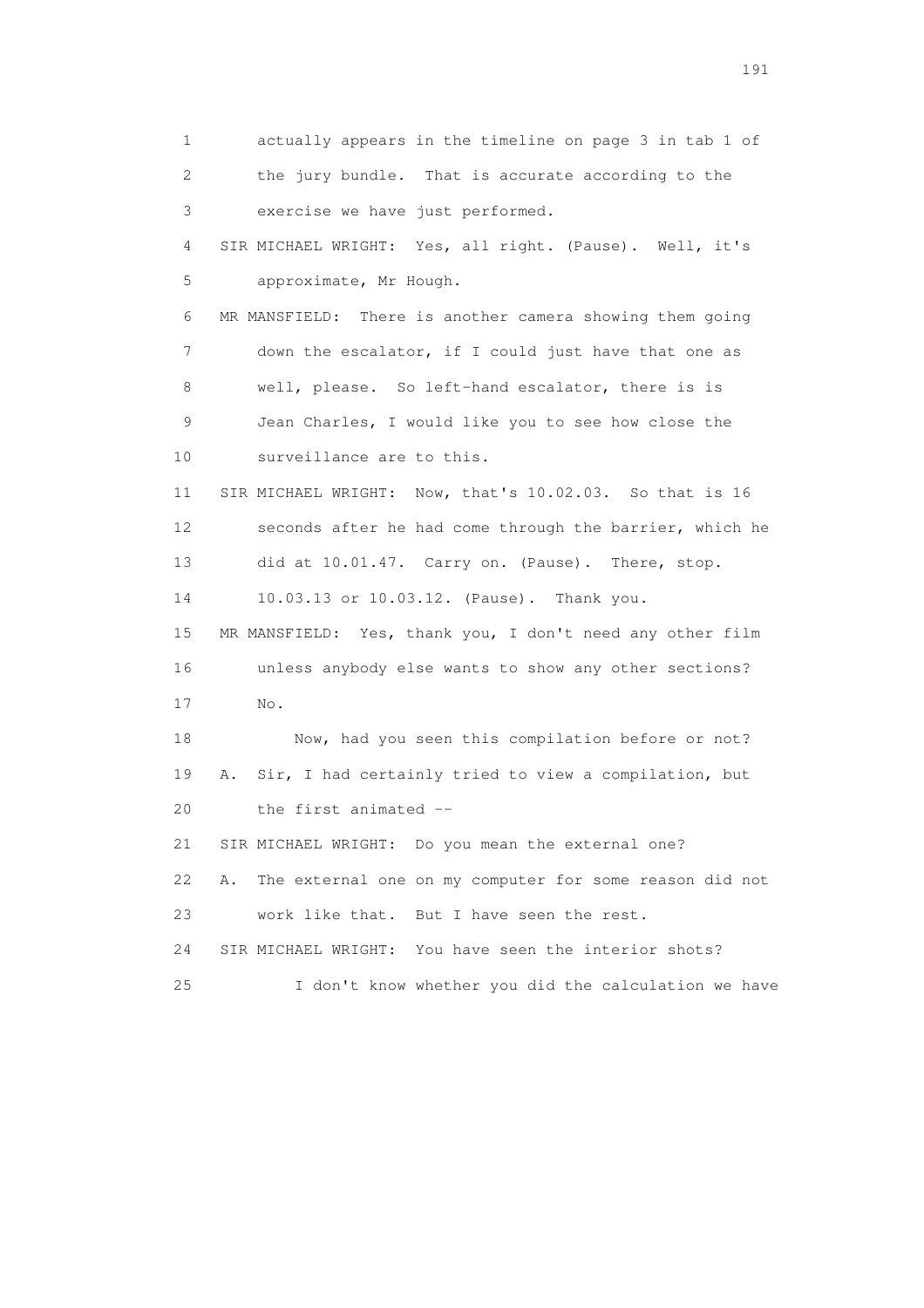1 actually appears in the timeline on page 3 in tab 1 of
2 the jury bundle. That is accurate according to the
3 exercise we have just performed.
4 SIR MICHAEL WRIGHT: Yes, all right. (Pause). Well, it's
5 approximate, Mr Hough.
6 MR MANSFIELD: There is another camera showing them going
7 down the escalator, if I could just have that one as
8 well, please. So left-hand escalator, there is is
9 Jean Charles, I would like you to see how close the
10 surveillance are to this.
11 SIR MICHAEL WRIGHT: Now, that's 10.02.03. So that is 16
12 seconds after he had come through the barrier, which he
13 did at 10.01.47. Carry on. (Pause). There, stop.
14 10.03.13 or 10.03.12. (Pause). Thank you.
15 MR MANSFIELD: Yes, thank you, I don't need any other film
16 unless anybody else wants to show any other sections?
17 No.
18 Now, had you seen this compilation before or not?
19 A. Sir, I had certainly tried to view a compilation, but
20 the first animated --
21 SIR MICHAEL WRIGHT: Do you mean the external one?
22 A. The external one on my computer for some reason did not
23 work like that. But I have seen the rest.
24 SIR MICHAEL WRIGHT: You have seen the interior shots?
25 I don't know whether you did the calculation we have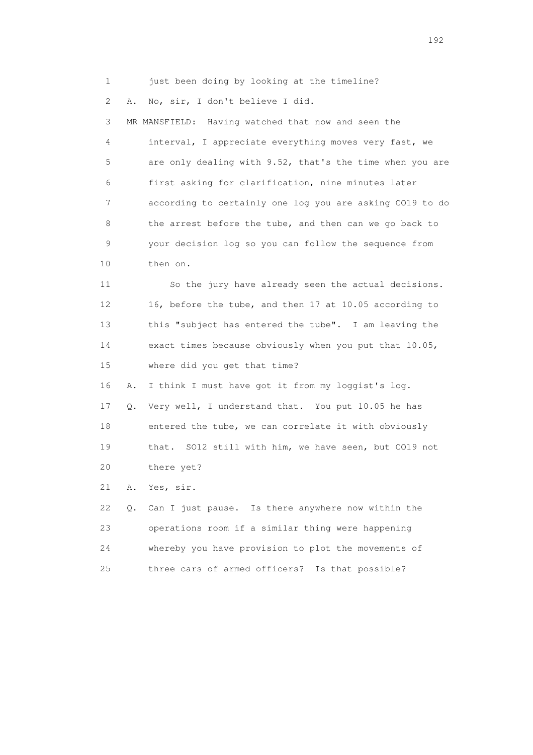1 just been doing by looking at the timeline?

2 A. No, sir, I don't believe I did.

3 MR MANSFIELD: Having watched that now and seen the

4 interval, I appreciate everything moves very fast, we

5 are only dealing with 9.52, that's the time when you are

6 first asking for clarification, nine minutes later

7 according to certainly one log you are asking CO19 to do

8 the arrest before the tube, and then can we go back to

9 your decision log so you can follow the sequence from

10 then on.

11 So the jury have already seen the actual decisions.

12 16, before the tube, and then 17 at 10.05 according to

13 this "subject has entered the tube". I am leaving the

14 exact times because obviously when you put that 10.05,

15 where did you get that time?

16 A. I think I must have got it from my loggist's log.

17 Q. Very well, I understand that. You put 10.05 he has

18 entered the tube, we can correlate it with obviously

19 that. SO12 still with him, we have seen, but CO19 not

20 there yet?

21 A. Yes, sir.

22 Q. Can I just pause. Is there anywhere now within the

23 operations room if a similar thing were happening

24 whereby you have provision to plot the movements of

25 three cars of armed officers? Is that possible?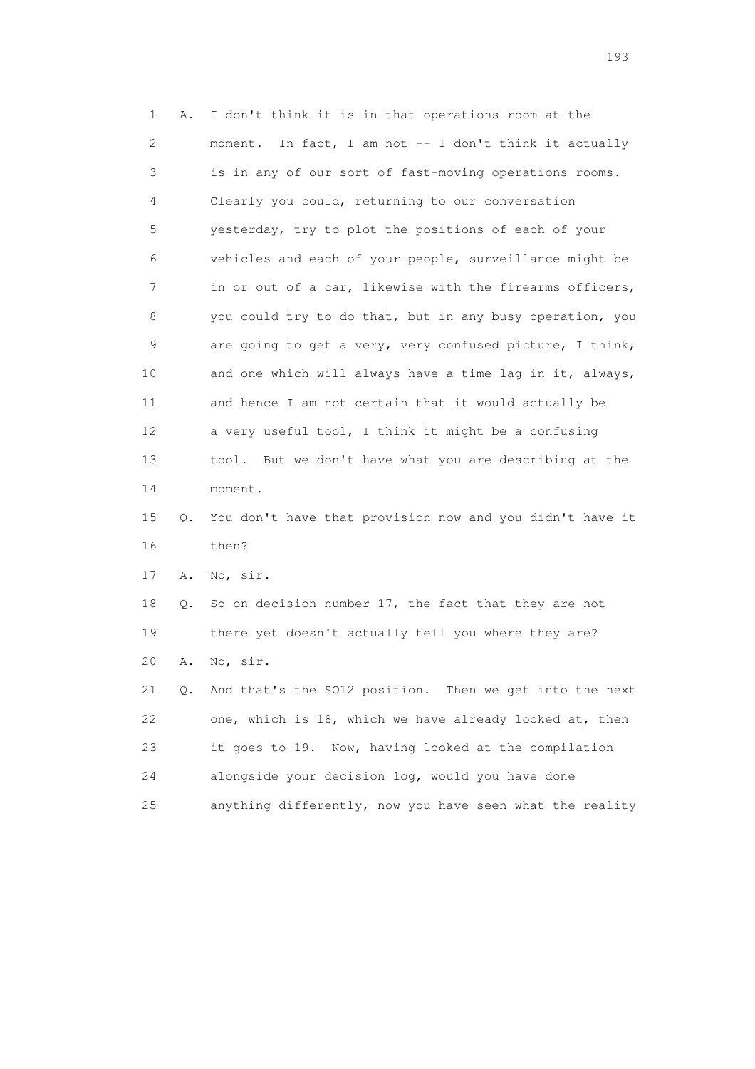1 A. I don't think it is in that operations room at the
2 moment. In fact, I am not -- I don't think it actually
3 is in any of our sort of fast-moving operations rooms.
4 Clearly you could, returning to our conversation
5 yesterday, try to plot the positions of each of your
6 vehicles and each of your people, surveillance might be
7 in or out of a car, likewise with the firearms officers,
8 you could try to do that, but in any busy operation, you
9 are going to get a very, very confused picture, I think,
10 and one which will always have a time lag in it, always,
11 and hence I am not certain that it would actually be
12 a very useful tool, I think it might be a confusing
13 tool. But we don't have what you are describing at the
14 moment.
15 Q. You don't have that provision now and you didn't have it
16 then?
17 A. No, sir.
18 Q. So on decision number 17, the fact that they are not
19 there yet doesn't actually tell you where they are?
20 A. No, sir.
21 Q. And that's the SO12 position. Then we get into the next
22 one, which is 18, which we have already looked at, then
23 it goes to 19. Now, having looked at the compilation
24 alongside your decision log, would you have done
25 anything differently, now you have seen what the reality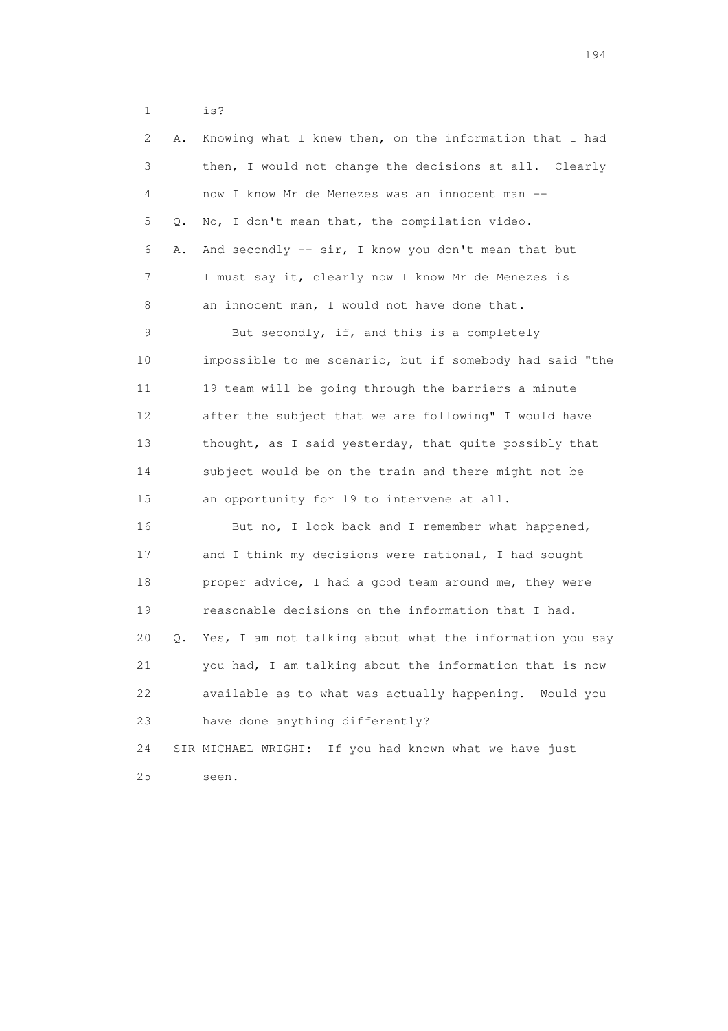1 is?

2 A. Knowing what I knew then, on the information that I had
3 then, I would not change the decisions at all. Clearly
4 now I know Mr de Menezes was an innocent man --

5 Q. No, I don't mean that, the compilation video.

6 A. And secondly -- sir, I know you don't mean that but
7 I must say it, clearly now I know Mr de Menezes is
8 an innocent man, I would not have done that.

9 But secondly, if, and this is a completely
10 impossible to me scenario, but if somebody had said "the
11 19 team will be going through the barriers a minute
12 after the subject that we are following" I would have
13 thought, as I said yesterday, that quite possibly that
14 subject would be on the train and there might not be
15 an opportunity for 19 to intervene at all.

16 But no, I look back and I remember what happened,
17 and I think my decisions were rational, I had sought
18 proper advice, I had a good team around me, they were
19 reasonable decisions on the information that I had.

20 Q. Yes, I am not talking about what the information you say
21 you had, I am talking about the information that is now
22 available as to what was actually happening. Would you
23 have done anything differently?

24 SIR MICHAEL WRIGHT: If you had known what we have just
25 seen.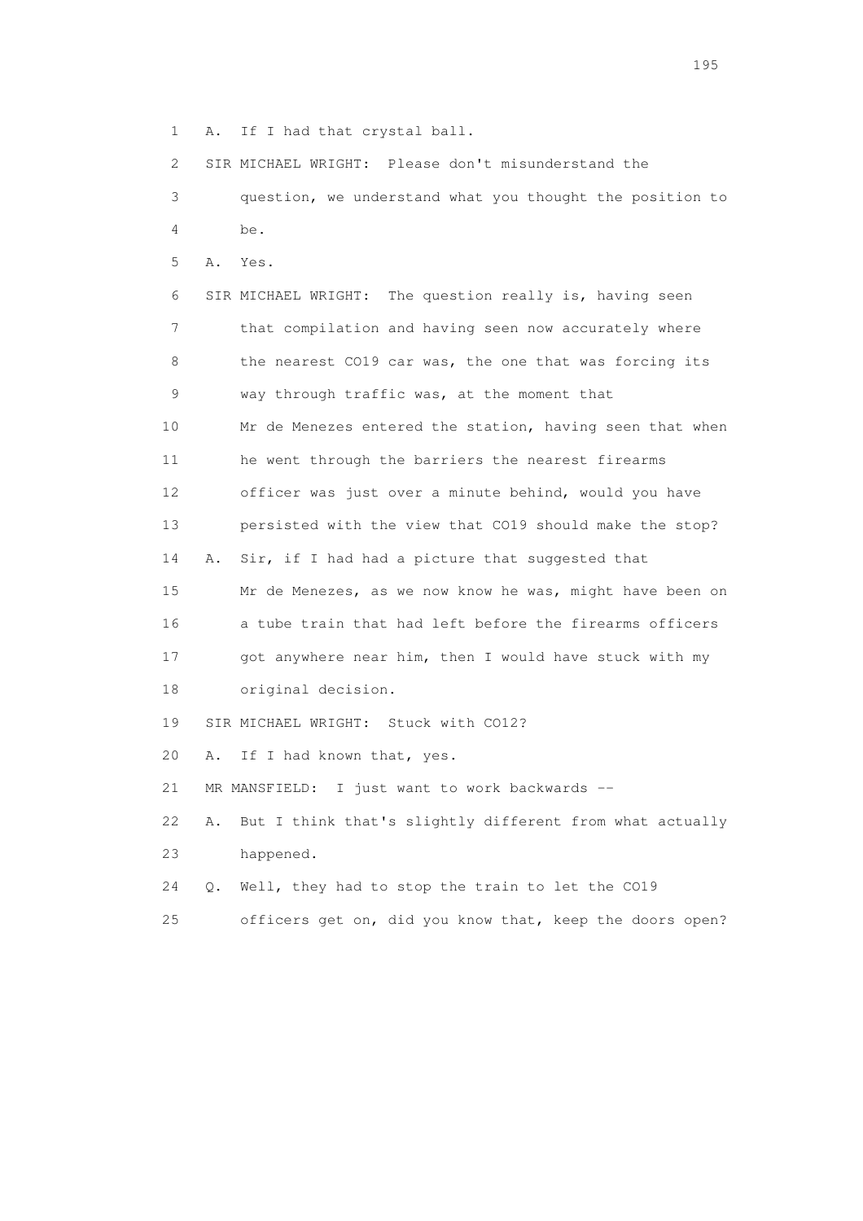1 A. If I had that crystal ball.

2 SIR MICHAEL WRIGHT: Please don't misunderstand the

3 question, we understand what you thought the position to

4 be.

5 A. Yes.

6 SIR MICHAEL WRIGHT: The question really is, having seen

7 that compilation and having seen now accurately where

8 the nearest CO19 car was, the one that was forcing its

9 way through traffic was, at the moment that

10 Mr de Menezes entered the station, having seen that when

11 he went through the barriers the nearest firearms

12 officer was just over a minute behind, would you have

13 persisted with the view that CO19 should make the stop?

14 A. Sir, if I had had a picture that suggested that

15 Mr de Menezes, as we now know he was, might have been on

16 a tube train that had left before the firearms officers

17 got anywhere near him, then I would have stuck with my

18 original decision.

19 SIR MICHAEL WRIGHT: Stuck with CO12?

20 A. If I had known that, yes.

21 MR MANSFIELD: I just want to work backwards --

22 A. But I think that's slightly different from what actually

23 happened.

24 Q. Well, they had to stop the train to let the CO19

25 officers get on, did you know that, keep the doors open?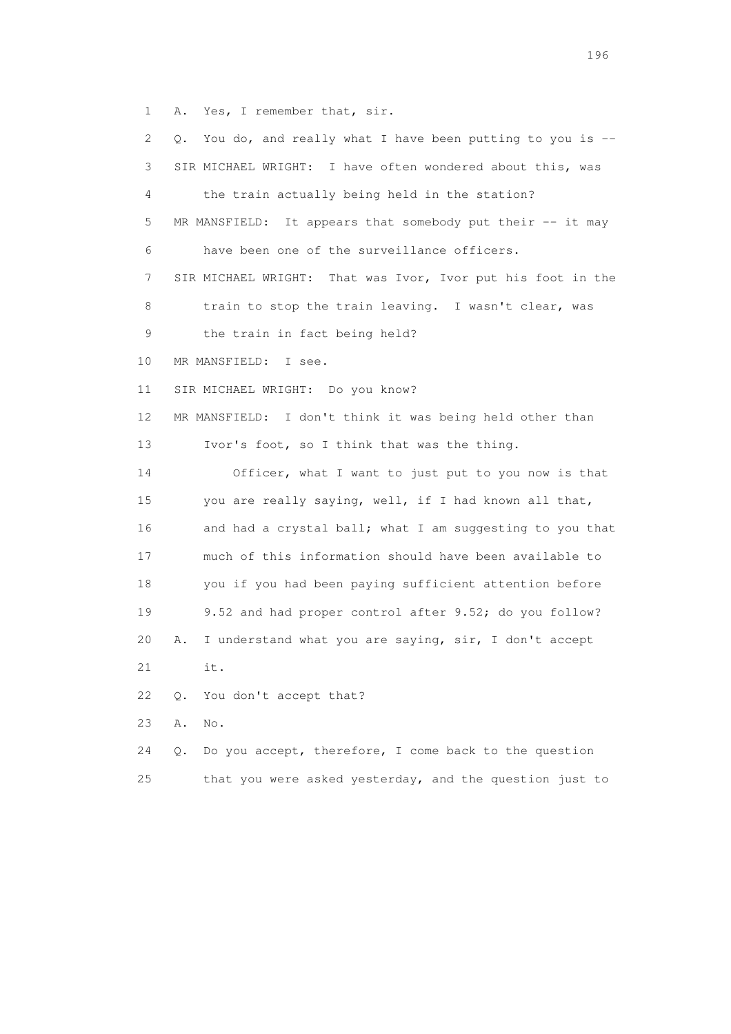1 A. Yes, I remember that, sir.

2 Q. You do, and really what I have been putting to you is --

3 SIR MICHAEL WRIGHT: I have often wondered about this, was

4 the train actually being held in the station?

5 MR MANSFIELD: It appears that somebody put their -- it may

6 have been one of the surveillance officers.

7 SIR MICHAEL WRIGHT: That was Ivor, Ivor put his foot in the

8 train to stop the train leaving. I wasn't clear, was

9 the train in fact being held?

10 MR MANSFIELD: I see.

11 SIR MICHAEL WRIGHT: Do you know?

12 MR MANSFIELD: I don't think it was being held other than

13 Ivor's foot, so I think that was the thing.

14 Officer, what I want to just put to you now is that

15 you are really saying, well, if I had known all that,

16 and had a crystal ball; what I am suggesting to you that

17 much of this information should have been available to

18 you if you had been paying sufficient attention before

19 9.52 and had proper control after 9.52; do you follow?

20 A. I understand what you are saying, sir, I don't accept

21 it.

22 Q. You don't accept that?

23 A. No.

24 Q. Do you accept, therefore, I come back to the question

25 that you were asked yesterday, and the question just to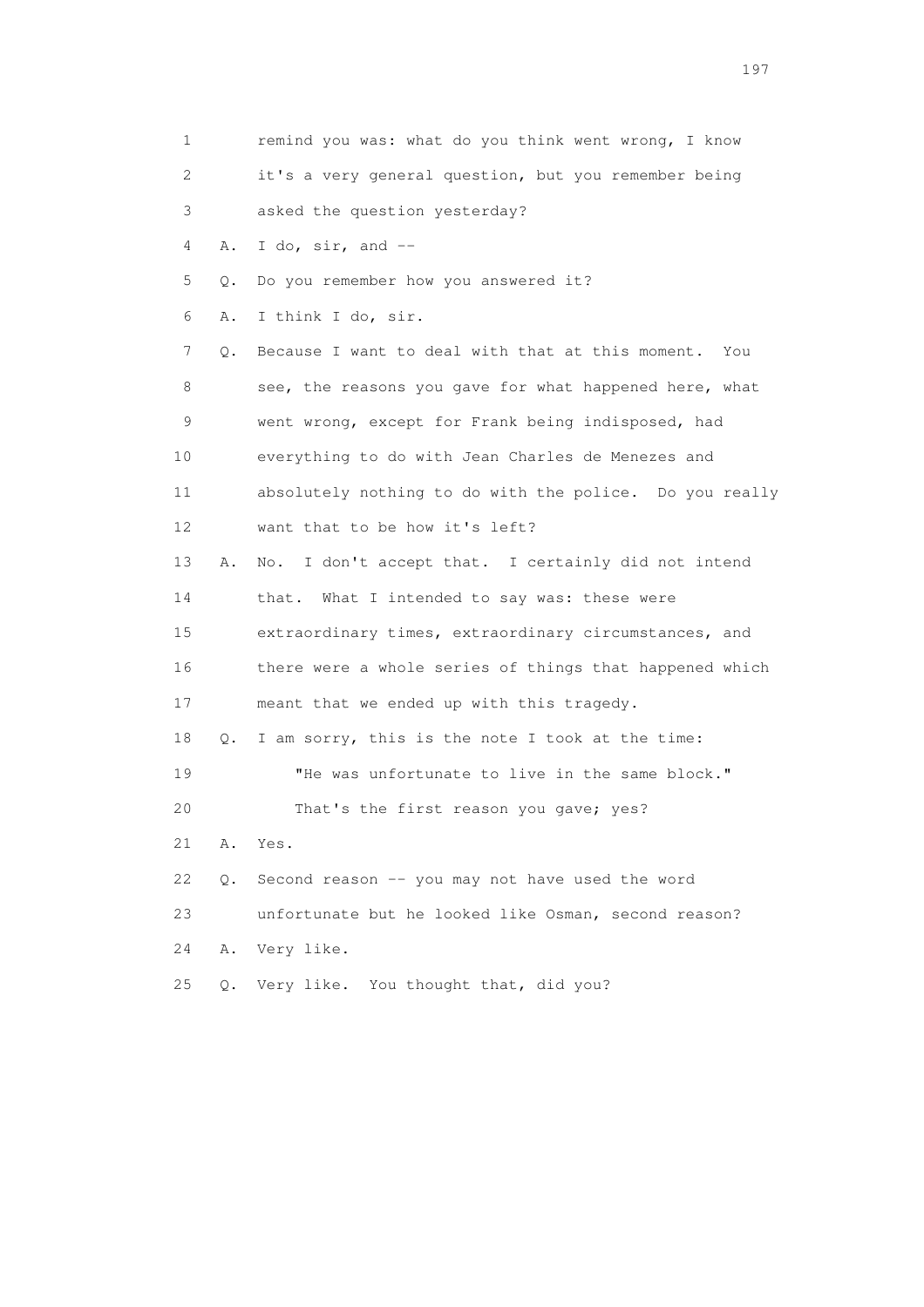1 remind you was: what do you think went wrong, I know
2 it's a very general question, but you remember being
3 asked the question yesterday?

4 A. I do, sir, and --

5 Q. Do you remember how you answered it?

6 A. I think I do, sir.

7 Q. Because I want to deal with that at this moment. You
8 see, the reasons you gave for what happened here, what
9 went wrong, except for Frank being indisposed, had
10 everything to do with Jean Charles de Menezes and
11 absolutely nothing to do with the police. Do you really
12 want that to be how it's left?

13 A. No. I don't accept that. I certainly did not intend
14 that. What I intended to say was: these were
15 extraordinary times, extraordinary circumstances, and
16 there were a whole series of things that happened which
17 meant that we ended up with this tragedy.

18 Q. I am sorry, this is the note I took at the time:
19 "He was unfortunate to live in the same block."
20 That's the first reason you gave; yes?

21 A. Yes.

22 Q. Second reason -- you may not have used the word
23 unfortunate but he looked like Osman, second reason?

24 A. Very like.

25 Q. Very like. You thought that, did you?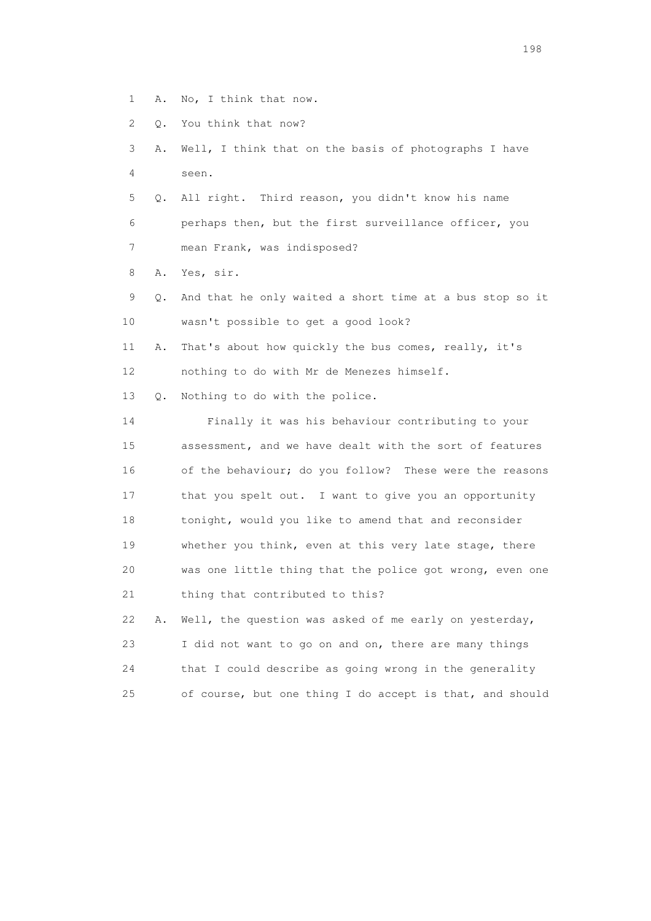1 A. No, I think that now.

2 Q. You think that now?

3 A. Well, I think that on the basis of photographs I have
4 seen.

5 Q. All right. Third reason, you didn't know his name
6 perhaps then, but the first surveillance officer, you
7 mean Frank, was indisposed?

8 A. Yes, sir.

9 Q. And that he only waited a short time at a bus stop so it
10 wasn't possible to get a good look?

11 A. That's about how quickly the bus comes, really, it's
12 nothing to do with Mr de Menezes himself.

13 Q. Nothing to do with the police.

14 Finally it was his behaviour contributing to your
15 assessment, and we have dealt with the sort of features
16 of the behaviour; do you follow? These were the reasons
17 that you spelt out. I want to give you an opportunity
18 tonight, would you like to amend that and reconsider
19 whether you think, even at this very late stage, there
20 was one little thing that the police got wrong, even one
21 thing that contributed to this?

22 A. Well, the question was asked of me early on yesterday,
23 I did not want to go on and on, there are many things
24 that I could describe as going wrong in the generality
25 of course, but one thing I do accept is that, and should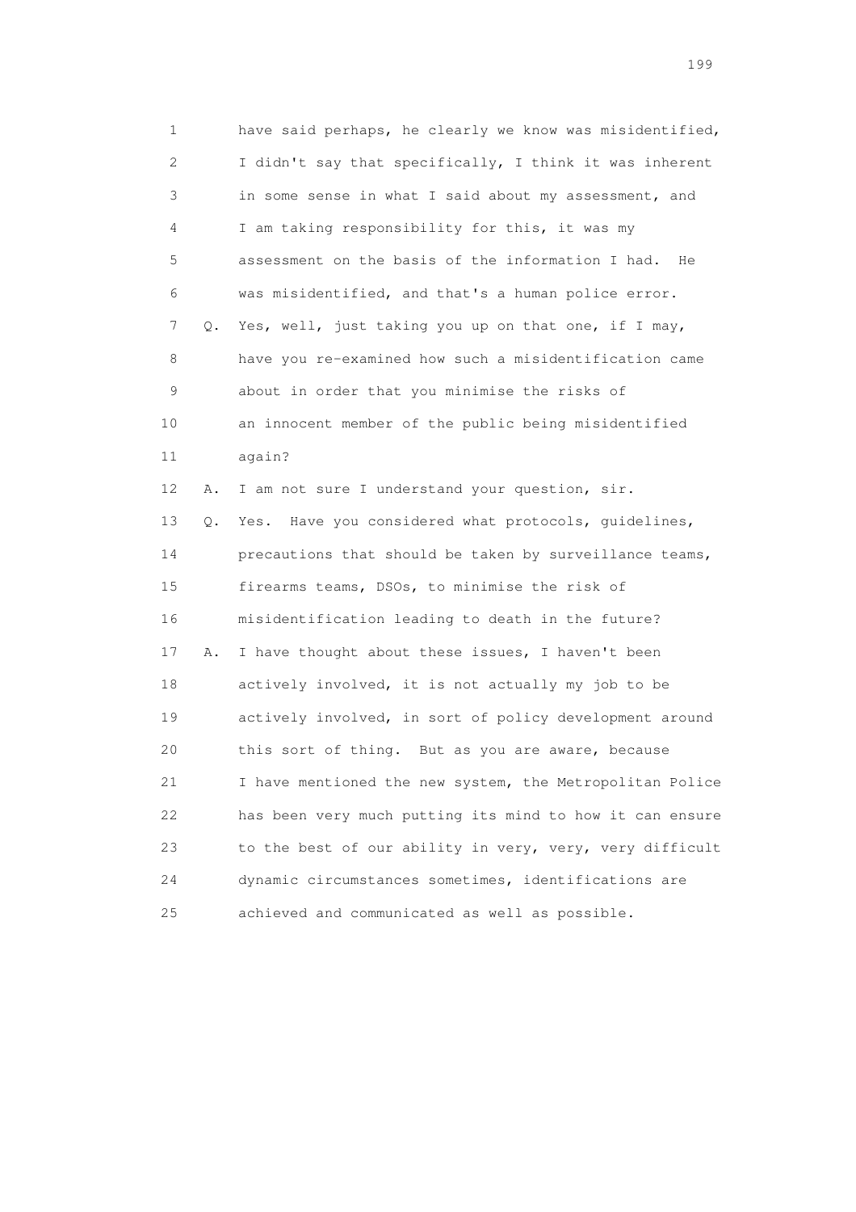1 have said perhaps, he clearly we know was misidentified,
2 I didn't say that specifically, I think it was inherent
3 in some sense in what I said about my assessment, and
4 I am taking responsibility for this, it was my
5 assessment on the basis of the information I had. He
6 was misidentified, and that's a human police error.
7 Q. Yes, well, just taking you up on that one, if I may,
8 have you re-examined how such a misidentification came
9 about in order that you minimise the risks of
10 an innocent member of the public being misidentified
11 again?
12 A. I am not sure I understand your question, sir.
13 Q. Yes. Have you considered what protocols, guidelines,
14 precautions that should be taken by surveillance teams,
15 firearms teams, DSOs, to minimise the risk of
16 misidentification leading to death in the future?
17 A. I have thought about these issues, I haven't been
18 actively involved, it is not actually my job to be
19 actively involved, in sort of policy development around
20 this sort of thing. But as you are aware, because
21 I have mentioned the new system, the Metropolitan Police
22 has been very much putting its mind to how it can ensure
23 to the best of our ability in very, very, very difficult
24 dynamic circumstances sometimes, identifications are
25 achieved and communicated as well as possible.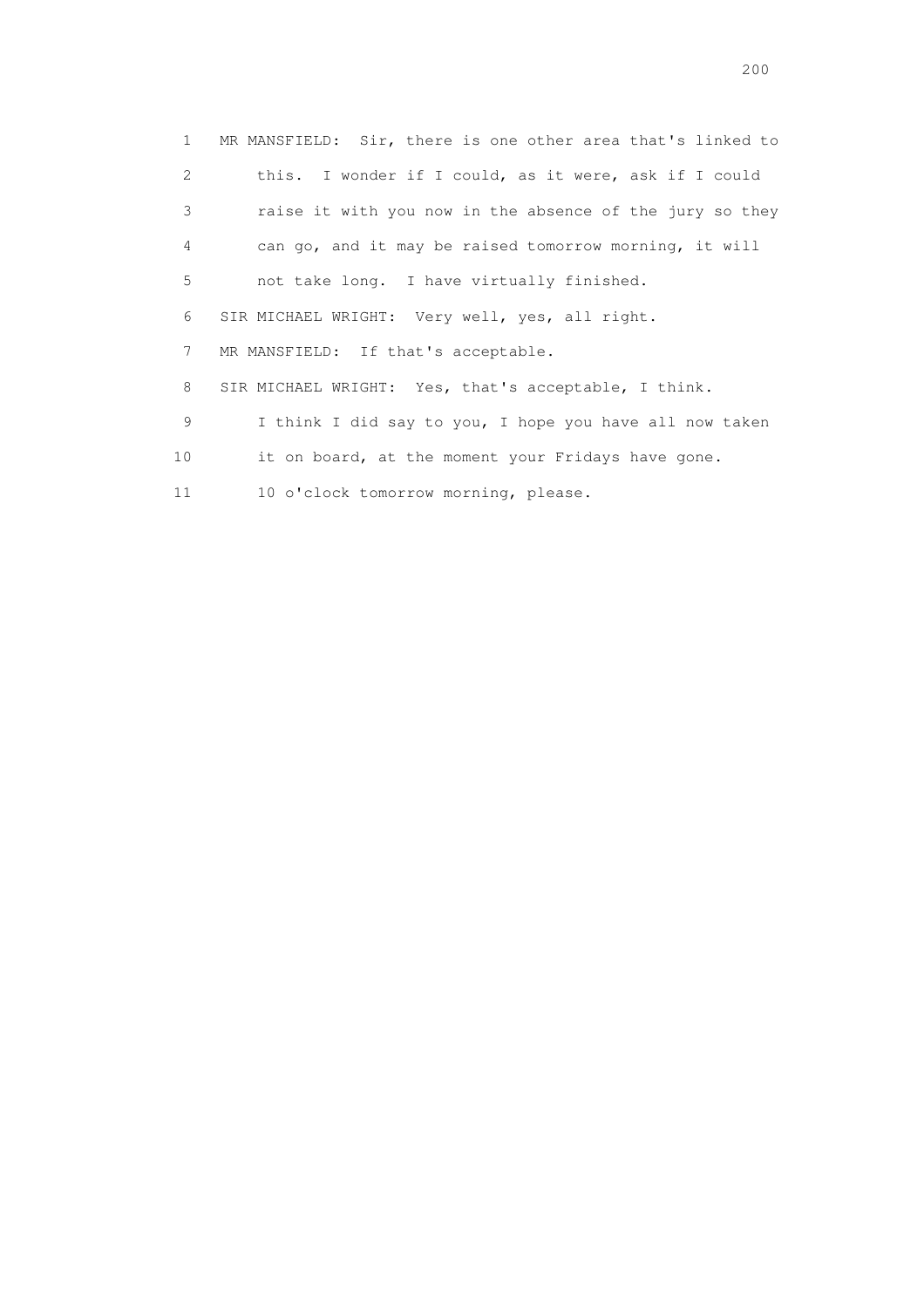1 MR MANSFIELD: Sir, there is one other area that's linked to
2 this. I wonder if I could, as it were, ask if I could
3 raise it with you now in the absence of the jury so they
4 can go, and it may be raised tomorrow morning, it will
5 not take long. I have virtually finished.
6 SIR MICHAEL WRIGHT: Very well, yes, all right.
7 MR MANSFIELD: If that's acceptable.
8 SIR MICHAEL WRIGHT: Yes, that's acceptable, I think.
9 I think I did say to you, I hope you have all now taken
10 it on board, at the moment your Fridays have gone.
11 10 o'clock tomorrow morning, please.